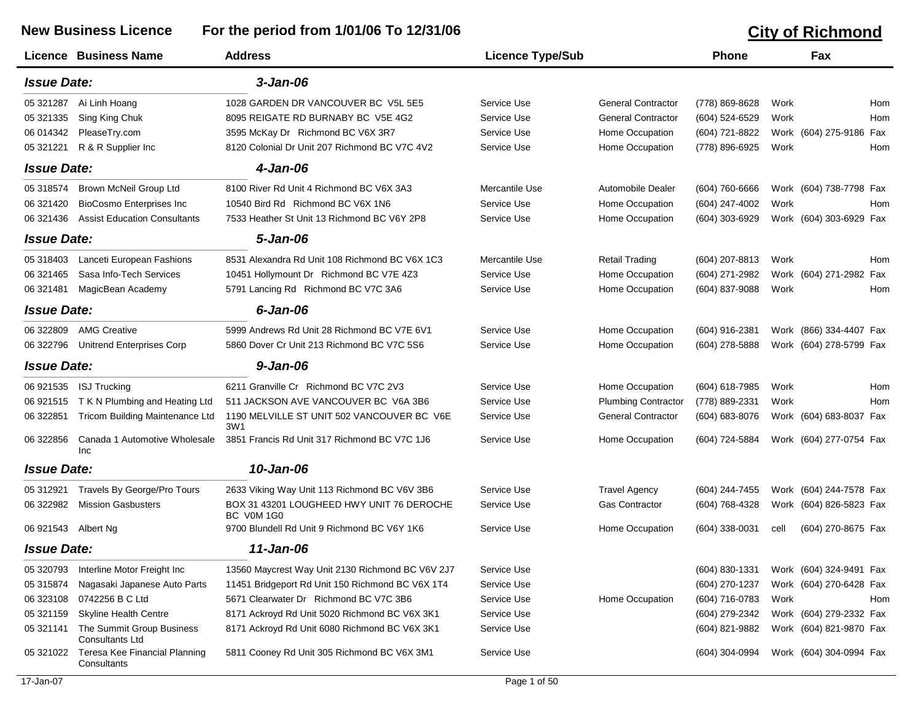# New Business Licence — For the period from 1/01/06 To 12/31/06

## City of Richmond

| Licence | Business Name | Address | Licence Type | Sub | Phone | | Fax | |
|---|---|---|---|---|---|---|---|---|
| ***Issue Date:*** | | ***3-Jan-06*** | | | | | | |
| 05 321287 | Ai Linh Hoang | 1028 GARDEN DR VANCOUVER BC V5L 5E5 | Service Use | General Contractor | (778) 869-8628 | Work | | Hom |
| 05 321335 | Sing King Chuk | 8095 REIGATE RD BURNABY BC V5E 4G2 | Service Use | General Contractor | (604) 524-6529 | Work | | Hom |
| 06 014342 | PleaseTry.com | 3595 McKay Dr Richmond BC V6X 3R7 | Service Use | Home Occupation | (604) 721-8822 | Work | (604) 275-9186 | Fax |
| 05 321221 | R & R Supplier Inc | 8120 Colonial Dr Unit 207 Richmond BC V7C 4V2 | Service Use | Home Occupation | (778) 896-6925 | Work | | Hom |
| ***Issue Date:*** | | ***4-Jan-06*** | | | | | | |
| 05 318574 | Brown McNeil Group Ltd | 8100 River Rd Unit 4 Richmond BC V6X 3A3 | Mercantile Use | Automobile Dealer | (604) 760-6666 | Work | (604) 738-7798 | Fax |
| 06 321420 | BioCosmo Enterprises Inc | 10540 Bird Rd Richmond BC V6X 1N6 | Service Use | Home Occupation | (604) 247-4002 | Work | | Hom |
| 06 321436 | Assist Education Consultants | 7533 Heather St Unit 13 Richmond BC V6Y 2P8 | Service Use | Home Occupation | (604) 303-6929 | Work | (604) 303-6929 | Fax |
| ***Issue Date:*** | | ***5-Jan-06*** | | | | | | |
| 05 318403 | Lanceti European Fashions | 8531 Alexandra Rd Unit 108 Richmond BC V6X 1C3 | Mercantile Use | Retail Trading | (604) 207-8813 | Work | | Hom |
| 06 321465 | Sasa Info-Tech Services | 10451 Hollymount Dr Richmond BC V7E 4Z3 | Service Use | Home Occupation | (604) 271-2982 | Work | (604) 271-2982 | Fax |
| 06 321481 | MagicBean Academy | 5791 Lancing Rd Richmond BC V7C 3A6 | Service Use | Home Occupation | (604) 837-9088 | Work | | Hom |
| ***Issue Date:*** | | ***6-Jan-06*** | | | | | | |
| 06 322809 | AMG Creative | 5999 Andrews Rd Unit 28 Richmond BC V7E 6V1 | Service Use | Home Occupation | (604) 916-2381 | Work | (866) 334-4407 | Fax |
| 06 322796 | Unitrend Enterprises Corp | 5860 Dover Cr Unit 213 Richmond BC V7C 5S6 | Service Use | Home Occupation | (604) 278-5888 | Work | (604) 278-5799 | Fax |
| ***Issue Date:*** | | ***9-Jan-06*** | | | | | | |
| 06 921535 | ISJ Trucking | 6211 Granville Cr Richmond BC V7C 2V3 | Service Use | Home Occupation | (604) 618-7985 | Work | | Hom |
| 06 921515 | T K N Plumbing and Heating Ltd | 511 JACKSON AVE VANCOUVER BC V6A 3B6 | Service Use | Plumbing Contractor | (778) 889-2331 | Work | | Hom |
| 06 322851 | Tricom Building Maintenance Ltd | 1190 MELVILLE ST UNIT 502 VANCOUVER BC V6E 3W1 | Service Use | General Contractor | (604) 683-8076 | Work | (604) 683-8037 | Fax |
| 06 322856 | Canada 1 Automotive Wholesale Inc | 3851 Francis Rd Unit 317 Richmond BC V7C 1J6 | Service Use | Home Occupation | (604) 724-5884 | Work | (604) 277-0754 | Fax |
| ***Issue Date:*** | | ***10-Jan-06*** | | | | | | |
| 05 312921 | Travels By George/Pro Tours | 2633 Viking Way Unit 113 Richmond BC V6V 3B6 | Service Use | Travel Agency | (604) 244-7455 | Work | (604) 244-7578 | Fax |
| 06 322982 | Mission Gasbusters | BOX 31 43201 LOUGHEED HWY UNIT 76 DEROCHE BC V0M 1G0 | Service Use | Gas Contractor | (604) 768-4328 | Work | (604) 826-5823 | Fax |
| 06 921543 | Albert Ng | 9700 Blundell Rd Unit 9 Richmond BC V6Y 1K6 | Service Use | Home Occupation | (604) 338-0031 | cell | (604) 270-8675 | Fax |
| ***Issue Date:*** | | ***11-Jan-06*** | | | | | | |
| 05 320793 | Interline Motor Freight Inc | 13560 Maycrest Way Unit 2130 Richmond BC V6V 2J7 | Service Use | | (604) 830-1331 | Work | (604) 324-9491 | Fax |
| 05 315874 | Nagasaki Japanese Auto Parts | 11451 Bridgeport Rd Unit 150 Richmond BC V6X 1T4 | Service Use | | (604) 270-1237 | Work | (604) 270-6428 | Fax |
| 06 323108 | 0742256 B C Ltd | 5671 Clearwater Dr Richmond BC V7C 3B6 | Service Use | Home Occupation | (604) 716-0783 | Work | | Hom |
| 05 321159 | Skyline Health Centre | 8171 Ackroyd Rd Unit 5020 Richmond BC V6X 3K1 | Service Use | | (604) 279-2342 | Work | (604) 279-2332 | Fax |
| 05 321141 | The Summit Group Business Consultants Ltd | 8171 Ackroyd Rd Unit 6080 Richmond BC V6X 3K1 | Service Use | | (604) 821-9882 | Work | (604) 821-9870 | Fax |
| 05 321022 | Teresa Kee Financial Planning Consultants | 5811 Cooney Rd Unit 305 Richmond BC V6X 3M1 | Service Use | | (604) 304-0994 | Work | (604) 304-0994 | Fax |

17-Jan-07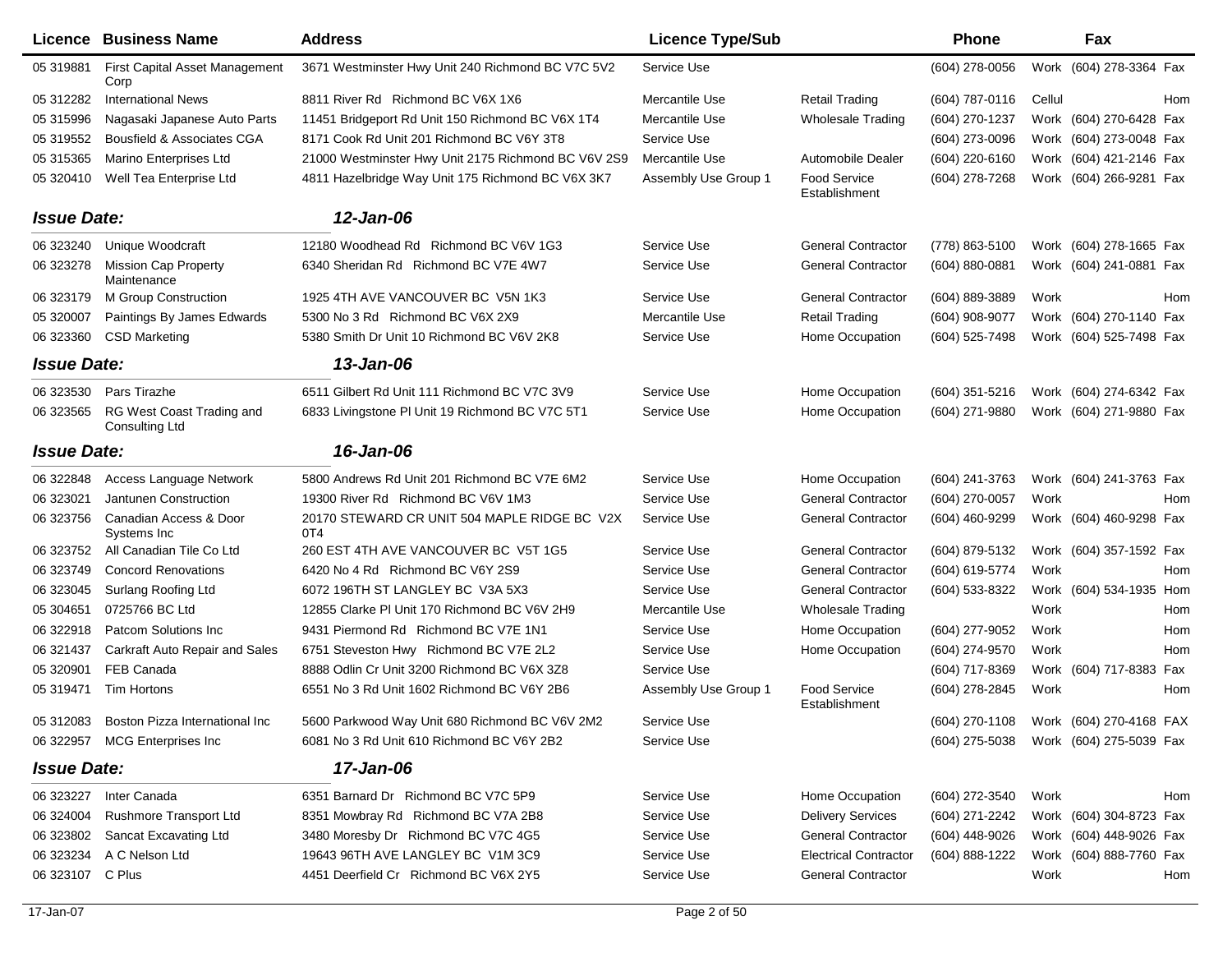| Licence | Business Name | Address | Licence Type/Sub | | Phone | | Fax | |
|---|---|---|---|---|---|---|---|---|
| 05 319881 | First Capital Asset Management Corp | 3671 Westminster Hwy Unit 240 Richmond BC V7C 5V2 | Service Use | | (604) 278-0056 | Work | (604) 278-3364 | Fax |
| 05 312282 | International News | 8811 River Rd Richmond BC V6X 1X6 | Mercantile Use | Retail Trading | (604) 787-0116 | Cellul | | Hom |
| 05 315996 | Nagasaki Japanese Auto Parts | 11451 Bridgeport Rd Unit 150 Richmond BC V6X 1T4 | Mercantile Use | Wholesale Trading | (604) 270-1237 | Work | (604) 270-6428 | Fax |
| 05 319552 | Bousfield & Associates CGA | 8171 Cook Rd Unit 201 Richmond BC V6Y 3T8 | Service Use | | (604) 273-0096 | Work | (604) 273-0048 | Fax |
| 05 315365 | Marino Enterprises Ltd | 21000 Westminster Hwy Unit 2175 Richmond BC V6V 2S9 | Mercantile Use | Automobile Dealer | (604) 220-6160 | Work | (604) 421-2146 | Fax |
| 05 320410 | Well Tea Enterprise Ltd | 4811 Hazelbridge Way Unit 175 Richmond BC V6X 3K7 | Assembly Use Group 1 | Food Service Establishment | (604) 278-7268 | Work | (604) 266-9281 | Fax |
| ***Issue Date:*** | | ***12-Jan-06*** | | | | | | |
| 06 323240 | Unique Woodcraft | 12180 Woodhead Rd Richmond BC V6V 1G3 | Service Use | General Contractor | (778) 863-5100 | Work | (604) 278-1665 | Fax |
| 06 323278 | Mission Cap Property Maintenance | 6340 Sheridan Rd Richmond BC V7E 4W7 | Service Use | General Contractor | (604) 880-0881 | Work | (604) 241-0881 | Fax |
| 06 323179 | M Group Construction | 1925 4TH AVE VANCOUVER BC V5N 1K3 | Service Use | General Contractor | (604) 889-3889 | Work | | Hom |
| 05 320007 | Paintings By James Edwards | 5300 No 3 Rd Richmond BC V6X 2X9 | Mercantile Use | Retail Trading | (604) 908-9077 | Work | (604) 270-1140 | Fax |
| 06 323360 | CSD Marketing | 5380 Smith Dr Unit 10 Richmond BC V6V 2K8 | Service Use | Home Occupation | (604) 525-7498 | Work | (604) 525-7498 | Fax |
| ***Issue Date:*** | | ***13-Jan-06*** | | | | | | |
| 06 323530 | Pars Tirazhe | 6511 Gilbert Rd Unit 111 Richmond BC V7C 3V9 | Service Use | Home Occupation | (604) 351-5216 | Work | (604) 274-6342 | Fax |
| 06 323565 | RG West Coast Trading and Consulting Ltd | 6833 Livingstone Pl Unit 19 Richmond BC V7C 5T1 | Service Use | Home Occupation | (604) 271-9880 | Work | (604) 271-9880 | Fax |
| ***Issue Date:*** | | ***16-Jan-06*** | | | | | | |
| 06 322848 | Access Language Network | 5800 Andrews Rd Unit 201 Richmond BC V7E 6M2 | Service Use | Home Occupation | (604) 241-3763 | Work | (604) 241-3763 | Fax |
| 06 323021 | Jantunen Construction | 19300 River Rd Richmond BC V6V 1M3 | Service Use | General Contractor | (604) 270-0057 | Work | | Hom |
| 06 323756 | Canadian Access & Door Systems Inc | 20170 STEWARD CR UNIT 504 MAPLE RIDGE BC V2X 0T4 | Service Use | General Contractor | (604) 460-9299 | Work | (604) 460-9298 | Fax |
| 06 323752 | All Canadian Tile Co Ltd | 260 EST 4TH AVE VANCOUVER BC V5T 1G5 | Service Use | General Contractor | (604) 879-5132 | Work | (604) 357-1592 | Fax |
| 06 323749 | Concord Renovations | 6420 No 4 Rd Richmond BC V6Y 2S9 | Service Use | General Contractor | (604) 619-5774 | Work | | Hom |
| 06 323045 | Surlang Roofing Ltd | 6072 196TH ST LANGLEY BC V3A 5X3 | Service Use | General Contractor | (604) 533-8322 | Work | (604) 534-1935 | Hom |
| 05 304651 | 0725766 BC Ltd | 12855 Clarke Pl Unit 170 Richmond BC V6V 2H9 | Mercantile Use | Wholesale Trading | | Work | | Hom |
| 06 322918 | Patcom Solutions Inc | 9431 Piermond Rd Richmond BC V7E 1N1 | Service Use | Home Occupation | (604) 277-9052 | Work | | Hom |
| 06 321437 | Carkraft Auto Repair and Sales | 6751 Steveston Hwy Richmond BC V7E 2L2 | Service Use | Home Occupation | (604) 274-9570 | Work | | Hom |
| 05 320901 | FEB Canada | 8888 Odlin Cr Unit 3200 Richmond BC V6X 3Z8 | Service Use | | (604) 717-8369 | Work | (604) 717-8383 | Fax |
| 05 319471 | Tim Hortons | 6551 No 3 Rd Unit 1602 Richmond BC V6Y 2B6 | Assembly Use Group 1 | Food Service Establishment | (604) 278-2845 | Work | | Hom |
| 05 312083 | Boston Pizza International Inc | 5600 Parkwood Way Unit 680 Richmond BC V6V 2M2 | Service Use | | (604) 270-1108 | Work | (604) 270-4168 | FAX |
| 06 322957 | MCG Enterprises Inc | 6081 No 3 Rd Unit 610 Richmond BC V6Y 2B2 | Service Use | | (604) 275-5038 | Work | (604) 275-5039 | Fax |
| ***Issue Date:*** | | ***17-Jan-06*** | | | | | | |
| 06 323227 | Inter Canada | 6351 Barnard Dr Richmond BC V7C 5P9 | Service Use | Home Occupation | (604) 272-3540 | Work | | Hom |
| 06 324004 | Rushmore Transport Ltd | 8351 Mowbray Rd Richmond BC V7A 2B8 | Service Use | Delivery Services | (604) 271-2242 | Work | (604) 304-8723 | Fax |
| 06 323802 | Sancat Excavating Ltd | 3480 Moresby Dr Richmond BC V7C 4G5 | Service Use | General Contractor | (604) 448-9026 | Work | (604) 448-9026 | Fax |
| 06 323234 | A C Nelson Ltd | 19643 96TH AVE LANGLEY BC V1M 3C9 | Service Use | Electrical Contractor | (604) 888-1222 | Work | (604) 888-7760 | Fax |
| 06 323107 | C Plus | 4451 Deerfield Cr Richmond BC V6X 2Y5 | Service Use | General Contractor | | Work | | Hom |

17-Jan-07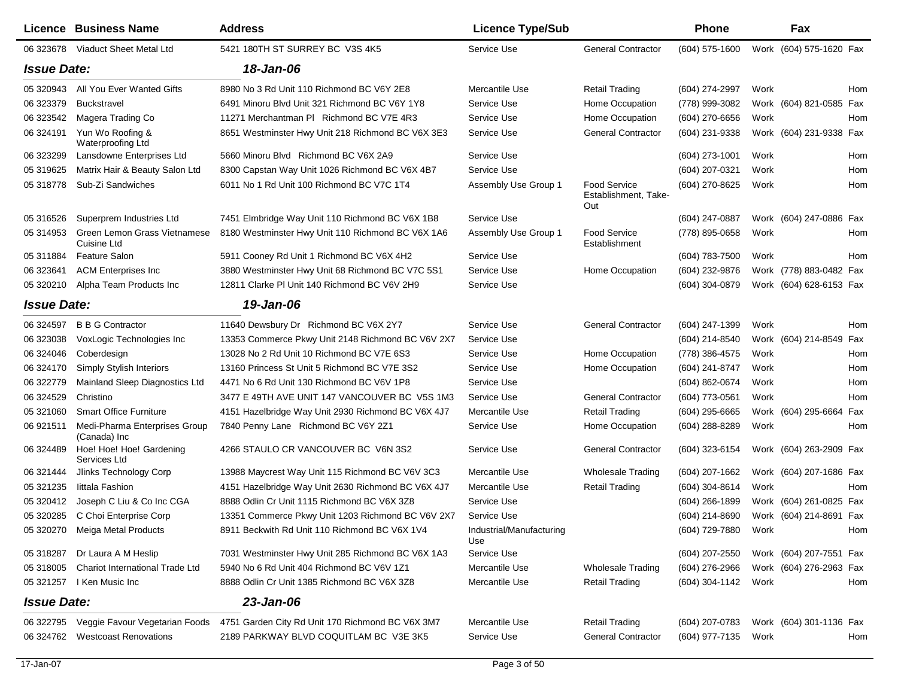| Licence | Business Name | Address | Licence Type/Sub | | Phone | | Fax | |
|---|---|---|---|---|---|---|---|---|
| 06 323678 | Viaduct Sheet Metal Ltd | 5421 180TH ST SURREY BC V3S 4K5 | Service Use | General Contractor | (604) 575-1600 | Work | (604) 575-1620 | Fax |
| ***Issue Date:*** | | ***18-Jan-06*** | | | | | | |
| 05 320943 | All You Ever Wanted Gifts | 8980 No 3 Rd Unit 110 Richmond BC V6Y 2E8 | Mercantile Use | Retail Trading | (604) 274-2997 | Work | | Hom |
| 06 323379 | Buckstravel | 6491 Minoru Blvd Unit 321 Richmond BC V6Y 1Y8 | Service Use | Home Occupation | (778) 999-3082 | Work | (604) 821-0585 | Fax |
| 06 323542 | Magera Trading Co | 11271 Merchantman Pl Richmond BC V7E 4R3 | Service Use | Home Occupation | (604) 270-6656 | Work | | Hom |
| 06 324191 | Yun Wo Roofing & Waterproofing Ltd | 8651 Westminster Hwy Unit 218 Richmond BC V6X 3E3 | Service Use | General Contractor | (604) 231-9338 | Work | (604) 231-9338 | Fax |
| 06 323299 | Lansdowne Enterprises Ltd | 5660 Minoru Blvd Richmond BC V6X 2A9 | Service Use | | (604) 273-1001 | Work | | Hom |
| 05 319625 | Matrix Hair & Beauty Salon Ltd | 8300 Capstan Way Unit 1026 Richmond BC V6X 4B7 | Service Use | | (604) 207-0321 | Work | | Hom |
| 05 318778 | Sub-Zi Sandwiches | 6011 No 1 Rd Unit 100 Richmond BC V7C 1T4 | Assembly Use Group 1 | Food Service Establishment, Take-Out | (604) 270-8625 | Work | | Hom |
| 05 316526 | Superprem Industries Ltd | 7451 Elmbridge Way Unit 110 Richmond BC V6X 1B8 | Service Use | | (604) 247-0887 | Work | (604) 247-0886 | Fax |
| 05 314953 | Green Lemon Grass Vietnamese Cuisine Ltd | 8180 Westminster Hwy Unit 110 Richmond BC V6X 1A6 | Assembly Use Group 1 | Food Service Establishment | (778) 895-0658 | Work | | Hom |
| 05 311884 | Feature Salon | 5911 Cooney Rd Unit 1 Richmond BC V6X 4H2 | Service Use | | (604) 783-7500 | Work | | Hom |
| 06 323641 | ACM Enterprises Inc | 3880 Westminster Hwy Unit 68 Richmond BC V7C 5S1 | Service Use | Home Occupation | (604) 232-9876 | Work | (778) 883-0482 | Fax |
| 05 320210 | Alpha Team Products Inc | 12811 Clarke Pl Unit 140 Richmond BC V6V 2H9 | Service Use | | (604) 304-0879 | Work | (604) 628-6153 | Fax |
| ***Issue Date:*** | | ***19-Jan-06*** | | | | | | |
| 06 324597 | B B G Contractor | 11640 Dewsbury Dr Richmond BC V6X 2Y7 | Service Use | General Contractor | (604) 247-1399 | Work | | Hom |
| 06 323038 | VoxLogic Technologies Inc | 13353 Commerce Pkwy Unit 2148 Richmond BC V6V 2X7 | Service Use | | (604) 214-8540 | Work | (604) 214-8549 | Fax |
| 06 324046 | Coberdesign | 13028 No 2 Rd Unit 10 Richmond BC V7E 6S3 | Service Use | Home Occupation | (778) 386-4575 | Work | | Hom |
| 06 324170 | Simply Stylish Interiors | 13160 Princess St Unit 5 Richmond BC V7E 3S2 | Service Use | Home Occupation | (604) 241-8747 | Work | | Hom |
| 06 322779 | Mainland Sleep Diagnostics Ltd | 4471 No 6 Rd Unit 130 Richmond BC V6V 1P8 | Service Use | | (604) 862-0674 | Work | | Hom |
| 06 324529 | Christino | 3477 E 49TH AVE UNIT 147 VANCOUVER BC V5S 1M3 | Service Use | General Contractor | (604) 773-0561 | Work | | Hom |
| 05 321060 | Smart Office Furniture | 4151 Hazelbridge Way Unit 2930 Richmond BC V6X 4J7 | Mercantile Use | Retail Trading | (604) 295-6665 | Work | (604) 295-6664 | Fax |
| 06 921511 | Medi-Pharma Enterprises Group (Canada) Inc | 7840 Penny Lane Richmond BC V6Y 2Z1 | Service Use | Home Occupation | (604) 288-8289 | Work | | Hom |
| 06 324489 | Hoe! Hoe! Hoe! Gardening Services Ltd | 4266 STAULO CR VANCOUVER BC V6N 3S2 | Service Use | General Contractor | (604) 323-6154 | Work | (604) 263-2909 | Fax |
| 06 321444 | Jlinks Technology Corp | 13988 Maycrest Way Unit 115 Richmond BC V6V 3C3 | Mercantile Use | Wholesale Trading | (604) 207-1662 | Work | (604) 207-1686 | Fax |
| 05 321235 | Iittala Fashion | 4151 Hazelbridge Way Unit 2630 Richmond BC V6X 4J7 | Mercantile Use | Retail Trading | (604) 304-8614 | Work | | Hom |
| 05 320412 | Joseph C Liu & Co Inc CGA | 8888 Odlin Cr Unit 1115 Richmond BC V6X 3Z8 | Service Use | | (604) 266-1899 | Work | (604) 261-0825 | Fax |
| 05 320285 | C Choi Enterprise Corp | 13351 Commerce Pkwy Unit 1203 Richmond BC V6V 2X7 | Service Use | | (604) 214-8690 | Work | (604) 214-8691 | Fax |
| 05 320270 | Meiga Metal Products | 8911 Beckwith Rd Unit 110 Richmond BC V6X 1V4 | Industrial/Manufacturing Use | | (604) 729-7880 | Work | | Hom |
| 05 318287 | Dr Laura A M Heslip | 7031 Westminster Hwy Unit 285 Richmond BC V6X 1A3 | Service Use | | (604) 207-2550 | Work | (604) 207-7551 | Fax |
| 05 318005 | Chariot International Trade Ltd | 5940 No 6 Rd Unit 404 Richmond BC V6V 1Z1 | Mercantile Use | Wholesale Trading | (604) 276-2966 | Work | (604) 276-2963 | Fax |
| 05 321257 | I Ken Music Inc | 8888 Odlin Cr Unit 1385 Richmond BC V6X 3Z8 | Mercantile Use | Retail Trading | (604) 304-1142 | Work | | Hom |
| ***Issue Date:*** | | ***23-Jan-06*** | | | | | | |
| 06 322795 | Veggie Favour Vegetarian Foods | 4751 Garden City Rd Unit 170 Richmond BC V6X 3M7 | Mercantile Use | Retail Trading | (604) 207-0783 | Work | (604) 301-1136 | Fax |
| 06 324762 | Westcoast Renovations | 2189 PARKWAY BLVD COQUITLAM BC V3E 3K5 | Service Use | General Contractor | (604) 977-7135 | Work | | Hom |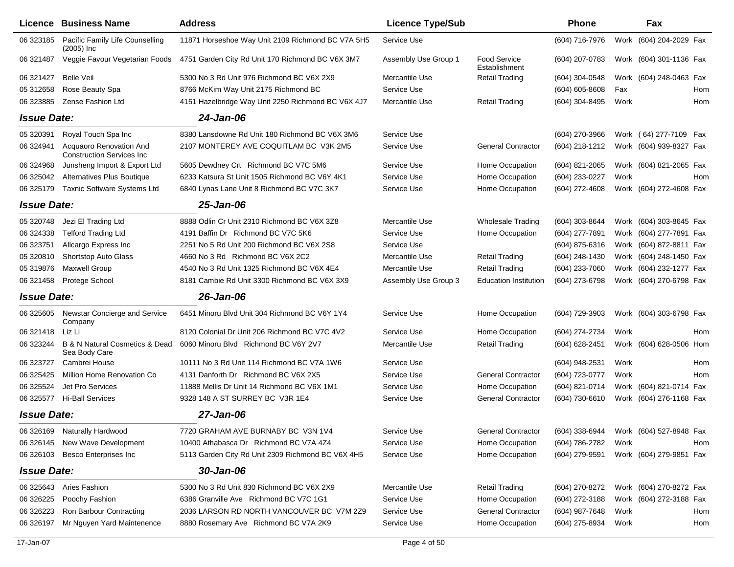| Licence | Business Name | Address | Licence Type/Sub | | Phone | | Fax | |
|---|---|---|---|---|---|---|---|---|
| 06 323185 | Pacific Family Life Counselling (2005) Inc | 11871 Horseshoe Way Unit 2109 Richmond BC V7A 5H5 | Service Use | | (604) 716-7976 | Work | (604) 204-2029 | Fax |
| 06 321487 | Veggie Favour Vegetarian Foods | 4751 Garden City Rd Unit 170 Richmond BC V6X 3M7 | Assembly Use Group 1 | Food Service Establishment | (604) 207-0783 | Work | (604) 301-1136 | Fax |
| 06 321427 | Belle Veil | 5300 No 3 Rd Unit 976 Richmond BC V6X 2X9 | Mercantile Use | Retail Trading | (604) 304-0548 | Work | (604) 248-0463 | Fax |
| 05 312658 | Rose Beauty Spa | 8766 McKim Way Unit 2175 Richmond BC | Service Use | | (604) 605-8608 | Fax | | Hom |
| 06 323885 | Zense Fashion Ltd | 4151 Hazelbridge Way Unit 2250 Richmond BC V6X 4J7 | Mercantile Use | Retail Trading | (604) 304-8495 | Work | | Hom |
| ***Issue Date:*** | | ***24-Jan-06*** | | | | | | |
| 05 320391 | Royal Touch Spa Inc | 8380 Lansdowne Rd Unit 180 Richmond BC V6X 3M6 | Service Use | | (604) 270-3966 | Work | ( 64) 277-7109 | Fax |
| 06 324941 | Acquaoro Renovation And Construction Services Inc | 2107 MONTEREY AVE COQUITLAM BC V3K 2M5 | Service Use | General Contractor | (604) 218-1212 | Work | (604) 939-8327 | Fax |
| 06 324968 | Junsheng Import & Export Ltd | 5605 Dewdney Crt Richmond BC V7C 5M6 | Service Use | Home Occupation | (604) 821-2065 | Work | (604) 821-2065 | Fax |
| 06 325042 | Alternatives Plus Boutique | 6233 Katsura St Unit 1505 Richmond BC V6Y 4K1 | Service Use | Home Occupation | (604) 233-0227 | Work | | Hom |
| 06 325179 | Taxnic Software Systems Ltd | 6840 Lynas Lane Unit 8 Richmond BC V7C 3K7 | Service Use | Home Occupation | (604) 272-4608 | Work | (604) 272-4608 | Fax |
| ***Issue Date:*** | | ***25-Jan-06*** | | | | | | |
| 05 320748 | Jezi El Trading Ltd | 8888 Odlin Cr Unit 2310 Richmond BC V6X 3Z8 | Mercantile Use | Wholesale Trading | (604) 303-8644 | Work | (604) 303-8645 | Fax |
| 06 324338 | Telford Trading Ltd | 4191 Baffin Dr Richmond BC V7C 5K6 | Service Use | Home Occupation | (604) 277-7891 | Work | (604) 277-7891 | Fax |
| 06 323751 | Allcargo Express Inc | 2251 No 5 Rd Unit 200 Richmond BC V6X 2S8 | Service Use | | (604) 875-6316 | Work | (604) 872-8811 | Fax |
| 05 320810 | Shortstop Auto Glass | 4660 No 3 Rd Richmond BC V6X 2C2 | Mercantile Use | Retail Trading | (604) 248-1430 | Work | (604) 248-1450 | Fax |
| 05 319876 | Maxwell Group | 4540 No 3 Rd Unit 1325 Richmond BC V6X 4E4 | Mercantile Use | Retail Trading | (604) 233-7060 | Work | (604) 232-1277 | Fax |
| 06 321458 | Protege School | 8181 Cambie Rd Unit 3300 Richmond BC V6X 3X9 | Assembly Use Group 3 | Education Institution | (604) 273-6798 | Work | (604) 270-6798 | Fax |
| ***Issue Date:*** | | ***26-Jan-06*** | | | | | | |
| 06 325605 | Newstar Concierge and Service Company | 6451 Minoru Blvd Unit 304 Richmond BC V6Y 1Y4 | Service Use | Home Occupation | (604) 729-3903 | Work | (604) 303-6798 | Fax |
| 06 321418 | Liz Li | 8120 Colonial Dr Unit 206 Richmond BC V7C 4V2 | Service Use | Home Occupation | (604) 274-2734 | Work | | Hom |
| 06 323244 | B & N Natural Cosmetics & Dead Sea Body Care | 6060 Minoru Blvd Richmond BC V6Y 2V7 | Mercantile Use | Retail Trading | (604) 628-2451 | Work | (604) 628-0506 | Hom |
| 06 323727 | Cambrei House | 10111 No 3 Rd Unit 114 Richmond BC V7A 1W6 | Service Use | | (604) 948-2531 | Work | | Hom |
| 06 325425 | Million Home Renovation Co | 4131 Danforth Dr Richmond BC V6X 2X5 | Service Use | General Contractor | (604) 723-0777 | Work | | Hom |
| 06 325524 | Jet Pro Services | 11888 Mellis Dr Unit 14 Richmond BC V6X 1M1 | Service Use | Home Occupation | (604) 821-0714 | Work | (604) 821-0714 | Fax |
| 06 325577 | Hi-Ball Services | 9328 148 A ST SURREY BC V3R 1E4 | Service Use | General Contractor | (604) 730-6610 | Work | (604) 276-1168 | Fax |
| ***Issue Date:*** | | ***27-Jan-06*** | | | | | | |
| 06 326169 | Naturally Hardwood | 7720 GRAHAM AVE BURNABY BC V3N 1V4 | Service Use | General Contractor | (604) 338-6944 | Work | (604) 527-8948 | Fax |
| 06 326145 | New Wave Development | 10400 Athabasca Dr Richmond BC V7A 4Z4 | Service Use | Home Occupation | (604) 786-2782 | Work | | Hom |
| 06 326103 | Besco Enterprises Inc | 5113 Garden City Rd Unit 2309 Richmond BC V6X 4H5 | Service Use | Home Occupation | (604) 279-9591 | Work | (604) 279-9851 | Fax |
| ***Issue Date:*** | | ***30-Jan-06*** | | | | | | |
| 06 325643 | Aries Fashion | 5300 No 3 Rd Unit 830 Richmond BC V6X 2X9 | Mercantile Use | Retail Trading | (604) 270-8272 | Work | (604) 270-8272 | Fax |
| 06 326225 | Poochy Fashion | 6386 Granville Ave Richmond BC V7C 1G1 | Service Use | Home Occupation | (604) 272-3188 | Work | (604) 272-3188 | Fax |
| 06 326223 | Ron Barbour Contracting | 2036 LARSON RD NORTH VANCOUVER BC V7M 2Z9 | Service Use | General Contractor | (604) 987-7648 | Work | | Hom |
| 06 326197 | Mr Nguyen Yard Maintenence | 8880 Rosemary Ave Richmond BC V7A 2K9 | Service Use | Home Occupation | (604) 275-8934 | Work | | Hom |

17-Jan-07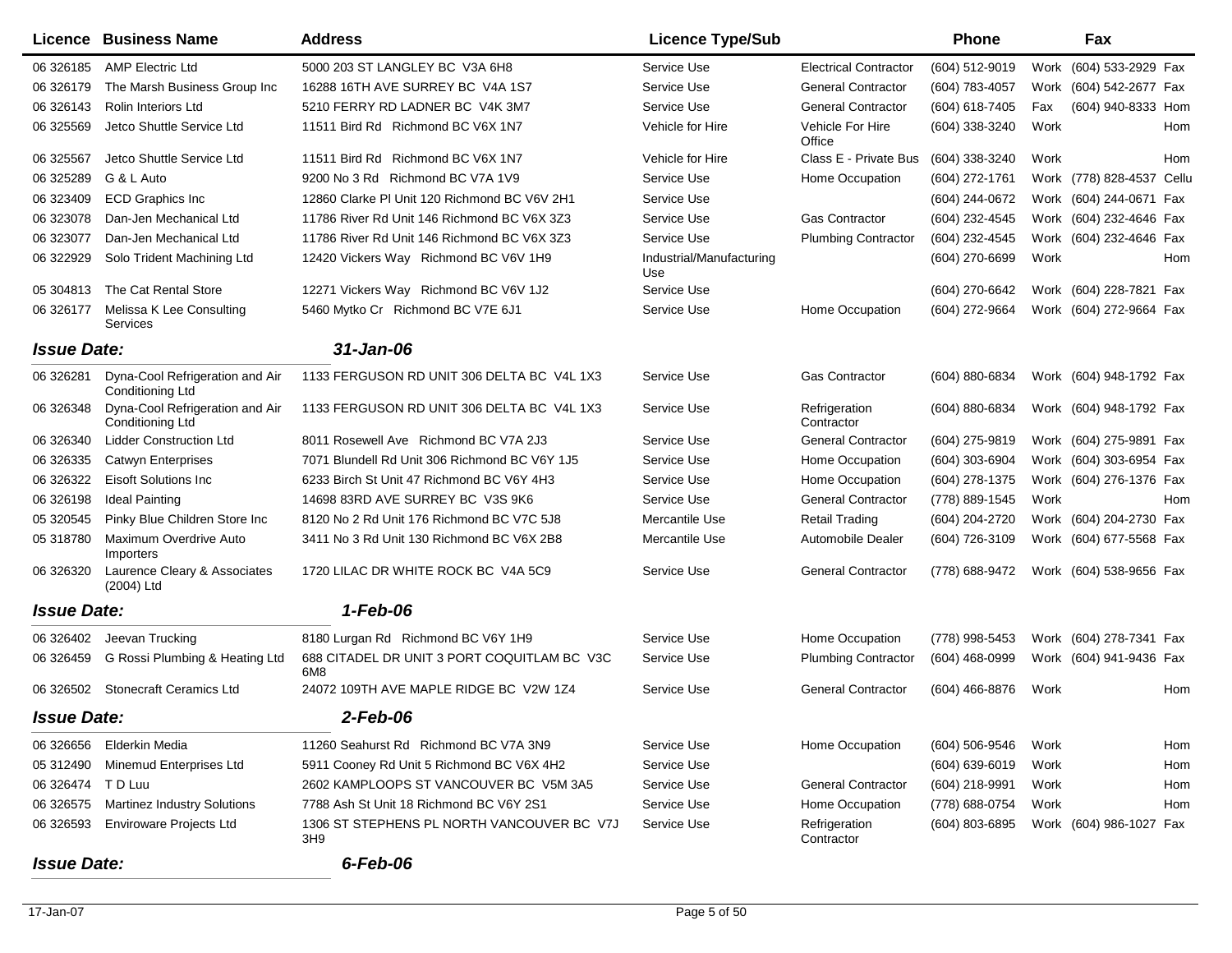| Licence | Business Name | Address | Licence Type/Sub | | Phone | | Fax | |
|---|---|---|---|---|---|---|---|---|
| 06 326185 | AMP Electric Ltd | 5000 203 ST LANGLEY BC V3A 6H8 | Service Use | Electrical Contractor | (604) 512-9019 | Work | (604) 533-2929 | Fax |
| 06 326179 | The Marsh Business Group Inc | 16288 16TH AVE SURREY BC V4A 1S7 | Service Use | General Contractor | (604) 783-4057 | Work | (604) 542-2677 | Fax |
| 06 326143 | Rolin Interiors Ltd | 5210 FERRY RD LADNER BC V4K 3M7 | Service Use | General Contractor | (604) 618-7405 | Fax | (604) 940-8333 | Hom |
| 06 325569 | Jetco Shuttle Service Ltd | 11511 Bird Rd Richmond BC V6X 1N7 | Vehicle for Hire | Vehicle For Hire Office | (604) 338-3240 | Work | | Hom |
| 06 325567 | Jetco Shuttle Service Ltd | 11511 Bird Rd Richmond BC V6X 1N7 | Vehicle for Hire | Class E - Private Bus | (604) 338-3240 | Work | | Hom |
| 06 325289 | G & L Auto | 9200 No 3 Rd Richmond BC V7A 1V9 | Service Use | Home Occupation | (604) 272-1761 | Work | (778) 828-4537 | Cellu |
| 06 323409 | ECD Graphics Inc | 12860 Clarke Pl Unit 120 Richmond BC V6V 2H1 | Service Use | | (604) 244-0672 | Work | (604) 244-0671 | Fax |
| 06 323078 | Dan-Jen Mechanical Ltd | 11786 River Rd Unit 146 Richmond BC V6X 3Z3 | Service Use | Gas Contractor | (604) 232-4545 | Work | (604) 232-4646 | Fax |
| 06 323077 | Dan-Jen Mechanical Ltd | 11786 River Rd Unit 146 Richmond BC V6X 3Z3 | Service Use | Plumbing Contractor | (604) 232-4545 | Work | (604) 232-4646 | Fax |
| 06 322929 | Solo Trident Machining Ltd | 12420 Vickers Way Richmond BC V6V 1H9 | Industrial/Manufacturing Use | | (604) 270-6699 | Work | | Hom |
| 05 304813 | The Cat Rental Store | 12271 Vickers Way Richmond BC V6V 1J2 | Service Use | | (604) 270-6642 | Work | (604) 228-7821 | Fax |
| 06 326177 | Melissa K Lee Consulting Services | 5460 Mytko Cr Richmond BC V7E 6J1 | Service Use | Home Occupation | (604) 272-9664 | Work | (604) 272-9664 | Fax |
| ***Issue Date:*** | | ***31-Jan-06*** | | | | | | |
| 06 326281 | Dyna-Cool Refrigeration and Air Conditioning Ltd | 1133 FERGUSON RD UNIT 306 DELTA BC V4L 1X3 | Service Use | Gas Contractor | (604) 880-6834 | Work | (604) 948-1792 | Fax |
| 06 326348 | Dyna-Cool Refrigeration and Air Conditioning Ltd | 1133 FERGUSON RD UNIT 306 DELTA BC V4L 1X3 | Service Use | Refrigeration Contractor | (604) 880-6834 | Work | (604) 948-1792 | Fax |
| 06 326340 | Lidder Construction Ltd | 8011 Rosewell Ave Richmond BC V7A 2J3 | Service Use | General Contractor | (604) 275-9819 | Work | (604) 275-9891 | Fax |
| 06 326335 | Catwyn Enterprises | 7071 Blundell Rd Unit 306 Richmond BC V6Y 1J5 | Service Use | Home Occupation | (604) 303-6904 | Work | (604) 303-6954 | Fax |
| 06 326322 | Eisoft Solutions Inc | 6233 Birch St Unit 47 Richmond BC V6Y 4H3 | Service Use | Home Occupation | (604) 278-1375 | Work | (604) 276-1376 | Fax |
| 06 326198 | Ideal Painting | 14698 83RD AVE SURREY BC V3S 9K6 | Service Use | General Contractor | (778) 889-1545 | Work | | Hom |
| 05 320545 | Pinky Blue Children Store Inc | 8120 No 2 Rd Unit 176 Richmond BC V7C 5J8 | Mercantile Use | Retail Trading | (604) 204-2720 | Work | (604) 204-2730 | Fax |
| 05 318780 | Maximum Overdrive Auto Importers | 3411 No 3 Rd Unit 130 Richmond BC V6X 2B8 | Mercantile Use | Automobile Dealer | (604) 726-3109 | Work | (604) 677-5568 | Fax |
| 06 326320 | Laurence Cleary & Associates (2004) Ltd | 1720 LILAC DR WHITE ROCK BC V4A 5C9 | Service Use | General Contractor | (778) 688-9472 | Work | (604) 538-9656 | Fax |
| ***Issue Date:*** | | ***1-Feb-06*** | | | | | | |
| 06 326402 | Jeevan Trucking | 8180 Lurgan Rd Richmond BC V6Y 1H9 | Service Use | Home Occupation | (778) 998-5453 | Work | (604) 278-7341 | Fax |
| 06 326459 | G Rossi Plumbing & Heating Ltd | 688 CITADEL DR UNIT 3 PORT COQUITLAM BC V3C 6M8 | Service Use | Plumbing Contractor | (604) 468-0999 | Work | (604) 941-9436 | Fax |
| 06 326502 | Stonecraft Ceramics Ltd | 24072 109TH AVE MAPLE RIDGE BC V2W 1Z4 | Service Use | General Contractor | (604) 466-8876 | Work | | Hom |
| ***Issue Date:*** | | ***2-Feb-06*** | | | | | | |
| 06 326656 | Elderkin Media | 11260 Seahurst Rd Richmond BC V7A 3N9 | Service Use | Home Occupation | (604) 506-9546 | Work | | Hom |
| 05 312490 | Minemud Enterprises Ltd | 5911 Cooney Rd Unit 5 Richmond BC V6X 4H2 | Service Use | | (604) 639-6019 | Work | | Hom |
| 06 326474 | T D Luu | 2602 KAMPLOOPS ST VANCOUVER BC V5M 3A5 | Service Use | General Contractor | (604) 218-9991 | Work | | Hom |
| 06 326575 | Martinez Industry Solutions | 7788 Ash St Unit 18 Richmond BC V6Y 2S1 | Service Use | Home Occupation | (778) 688-0754 | Work | | Hom |
| 06 326593 | Enviroware Projects Ltd | 1306 ST STEPHENS PL NORTH VANCOUVER BC V7J 3H9 | Service Use | Refrigeration Contractor | (604) 803-6895 | Work | (604) 986-1027 | Fax |
| ***Issue Date:*** | | ***6-Feb-06*** | | | | | | |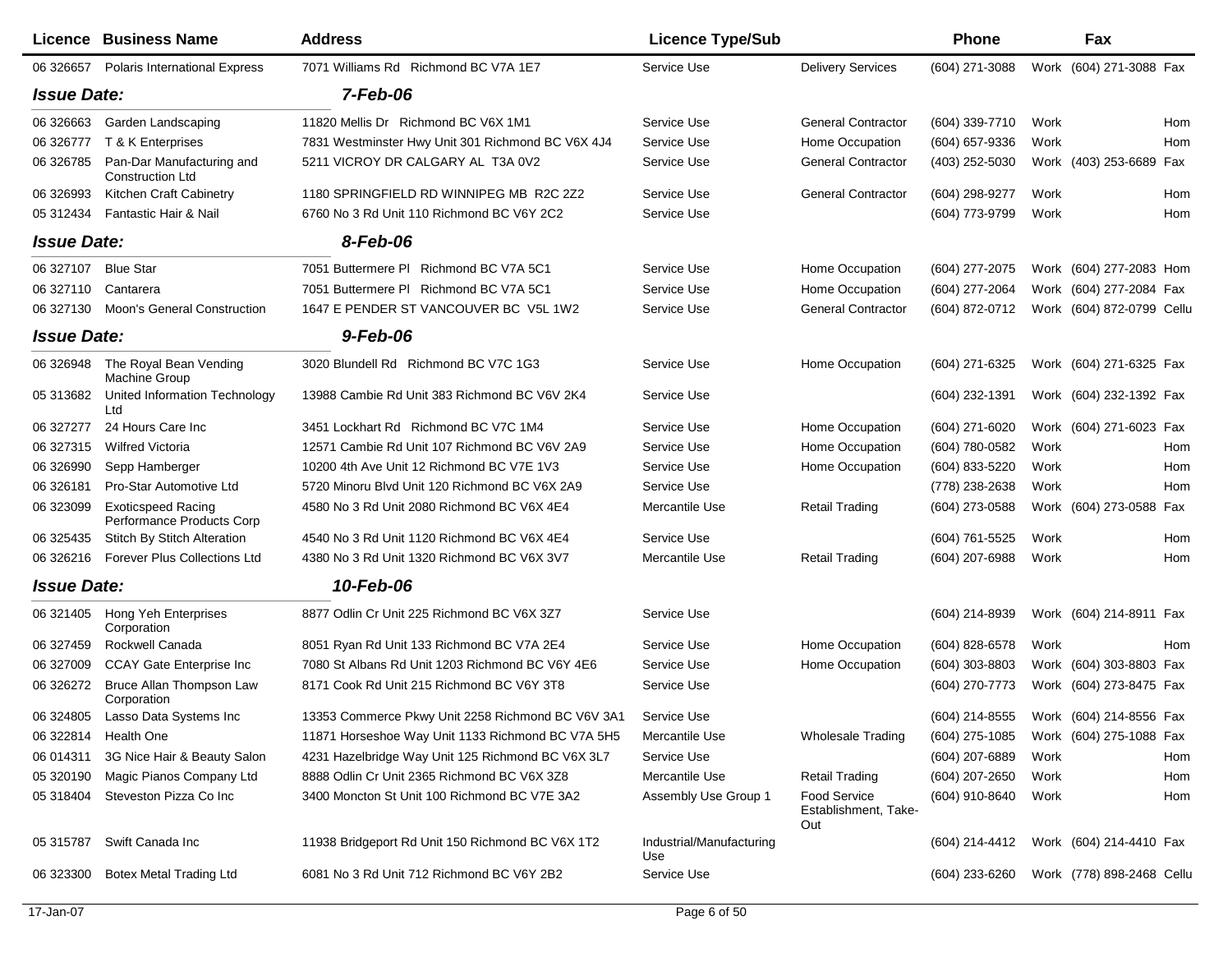| Licence | Business Name | Address | Licence Type/Sub | | Phone | | Fax | |
|---|---|---|---|---|---|---|---|---|
| 06 326657 | Polaris International Express | 7071 Williams Rd Richmond BC V7A 1E7 | Service Use | Delivery Services | (604) 271-3088 | Work | (604) 271-3088 | Fax |
| ***Issue Date:*** | | ***7-Feb-06*** | | | | | | |
| 06 326663 | Garden Landscaping | 11820 Mellis Dr Richmond BC V6X 1M1 | Service Use | General Contractor | (604) 339-7710 | Work | | Hom |
| 06 326777 | T & K Enterprises | 7831 Westminster Hwy Unit 301 Richmond BC V6X 4J4 | Service Use | Home Occupation | (604) 657-9336 | Work | | Hom |
| 06 326785 | Pan-Dar Manufacturing and Construction Ltd | 5211 VICROY DR CALGARY AL T3A 0V2 | Service Use | General Contractor | (403) 252-5030 | Work | (403) 253-6689 | Fax |
| 06 326993 | Kitchen Craft Cabinetry | 1180 SPRINGFIELD RD WINNIPEG MB R2C 2Z2 | Service Use | General Contractor | (604) 298-9277 | Work | | Hom |
| 05 312434 | Fantastic Hair & Nail | 6760 No 3 Rd Unit 110 Richmond BC V6Y 2C2 | Service Use | | (604) 773-9799 | Work | | Hom |
| ***Issue Date:*** | | ***8-Feb-06*** | | | | | | |
| 06 327107 | Blue Star | 7051 Buttermere Pl Richmond BC V7A 5C1 | Service Use | Home Occupation | (604) 277-2075 | Work | (604) 277-2083 | Hom |
| 06 327110 | Cantarera | 7051 Buttermere Pl Richmond BC V7A 5C1 | Service Use | Home Occupation | (604) 277-2064 | Work | (604) 277-2084 | Fax |
| 06 327130 | Moon's General Construction | 1647 E PENDER ST VANCOUVER BC V5L 1W2 | Service Use | General Contractor | (604) 872-0712 | Work | (604) 872-0799 | Cellu |
| ***Issue Date:*** | | ***9-Feb-06*** | | | | | | |
| 06 326948 | The Royal Bean Vending Machine Group | 3020 Blundell Rd Richmond BC V7C 1G3 | Service Use | Home Occupation | (604) 271-6325 | Work | (604) 271-6325 | Fax |
| 05 313682 | United Information Technology Ltd | 13988 Cambie Rd Unit 383 Richmond BC V6V 2K4 | Service Use | | (604) 232-1391 | Work | (604) 232-1392 | Fax |
| 06 327277 | 24 Hours Care Inc | 3451 Lockhart Rd Richmond BC V7C 1M4 | Service Use | Home Occupation | (604) 271-6020 | Work | (604) 271-6023 | Fax |
| 06 327315 | Wilfred Victoria | 12571 Cambie Rd Unit 107 Richmond BC V6V 2A9 | Service Use | Home Occupation | (604) 780-0582 | Work | | Hom |
| 06 326990 | Sepp Hamberger | 10200 4th Ave Unit 12 Richmond BC V7E 1V3 | Service Use | Home Occupation | (604) 833-5220 | Work | | Hom |
| 06 326181 | Pro-Star Automotive Ltd | 5720 Minoru Blvd Unit 120 Richmond BC V6X 2A9 | Service Use | | (778) 238-2638 | Work | | Hom |
| 06 323099 | Exoticspeed Racing Performance Products Corp | 4580 No 3 Rd Unit 2080 Richmond BC V6X 4E4 | Mercantile Use | Retail Trading | (604) 273-0588 | Work | (604) 273-0588 | Fax |
| 06 325435 | Stitch By Stitch Alteration | 4540 No 3 Rd Unit 1120 Richmond BC V6X 4E4 | Service Use | | (604) 761-5525 | Work | | Hom |
| 06 326216 | Forever Plus Collections Ltd | 4380 No 3 Rd Unit 1320 Richmond BC V6X 3V7 | Mercantile Use | Retail Trading | (604) 207-6988 | Work | | Hom |
| ***Issue Date:*** | | ***10-Feb-06*** | | | | | | |
| 06 321405 | Hong Yeh Enterprises Corporation | 8877 Odlin Cr Unit 225 Richmond BC V6X 3Z7 | Service Use | | (604) 214-8939 | Work | (604) 214-8911 | Fax |
| 06 327459 | Rockwell Canada | 8051 Ryan Rd Unit 133 Richmond BC V7A 2E4 | Service Use | Home Occupation | (604) 828-6578 | Work | | Hom |
| 06 327009 | CCAY Gate Enterprise Inc | 7080 St Albans Rd Unit 1203 Richmond BC V6Y 4E6 | Service Use | Home Occupation | (604) 303-8803 | Work | (604) 303-8803 | Fax |
| 06 326272 | Bruce Allan Thompson Law Corporation | 8171 Cook Rd Unit 215 Richmond BC V6Y 3T8 | Service Use | | (604) 270-7773 | Work | (604) 273-8475 | Fax |
| 06 324805 | Lasso Data Systems Inc | 13353 Commerce Pkwy Unit 2258 Richmond BC V6V 3A1 | Service Use | | (604) 214-8555 | Work | (604) 214-8556 | Fax |
| 06 322814 | Health One | 11871 Horseshoe Way Unit 1133 Richmond BC V7A 5H5 | Mercantile Use | Wholesale Trading | (604) 275-1085 | Work | (604) 275-1088 | Fax |
| 06 014311 | 3G Nice Hair & Beauty Salon | 4231 Hazelbridge Way Unit 125 Richmond BC V6X 3L7 | Service Use | | (604) 207-6889 | Work | | Hom |
| 05 320190 | Magic Pianos Company Ltd | 8888 Odlin Cr Unit 2365 Richmond BC V6X 3Z8 | Mercantile Use | Retail Trading | (604) 207-2650 | Work | | Hom |
| 05 318404 | Steveston Pizza Co Inc | 3400 Moncton St Unit 100 Richmond BC V7E 3A2 | Assembly Use Group 1 | Food Service Establishment, Take-Out | (604) 910-8640 | Work | | Hom |
| 05 315787 | Swift Canada Inc | 11938 Bridgeport Rd Unit 150 Richmond BC V6X 1T2 | Industrial/Manufacturing Use | | (604) 214-4412 | Work | (604) 214-4410 | Fax |
| 06 323300 | Botex Metal Trading Ltd | 6081 No 3 Rd Unit 712 Richmond BC V6Y 2B2 | Service Use | | (604) 233-6260 | Work | (778) 898-2468 | Cellu |

17-Jan-07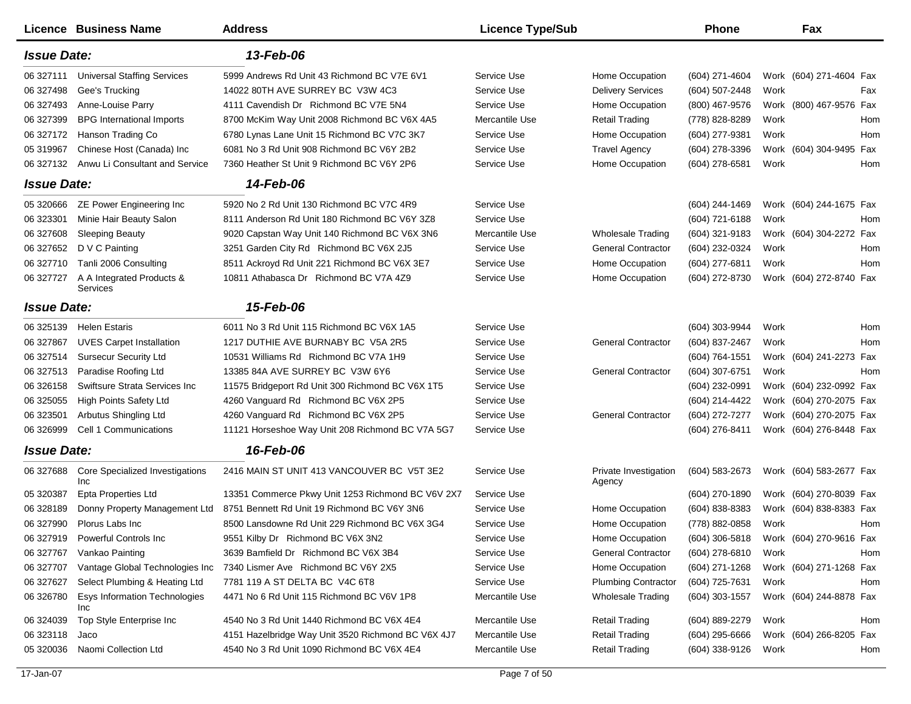| Licence | Business Name | Address | Licence Type/Sub | | Phone | | Fax | |
|---|---|---|---|---|---|---|---|---|
| ***Issue Date:*** | | ***13-Feb-06*** | | | | | | |
| 06 327111 | Universal Staffing Services | 5999 Andrews Rd Unit 43 Richmond BC V7E 6V1 | Service Use | Home Occupation | (604) 271-4604 | Work | (604) 271-4604 | Fax |
| 06 327498 | Gee's Trucking | 14022 80TH AVE SURREY BC V3W 4C3 | Service Use | Delivery Services | (604) 507-2448 | Work | | Fax |
| 06 327493 | Anne-Louise Parry | 4111 Cavendish Dr Richmond BC V7E 5N4 | Service Use | Home Occupation | (800) 467-9576 | Work | (800) 467-9576 | Fax |
| 06 327399 | BPG International Imports | 8700 McKim Way Unit 2008 Richmond BC V6X 4A5 | Mercantile Use | Retail Trading | (778) 828-8289 | Work | | Hom |
| 06 327172 | Hanson Trading Co | 6780 Lynas Lane Unit 15 Richmond BC V7C 3K7 | Service Use | Home Occupation | (604) 277-9381 | Work | | Hom |
| 05 319967 | Chinese Host (Canada) Inc | 6081 No 3 Rd Unit 908 Richmond BC V6Y 2B2 | Service Use | Travel Agency | (604) 278-3396 | Work | (604) 304-9495 | Fax |
| 06 327132 | Anwu Li Consultant and Service | 7360 Heather St Unit 9 Richmond BC V6Y 2P6 | Service Use | Home Occupation | (604) 278-6581 | Work | | Hom |
| ***Issue Date:*** | | ***14-Feb-06*** | | | | | | |
| 05 320666 | ZE Power Engineering Inc | 5920 No 2 Rd Unit 130 Richmond BC V7C 4R9 | Service Use | | (604) 244-1469 | Work | (604) 244-1675 | Fax |
| 06 323301 | Minie Hair Beauty Salon | 8111 Anderson Rd Unit 180 Richmond BC V6Y 3Z8 | Service Use | | (604) 721-6188 | Work | | Hom |
| 06 327608 | Sleeping Beauty | 9020 Capstan Way Unit 140 Richmond BC V6X 3N6 | Mercantile Use | Wholesale Trading | (604) 321-9183 | Work | (604) 304-2272 | Fax |
| 06 327652 | D V C Painting | 3251 Garden City Rd Richmond BC V6X 2J5 | Service Use | General Contractor | (604) 232-0324 | Work | | Hom |
| 06 327710 | Tanli 2006 Consulting | 8511 Ackroyd Rd Unit 221 Richmond BC V6X 3E7 | Service Use | Home Occupation | (604) 277-6811 | Work | | Hom |
| 06 327727 | A A Integrated Products & Services | 10811 Athabasca Dr Richmond BC V7A 4Z9 | Service Use | Home Occupation | (604) 272-8730 | Work | (604) 272-8740 | Fax |
| ***Issue Date:*** | | ***15-Feb-06*** | | | | | | |
| 06 325139 | Helen Estaris | 6011 No 3 Rd Unit 115 Richmond BC V6X 1A5 | Service Use | | (604) 303-9944 | Work | | Hom |
| 06 327867 | UVES Carpet Installation | 1217 DUTHIE AVE BURNABY BC V5A 2R5 | Service Use | General Contractor | (604) 837-2467 | Work | | Hom |
| 06 327514 | Sursecur Security Ltd | 10531 Williams Rd Richmond BC V7A 1H9 | Service Use | | (604) 764-1551 | Work | (604) 241-2273 | Fax |
| 06 327513 | Paradise Roofing Ltd | 13385 84A AVE SURREY BC V3W 6Y6 | Service Use | General Contractor | (604) 307-6751 | Work | | Hom |
| 06 326158 | Swiftsure Strata Services Inc | 11575 Bridgeport Rd Unit 300 Richmond BC V6X 1T5 | Service Use | | (604) 232-0991 | Work | (604) 232-0992 | Fax |
| 06 325055 | High Points Safety Ltd | 4260 Vanguard Rd Richmond BC V6X 2P5 | Service Use | | (604) 214-4422 | Work | (604) 270-2075 | Fax |
| 06 323501 | Arbutus Shingling Ltd | 4260 Vanguard Rd Richmond BC V6X 2P5 | Service Use | General Contractor | (604) 272-7277 | Work | (604) 270-2075 | Fax |
| 06 326999 | Cell 1 Communications | 11121 Horseshoe Way Unit 208 Richmond BC V7A 5G7 | Service Use | | (604) 276-8411 | Work | (604) 276-8448 | Fax |
| ***Issue Date:*** | | ***16-Feb-06*** | | | | | | |
| 06 327688 | Core Specialized Investigations Inc | 2416 MAIN ST UNIT 413 VANCOUVER BC V5T 3E2 | Service Use | Private Investigation Agency | (604) 583-2673 | Work | (604) 583-2677 | Fax |
| 05 320387 | Epta Properties Ltd | 13351 Commerce Pkwy Unit 1253 Richmond BC V6V 2X7 | Service Use | | (604) 270-1890 | Work | (604) 270-8039 | Fax |
| 06 328189 | Donny Property Management Ltd | 8751 Bennett Rd Unit 19 Richmond BC V6Y 3N6 | Service Use | Home Occupation | (604) 838-8383 | Work | (604) 838-8383 | Fax |
| 06 327990 | Plorus Labs Inc | 8500 Lansdowne Rd Unit 229 Richmond BC V6X 3G4 | Service Use | Home Occupation | (778) 882-0858 | Work | | Hom |
| 06 327919 | Powerful Controls Inc | 9551 Kilby Dr Richmond BC V6X 3N2 | Service Use | Home Occupation | (604) 306-5818 | Work | (604) 270-9616 | Fax |
| 06 327767 | Vankao Painting | 3639 Bamfield Dr Richmond BC V6X 3B4 | Service Use | General Contractor | (604) 278-6810 | Work | | Hom |
| 06 327707 | Vantage Global Technologies Inc | 7340 Lismer Ave Richmond BC V6Y 2X5 | Service Use | Home Occupation | (604) 271-1268 | Work | (604) 271-1268 | Fax |
| 06 327627 | Select Plumbing & Heating Ltd | 7781 119 A ST DELTA BC V4C 6T8 | Service Use | Plumbing Contractor | (604) 725-7631 | Work | | Hom |
| 06 326780 | Esys Information Technologies Inc | 4471 No 6 Rd Unit 115 Richmond BC V6V 1P8 | Mercantile Use | Wholesale Trading | (604) 303-1557 | Work | (604) 244-8878 | Fax |
| 06 324039 | Top Style Enterprise Inc | 4540 No 3 Rd Unit 1440 Richmond BC V6X 4E4 | Mercantile Use | Retail Trading | (604) 889-2279 | Work | | Hom |
| 06 323118 | Jaco | 4151 Hazelbridge Way Unit 3520 Richmond BC V6X 4J7 | Mercantile Use | Retail Trading | (604) 295-6666 | Work | (604) 266-8205 | Fax |
| 05 320036 | Naomi Collection Ltd | 4540 No 3 Rd Unit 1090 Richmond BC V6X 4E4 | Mercantile Use | Retail Trading | (604) 338-9126 | Work | | Hom |

17-Jan-07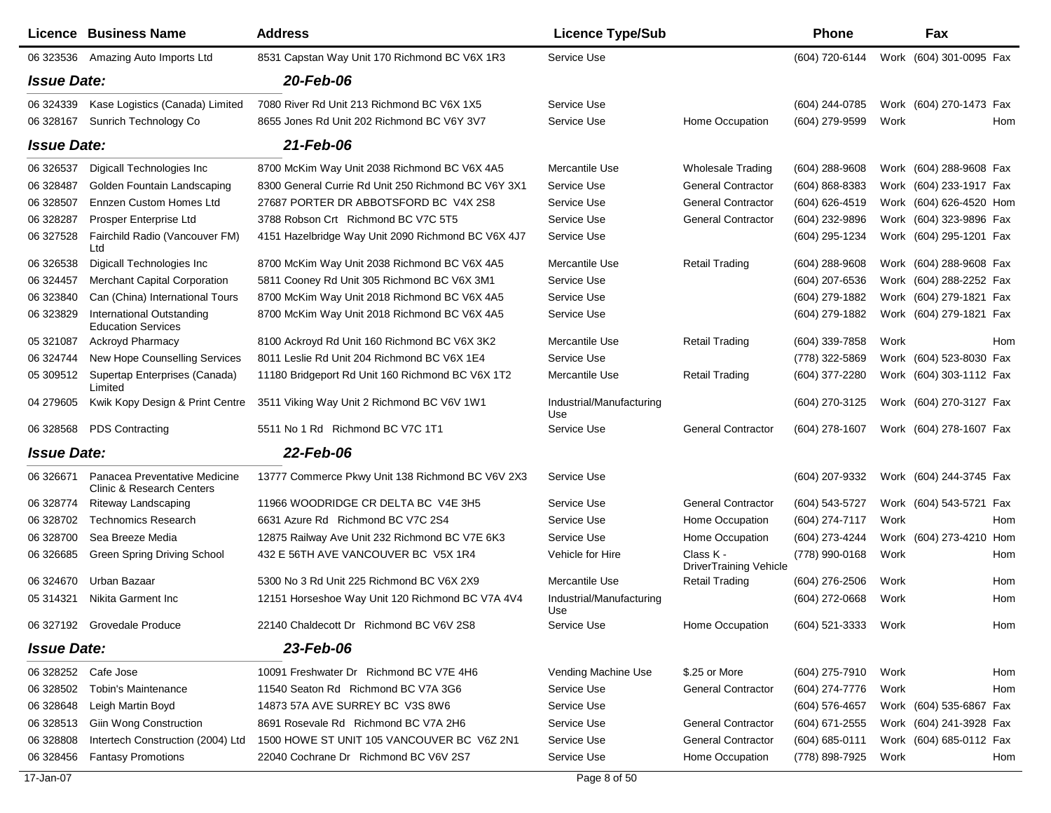| Licence | Business Name | Address | Licence Type/Sub | | Phone | | Fax | |
|---|---|---|---|---|---|---|---|---|
| 06 323536 | Amazing Auto Imports Ltd | 8531 Capstan Way Unit 170 Richmond BC V6X 1R3 | Service Use | | (604) 720-6144 | Work | (604) 301-0095 | Fax |
| ***Issue Date:*** | | ***20-Feb-06*** | | | | | | |
| 06 324339 | Kase Logistics (Canada) Limited | 7080 River Rd Unit 213 Richmond BC V6X 1X5 | Service Use | | (604) 244-0785 | Work | (604) 270-1473 | Fax |
| 06 328167 | Sunrich Technology Co | 8655 Jones Rd Unit 202 Richmond BC V6Y 3V7 | Service Use | Home Occupation | (604) 279-9599 | Work | | Hom |
| ***Issue Date:*** | | ***21-Feb-06*** | | | | | | |
| 06 326537 | Digicall Technologies Inc | 8700 McKim Way Unit 2038 Richmond BC V6X 4A5 | Mercantile Use | Wholesale Trading | (604) 288-9608 | Work | (604) 288-9608 | Fax |
| 06 328487 | Golden Fountain Landscaping | 8300 General Currie Rd Unit 250 Richmond BC V6Y 3X1 | Service Use | General Contractor | (604) 868-8383 | Work | (604) 233-1917 | Fax |
| 06 328507 | Ennzen Custom Homes Ltd | 27687 PORTER DR ABBOTSFORD BC V4X 2S8 | Service Use | General Contractor | (604) 626-4519 | Work | (604) 626-4520 | Hom |
| 06 328287 | Prosper Enterprise Ltd | 3788 Robson Crt Richmond BC V7C 5T5 | Service Use | General Contractor | (604) 232-9896 | Work | (604) 323-9896 | Fax |
| 06 327528 | Fairchild Radio (Vancouver FM) Ltd | 4151 Hazelbridge Way Unit 2090 Richmond BC V6X 4J7 | Service Use | | (604) 295-1234 | Work | (604) 295-1201 | Fax |
| 06 326538 | Digicall Technologies Inc | 8700 McKim Way Unit 2038 Richmond BC V6X 4A5 | Mercantile Use | Retail Trading | (604) 288-9608 | Work | (604) 288-9608 | Fax |
| 06 324457 | Merchant Capital Corporation | 5811 Cooney Rd Unit 305 Richmond BC V6X 3M1 | Service Use | | (604) 207-6536 | Work | (604) 288-2252 | Fax |
| 06 323840 | Can (China) International Tours | 8700 McKim Way Unit 2018 Richmond BC V6X 4A5 | Service Use | | (604) 279-1882 | Work | (604) 279-1821 | Fax |
| 06 323829 | International Outstanding Education Services | 8700 McKim Way Unit 2018 Richmond BC V6X 4A5 | Service Use | | (604) 279-1882 | Work | (604) 279-1821 | Fax |
| 05 321087 | Ackroyd Pharmacy | 8100 Ackroyd Rd Unit 160 Richmond BC V6X 3K2 | Mercantile Use | Retail Trading | (604) 339-7858 | Work | | Hom |
| 06 324744 | New Hope Counselling Services | 8011 Leslie Rd Unit 204 Richmond BC V6X 1E4 | Service Use | | (778) 322-5869 | Work | (604) 523-8030 | Fax |
| 05 309512 | Supertap Enterprises (Canada) Limited | 11180 Bridgeport Rd Unit 160 Richmond BC V6X 1T2 | Mercantile Use | Retail Trading | (604) 377-2280 | Work | (604) 303-1112 | Fax |
| 04 279605 | Kwik Kopy Design & Print Centre | 3511 Viking Way Unit 2 Richmond BC V6V 1W1 | Industrial/Manufacturing Use | | (604) 270-3125 | Work | (604) 270-3127 | Fax |
| 06 328568 | PDS Contracting | 5511 No 1 Rd Richmond BC V7C 1T1 | Service Use | General Contractor | (604) 278-1607 | Work | (604) 278-1607 | Fax |
| ***Issue Date:*** | | ***22-Feb-06*** | | | | | | |
| 06 326671 | Panacea Preventative Medicine Clinic & Research Centers | 13777 Commerce Pkwy Unit 138 Richmond BC V6V 2X3 | Service Use | | (604) 207-9332 | Work | (604) 244-3745 | Fax |
| 06 328774 | Riteway Landscaping | 11966 WOODRIDGE CR DELTA BC V4E 3H5 | Service Use | General Contractor | (604) 543-5727 | Work | (604) 543-5721 | Fax |
| 06 328702 | Technomics Research | 6631 Azure Rd Richmond BC V7C 2S4 | Service Use | Home Occupation | (604) 274-7117 | Work | | Hom |
| 06 328700 | Sea Breeze Media | 12875 Railway Ave Unit 232 Richmond BC V7E 6K3 | Service Use | Home Occupation | (604) 273-4244 | Work | (604) 273-4210 | Hom |
| 06 326685 | Green Spring Driving School | 432 E 56TH AVE VANCOUVER BC V5X 1R4 | Vehicle for Hire | Class K - DriverTraining Vehicle | (778) 990-0168 | Work | | Hom |
| 06 324670 | Urban Bazaar | 5300 No 3 Rd Unit 225 Richmond BC V6X 2X9 | Mercantile Use | Retail Trading | (604) 276-2506 | Work | | Hom |
| 05 314321 | Nikita Garment Inc | 12151 Horseshoe Way Unit 120 Richmond BC V7A 4V4 | Industrial/Manufacturing Use | | (604) 272-0668 | Work | | Hom |
| 06 327192 | Grovedale Produce | 22140 Chaldecott Dr Richmond BC V6V 2S8 | Service Use | Home Occupation | (604) 521-3333 | Work | | Hom |
| ***Issue Date:*** | | ***23-Feb-06*** | | | | | | |
| 06 328252 | Cafe Jose | 10091 Freshwater Dr Richmond BC V7E 4H6 | Vending Machine Use | $.25 or More | (604) 275-7910 | Work | | Hom |
| 06 328502 | Tobin's Maintenance | 11540 Seaton Rd Richmond BC V7A 3G6 | Service Use | General Contractor | (604) 274-7776 | Work | | Hom |
| 06 328648 | Leigh Martin Boyd | 14873 57A AVE SURREY BC V3S 8W6 | Service Use | | (604) 576-4657 | Work | (604) 535-6867 | Fax |
| 06 328513 | Giin Wong Construction | 8691 Rosevale Rd Richmond BC V7A 2H6 | Service Use | General Contractor | (604) 671-2555 | Work | (604) 241-3928 | Fax |
| 06 328808 | Intertech Construction (2004) Ltd | 1500 HOWE ST UNIT 105 VANCOUVER BC V6Z 2N1 | Service Use | General Contractor | (604) 685-0111 | Work | (604) 685-0112 | Fax |
| 06 328456 | Fantasy Promotions | 22040 Cochrane Dr Richmond BC V6V 2S7 | Service Use | Home Occupation | (778) 898-7925 | Work | | Hom |

17-Jan-07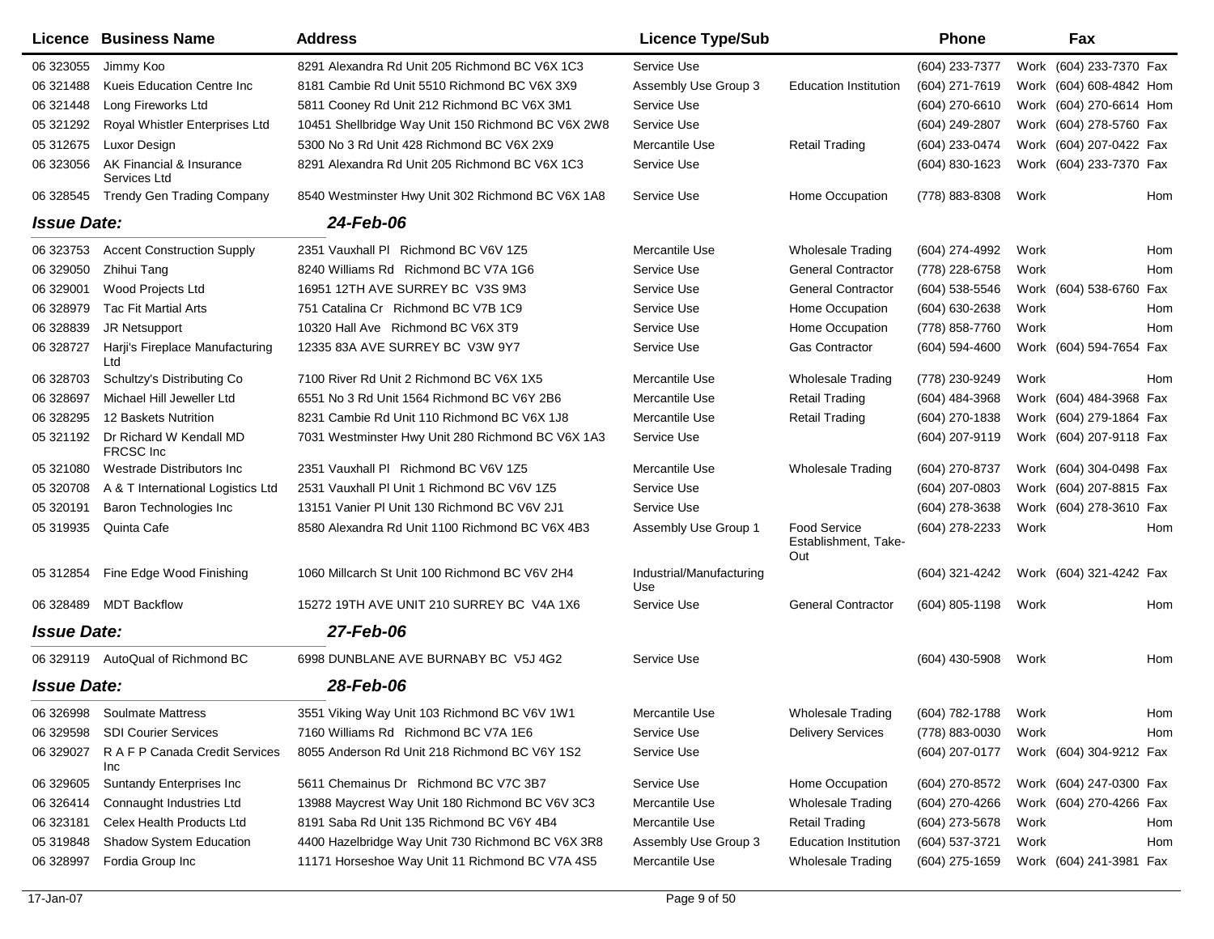| Licence | Business Name | Address | Licence Type/Sub | | Phone | | Fax | |
|---|---|---|---|---|---|---|---|---|
| 06 323055 | Jimmy Koo | 8291 Alexandra Rd Unit 205 Richmond BC V6X 1C3 | Service Use | | (604) 233-7377 | Work | (604) 233-7370 | Fax |
| 06 321488 | Kueis Education Centre Inc | 8181 Cambie Rd Unit 5510 Richmond BC V6X 3X9 | Assembly Use Group 3 | Education Institution | (604) 271-7619 | Work | (604) 608-4842 | Hom |
| 06 321448 | Long Fireworks Ltd | 5811 Cooney Rd Unit 212 Richmond BC V6X 3M1 | Service Use | | (604) 270-6610 | Work | (604) 270-6614 | Hom |
| 05 321292 | Royal Whistler Enterprises Ltd | 10451 Shellbridge Way Unit 150 Richmond BC V6X 2W8 | Service Use | | (604) 249-2807 | Work | (604) 278-5760 | Fax |
| 05 312675 | Luxor Design | 5300 No 3 Rd Unit 428 Richmond BC V6X 2X9 | Mercantile Use | Retail Trading | (604) 233-0474 | Work | (604) 207-0422 | Fax |
| 06 323056 | AK Financial & Insurance Services Ltd | 8291 Alexandra Rd Unit 205 Richmond BC V6X 1C3 | Service Use | | (604) 830-1623 | Work | (604) 233-7370 | Fax |
| 06 328545 | Trendy Gen Trading Company | 8540 Westminster Hwy Unit 302 Richmond BC V6X 1A8 | Service Use | Home Occupation | (778) 883-8308 | Work | | Hom |
| ***Issue Date:*** | | ***24-Feb-06*** | | | | | | |
| 06 323753 | Accent Construction Supply | 2351 Vauxhall Pl Richmond BC V6V 1Z5 | Mercantile Use | Wholesale Trading | (604) 274-4992 | Work | | Hom |
| 06 329050 | Zhihui Tang | 8240 Williams Rd Richmond BC V7A 1G6 | Service Use | General Contractor | (778) 228-6758 | Work | | Hom |
| 06 329001 | Wood Projects Ltd | 16951 12TH AVE SURREY BC V3S 9M3 | Service Use | General Contractor | (604) 538-5546 | Work | (604) 538-6760 | Fax |
| 06 328979 | Tac Fit Martial Arts | 751 Catalina Cr Richmond BC V7B 1C9 | Service Use | Home Occupation | (604) 630-2638 | Work | | Hom |
| 06 328839 | JR Netsupport | 10320 Hall Ave Richmond BC V6X 3T9 | Service Use | Home Occupation | (778) 858-7760 | Work | | Hom |
| 06 328727 | Harji's Fireplace Manufacturing Ltd | 12335 83A AVE SURREY BC V3W 9Y7 | Service Use | Gas Contractor | (604) 594-4600 | Work | (604) 594-7654 | Fax |
| 06 328703 | Schultzy's Distributing Co | 7100 River Rd Unit 2 Richmond BC V6X 1X5 | Mercantile Use | Wholesale Trading | (778) 230-9249 | Work | | Hom |
| 06 328697 | Michael Hill Jeweller Ltd | 6551 No 3 Rd Unit 1564 Richmond BC V6Y 2B6 | Mercantile Use | Retail Trading | (604) 484-3968 | Work | (604) 484-3968 | Fax |
| 06 328295 | 12 Baskets Nutrition | 8231 Cambie Rd Unit 110 Richmond BC V6X 1J8 | Mercantile Use | Retail Trading | (604) 270-1838 | Work | (604) 279-1864 | Fax |
| 05 321192 | Dr Richard W Kendall MD FRCSC Inc | 7031 Westminster Hwy Unit 280 Richmond BC V6X 1A3 | Service Use | | (604) 207-9119 | Work | (604) 207-9118 | Fax |
| 05 321080 | Westrade Distributors Inc | 2351 Vauxhall Pl Richmond BC V6V 1Z5 | Mercantile Use | Wholesale Trading | (604) 270-8737 | Work | (604) 304-0498 | Fax |
| 05 320708 | A & T International Logistics Ltd | 2531 Vauxhall Pl Unit 1 Richmond BC V6V 1Z5 | Service Use | | (604) 207-0803 | Work | (604) 207-8815 | Fax |
| 05 320191 | Baron Technologies Inc | 13151 Vanier Pl Unit 130 Richmond BC V6V 2J1 | Service Use | | (604) 278-3638 | Work | (604) 278-3610 | Fax |
| 05 319935 | Quinta Cafe | 8580 Alexandra Rd Unit 1100 Richmond BC V6X 4B3 | Assembly Use Group 1 | Food Service Establishment, Take-Out | (604) 278-2233 | Work | | Hom |
| 05 312854 | Fine Edge Wood Finishing | 1060 Millcarch St Unit 100 Richmond BC V6V 2H4 | Industrial/Manufacturing Use | | (604) 321-4242 | Work | (604) 321-4242 | Fax |
| 06 328489 | MDT Backflow | 15272 19TH AVE UNIT 210 SURREY BC V4A 1X6 | Service Use | General Contractor | (604) 805-1198 | Work | | Hom |
| ***Issue Date:*** | | ***27-Feb-06*** | | | | | | |
| 06 329119 | AutoQual of Richmond BC | 6998 DUNBLANE AVE BURNABY BC V5J 4G2 | Service Use | | (604) 430-5908 | Work | | Hom |
| ***Issue Date:*** | | ***28-Feb-06*** | | | | | | |
| 06 326998 | Soulmate Mattress | 3551 Viking Way Unit 103 Richmond BC V6V 1W1 | Mercantile Use | Wholesale Trading | (604) 782-1788 | Work | | Hom |
| 06 329598 | SDI Courier Services | 7160 Williams Rd Richmond BC V7A 1E6 | Service Use | Delivery Services | (778) 883-0030 | Work | | Hom |
| 06 329027 | R A F P Canada Credit Services Inc | 8055 Anderson Rd Unit 218 Richmond BC V6Y 1S2 | Service Use | | (604) 207-0177 | Work | (604) 304-9212 | Fax |
| 06 329605 | Suntandy Enterprises Inc | 5611 Chemainus Dr Richmond BC V7C 3B7 | Service Use | Home Occupation | (604) 270-8572 | Work | (604) 247-0300 | Fax |
| 06 326414 | Connaught Industries Ltd | 13988 Maycrest Way Unit 180 Richmond BC V6V 3C3 | Mercantile Use | Wholesale Trading | (604) 270-4266 | Work | (604) 270-4266 | Fax |
| 06 323181 | Celex Health Products Ltd | 8191 Saba Rd Unit 135 Richmond BC V6Y 4B4 | Mercantile Use | Retail Trading | (604) 273-5678 | Work | | Hom |
| 05 319848 | Shadow System Education | 4400 Hazelbridge Way Unit 730 Richmond BC V6X 3R8 | Assembly Use Group 3 | Education Institution | (604) 537-3721 | Work | | Hom |
| 06 328997 | Fordia Group Inc | 11171 Horseshoe Way Unit 11 Richmond BC V7A 4S5 | Mercantile Use | Wholesale Trading | (604) 275-1659 | Work | (604) 241-3981 | Fax |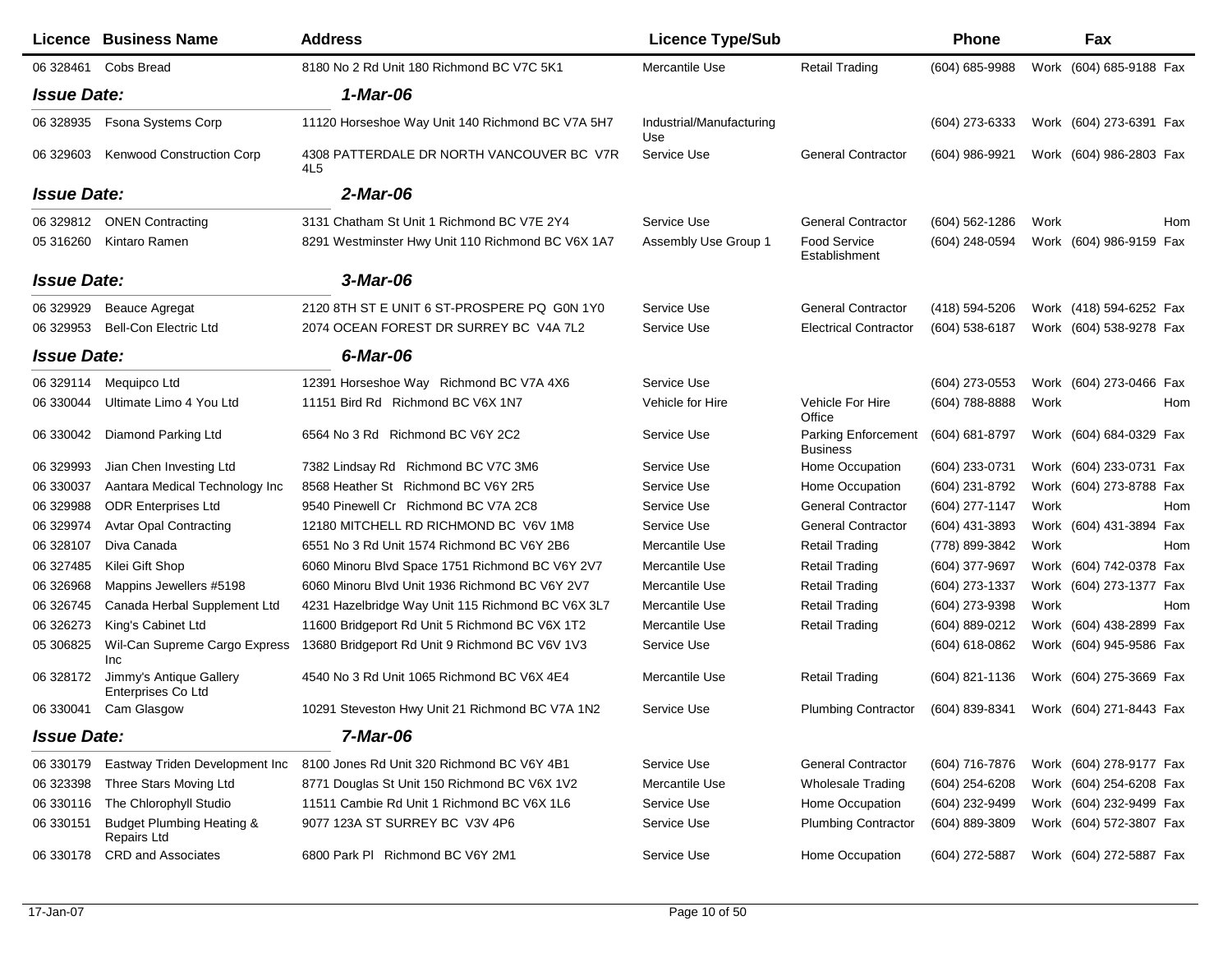| Licence | Business Name | Address | Licence Type/Sub | | Phone | | Fax | |
|---|---|---|---|---|---|---|---|---|
| 06 328461 | Cobs Bread | 8180 No 2 Rd Unit 180 Richmond BC V7C 5K1 | Mercantile Use | Retail Trading | (604) 685-9988 | Work | (604) 685-9188 | Fax |
| ***Issue Date:*** | | ***1-Mar-06*** | | | | | | |
| 06 328935 | Fsona Systems Corp | 11120 Horseshoe Way Unit 140 Richmond BC V7A 5H7 | Industrial/Manufacturing Use | | (604) 273-6333 | Work | (604) 273-6391 | Fax |
| 06 329603 | Kenwood Construction Corp | 4308 PATTERDALE DR NORTH VANCOUVER BC V7R 4L5 | Service Use | General Contractor | (604) 986-9921 | Work | (604) 986-2803 | Fax |
| ***Issue Date:*** | | ***2-Mar-06*** | | | | | | |
| 06 329812 | ONEN Contracting | 3131 Chatham St Unit 1 Richmond BC V7E 2Y4 | Service Use | General Contractor | (604) 562-1286 | Work | | Hom |
| 05 316260 | Kintaro Ramen | 8291 Westminster Hwy Unit 110 Richmond BC V6X 1A7 | Assembly Use Group 1 | Food Service Establishment | (604) 248-0594 | Work | (604) 986-9159 | Fax |
| ***Issue Date:*** | | ***3-Mar-06*** | | | | | | |
| 06 329929 | Beauce Agregat | 2120 8TH ST E UNIT 6 ST-PROSPERE PQ G0N 1Y0 | Service Use | General Contractor | (418) 594-5206 | Work | (418) 594-6252 | Fax |
| 06 329953 | Bell-Con Electric Ltd | 2074 OCEAN FOREST DR SURREY BC V4A 7L2 | Service Use | Electrical Contractor | (604) 538-6187 | Work | (604) 538-9278 | Fax |
| ***Issue Date:*** | | ***6-Mar-06*** | | | | | | |
| 06 329114 | Mequipco Ltd | 12391 Horseshoe Way Richmond BC V7A 4X6 | Service Use | | (604) 273-0553 | Work | (604) 273-0466 | Fax |
| 06 330044 | Ultimate Limo 4 You Ltd | 11151 Bird Rd Richmond BC V6X 1N7 | Vehicle for Hire | Vehicle For Hire Office | (604) 788-8888 | Work | | Hom |
| 06 330042 | Diamond Parking Ltd | 6564 No 3 Rd Richmond BC V6Y 2C2 | Service Use | Parking Enforcement Business | (604) 681-8797 | Work | (604) 684-0329 | Fax |
| 06 329993 | Jian Chen Investing Ltd | 7382 Lindsay Rd Richmond BC V7C 3M6 | Service Use | Home Occupation | (604) 233-0731 | Work | (604) 233-0731 | Fax |
| 06 330037 | Aantara Medical Technology Inc | 8568 Heather St Richmond BC V6Y 2R5 | Service Use | Home Occupation | (604) 231-8792 | Work | (604) 273-8788 | Fax |
| 06 329988 | ODR Enterprises Ltd | 9540 Pinewell Cr Richmond BC V7A 2C8 | Service Use | General Contractor | (604) 277-1147 | Work | | Hom |
| 06 329974 | Avtar Opal Contracting | 12180 MITCHELL RD RICHMOND BC V6V 1M8 | Service Use | General Contractor | (604) 431-3893 | Work | (604) 431-3894 | Fax |
| 06 328107 | Diva Canada | 6551 No 3 Rd Unit 1574 Richmond BC V6Y 2B6 | Mercantile Use | Retail Trading | (778) 899-3842 | Work | | Hom |
| 06 327485 | Kilei Gift Shop | 6060 Minoru Blvd Space 1751 Richmond BC V6Y 2V7 | Mercantile Use | Retail Trading | (604) 377-9697 | Work | (604) 742-0378 | Fax |
| 06 326968 | Mappins Jewellers #5198 | 6060 Minoru Blvd Unit 1936 Richmond BC V6Y 2V7 | Mercantile Use | Retail Trading | (604) 273-1337 | Work | (604) 273-1377 | Fax |
| 06 326745 | Canada Herbal Supplement Ltd | 4231 Hazelbridge Way Unit 115 Richmond BC V6X 3L7 | Mercantile Use | Retail Trading | (604) 273-9398 | Work | | Hom |
| 06 326273 | King's Cabinet Ltd | 11600 Bridgeport Rd Unit 5 Richmond BC V6X 1T2 | Mercantile Use | Retail Trading | (604) 889-0212 | Work | (604) 438-2899 | Fax |
| 05 306825 | Wil-Can Supreme Cargo Express Inc | 13680 Bridgeport Rd Unit 9 Richmond BC V6V 1V3 | Service Use | | (604) 618-0862 | Work | (604) 945-9586 | Fax |
| 06 328172 | Jimmy's Antique Gallery Enterprises Co Ltd | 4540 No 3 Rd Unit 1065 Richmond BC V6X 4E4 | Mercantile Use | Retail Trading | (604) 821-1136 | Work | (604) 275-3669 | Fax |
| 06 330041 | Cam Glasgow | 10291 Steveston Hwy Unit 21 Richmond BC V7A 1N2 | Service Use | Plumbing Contractor | (604) 839-8341 | Work | (604) 271-8443 | Fax |
| ***Issue Date:*** | | ***7-Mar-06*** | | | | | | |
| 06 330179 | Eastway Triden Development Inc | 8100 Jones Rd Unit 320 Richmond BC V6Y 4B1 | Service Use | General Contractor | (604) 716-7876 | Work | (604) 278-9177 | Fax |
| 06 323398 | Three Stars Moving Ltd | 8771 Douglas St Unit 150 Richmond BC V6X 1V2 | Mercantile Use | Wholesale Trading | (604) 254-6208 | Work | (604) 254-6208 | Fax |
| 06 330116 | The Chlorophyll Studio | 11511 Cambie Rd Unit 1 Richmond BC V6X 1L6 | Service Use | Home Occupation | (604) 232-9499 | Work | (604) 232-9499 | Fax |
| 06 330151 | Budget Plumbing Heating & Repairs Ltd | 9077 123A ST SURREY BC V3V 4P6 | Service Use | Plumbing Contractor | (604) 889-3809 | Work | (604) 572-3807 | Fax |
| 06 330178 | CRD and Associates | 6800 Park Pl Richmond BC V6Y 2M1 | Service Use | Home Occupation | (604) 272-5887 | Work | (604) 272-5887 | Fax |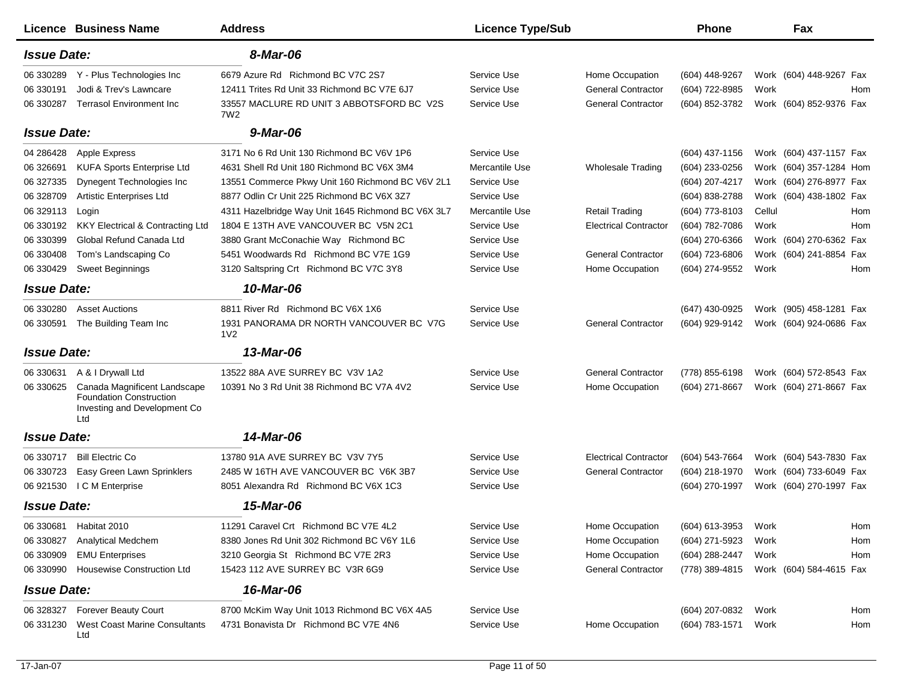| Licence | Business Name | Address | Licence Type/Sub | | Phone | | Fax | |
|---|---|---|---|---|---|---|---|---|
| ***Issue Date:*** | | ***8-Mar-06*** | | | | | | |
| 06 330289 | Y - Plus Technologies Inc | 6679 Azure Rd Richmond BC V7C 2S7 | Service Use | Home Occupation | (604) 448-9267 | Work | (604) 448-9267 | Fax |
| 06 330191 | Jodi & Trev's Lawncare | 12411 Trites Rd Unit 33 Richmond BC V7E 6J7 | Service Use | General Contractor | (604) 722-8985 | Work | | Hom |
| 06 330287 | Terrasol Environment Inc | 33557 MACLURE RD UNIT 3 ABBOTSFORD BC V2S 7W2 | Service Use | General Contractor | (604) 852-3782 | Work | (604) 852-9376 | Fax |
| ***Issue Date:*** | | ***9-Mar-06*** | | | | | | |
| 04 286428 | Apple Express | 3171 No 6 Rd Unit 130 Richmond BC V6V 1P6 | Service Use | | (604) 437-1156 | Work | (604) 437-1157 | Fax |
| 06 326691 | KUFA Sports Enterprise Ltd | 4631 Shell Rd Unit 180 Richmond BC V6X 3M4 | Mercantile Use | Wholesale Trading | (604) 233-0256 | Work | (604) 357-1284 | Hom |
| 06 327335 | Dynegent Technologies Inc | 13551 Commerce Pkwy Unit 160 Richmond BC V6V 2L1 | Service Use | | (604) 207-4217 | Work | (604) 276-8977 | Fax |
| 06 328709 | Artistic Enterprises Ltd | 8877 Odlin Cr Unit 225 Richmond BC V6X 3Z7 | Service Use | | (604) 838-2788 | Work | (604) 438-1802 | Fax |
| 06 329113 | Login | 4311 Hazelbridge Way Unit 1645 Richmond BC V6X 3L7 | Mercantile Use | Retail Trading | (604) 773-8103 | Cellul | | Hom |
| 06 330192 | KKY Electrical & Contracting Ltd | 1804 E 13TH AVE VANCOUVER BC V5N 2C1 | Service Use | Electrical Contractor | (604) 782-7086 | Work | | Hom |
| 06 330399 | Global Refund Canada Ltd | 3880 Grant McConachie Way Richmond BC | Service Use | | (604) 270-6366 | Work | (604) 270-6362 | Fax |
| 06 330408 | Tom's Landscaping Co | 5451 Woodwards Rd Richmond BC V7E 1G9 | Service Use | General Contractor | (604) 723-6806 | Work | (604) 241-8854 | Fax |
| 06 330429 | Sweet Beginnings | 3120 Saltspring Crt Richmond BC V7C 3Y8 | Service Use | Home Occupation | (604) 274-9552 | Work | | Hom |
| ***Issue Date:*** | | ***10-Mar-06*** | | | | | | |
| 06 330280 | Asset Auctions | 8811 River Rd Richmond BC V6X 1X6 | Service Use | | (647) 430-0925 | Work | (905) 458-1281 | Fax |
| 06 330591 | The Building Team Inc | 1931 PANORAMA DR NORTH VANCOUVER BC V7G 1V2 | Service Use | General Contractor | (604) 929-9142 | Work | (604) 924-0686 | Fax |
| ***Issue Date:*** | | ***13-Mar-06*** | | | | | | |
| 06 330631 | A & I Drywall Ltd | 13522 88A AVE SURREY BC V3V 1A2 | Service Use | General Contractor | (778) 855-6198 | Work | (604) 572-8543 | Fax |
| 06 330625 | Canada Magnificent Landscape Foundation Construction Investing and Development Co Ltd | 10391 No 3 Rd Unit 38 Richmond BC V7A 4V2 | Service Use | Home Occupation | (604) 271-8667 | Work | (604) 271-8667 | Fax |
| ***Issue Date:*** | | ***14-Mar-06*** | | | | | | |
| 06 330717 | Bill Electric Co | 13780 91A AVE SURREY BC V3V 7Y5 | Service Use | Electrical Contractor | (604) 543-7664 | Work | (604) 543-7830 | Fax |
| 06 330723 | Easy Green Lawn Sprinklers | 2485 W 16TH AVE VANCOUVER BC V6K 3B7 | Service Use | General Contractor | (604) 218-1970 | Work | (604) 733-6049 | Fax |
| 06 921530 | I C M Enterprise | 8051 Alexandra Rd Richmond BC V6X 1C3 | Service Use | | (604) 270-1997 | Work | (604) 270-1997 | Fax |
| ***Issue Date:*** | | ***15-Mar-06*** | | | | | | |
| 06 330681 | Habitat 2010 | 11291 Caravel Crt Richmond BC V7E 4L2 | Service Use | Home Occupation | (604) 613-3953 | Work | | Hom |
| 06 330827 | Analytical Medchem | 8380 Jones Rd Unit 302 Richmond BC V6Y 1L6 | Service Use | Home Occupation | (604) 271-5923 | Work | | Hom |
| 06 330909 | EMU Enterprises | 3210 Georgia St Richmond BC V7E 2R3 | Service Use | Home Occupation | (604) 288-2447 | Work | | Hom |
| 06 330990 | Housewise Construction Ltd | 15423 112 AVE SURREY BC V3R 6G9 | Service Use | General Contractor | (778) 389-4815 | Work | (604) 584-4615 | Fax |
| ***Issue Date:*** | | ***16-Mar-06*** | | | | | | |
| 06 328327 | Forever Beauty Court | 8700 McKim Way Unit 1013 Richmond BC V6X 4A5 | Service Use | | (604) 207-0832 | Work | | Hom |
| 06 331230 | West Coast Marine Consultants Ltd | 4731 Bonavista Dr Richmond BC V7E 4N6 | Service Use | Home Occupation | (604) 783-1571 | Work | | Hom |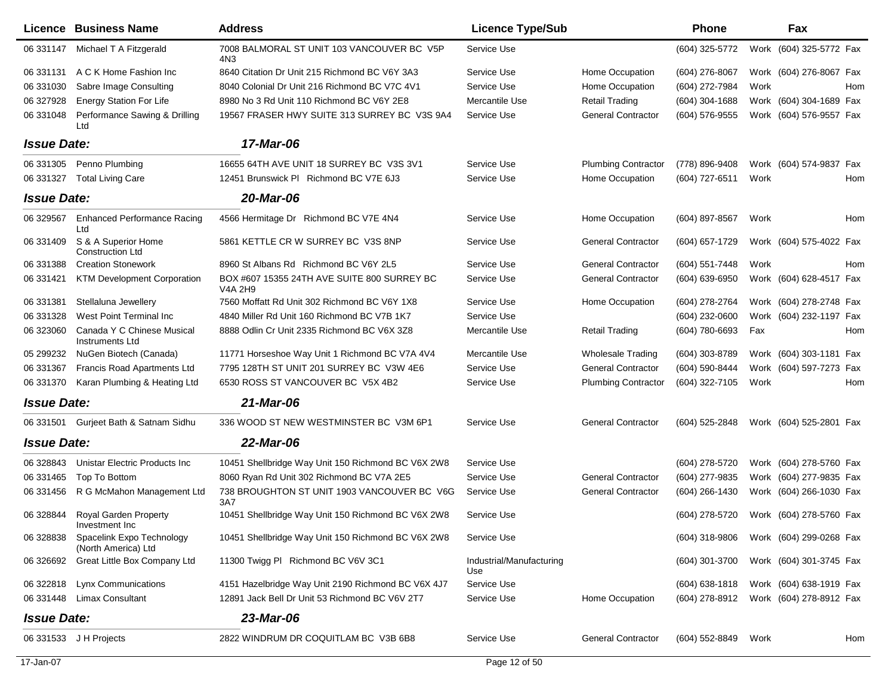| Licence | Business Name | Address | Licence Type/Sub | | Phone | | Fax | |
|---|---|---|---|---|---|---|---|---|
| 06 331147 | Michael T A Fitzgerald | 7008 BALMORAL ST UNIT 103 VANCOUVER BC V5P 4N3 | Service Use | | (604) 325-5772 | Work | (604) 325-5772 | Fax |
| 06 331131 | A C K Home Fashion Inc | 8640 Citation Dr Unit 215 Richmond BC V6Y 3A3 | Service Use | Home Occupation | (604) 276-8067 | Work | (604) 276-8067 | Fax |
| 06 331030 | Sabre Image Consulting | 8040 Colonial Dr Unit 216 Richmond BC V7C 4V1 | Service Use | Home Occupation | (604) 272-7984 | Work | | Hom |
| 06 327928 | Energy Station For Life | 8980 No 3 Rd Unit 110 Richmond BC V6Y 2E8 | Mercantile Use | Retail Trading | (604) 304-1688 | Work | (604) 304-1689 | Fax |
| 06 331048 | Performance Sawing & Drilling Ltd | 19567 FRASER HWY SUITE 313 SURREY BC V3S 9A4 | Service Use | General Contractor | (604) 576-9555 | Work | (604) 576-9557 | Fax |
| ***Issue Date:*** | | ***17-Mar-06*** | | | | | | |
| 06 331305 | Penno Plumbing | 16655 64TH AVE UNIT 18 SURREY BC V3S 3V1 | Service Use | Plumbing Contractor | (778) 896-9408 | Work | (604) 574-9837 | Fax |
| 06 331327 | Total Living Care | 12451 Brunswick Pl Richmond BC V7E 6J3 | Service Use | Home Occupation | (604) 727-6511 | Work | | Hom |
| ***Issue Date:*** | | ***20-Mar-06*** | | | | | | |
| 06 329567 | Enhanced Performance Racing Ltd | 4566 Hermitage Dr Richmond BC V7E 4N4 | Service Use | Home Occupation | (604) 897-8567 | Work | | Hom |
| 06 331409 | S & A Superior Home Construction Ltd | 5861 KETTLE CR W SURREY BC V3S 8NP | Service Use | General Contractor | (604) 657-1729 | Work | (604) 575-4022 | Fax |
| 06 331388 | Creation Stonework | 8960 St Albans Rd Richmond BC V6Y 2L5 | Service Use | General Contractor | (604) 551-7448 | Work | | Hom |
| 06 331421 | KTM Development Corporation | BOX #607 15355 24TH AVE SUITE 800 SURREY BC V4A 2H9 | Service Use | General Contractor | (604) 639-6950 | Work | (604) 628-4517 | Fax |
| 06 331381 | Stellaluna Jewellery | 7560 Moffatt Rd Unit 302 Richmond BC V6Y 1X8 | Service Use | Home Occupation | (604) 278-2764 | Work | (604) 278-2748 | Fax |
| 06 331328 | West Point Terminal Inc | 4840 Miller Rd Unit 160 Richmond BC V7B 1K7 | Service Use | | (604) 232-0600 | Work | (604) 232-1197 | Fax |
| 06 323060 | Canada Y C Chinese Musical Instruments Ltd | 8888 Odlin Cr Unit 2335 Richmond BC V6X 3Z8 | Mercantile Use | Retail Trading | (604) 780-6693 | Fax | | Hom |
| 05 299232 | NuGen Biotech (Canada) | 11771 Horseshoe Way Unit 1 Richmond BC V7A 4V4 | Mercantile Use | Wholesale Trading | (604) 303-8789 | Work | (604) 303-1181 | Fax |
| 06 331367 | Francis Road Apartments Ltd | 7795 128TH ST UNIT 201 SURREY BC V3W 4E6 | Service Use | General Contractor | (604) 590-8444 | Work | (604) 597-7273 | Fax |
| 06 331370 | Karan Plumbing & Heating Ltd | 6530 ROSS ST VANCOUVER BC V5X 4B2 | Service Use | Plumbing Contractor | (604) 322-7105 | Work | | Hom |
| ***Issue Date:*** | | ***21-Mar-06*** | | | | | | |
| 06 331501 | Gurjeet Bath & Satnam Sidhu | 336 WOOD ST NEW WESTMINSTER BC V3M 6P1 | Service Use | General Contractor | (604) 525-2848 | Work | (604) 525-2801 | Fax |
| ***Issue Date:*** | | ***22-Mar-06*** | | | | | | |
| 06 328843 | Unistar Electric Products Inc | 10451 Shellbridge Way Unit 150 Richmond BC V6X 2W8 | Service Use | | (604) 278-5720 | Work | (604) 278-5760 | Fax |
| 06 331465 | Top To Bottom | 8060 Ryan Rd Unit 302 Richmond BC V7A 2E5 | Service Use | General Contractor | (604) 277-9835 | Work | (604) 277-9835 | Fax |
| 06 331456 | R G McMahon Management Ltd | 738 BROUGHTON ST UNIT 1903 VANCOUVER BC V6G 3A7 | Service Use | General Contractor | (604) 266-1430 | Work | (604) 266-1030 | Fax |
| 06 328844 | Royal Garden Property Investment Inc | 10451 Shellbridge Way Unit 150 Richmond BC V6X 2W8 | Service Use | | (604) 278-5720 | Work | (604) 278-5760 | Fax |
| 06 328838 | Spacelink Expo Technology (North America) Ltd | 10451 Shellbridge Way Unit 150 Richmond BC V6X 2W8 | Service Use | | (604) 318-9806 | Work | (604) 299-0268 | Fax |
| 06 326692 | Great Little Box Company Ltd | 11300 Twigg Pl Richmond BC V6V 3C1 | Industrial/Manufacturing Use | | (604) 301-3700 | Work | (604) 301-3745 | Fax |
| 06 322818 | Lynx Communications | 4151 Hazelbridge Way Unit 2190 Richmond BC V6X 4J7 | Service Use | | (604) 638-1818 | Work | (604) 638-1919 | Fax |
| 06 331448 | Limax Consultant | 12891 Jack Bell Dr Unit 53 Richmond BC V6V 2T7 | Service Use | Home Occupation | (604) 278-8912 | Work | (604) 278-8912 | Fax |
| ***Issue Date:*** | | ***23-Mar-06*** | | | | | | |
| 06 331533 | J H Projects | 2822 WINDRUM DR COQUITLAM BC V3B 6B8 | Service Use | General Contractor | (604) 552-8849 | Work | | Hom |

17-Jan-07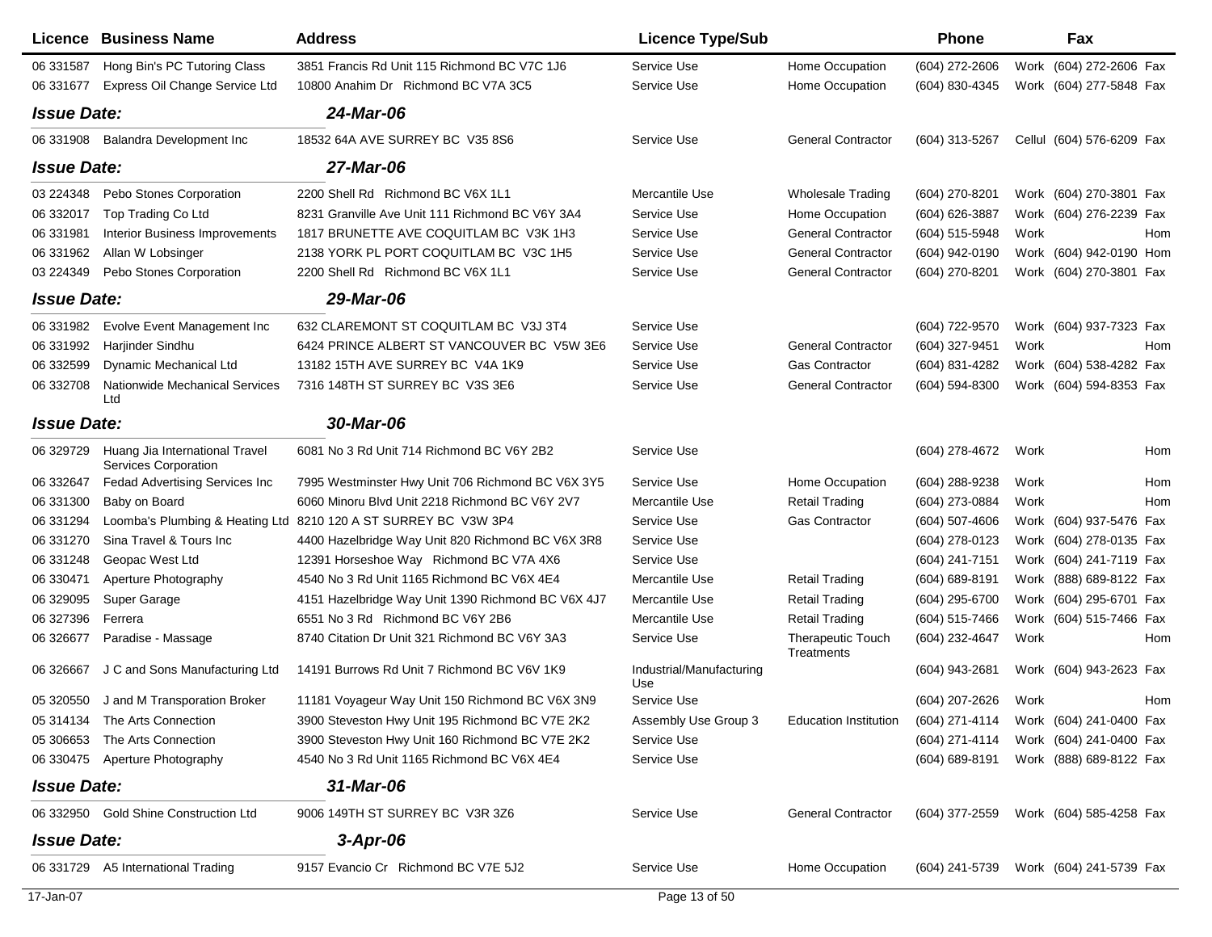| Licence | Business Name | Address | Licence Type/Sub | | Phone | | Fax | |
|---|---|---|---|---|---|---|---|---|
| 06 331587 | Hong Bin's PC Tutoring Class | 3851 Francis Rd Unit 115 Richmond BC V7C 1J6 | Service Use | Home Occupation | (604) 272-2606 | Work | (604) 272-2606 | Fax |
| 06 331677 | Express Oil Change Service Ltd | 10800 Anahim Dr Richmond BC V7A 3C5 | Service Use | Home Occupation | (604) 830-4345 | Work | (604) 277-5848 | Fax |
| ***Issue Date:*** | | ***24-Mar-06*** | | | | | | |
| 06 331908 | Balandra Development Inc | 18532 64A AVE SURREY BC V35 8S6 | Service Use | General Contractor | (604) 313-5267 | Cellul | (604) 576-6209 | Fax |
| ***Issue Date:*** | | ***27-Mar-06*** | | | | | | |
| 03 224348 | Pebo Stones Corporation | 2200 Shell Rd Richmond BC V6X 1L1 | Mercantile Use | Wholesale Trading | (604) 270-8201 | Work | (604) 270-3801 | Fax |
| 06 332017 | Top Trading Co Ltd | 8231 Granville Ave Unit 111 Richmond BC V6Y 3A4 | Service Use | Home Occupation | (604) 626-3887 | Work | (604) 276-2239 | Fax |
| 06 331981 | Interior Business Improvements | 1817 BRUNETTE AVE COQUITLAM BC V3K 1H3 | Service Use | General Contractor | (604) 515-5948 | Work | | Hom |
| 06 331962 | Allan W Lobsinger | 2138 YORK PL PORT COQUITLAM BC V3C 1H5 | Service Use | General Contractor | (604) 942-0190 | Work | (604) 942-0190 | Hom |
| 03 224349 | Pebo Stones Corporation | 2200 Shell Rd Richmond BC V6X 1L1 | Service Use | General Contractor | (604) 270-8201 | Work | (604) 270-3801 | Fax |
| ***Issue Date:*** | | ***29-Mar-06*** | | | | | | |
| 06 331982 | Evolve Event Management Inc | 632 CLAREMONT ST COQUITLAM BC V3J 3T4 | Service Use | | (604) 722-9570 | Work | (604) 937-7323 | Fax |
| 06 331992 | Harjinder Sindhu | 6424 PRINCE ALBERT ST VANCOUVER BC V5W 3E6 | Service Use | General Contractor | (604) 327-9451 | Work | | Hom |
| 06 332599 | Dynamic Mechanical Ltd | 13182 15TH AVE SURREY BC V4A 1K9 | Service Use | Gas Contractor | (604) 831-4282 | Work | (604) 538-4282 | Fax |
| 06 332708 | Nationwide Mechanical Services Ltd | 7316 148TH ST SURREY BC V3S 3E6 | Service Use | General Contractor | (604) 594-8300 | Work | (604) 594-8353 | Fax |
| ***Issue Date:*** | | ***30-Mar-06*** | | | | | | |
| 06 329729 | Huang Jia International Travel Services Corporation | 6081 No 3 Rd Unit 714 Richmond BC V6Y 2B2 | Service Use | | (604) 278-4672 | Work | | Hom |
| 06 332647 | Fedad Advertising Services Inc | 7995 Westminster Hwy Unit 706 Richmond BC V6X 3Y5 | Service Use | Home Occupation | (604) 288-9238 | Work | | Hom |
| 06 331300 | Baby on Board | 6060 Minoru Blvd Unit 2218 Richmond BC V6Y 2V7 | Mercantile Use | Retail Trading | (604) 273-0884 | Work | | Hom |
| 06 331294 | Loomba's Plumbing & Heating Ltd | 8210 120 A ST SURREY BC V3W 3P4 | Service Use | Gas Contractor | (604) 507-4606 | Work | (604) 937-5476 | Fax |
| 06 331270 | Sina Travel & Tours Inc | 4400 Hazelbridge Way Unit 820 Richmond BC V6X 3R8 | Service Use | | (604) 278-0123 | Work | (604) 278-0135 | Fax |
| 06 331248 | Geopac West Ltd | 12391 Horseshoe Way Richmond BC V7A 4X6 | Service Use | | (604) 241-7151 | Work | (604) 241-7119 | Fax |
| 06 330471 | Aperture Photography | 4540 No 3 Rd Unit 1165 Richmond BC V6X 4E4 | Mercantile Use | Retail Trading | (604) 689-8191 | Work | (888) 689-8122 | Fax |
| 06 329095 | Super Garage | 4151 Hazelbridge Way Unit 1390 Richmond BC V6X 4J7 | Mercantile Use | Retail Trading | (604) 295-6700 | Work | (604) 295-6701 | Fax |
| 06 327396 | Ferrera | 6551 No 3 Rd Richmond BC V6Y 2B6 | Mercantile Use | Retail Trading | (604) 515-7466 | Work | (604) 515-7466 | Fax |
| 06 326677 | Paradise - Massage | 8740 Citation Dr Unit 321 Richmond BC V6Y 3A3 | Service Use | Therapeutic Touch Treatments | (604) 232-4647 | Work | | Hom |
| 06 326667 | J C and Sons Manufacturing Ltd | 14191 Burrows Rd Unit 7 Richmond BC V6V 1K9 | Industrial/Manufacturing Use | | (604) 943-2681 | Work | (604) 943-2623 | Fax |
| 05 320550 | J and M Transporation Broker | 11181 Voyageur Way Unit 150 Richmond BC V6X 3N9 | Service Use | | (604) 207-2626 | Work | | Hom |
| 05 314134 | The Arts Connection | 3900 Steveston Hwy Unit 195 Richmond BC V7E 2K2 | Assembly Use Group 3 | Education Institution | (604) 271-4114 | Work | (604) 241-0400 | Fax |
| 05 306653 | The Arts Connection | 3900 Steveston Hwy Unit 160 Richmond BC V7E 2K2 | Service Use | | (604) 271-4114 | Work | (604) 241-0400 | Fax |
| 06 330475 | Aperture Photography | 4540 No 3 Rd Unit 1165 Richmond BC V6X 4E4 | Service Use | | (604) 689-8191 | Work | (888) 689-8122 | Fax |
| ***Issue Date:*** | | ***31-Mar-06*** | | | | | | |
| 06 332950 | Gold Shine Construction Ltd | 9006 149TH ST SURREY BC V3R 3Z6 | Service Use | General Contractor | (604) 377-2559 | Work | (604) 585-4258 | Fax |
| ***Issue Date:*** | | ***3-Apr-06*** | | | | | | |
| 06 331729 | A5 International Trading | 9157 Evancio Cr Richmond BC V7E 5J2 | Service Use | Home Occupation | (604) 241-5739 | Work | (604) 241-5739 | Fax |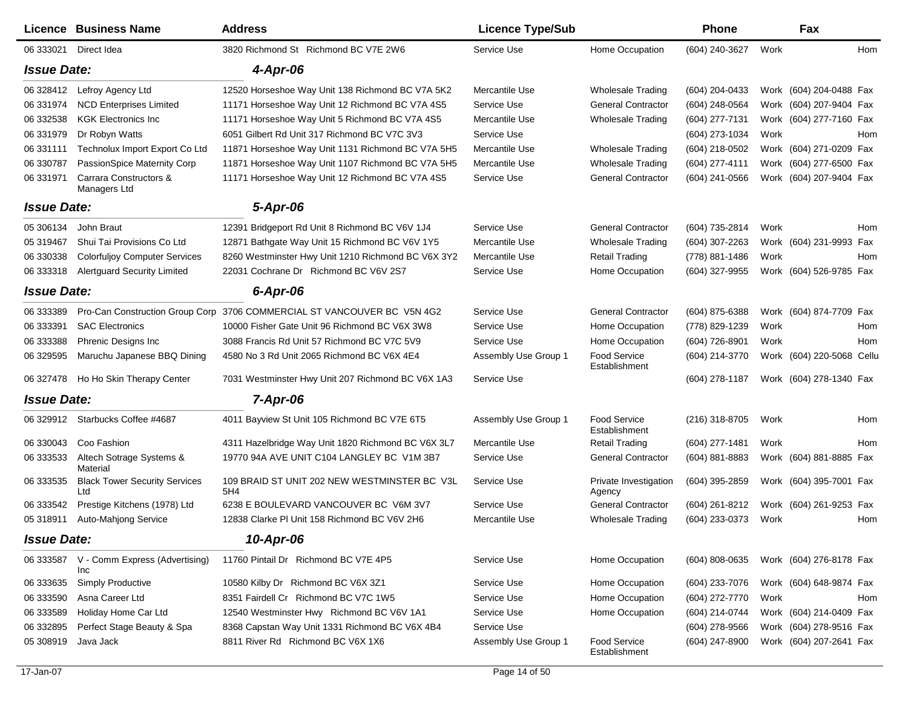| Licence | Business Name | Address | Licence Type/Sub | | Phone | | Fax | |
|---|---|---|---|---|---|---|---|---|
| 06 333021 | Direct Idea | 3820 Richmond St Richmond BC V7E 2W6 | Service Use | Home Occupation | (604) 240-3627 | Work | | Hom |
| ***Issue Date:*** | | ***4-Apr-06*** | | | | | | |
| 06 328412 | Lefroy Agency Ltd | 12520 Horseshoe Way Unit 138 Richmond BC V7A 5K2 | Mercantile Use | Wholesale Trading | (604) 204-0433 | Work | (604) 204-0488 | Fax |
| 06 331974 | NCD Enterprises Limited | 11171 Horseshoe Way Unit 12 Richmond BC V7A 4S5 | Service Use | General Contractor | (604) 248-0564 | Work | (604) 207-9404 | Fax |
| 06 332538 | KGK Electronics Inc | 11171 Horseshoe Way Unit 5 Richmond BC V7A 4S5 | Mercantile Use | Wholesale Trading | (604) 277-7131 | Work | (604) 277-7160 | Fax |
| 06 331979 | Dr Robyn Watts | 6051 Gilbert Rd Unit 317 Richmond BC V7C 3V3 | Service Use | | (604) 273-1034 | Work | | Hom |
| 06 331111 | Technolux Import Export Co Ltd | 11871 Horseshoe Way Unit 1131 Richmond BC V7A 5H5 | Mercantile Use | Wholesale Trading | (604) 218-0502 | Work | (604) 271-0209 | Fax |
| 06 330787 | PassionSpice Maternity Corp | 11871 Horseshoe Way Unit 1107 Richmond BC V7A 5H5 | Mercantile Use | Wholesale Trading | (604) 277-4111 | Work | (604) 277-6500 | Fax |
| 06 331971 | Carrara Constructors & Managers Ltd | 11171 Horseshoe Way Unit 12 Richmond BC V7A 4S5 | Service Use | General Contractor | (604) 241-0566 | Work | (604) 207-9404 | Fax |
| ***Issue Date:*** | | ***5-Apr-06*** | | | | | | |
| 05 306134 | John Braut | 12391 Bridgeport Rd Unit 8 Richmond BC V6V 1J4 | Service Use | General Contractor | (604) 735-2814 | Work | | Hom |
| 05 319467 | Shui Tai Provisions Co Ltd | 12871 Bathgate Way Unit 15 Richmond BC V6V 1Y5 | Mercantile Use | Wholesale Trading | (604) 307-2263 | Work | (604) 231-9993 | Fax |
| 06 330338 | Colorfuljoy Computer Services | 8260 Westminster Hwy Unit 1210 Richmond BC V6X 3Y2 | Mercantile Use | Retail Trading | (778) 881-1486 | Work | | Hom |
| 06 333318 | Alertguard Security Limited | 22031 Cochrane Dr Richmond BC V6V 2S7 | Service Use | Home Occupation | (604) 327-9955 | Work | (604) 526-9785 | Fax |
| ***Issue Date:*** | | ***6-Apr-06*** | | | | | | |
| 06 333389 | Pro-Can Construction Group Corp | 3706 COMMERCIAL ST VANCOUVER BC V5N 4G2 | Service Use | General Contractor | (604) 875-6388 | Work | (604) 874-7709 | Fax |
| 06 333391 | SAC Electronics | 10000 Fisher Gate Unit 96 Richmond BC V6X 3W8 | Service Use | Home Occupation | (778) 829-1239 | Work | | Hom |
| 06 333388 | Phrenic Designs Inc | 3088 Francis Rd Unit 57 Richmond BC V7C 5V9 | Service Use | Home Occupation | (604) 726-8901 | Work | | Hom |
| 06 329595 | Maruchu Japanese BBQ Dining | 4580 No 3 Rd Unit 2065 Richmond BC V6X 4E4 | Assembly Use Group 1 | Food Service Establishment | (604) 214-3770 | Work | (604) 220-5068 | Cellu |
| 06 327478 | Ho Ho Skin Therapy Center | 7031 Westminster Hwy Unit 207 Richmond BC V6X 1A3 | Service Use | | (604) 278-1187 | Work | (604) 278-1340 | Fax |
| ***Issue Date:*** | | ***7-Apr-06*** | | | | | | |
| 06 329912 | Starbucks Coffee #4687 | 4011 Bayview St Unit 105 Richmond BC V7E 6T5 | Assembly Use Group 1 | Food Service Establishment | (216) 318-8705 | Work | | Hom |
| 06 330043 | Coo Fashion | 4311 Hazelbridge Way Unit 1820 Richmond BC V6X 3L7 | Mercantile Use | Retail Trading | (604) 277-1481 | Work | | Hom |
| 06 333533 | Altech Sotrage Systems & Material | 19770 94A AVE UNIT C104 LANGLEY BC V1M 3B7 | Service Use | General Contractor | (604) 881-8883 | Work | (604) 881-8885 | Fax |
| 06 333535 | Black Tower Security Services Ltd | 109 BRAID ST UNIT 202 NEW WESTMINSTER BC V3L 5H4 | Service Use | Private Investigation Agency | (604) 395-2859 | Work | (604) 395-7001 | Fax |
| 06 333542 | Prestige Kitchens (1978) Ltd | 6238 E BOULEVARD VANCOUVER BC V6M 3V7 | Service Use | General Contractor | (604) 261-8212 | Work | (604) 261-9253 | Fax |
| 05 318911 | Auto-Mahjong Service | 12838 Clarke Pl Unit 158 Richmond BC V6V 2H6 | Mercantile Use | Wholesale Trading | (604) 233-0373 | Work | | Hom |
| ***Issue Date:*** | | ***10-Apr-06*** | | | | | | |
| 06 333587 | V - Comm Express (Advertising) Inc | 11760 Pintail Dr Richmond BC V7E 4P5 | Service Use | Home Occupation | (604) 808-0635 | Work | (604) 276-8178 | Fax |
| 06 333635 | Simply Productive | 10580 Kilby Dr Richmond BC V6X 3Z1 | Service Use | Home Occupation | (604) 233-7076 | Work | (604) 648-9874 | Fax |
| 06 333590 | Asna Career Ltd | 8351 Fairdell Cr Richmond BC V7C 1W5 | Service Use | Home Occupation | (604) 272-7770 | Work | | Hom |
| 06 333589 | Holiday Home Car Ltd | 12540 Westminster Hwy Richmond BC V6V 1A1 | Service Use | Home Occupation | (604) 214-0744 | Work | (604) 214-0409 | Fax |
| 06 332895 | Perfect Stage Beauty & Spa | 8368 Capstan Way Unit 1331 Richmond BC V6X 4B4 | Service Use | | (604) 278-9566 | Work | (604) 278-9516 | Fax |
| 05 308919 | Java Jack | 8811 River Rd Richmond BC V6X 1X6 | Assembly Use Group 1 | Food Service Establishment | (604) 247-8900 | Work | (604) 207-2641 | Fax |

17-Jan-07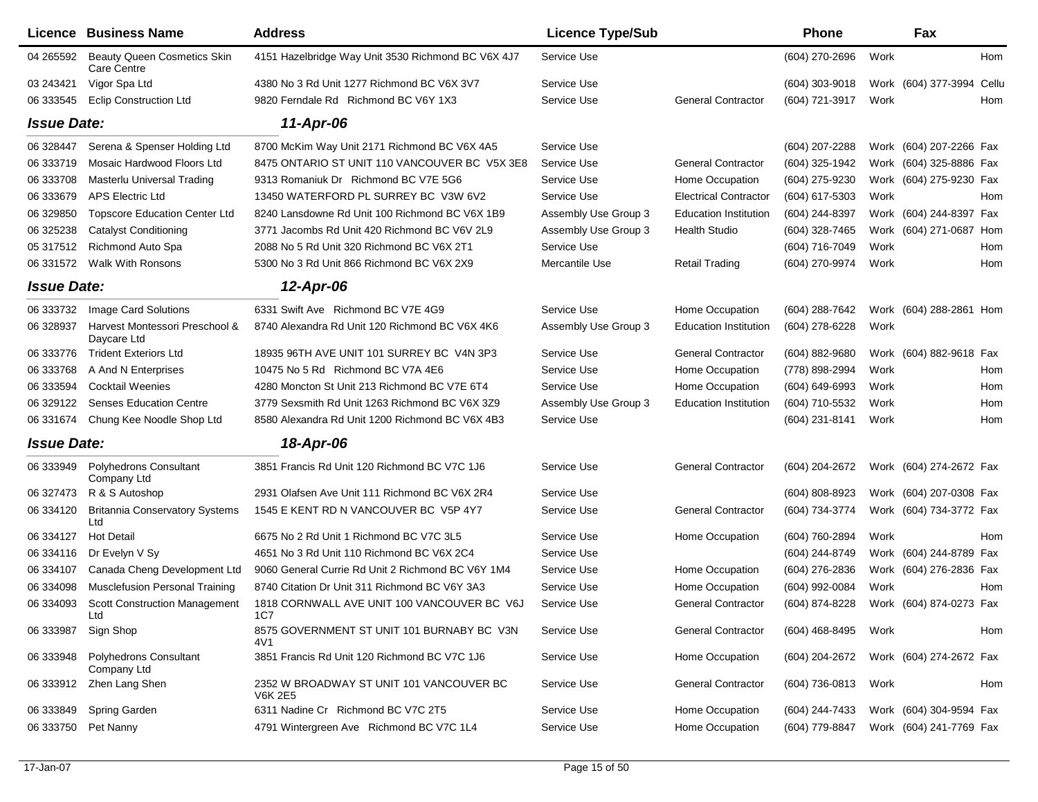| Licence | Business Name | Address | Licence Type/Sub | | Phone | | Fax | |
|---|---|---|---|---|---|---|---|---|
| 04 265592 | Beauty Queen Cosmetics Skin Care Centre | 4151 Hazelbridge Way Unit 3530 Richmond BC V6X 4J7 | Service Use | | (604) 270-2696 | Work | | Hom |
| 03 243421 | Vigor Spa Ltd | 4380 No 3 Rd Unit 1277 Richmond BC V6X 3V7 | Service Use | | (604) 303-9018 | Work | (604) 377-3994 | Cellu |
| 06 333545 | Eclip Construction Ltd | 9820 Ferndale Rd Richmond BC V6Y 1X3 | Service Use | General Contractor | (604) 721-3917 | Work | | Hom |
| ***Issue Date:*** | | ***11-Apr-06*** | | | | | | |
| 06 328447 | Serena & Spenser Holding Ltd | 8700 McKim Way Unit 2171 Richmond BC V6X 4A5 | Service Use | | (604) 207-2288 | Work | (604) 207-2266 | Fax |
| 06 333719 | Mosaic Hardwood Floors Ltd | 8475 ONTARIO ST UNIT 110 VANCOUVER BC V5X 3E8 | Service Use | General Contractor | (604) 325-1942 | Work | (604) 325-8886 | Fax |
| 06 333708 | Masterlu Universal Trading | 9313 Romaniuk Dr Richmond BC V7E 5G6 | Service Use | Home Occupation | (604) 275-9230 | Work | (604) 275-9230 | Fax |
| 06 333679 | APS Electric Ltd | 13450 WATERFORD PL SURREY BC V3W 6V2 | Service Use | Electrical Contractor | (604) 617-5303 | Work | | Hom |
| 06 329850 | Topscore Education Center Ltd | 8240 Lansdowne Rd Unit 100 Richmond BC V6X 1B9 | Assembly Use Group 3 | Education Institution | (604) 244-8397 | Work | (604) 244-8397 | Fax |
| 06 325238 | Catalyst Conditioning | 3771 Jacombs Rd Unit 420 Richmond BC V6V 2L9 | Assembly Use Group 3 | Health Studio | (604) 328-7465 | Work | (604) 271-0687 | Hom |
| 05 317512 | Richmond Auto Spa | 2088 No 5 Rd Unit 320 Richmond BC V6X 2T1 | Service Use | | (604) 716-7049 | Work | | Hom |
| 06 331572 | Walk With Ronsons | 5300 No 3 Rd Unit 866 Richmond BC V6X 2X9 | Mercantile Use | Retail Trading | (604) 270-9974 | Work | | Hom |
| ***Issue Date:*** | | ***12-Apr-06*** | | | | | | |
| 06 333732 | Image Card Solutions | 6331 Swift Ave Richmond BC V7E 4G9 | Service Use | Home Occupation | (604) 288-7642 | Work | (604) 288-2861 | Hom |
| 06 328937 | Harvest Montessori Preschool & Daycare Ltd | 8740 Alexandra Rd Unit 120 Richmond BC V6X 4K6 | Assembly Use Group 3 | Education Institution | (604) 278-6228 | Work | | |
| 06 333776 | Trident Exteriors Ltd | 18935 96TH AVE UNIT 101 SURREY BC V4N 3P3 | Service Use | General Contractor | (604) 882-9680 | Work | (604) 882-9618 | Fax |
| 06 333768 | A And N Enterprises | 10475 No 5 Rd Richmond BC V7A 4E6 | Service Use | Home Occupation | (778) 898-2994 | Work | | Hom |
| 06 333594 | Cocktail Weenies | 4280 Moncton St Unit 213 Richmond BC V7E 6T4 | Service Use | Home Occupation | (604) 649-6993 | Work | | Hom |
| 06 329122 | Senses Education Centre | 3779 Sexsmith Rd Unit 1263 Richmond BC V6X 3Z9 | Assembly Use Group 3 | Education Institution | (604) 710-5532 | Work | | Hom |
| 06 331674 | Chung Kee Noodle Shop Ltd | 8580 Alexandra Rd Unit 1200 Richmond BC V6X 4B3 | Service Use | | (604) 231-8141 | Work | | Hom |
| ***Issue Date:*** | | ***18-Apr-06*** | | | | | | |
| 06 333949 | Polyhedrons Consultant Company Ltd | 3851 Francis Rd Unit 120 Richmond BC V7C 1J6 | Service Use | General Contractor | (604) 204-2672 | Work | (604) 274-2672 | Fax |
| 06 327473 | R & S Autoshop | 2931 Olafsen Ave Unit 111 Richmond BC V6X 2R4 | Service Use | | (604) 808-8923 | Work | (604) 207-0308 | Fax |
| 06 334120 | Britannia Conservatory Systems Ltd | 1545 E KENT RD N VANCOUVER BC V5P 4Y7 | Service Use | General Contractor | (604) 734-3774 | Work | (604) 734-3772 | Fax |
| 06 334127 | Hot Detail | 6675 No 2 Rd Unit 1 Richmond BC V7C 3L5 | Service Use | Home Occupation | (604) 760-2894 | Work | | Hom |
| 06 334116 | Dr Evelyn V Sy | 4651 No 3 Rd Unit 110 Richmond BC V6X 2C4 | Service Use | | (604) 244-8749 | Work | (604) 244-8789 | Fax |
| 06 334107 | Canada Cheng Development Ltd | 9060 General Currie Rd Unit 2 Richmond BC V6Y 1M4 | Service Use | Home Occupation | (604) 276-2836 | Work | (604) 276-2836 | Fax |
| 06 334098 | Musclefusion Personal Training | 8740 Citation Dr Unit 311 Richmond BC V6Y 3A3 | Service Use | Home Occupation | (604) 992-0084 | Work | | Hom |
| 06 334093 | Scott Construction Management Ltd | 1818 CORNWALL AVE UNIT 100 VANCOUVER BC V6J 1C7 | Service Use | General Contractor | (604) 874-8228 | Work | (604) 874-0273 | Fax |
| 06 333987 | Sign Shop | 8575 GOVERNMENT ST UNIT 101 BURNABY BC V3N 4V1 | Service Use | General Contractor | (604) 468-8495 | Work | | Hom |
| 06 333948 | Polyhedrons Consultant Company Ltd | 3851 Francis Rd Unit 120 Richmond BC V7C 1J6 | Service Use | Home Occupation | (604) 204-2672 | Work | (604) 274-2672 | Fax |
| 06 333912 | Zhen Lang Shen | 2352 W BROADWAY ST UNIT 101 VANCOUVER BC V6K 2E5 | Service Use | General Contractor | (604) 736-0813 | Work | | Hom |
| 06 333849 | Spring Garden | 6311 Nadine Cr Richmond BC V7C 2T5 | Service Use | Home Occupation | (604) 244-7433 | Work | (604) 304-9594 | Fax |
| 06 333750 | Pet Nanny | 4791 Wintergreen Ave Richmond BC V7C 1L4 | Service Use | Home Occupation | (604) 779-8847 | Work | (604) 241-7769 | Fax |

17-Jan-07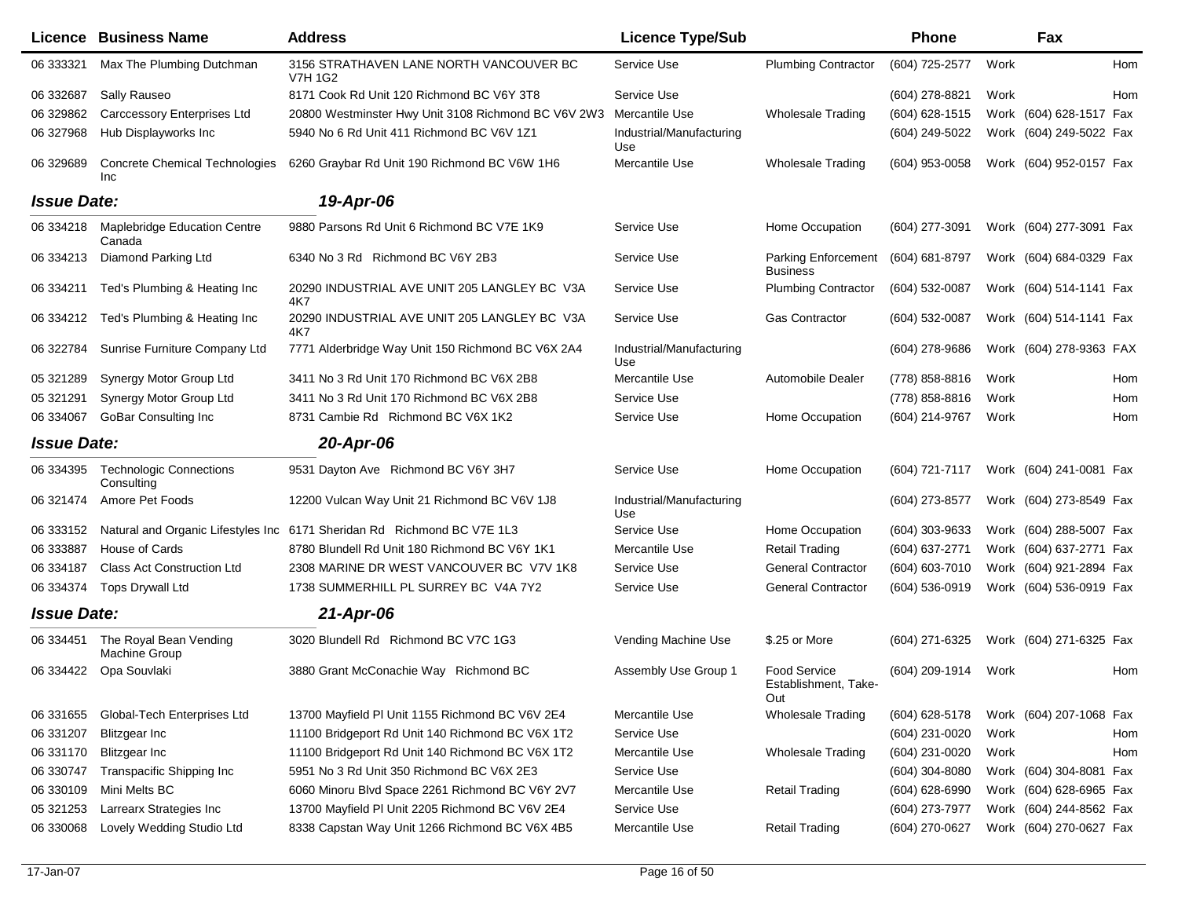| Licence | Business Name | Address | Licence Type/Sub | | Phone | | Fax | |
|---|---|---|---|---|---|---|---|---|
| 06 333321 | Max The Plumbing Dutchman | 3156 STRATHAVEN LANE NORTH VANCOUVER BC V7H 1G2 | Service Use | Plumbing Contractor | (604) 725-2577 | Work | | Hom |
| 06 332687 | Sally Rauseo | 8171 Cook Rd Unit 120 Richmond BC V6Y 3T8 | Service Use | | (604) 278-8821 | Work | | Hom |
| 06 329862 | Carccessory Enterprises Ltd | 20800 Westminster Hwy Unit 3108 Richmond BC V6V 2W3 | Mercantile Use | Wholesale Trading | (604) 628-1515 | Work | (604) 628-1517 | Fax |
| 06 327968 | Hub Displayworks Inc | 5940 No 6 Rd Unit 411 Richmond BC V6V 1Z1 | Industrial/Manufacturing Use | | (604) 249-5022 | Work | (604) 249-5022 | Fax |
| 06 329689 | Concrete Chemical Technologies Inc | 6260 Graybar Rd Unit 190 Richmond BC V6W 1H6 | Mercantile Use | Wholesale Trading | (604) 953-0058 | Work | (604) 952-0157 | Fax |
| ***Issue Date:*** | | ***19-Apr-06*** | | | | | | |
| 06 334218 | Maplebridge Education Centre Canada | 9880 Parsons Rd Unit 6 Richmond BC V7E 1K9 | Service Use | Home Occupation | (604) 277-3091 | Work | (604) 277-3091 | Fax |
| 06 334213 | Diamond Parking Ltd | 6340 No 3 Rd Richmond BC V6Y 2B3 | Service Use | Parking Enforcement Business | (604) 681-8797 | Work | (604) 684-0329 | Fax |
| 06 334211 | Ted's Plumbing & Heating Inc | 20290 INDUSTRIAL AVE UNIT 205 LANGLEY BC V3A 4K7 | Service Use | Plumbing Contractor | (604) 532-0087 | Work | (604) 514-1141 | Fax |
| 06 334212 | Ted's Plumbing & Heating Inc | 20290 INDUSTRIAL AVE UNIT 205 LANGLEY BC V3A 4K7 | Service Use | Gas Contractor | (604) 532-0087 | Work | (604) 514-1141 | Fax |
| 06 322784 | Sunrise Furniture Company Ltd | 7771 Alderbridge Way Unit 150 Richmond BC V6X 2A4 | Industrial/Manufacturing Use | | (604) 278-9686 | Work | (604) 278-9363 | FAX |
| 05 321289 | Synergy Motor Group Ltd | 3411 No 3 Rd Unit 170 Richmond BC V6X 2B8 | Mercantile Use | Automobile Dealer | (778) 858-8816 | Work | | Hom |
| 05 321291 | Synergy Motor Group Ltd | 3411 No 3 Rd Unit 170 Richmond BC V6X 2B8 | Service Use | | (778) 858-8816 | Work | | Hom |
| 06 334067 | GoBar Consulting Inc | 8731 Cambie Rd Richmond BC V6X 1K2 | Service Use | Home Occupation | (604) 214-9767 | Work | | Hom |
| ***Issue Date:*** | | ***20-Apr-06*** | | | | | | |
| 06 334395 | Technologic Connections Consulting | 9531 Dayton Ave Richmond BC V6Y 3H7 | Service Use | Home Occupation | (604) 721-7117 | Work | (604) 241-0081 | Fax |
| 06 321474 | Amore Pet Foods | 12200 Vulcan Way Unit 21 Richmond BC V6V 1J8 | Industrial/Manufacturing Use | | (604) 273-8577 | Work | (604) 273-8549 | Fax |
| 06 333152 | Natural and Organic Lifestyles Inc | 6171 Sheridan Rd Richmond BC V7E 1L3 | Service Use | Home Occupation | (604) 303-9633 | Work | (604) 288-5007 | Fax |
| 06 333887 | House of Cards | 8780 Blundell Rd Unit 180 Richmond BC V6Y 1K1 | Mercantile Use | Retail Trading | (604) 637-2771 | Work | (604) 637-2771 | Fax |
| 06 334187 | Class Act Construction Ltd | 2308 MARINE DR WEST VANCOUVER BC V7V 1K8 | Service Use | General Contractor | (604) 603-7010 | Work | (604) 921-2894 | Fax |
| 06 334374 | Tops Drywall Ltd | 1738 SUMMERHILL PL SURREY BC V4A 7Y2 | Service Use | General Contractor | (604) 536-0919 | Work | (604) 536-0919 | Fax |
| ***Issue Date:*** | | ***21-Apr-06*** | | | | | | |
| 06 334451 | The Royal Bean Vending Machine Group | 3020 Blundell Rd Richmond BC V7C 1G3 | Vending Machine Use | $.25 or More | (604) 271-6325 | Work | (604) 271-6325 | Fax |
| 06 334422 | Opa Souvlaki | 3880 Grant McConachie Way Richmond BC | Assembly Use Group 1 | Food Service Establishment, Take-Out | (604) 209-1914 | Work | | Hom |
| 06 331655 | Global-Tech Enterprises Ltd | 13700 Mayfield Pl Unit 1155 Richmond BC V6V 2E4 | Mercantile Use | Wholesale Trading | (604) 628-5178 | Work | (604) 207-1068 | Fax |
| 06 331207 | Blitzgear Inc | 11100 Bridgeport Rd Unit 140 Richmond BC V6X 1T2 | Service Use | | (604) 231-0020 | Work | | Hom |
| 06 331170 | Blitzgear Inc | 11100 Bridgeport Rd Unit 140 Richmond BC V6X 1T2 | Mercantile Use | Wholesale Trading | (604) 231-0020 | Work | | Hom |
| 06 330747 | Transpacific Shipping Inc | 5951 No 3 Rd Unit 350 Richmond BC V6X 2E3 | Service Use | | (604) 304-8080 | Work | (604) 304-8081 | Fax |
| 06 330109 | Mini Melts BC | 6060 Minoru Blvd Space 2261 Richmond BC V6Y 2V7 | Mercantile Use | Retail Trading | (604) 628-6990 | Work | (604) 628-6965 | Fax |
| 05 321253 | Larrearx Strategies Inc | 13700 Mayfield Pl Unit 2205 Richmond BC V6V 2E4 | Service Use | | (604) 273-7977 | Work | (604) 244-8562 | Fax |
| 06 330068 | Lovely Wedding Studio Ltd | 8338 Capstan Way Unit 1266 Richmond BC V6X 4B5 | Mercantile Use | Retail Trading | (604) 270-0627 | Work | (604) 270-0627 | Fax |

17-Jan-07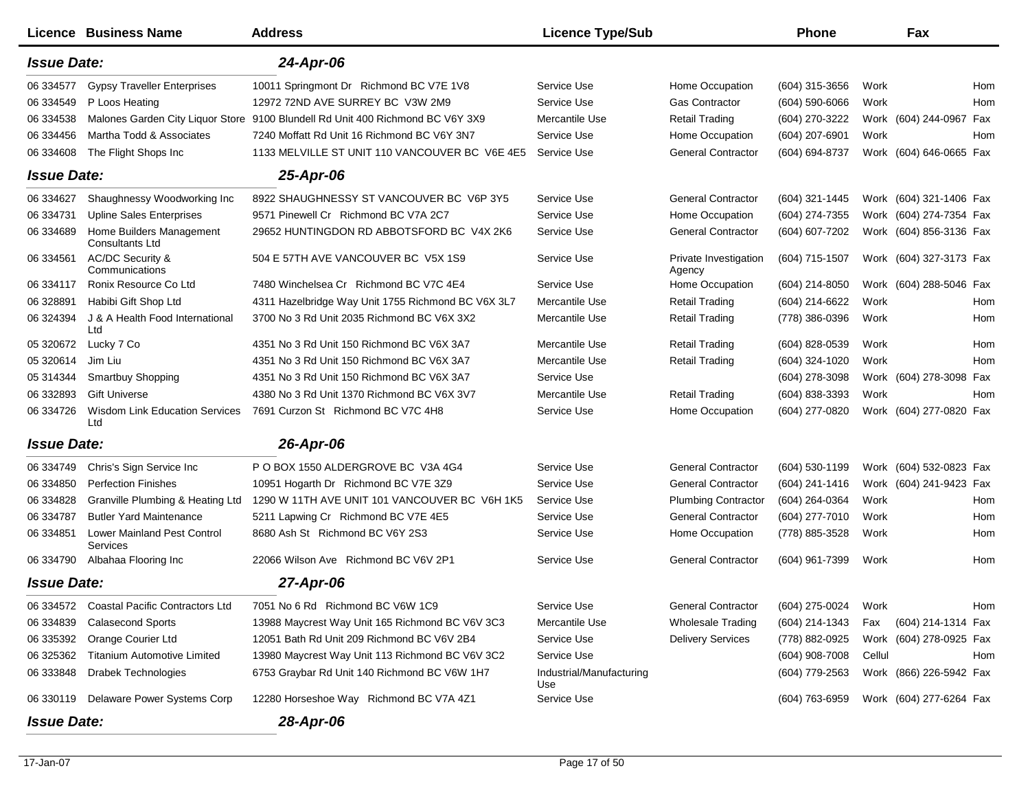| Licence | Business Name | Address | Licence Type/Sub | | Phone | | Fax | |
|---|---|---|---|---|---|---|---|---|
| ***Issue Date:*** | | ***24-Apr-06*** | | | | | | |
| 06 334577 | Gypsy Traveller Enterprises | 10011 Springmont Dr Richmond BC V7E 1V8 | Service Use | Home Occupation | (604) 315-3656 | Work | | Hom |
| 06 334549 | P Loos Heating | 12972 72ND AVE SURREY BC V3W 2M9 | Service Use | Gas Contractor | (604) 590-6066 | Work | | Hom |
| 06 334538 | Malones Garden City Liquor Store | 9100 Blundell Rd Unit 400 Richmond BC V6Y 3X9 | Mercantile Use | Retail Trading | (604) 270-3222 | Work | (604) 244-0967 | Fax |
| 06 334456 | Martha Todd & Associates | 7240 Moffatt Rd Unit 16 Richmond BC V6Y 3N7 | Service Use | Home Occupation | (604) 207-6901 | Work | | Hom |
| 06 334608 | The Flight Shops Inc | 1133 MELVILLE ST UNIT 110 VANCOUVER BC V6E 4E5 | Service Use | General Contractor | (604) 694-8737 | Work | (604) 646-0665 | Fax |
| ***Issue Date:*** | | ***25-Apr-06*** | | | | | | |
| 06 334627 | Shaughnessy Woodworking Inc | 8922 SHAUGHNESSY ST VANCOUVER BC V6P 3Y5 | Service Use | General Contractor | (604) 321-1445 | Work | (604) 321-1406 | Fax |
| 06 334731 | Upline Sales Enterprises | 9571 Pinewell Cr Richmond BC V7A 2C7 | Service Use | Home Occupation | (604) 274-7355 | Work | (604) 274-7354 | Fax |
| 06 334689 | Home Builders Management Consultants Ltd | 29652 HUNTINGDON RD ABBOTSFORD BC V4X 2K6 | Service Use | General Contractor | (604) 607-7202 | Work | (604) 856-3136 | Fax |
| 06 334561 | AC/DC Security & Communications | 504 E 57TH AVE VANCOUVER BC V5X 1S9 | Service Use | Private Investigation Agency | (604) 715-1507 | Work | (604) 327-3173 | Fax |
| 06 334117 | Ronix Resource Co Ltd | 7480 Winchelsea Cr Richmond BC V7C 4E4 | Service Use | Home Occupation | (604) 214-8050 | Work | (604) 288-5046 | Fax |
| 06 328891 | Habibi Gift Shop Ltd | 4311 Hazelbridge Way Unit 1755 Richmond BC V6X 3L7 | Mercantile Use | Retail Trading | (604) 214-6622 | Work | | Hom |
| 06 324394 | J & A Health Food International Ltd | 3700 No 3 Rd Unit 2035 Richmond BC V6X 3X2 | Mercantile Use | Retail Trading | (778) 386-0396 | Work | | Hom |
| 05 320672 | Lucky 7 Co | 4351 No 3 Rd Unit 150 Richmond BC V6X 3A7 | Mercantile Use | Retail Trading | (604) 828-0539 | Work | | Hom |
| 05 320614 | Jim Liu | 4351 No 3 Rd Unit 150 Richmond BC V6X 3A7 | Mercantile Use | Retail Trading | (604) 324-1020 | Work | | Hom |
| 05 314344 | Smartbuy Shopping | 4351 No 3 Rd Unit 150 Richmond BC V6X 3A7 | Service Use | | (604) 278-3098 | Work | (604) 278-3098 | Fax |
| 06 332893 | Gift Universe | 4380 No 3 Rd Unit 1370 Richmond BC V6X 3V7 | Mercantile Use | Retail Trading | (604) 838-3393 | Work | | Hom |
| 06 334726 | Wisdom Link Education Services Ltd | 7691 Curzon St Richmond BC V7C 4H8 | Service Use | Home Occupation | (604) 277-0820 | Work | (604) 277-0820 | Fax |
| ***Issue Date:*** | | ***26-Apr-06*** | | | | | | |
| 06 334749 | Chris's Sign Service Inc | P O BOX 1550 ALDERGROVE BC V3A 4G4 | Service Use | General Contractor | (604) 530-1199 | Work | (604) 532-0823 | Fax |
| 06 334850 | Perfection Finishes | 10951 Hogarth Dr Richmond BC V7E 3Z9 | Service Use | General Contractor | (604) 241-1416 | Work | (604) 241-9423 | Fax |
| 06 334828 | Granville Plumbing & Heating Ltd | 1290 W 11TH AVE UNIT 101 VANCOUVER BC V6H 1K5 | Service Use | Plumbing Contractor | (604) 264-0364 | Work | | Hom |
| 06 334787 | Butler Yard Maintenance | 5211 Lapwing Cr Richmond BC V7E 4E5 | Service Use | General Contractor | (604) 277-7010 | Work | | Hom |
| 06 334851 | Lower Mainland Pest Control Services | 8680 Ash St Richmond BC V6Y 2S3 | Service Use | Home Occupation | (778) 885-3528 | Work | | Hom |
| 06 334790 | Albahaa Flooring Inc | 22066 Wilson Ave Richmond BC V6V 2P1 | Service Use | General Contractor | (604) 961-7399 | Work | | Hom |
| ***Issue Date:*** | | ***27-Apr-06*** | | | | | | |
| 06 334572 | Coastal Pacific Contractors Ltd | 7051 No 6 Rd Richmond BC V6W 1C9 | Service Use | General Contractor | (604) 275-0024 | Work | | Hom |
| 06 334839 | Calasecond Sports | 13988 Maycrest Way Unit 165 Richmond BC V6V 3C3 | Mercantile Use | Wholesale Trading | (604) 214-1343 | Fax | (604) 214-1314 | Fax |
| 06 335392 | Orange Courier Ltd | 12051 Bath Rd Unit 209 Richmond BC V6V 2B4 | Service Use | Delivery Services | (778) 882-0925 | Work | (604) 278-0925 | Fax |
| 06 325362 | Titanium Automotive Limited | 13980 Maycrest Way Unit 113 Richmond BC V6V 3C2 | Service Use | | (604) 908-7008 | Cellul | | Hom |
| 06 333848 | Drabek Technologies | 6753 Graybar Rd Unit 140 Richmond BC V6W 1H7 | Industrial/Manufacturing Use | | (604) 779-2563 | Work | (866) 226-5942 | Fax |
| 06 330119 | Delaware Power Systems Corp | 12280 Horseshoe Way Richmond BC V7A 4Z1 | Service Use | | (604) 763-6959 | Work | (604) 277-6264 | Fax |
| ***Issue Date:*** | | ***28-Apr-06*** | | | | | | |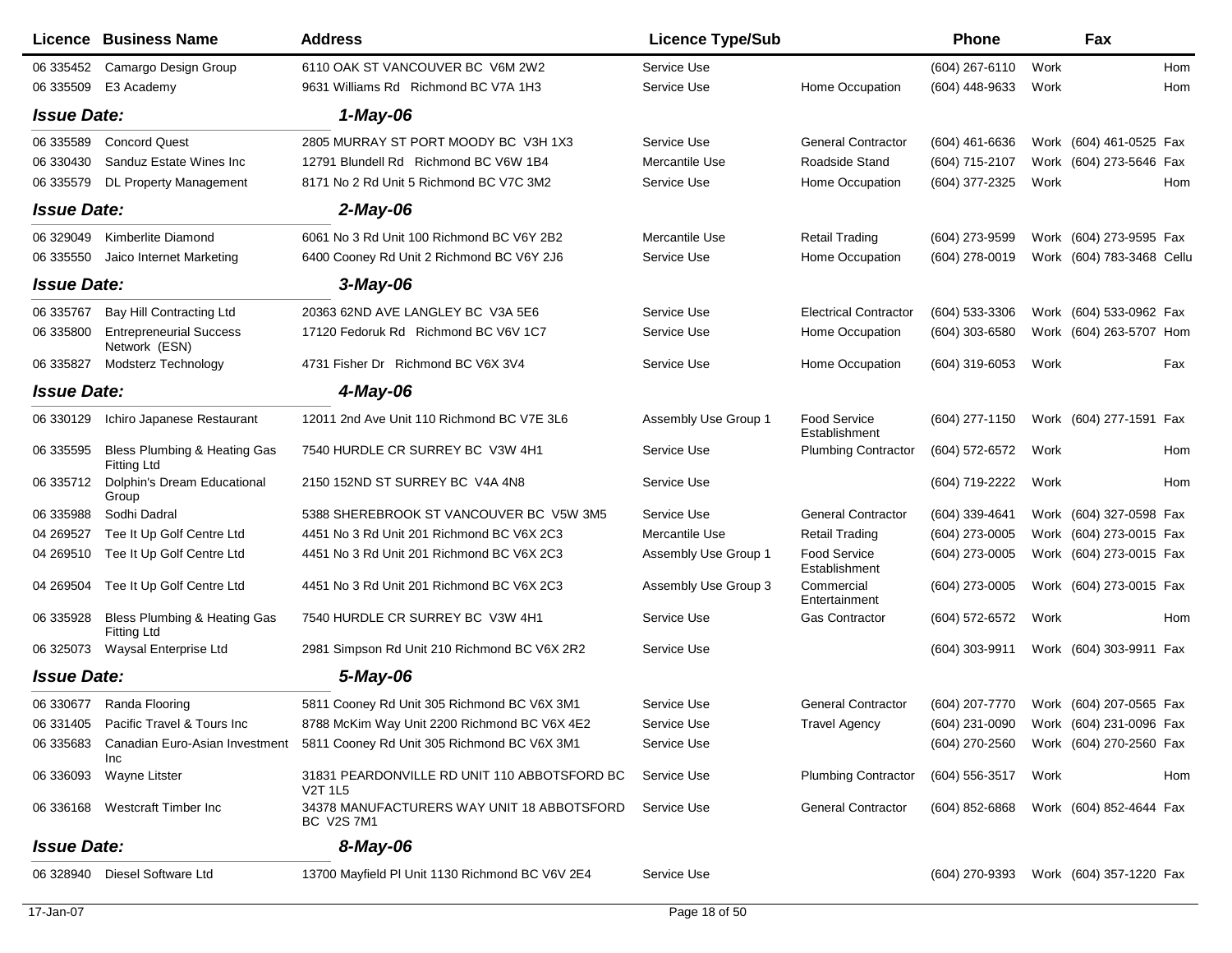| Licence | Business Name | Address | Licence Type/Sub | | Phone | Fax | |
|---|---|---|---|---|---|---|---|
| 06 335452 | Camargo Design Group | 6110 OAK ST VANCOUVER BC V6M 2W2 | Service Use | | (604) 267-6110 | Work | Hom |
| 06 335509 | E3 Academy | 9631 Williams Rd Richmond BC V7A 1H3 | Service Use | Home Occupation | (604) 448-9633 | Work | Hom |
| ***Issue Date:*** | | ***1-May-06*** | | | | | |
| 06 335589 | Concord Quest | 2805 MURRAY ST PORT MOODY BC V3H 1X3 | Service Use | General Contractor | (604) 461-6636 | Work (604) 461-0525 | Fax |
| 06 330430 | Sanduz Estate Wines Inc | 12791 Blundell Rd Richmond BC V6W 1B4 | Mercantile Use | Roadside Stand | (604) 715-2107 | Work (604) 273-5646 | Fax |
| 06 335579 | DL Property Management | 8171 No 2 Rd Unit 5 Richmond BC V7C 3M2 | Service Use | Home Occupation | (604) 377-2325 | Work | Hom |
| ***Issue Date:*** | | ***2-May-06*** | | | | | |
| 06 329049 | Kimberlite Diamond | 6061 No 3 Rd Unit 100 Richmond BC V6Y 2B2 | Mercantile Use | Retail Trading | (604) 273-9599 | Work (604) 273-9595 | Fax |
| 06 335550 | Jaico Internet Marketing | 6400 Cooney Rd Unit 2 Richmond BC V6Y 2J6 | Service Use | Home Occupation | (604) 278-0019 | Work (604) 783-3468 | Cellu |
| ***Issue Date:*** | | ***3-May-06*** | | | | | |
| 06 335767 | Bay Hill Contracting Ltd | 20363 62ND AVE LANGLEY BC V3A 5E6 | Service Use | Electrical Contractor | (604) 533-3306 | Work (604) 533-0962 | Fax |
| 06 335800 | Entrepreneurial Success Network (ESN) | 17120 Fedoruk Rd Richmond BC V6V 1C7 | Service Use | Home Occupation | (604) 303-6580 | Work (604) 263-5707 | Hom |
| 06 335827 | Modsterz Technology | 4731 Fisher Dr Richmond BC V6X 3V4 | Service Use | Home Occupation | (604) 319-6053 | Work | Fax |
| ***Issue Date:*** | | ***4-May-06*** | | | | | |
| 06 330129 | Ichiro Japanese Restaurant | 12011 2nd Ave Unit 110 Richmond BC V7E 3L6 | Assembly Use Group 1 | Food Service Establishment | (604) 277-1150 | Work (604) 277-1591 | Fax |
| 06 335595 | Bless Plumbing & Heating Gas Fitting Ltd | 7540 HURDLE CR SURREY BC V3W 4H1 | Service Use | Plumbing Contractor | (604) 572-6572 | Work | Hom |
| 06 335712 | Dolphin's Dream Educational Group | 2150 152ND ST SURREY BC V4A 4N8 | Service Use | | (604) 719-2222 | Work | Hom |
| 06 335988 | Sodhi Dadral | 5388 SHEREBROOK ST VANCOUVER BC V5W 3M5 | Service Use | General Contractor | (604) 339-4641 | Work (604) 327-0598 | Fax |
| 04 269527 | Tee It Up Golf Centre Ltd | 4451 No 3 Rd Unit 201 Richmond BC V6X 2C3 | Mercantile Use | Retail Trading | (604) 273-0005 | Work (604) 273-0015 | Fax |
| 04 269510 | Tee It Up Golf Centre Ltd | 4451 No 3 Rd Unit 201 Richmond BC V6X 2C3 | Assembly Use Group 1 | Food Service Establishment | (604) 273-0005 | Work (604) 273-0015 | Fax |
| 04 269504 | Tee It Up Golf Centre Ltd | 4451 No 3 Rd Unit 201 Richmond BC V6X 2C3 | Assembly Use Group 3 | Commercial Entertainment | (604) 273-0005 | Work (604) 273-0015 | Fax |
| 06 335928 | Bless Plumbing & Heating Gas Fitting Ltd | 7540 HURDLE CR SURREY BC V3W 4H1 | Service Use | Gas Contractor | (604) 572-6572 | Work | Hom |
| 06 325073 | Waysal Enterprise Ltd | 2981 Simpson Rd Unit 210 Richmond BC V6X 2R2 | Service Use | | (604) 303-9911 | Work (604) 303-9911 | Fax |
| ***Issue Date:*** | | ***5-May-06*** | | | | | |
| 06 330677 | Randa Flooring | 5811 Cooney Rd Unit 305 Richmond BC V6X 3M1 | Service Use | General Contractor | (604) 207-7770 | Work (604) 207-0565 | Fax |
| 06 331405 | Pacific Travel & Tours Inc | 8788 McKim Way Unit 2200 Richmond BC V6X 4E2 | Service Use | Travel Agency | (604) 231-0090 | Work (604) 231-0096 | Fax |
| 06 335683 | Canadian Euro-Asian Investment Inc | 5811 Cooney Rd Unit 305 Richmond BC V6X 3M1 | Service Use | | (604) 270-2560 | Work (604) 270-2560 | Fax |
| 06 336093 | Wayne Litster | 31831 PEARDONVILLE RD UNIT 110 ABBOTSFORD BC V2T 1L5 | Service Use | Plumbing Contractor | (604) 556-3517 | Work | Hom |
| 06 336168 | Westcraft Timber Inc | 34378 MANUFACTURERS WAY UNIT 18 ABBOTSFORD BC V2S 7M1 | Service Use | General Contractor | (604) 852-6868 | Work (604) 852-4644 | Fax |
| ***Issue Date:*** | | ***8-May-06*** | | | | | |
| 06 328940 | Diesel Software Ltd | 13700 Mayfield Pl Unit 1130 Richmond BC V6V 2E4 | Service Use | | (604) 270-9393 | Work (604) 357-1220 | Fax |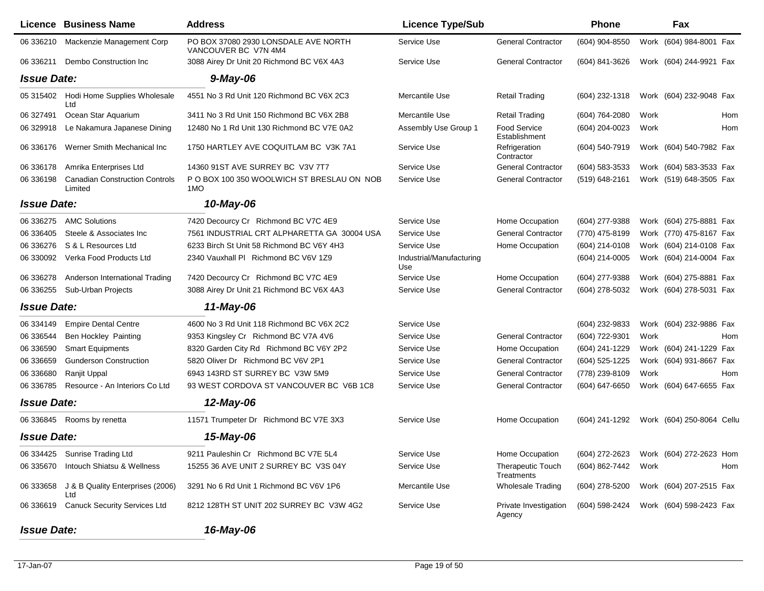| Licence | Business Name | Address | Licence Type/Sub | | Phone | | Fax | |
|---|---|---|---|---|---|---|---|---|
| 06 336210 | Mackenzie Management Corp | PO BOX 37080 2930 LONSDALE AVE NORTH VANCOUVER BC V7N 4M4 | Service Use | General Contractor | (604) 904-8550 | Work | (604) 984-8001 | Fax |
| 06 336211 | Dembo Construction Inc | 3088 Airey Dr Unit 20 Richmond BC V6X 4A3 | Service Use | General Contractor | (604) 841-3626 | Work | (604) 244-9921 | Fax |
| ***Issue Date:*** | | ***9-May-06*** | | | | | | |
| 05 315402 | Hodi Home Supplies Wholesale Ltd | 4551 No 3 Rd Unit 120 Richmond BC V6X 2C3 | Mercantile Use | Retail Trading | (604) 232-1318 | Work | (604) 232-9048 | Fax |
| 06 327491 | Ocean Star Aquarium | 3411 No 3 Rd Unit 150 Richmond BC V6X 2B8 | Mercantile Use | Retail Trading | (604) 764-2080 | Work | | Hom |
| 06 329918 | Le Nakamura Japanese Dining | 12480 No 1 Rd Unit 130 Richmond BC V7E 0A2 | Assembly Use Group 1 | Food Service Establishment | (604) 204-0023 | Work | | Hom |
| 06 336176 | Werner Smith Mechanical Inc | 1750 HARTLEY AVE COQUITLAM BC V3K 7A1 | Service Use | Refrigeration Contractor | (604) 540-7919 | Work | (604) 540-7982 | Fax |
| 06 336178 | Amrika Enterprises Ltd | 14360 91ST AVE SURREY BC V3V 7T7 | Service Use | General Contractor | (604) 583-3533 | Work | (604) 583-3533 | Fax |
| 06 336198 | Canadian Construction Controls Limited | P O BOX 100 350 WOOLWICH ST BRESLAU ON NOB 1MO | Service Use | General Contractor | (519) 648-2161 | Work | (519) 648-3505 | Fax |
| ***Issue Date:*** | | ***10-May-06*** | | | | | | |
| 06 336275 | AMC Solutions | 7420 Decourcy Cr Richmond BC V7C 4E9 | Service Use | Home Occupation | (604) 277-9388 | Work | (604) 275-8881 | Fax |
| 06 336405 | Steele & Associates Inc | 7561 INDUSTRIAL CRT ALPHARETTA GA 30004 USA | Service Use | General Contractor | (770) 475-8199 | Work | (770) 475-8167 | Fax |
| 06 336276 | S & L Resources Ltd | 6233 Birch St Unit 58 Richmond BC V6Y 4H3 | Service Use | Home Occupation | (604) 214-0108 | Work | (604) 214-0108 | Fax |
| 06 330092 | Verka Food Products Ltd | 2340 Vauxhall Pl Richmond BC V6V 1Z9 | Industrial/Manufacturing Use | | (604) 214-0005 | Work | (604) 214-0004 | Fax |
| 06 336278 | Anderson International Trading | 7420 Decourcy Cr Richmond BC V7C 4E9 | Service Use | Home Occupation | (604) 277-9388 | Work | (604) 275-8881 | Fax |
| 06 336255 | Sub-Urban Projects | 3088 Airey Dr Unit 21 Richmond BC V6X 4A3 | Service Use | General Contractor | (604) 278-5032 | Work | (604) 278-5031 | Fax |
| ***Issue Date:*** | | ***11-May-06*** | | | | | | |
| 06 334149 | Empire Dental Centre | 4600 No 3 Rd Unit 118 Richmond BC V6X 2C2 | Service Use | | (604) 232-9833 | Work | (604) 232-9886 | Fax |
| 06 336544 | Ben Hockley Painting | 9353 Kingsley Cr Richmond BC V7A 4V6 | Service Use | General Contractor | (604) 722-9301 | Work | | Hom |
| 06 336590 | Smart Equipments | 8320 Garden City Rd Richmond BC V6Y 2P2 | Service Use | Home Occupation | (604) 241-1229 | Work | (604) 241-1229 | Fax |
| 06 336659 | Gunderson Construction | 5820 Oliver Dr Richmond BC V6V 2P1 | Service Use | General Contractor | (604) 525-1225 | Work | (604) 931-8667 | Fax |
| 06 336680 | Ranjit Uppal | 6943 143RD ST SURREY BC V3W 5M9 | Service Use | General Contractor | (778) 239-8109 | Work | | Hom |
| 06 336785 | Resource - An Interiors Co Ltd | 93 WEST CORDOVA ST VANCOUVER BC V6B 1C8 | Service Use | General Contractor | (604) 647-6650 | Work | (604) 647-6655 | Fax |
| ***Issue Date:*** | | ***12-May-06*** | | | | | | |
| 06 336845 | Rooms by renetta | 11571 Trumpeter Dr Richmond BC V7E 3X3 | Service Use | Home Occupation | (604) 241-1292 | Work | (604) 250-8064 | Cellu |
| ***Issue Date:*** | | ***15-May-06*** | | | | | | |
| 06 334425 | Sunrise Trading Ltd | 9211 Pauleshin Cr Richmond BC V7E 5L4 | Service Use | Home Occupation | (604) 272-2623 | Work | (604) 272-2623 | Hom |
| 06 335670 | Intouch Shiatsu & Wellness | 15255 36 AVE UNIT 2 SURREY BC V3S 04Y | Service Use | Therapeutic Touch Treatments | (604) 862-7442 | Work | | Hom |
| 06 333658 | J & B Quality Enterprises (2006) Ltd | 3291 No 6 Rd Unit 1 Richmond BC V6V 1P6 | Mercantile Use | Wholesale Trading | (604) 278-5200 | Work | (604) 207-2515 | Fax |
| 06 336619 | Canuck Security Services Ltd | 8212 128TH ST UNIT 202 SURREY BC V3W 4G2 | Service Use | Private Investigation Agency | (604) 598-2424 | Work | (604) 598-2423 | Fax |
| ***Issue Date:*** | | ***16-May-06*** | | | | | | |

17-Jan-07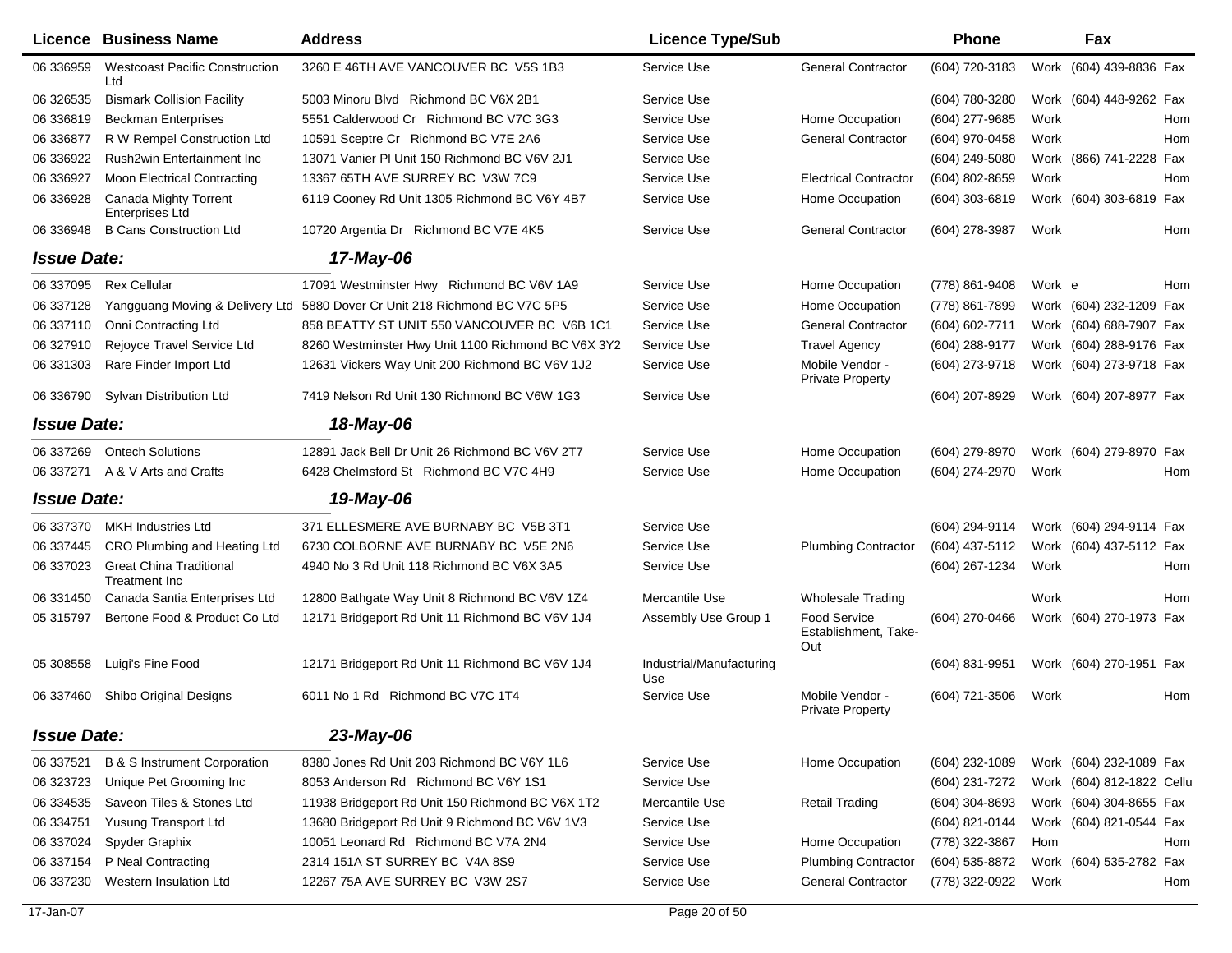| Licence | Business Name | Address | Licence Type/Sub | | Phone | | Fax | |
|---|---|---|---|---|---|---|---|---|
| 06 336959 | Westcoast Pacific Construction Ltd | 3260 E 46TH AVE VANCOUVER BC V5S 1B3 | Service Use | General Contractor | (604) 720-3183 | Work | (604) 439-8836 | Fax |
| 06 326535 | Bismark Collision Facility | 5003 Minoru Blvd Richmond BC V6X 2B1 | Service Use | | (604) 780-3280 | Work | (604) 448-9262 | Fax |
| 06 336819 | Beckman Enterprises | 5551 Calderwood Cr Richmond BC V7C 3G3 | Service Use | Home Occupation | (604) 277-9685 | Work | | Hom |
| 06 336877 | R W Rempel Construction Ltd | 10591 Sceptre Cr Richmond BC V7E 2A6 | Service Use | General Contractor | (604) 970-0458 | Work | | Hom |
| 06 336922 | Rush2win Entertainment Inc | 13071 Vanier Pl Unit 150 Richmond BC V6V 2J1 | Service Use | | (604) 249-5080 | Work | (866) 741-2228 | Fax |
| 06 336927 | Moon Electrical Contracting | 13367 65TH AVE SURREY BC V3W 7C9 | Service Use | Electrical Contractor | (604) 802-8659 | Work | | Hom |
| 06 336928 | Canada Mighty Torrent Enterprises Ltd | 6119 Cooney Rd Unit 1305 Richmond BC V6Y 4B7 | Service Use | Home Occupation | (604) 303-6819 | Work | (604) 303-6819 | Fax |
| 06 336948 | B Cans Construction Ltd | 10720 Argentia Dr Richmond BC V7E 4K5 | Service Use | General Contractor | (604) 278-3987 | Work | | Hom |
| ***Issue Date:*** | | ***17-May-06*** | | | | | | |
| 06 337095 | Rex Cellular | 17091 Westminster Hwy Richmond BC V6V 1A9 | Service Use | Home Occupation | (778) 861-9408 | Work | e | Hom |
| 06 337128 | Yangguang Moving & Delivery Ltd | 5880 Dover Cr Unit 218 Richmond BC V7C 5P5 | Service Use | Home Occupation | (778) 861-7899 | Work | (604) 232-1209 | Fax |
| 06 337110 | Onni Contracting Ltd | 858 BEATTY ST UNIT 550 VANCOUVER BC V6B 1C1 | Service Use | General Contractor | (604) 602-7711 | Work | (604) 688-7907 | Fax |
| 06 327910 | Rejoyce Travel Service Ltd | 8260 Westminster Hwy Unit 1100 Richmond BC V6X 3Y2 | Service Use | Travel Agency | (604) 288-9177 | Work | (604) 288-9176 | Fax |
| 06 331303 | Rare Finder Import Ltd | 12631 Vickers Way Unit 200 Richmond BC V6V 1J2 | Service Use | Mobile Vendor - Private Property | (604) 273-9718 | Work | (604) 273-9718 | Fax |
| 06 336790 | Sylvan Distribution Ltd | 7419 Nelson Rd Unit 130 Richmond BC V6W 1G3 | Service Use | | (604) 207-8929 | Work | (604) 207-8977 | Fax |
| ***Issue Date:*** | | ***18-May-06*** | | | | | | |
| 06 337269 | Ontech Solutions | 12891 Jack Bell Dr Unit 26 Richmond BC V6V 2T7 | Service Use | Home Occupation | (604) 279-8970 | Work | (604) 279-8970 | Fax |
| 06 337271 | A & V Arts and Crafts | 6428 Chelmsford St Richmond BC V7C 4H9 | Service Use | Home Occupation | (604) 274-2970 | Work | | Hom |
| ***Issue Date:*** | | ***19-May-06*** | | | | | | |
| 06 337370 | MKH Industries Ltd | 371 ELLESMERE AVE BURNABY BC V5B 3T1 | Service Use | | (604) 294-9114 | Work | (604) 294-9114 | Fax |
| 06 337445 | CRO Plumbing and Heating Ltd | 6730 COLBORNE AVE BURNABY BC V5E 2N6 | Service Use | Plumbing Contractor | (604) 437-5112 | Work | (604) 437-5112 | Fax |
| 06 337023 | Great China Traditional Treatment Inc | 4940 No 3 Rd Unit 118 Richmond BC V6X 3A5 | Service Use | | (604) 267-1234 | Work | | Hom |
| 06 331450 | Canada Santia Enterprises Ltd | 12800 Bathgate Way Unit 8 Richmond BC V6V 1Z4 | Mercantile Use | Wholesale Trading | | Work | | Hom |
| 05 315797 | Bertone Food & Product Co Ltd | 12171 Bridgeport Rd Unit 11 Richmond BC V6V 1J4 | Assembly Use Group 1 | Food Service Establishment, Take-Out | (604) 270-0466 | Work | (604) 270-1973 | Fax |
| 05 308558 | Luigi's Fine Food | 12171 Bridgeport Rd Unit 11 Richmond BC V6V 1J4 | Industrial/Manufacturing Use | | (604) 831-9951 | Work | (604) 270-1951 | Fax |
| 06 337460 | Shibo Original Designs | 6011 No 1 Rd Richmond BC V7C 1T4 | Service Use | Mobile Vendor - Private Property | (604) 721-3506 | Work | | Hom |
| ***Issue Date:*** | | ***23-May-06*** | | | | | | |
| 06 337521 | B & S Instrument Corporation | 8380 Jones Rd Unit 203 Richmond BC V6Y 1L6 | Service Use | Home Occupation | (604) 232-1089 | Work | (604) 232-1089 | Fax |
| 06 323723 | Unique Pet Grooming Inc | 8053 Anderson Rd Richmond BC V6Y 1S1 | Service Use | | (604) 231-7272 | Work | (604) 812-1822 | Cellu |
| 06 334535 | Saveon Tiles & Stones Ltd | 11938 Bridgeport Rd Unit 150 Richmond BC V6X 1T2 | Mercantile Use | Retail Trading | (604) 304-8693 | Work | (604) 304-8655 | Fax |
| 06 334751 | Yusung Transport Ltd | 13680 Bridgeport Rd Unit 9 Richmond BC V6V 1V3 | Service Use | | (604) 821-0144 | Work | (604) 821-0544 | Fax |
| 06 337024 | Spyder Graphix | 10051 Leonard Rd Richmond BC V7A 2N4 | Service Use | Home Occupation | (778) 322-3867 | Hom | | Hom |
| 06 337154 | P Neal Contracting | 2314 151A ST SURREY BC V4A 8S9 | Service Use | Plumbing Contractor | (604) 535-8872 | Work | (604) 535-2782 | Fax |
| 06 337230 | Western Insulation Ltd | 12267 75A AVE SURREY BC V3W 2S7 | Service Use | General Contractor | (778) 322-0922 | Work | | Hom |

17-Jan-07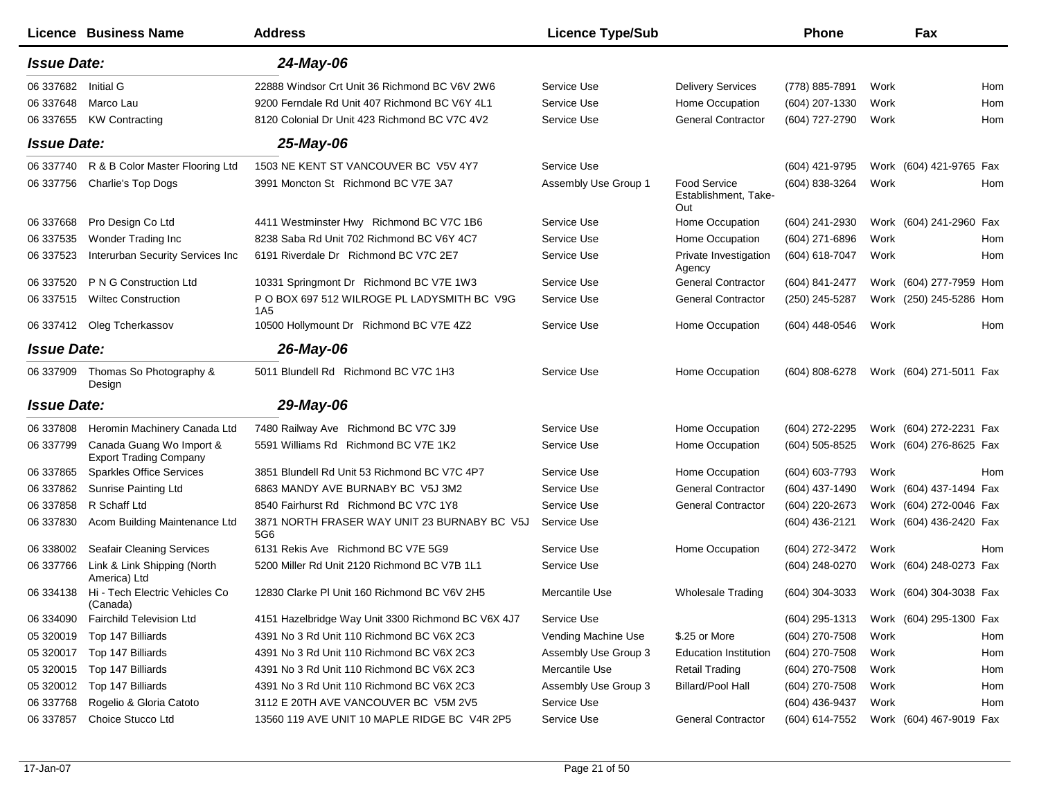| Licence | Business Name | Address | Licence Type/Sub | | Phone | | Fax | |
|---|---|---|---|---|---|---|---|---|
| ***Issue Date:*** | | ***24-May-06*** | | | | | | |
| 06 337682 | Initial G | 22888 Windsor Crt Unit 36 Richmond BC V6V 2W6 | Service Use | Delivery Services | (778) 885-7891 | Work | | Hom |
| 06 337648 | Marco Lau | 9200 Ferndale Rd Unit 407 Richmond BC V6Y 4L1 | Service Use | Home Occupation | (604) 207-1330 | Work | | Hom |
| 06 337655 | KW Contracting | 8120 Colonial Dr Unit 423 Richmond BC V7C 4V2 | Service Use | General Contractor | (604) 727-2790 | Work | | Hom |
| ***Issue Date:*** | | ***25-May-06*** | | | | | | |
| 06 337740 | R & B Color Master Flooring Ltd | 1503 NE KENT ST VANCOUVER BC V5V 4Y7 | Service Use | | (604) 421-9795 | Work | (604) 421-9765 | Fax |
| 06 337756 | Charlie's Top Dogs | 3991 Moncton St Richmond BC V7E 3A7 | Assembly Use Group 1 | Food Service Establishment, Take-Out | (604) 838-3264 | Work | | Hom |
| 06 337668 | Pro Design Co Ltd | 4411 Westminster Hwy Richmond BC V7C 1B6 | Service Use | Home Occupation | (604) 241-2930 | Work | (604) 241-2960 | Fax |
| 06 337535 | Wonder Trading Inc | 8238 Saba Rd Unit 702 Richmond BC V6Y 4C7 | Service Use | Home Occupation | (604) 271-6896 | Work | | Hom |
| 06 337523 | Interurban Security Services Inc | 6191 Riverdale Dr Richmond BC V7C 2E7 | Service Use | Private Investigation Agency | (604) 618-7047 | Work | | Hom |
| 06 337520 | P N G Construction Ltd | 10331 Springmont Dr Richmond BC V7E 1W3 | Service Use | General Contractor | (604) 841-2477 | Work | (604) 277-7959 | Hom |
| 06 337515 | Wiltec Construction | P O BOX 697 512 WILROGE PL LADYSMITH BC V9G 1A5 | Service Use | General Contractor | (250) 245-5287 | Work | (250) 245-5286 | Hom |
| 06 337412 | Oleg Tcherkassov | 10500 Hollymount Dr Richmond BC V7E 4Z2 | Service Use | Home Occupation | (604) 448-0546 | Work | | Hom |
| ***Issue Date:*** | | ***26-May-06*** | | | | | | |
| 06 337909 | Thomas So Photography & Design | 5011 Blundell Rd Richmond BC V7C 1H3 | Service Use | Home Occupation | (604) 808-6278 | Work | (604) 271-5011 | Fax |
| ***Issue Date:*** | | ***29-May-06*** | | | | | | |
| 06 337808 | Heromin Machinery Canada Ltd | 7480 Railway Ave Richmond BC V7C 3J9 | Service Use | Home Occupation | (604) 272-2295 | Work | (604) 272-2231 | Fax |
| 06 337799 | Canada Guang Wo Import & Export Trading Company | 5591 Williams Rd Richmond BC V7E 1K2 | Service Use | Home Occupation | (604) 505-8525 | Work | (604) 276-8625 | Fax |
| 06 337865 | Sparkles Office Services | 3851 Blundell Rd Unit 53 Richmond BC V7C 4P7 | Service Use | Home Occupation | (604) 603-7793 | Work | | Hom |
| 06 337862 | Sunrise Painting Ltd | 6863 MANDY AVE BURNABY BC V5J 3M2 | Service Use | General Contractor | (604) 437-1490 | Work | (604) 437-1494 | Fax |
| 06 337858 | R Schaff Ltd | 8540 Fairhurst Rd Richmond BC V7C 1Y8 | Service Use | General Contractor | (604) 220-2673 | Work | (604) 272-0046 | Fax |
| 06 337830 | Acom Building Maintenance Ltd | 3871 NORTH FRASER WAY UNIT 23 BURNABY BC V5J 5G6 | Service Use | | (604) 436-2121 | Work | (604) 436-2420 | Fax |
| 06 338002 | Seafair Cleaning Services | 6131 Rekis Ave Richmond BC V7E 5G9 | Service Use | Home Occupation | (604) 272-3472 | Work | | Hom |
| 06 337766 | Link & Link Shipping (North America) Ltd | 5200 Miller Rd Unit 2120 Richmond BC V7B 1L1 | Service Use | | (604) 248-0270 | Work | (604) 248-0273 | Fax |
| 06 334138 | Hi - Tech Electric Vehicles Co (Canada) | 12830 Clarke Pl Unit 160 Richmond BC V6V 2H5 | Mercantile Use | Wholesale Trading | (604) 304-3033 | Work | (604) 304-3038 | Fax |
| 06 334090 | Fairchild Television Ltd | 4151 Hazelbridge Way Unit 3300 Richmond BC V6X 4J7 | Service Use | | (604) 295-1313 | Work | (604) 295-1300 | Fax |
| 05 320019 | Top 147 Billiards | 4391 No 3 Rd Unit 110 Richmond BC V6X 2C3 | Vending Machine Use | $.25 or More | (604) 270-7508 | Work | | Hom |
| 05 320017 | Top 147 Billiards | 4391 No 3 Rd Unit 110 Richmond BC V6X 2C3 | Assembly Use Group 3 | Education Institution | (604) 270-7508 | Work | | Hom |
| 05 320015 | Top 147 Billiards | 4391 No 3 Rd Unit 110 Richmond BC V6X 2C3 | Mercantile Use | Retail Trading | (604) 270-7508 | Work | | Hom |
| 05 320012 | Top 147 Billiards | 4391 No 3 Rd Unit 110 Richmond BC V6X 2C3 | Assembly Use Group 3 | Billard/Pool Hall | (604) 270-7508 | Work | | Hom |
| 06 337768 | Rogelio & Gloria Catoto | 3112 E 20TH AVE VANCOUVER BC V5M 2V5 | Service Use | | (604) 436-9437 | Work | | Hom |
| 06 337857 | Choice Stucco Ltd | 13560 119 AVE UNIT 10 MAPLE RIDGE BC V4R 2P5 | Service Use | General Contractor | (604) 614-7552 | Work | (604) 467-9019 | Fax |

17-Jan-07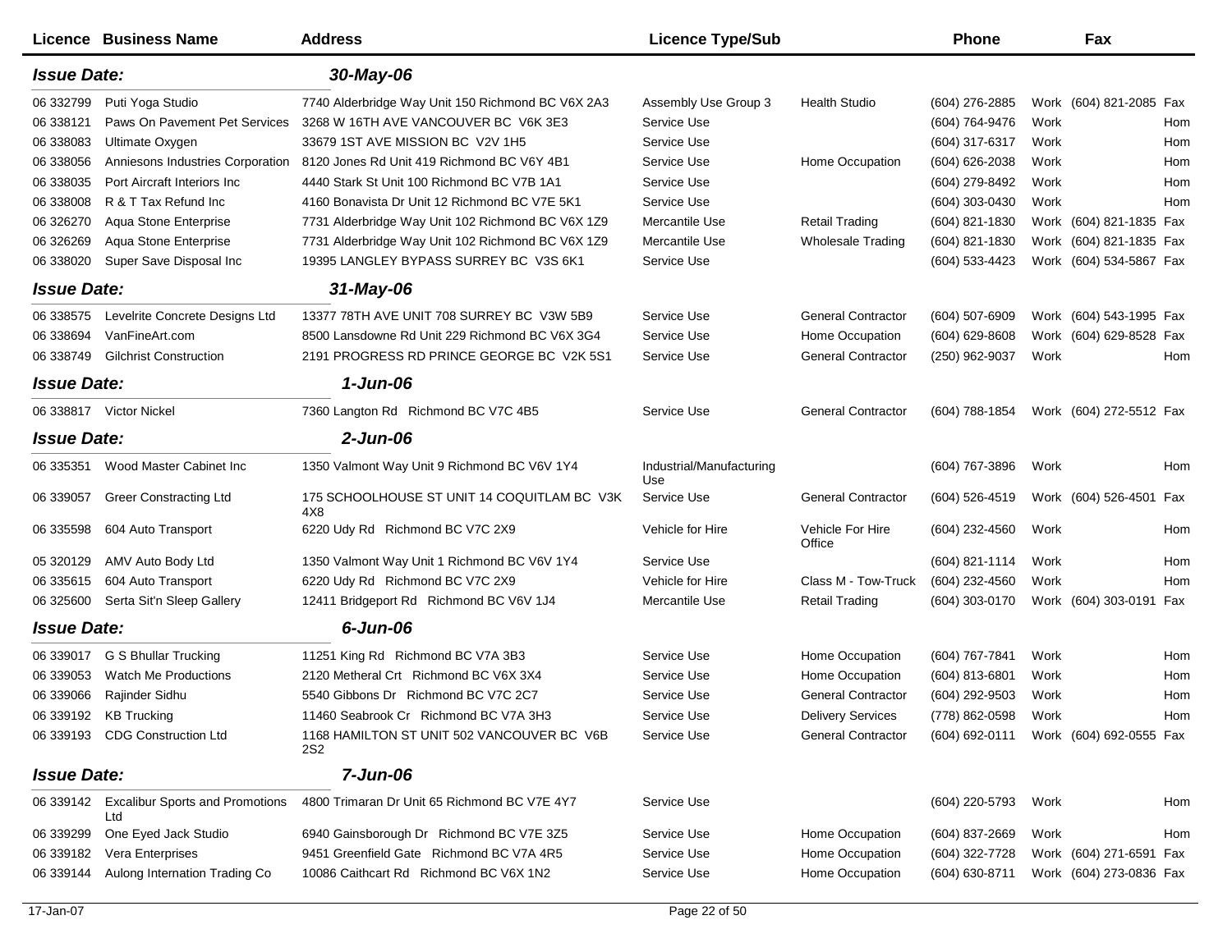| Licence | Business Name | Address | Licence Type/Sub | | Phone | | Fax | |
|---|---|---|---|---|---|---|---|---|
| ***Issue Date:*** | | ***30-May-06*** | | | | | | |
| 06 332799 | Puti Yoga Studio | 7740 Alderbridge Way Unit 150 Richmond BC V6X 2A3 | Assembly Use Group 3 | Health Studio | (604) 276-2885 | Work | (604) 821-2085 | Fax |
| 06 338121 | Paws On Pavement Pet Services | 3268 W 16TH AVE VANCOUVER BC V6K 3E3 | Service Use | | (604) 764-9476 | Work | | Hom |
| 06 338083 | Ultimate Oxygen | 33679 1ST AVE MISSION BC V2V 1H5 | Service Use | | (604) 317-6317 | Work | | Hom |
| 06 338056 | Anniesons Industries Corporation | 8120 Jones Rd Unit 419 Richmond BC V6Y 4B1 | Service Use | Home Occupation | (604) 626-2038 | Work | | Hom |
| 06 338035 | Port Aircraft Interiors Inc | 4440 Stark St Unit 100 Richmond BC V7B 1A1 | Service Use | | (604) 279-8492 | Work | | Hom |
| 06 338008 | R & T Tax Refund Inc | 4160 Bonavista Dr Unit 12 Richmond BC V7E 5K1 | Service Use | | (604) 303-0430 | Work | | Hom |
| 06 326270 | Aqua Stone Enterprise | 7731 Alderbridge Way Unit 102 Richmond BC V6X 1Z9 | Mercantile Use | Retail Trading | (604) 821-1830 | Work | (604) 821-1835 | Fax |
| 06 326269 | Aqua Stone Enterprise | 7731 Alderbridge Way Unit 102 Richmond BC V6X 1Z9 | Mercantile Use | Wholesale Trading | (604) 821-1830 | Work | (604) 821-1835 | Fax |
| 06 338020 | Super Save Disposal Inc | 19395 LANGLEY BYPASS SURREY BC V3S 6K1 | Service Use | | (604) 533-4423 | Work | (604) 534-5867 | Fax |
| ***Issue Date:*** | | ***31-May-06*** | | | | | | |
| 06 338575 | Levelrite Concrete Designs Ltd | 13377 78TH AVE UNIT 708 SURREY BC V3W 5B9 | Service Use | General Contractor | (604) 507-6909 | Work | (604) 543-1995 | Fax |
| 06 338694 | VanFineArt.com | 8500 Lansdowne Rd Unit 229 Richmond BC V6X 3G4 | Service Use | Home Occupation | (604) 629-8608 | Work | (604) 629-8528 | Fax |
| 06 338749 | Gilchrist Construction | 2191 PROGRESS RD PRINCE GEORGE BC V2K 5S1 | Service Use | General Contractor | (250) 962-9037 | Work | | Hom |
| ***Issue Date:*** | | ***1-Jun-06*** | | | | | | |
| 06 338817 | Victor Nickel | 7360 Langton Rd Richmond BC V7C 4B5 | Service Use | General Contractor | (604) 788-1854 | Work | (604) 272-5512 | Fax |
| ***Issue Date:*** | | ***2-Jun-06*** | | | | | | |
| 06 335351 | Wood Master Cabinet Inc | 1350 Valmont Way Unit 9 Richmond BC V6V 1Y4 | Industrial/Manufacturing Use | | (604) 767-3896 | Work | | Hom |
| 06 339057 | Greer Constracting Ltd | 175 SCHOOLHOUSE ST UNIT 14 COQUITLAM BC V3K 4X8 | Service Use | General Contractor | (604) 526-4519 | Work | (604) 526-4501 | Fax |
| 06 335598 | 604 Auto Transport | 6220 Udy Rd Richmond BC V7C 2X9 | Vehicle for Hire | Vehicle For Hire Office | (604) 232-4560 | Work | | Hom |
| 05 320129 | AMV Auto Body Ltd | 1350 Valmont Way Unit 1 Richmond BC V6V 1Y4 | Service Use | | (604) 821-1114 | Work | | Hom |
| 06 335615 | 604 Auto Transport | 6220 Udy Rd Richmond BC V7C 2X9 | Vehicle for Hire | Class M - Tow-Truck | (604) 232-4560 | Work | | Hom |
| 06 325600 | Serta Sit'n Sleep Gallery | 12411 Bridgeport Rd Richmond BC V6V 1J4 | Mercantile Use | Retail Trading | (604) 303-0170 | Work | (604) 303-0191 | Fax |
| ***Issue Date:*** | | ***6-Jun-06*** | | | | | | |
| 06 339017 | G S Bhullar Trucking | 11251 King Rd Richmond BC V7A 3B3 | Service Use | Home Occupation | (604) 767-7841 | Work | | Hom |
| 06 339053 | Watch Me Productions | 2120 Metheral Crt Richmond BC V6X 3X4 | Service Use | Home Occupation | (604) 813-6801 | Work | | Hom |
| 06 339066 | Rajinder Sidhu | 5540 Gibbons Dr Richmond BC V7C 2C7 | Service Use | General Contractor | (604) 292-9503 | Work | | Hom |
| 06 339192 | KB Trucking | 11460 Seabrook Cr Richmond BC V7A 3H3 | Service Use | Delivery Services | (778) 862-0598 | Work | | Hom |
| 06 339193 | CDG Construction Ltd | 1168 HAMILTON ST UNIT 502 VANCOUVER BC V6B 2S2 | Service Use | General Contractor | (604) 692-0111 | Work | (604) 692-0555 | Fax |
| ***Issue Date:*** | | ***7-Jun-06*** | | | | | | |
| 06 339142 | Excalibur Sports and Promotions Ltd | 4800 Trimaran Dr Unit 65 Richmond BC V7E 4Y7 | Service Use | | (604) 220-5793 | Work | | Hom |
| 06 339299 | One Eyed Jack Studio | 6940 Gainsborough Dr Richmond BC V7E 3Z5 | Service Use | Home Occupation | (604) 837-2669 | Work | | Hom |
| 06 339182 | Vera Enterprises | 9451 Greenfield Gate Richmond BC V7A 4R5 | Service Use | Home Occupation | (604) 322-7728 | Work | (604) 271-6591 | Fax |
| 06 339144 | Aulong Internation Trading Co | 10086 Caithcart Rd Richmond BC V6X 1N2 | Service Use | Home Occupation | (604) 630-8711 | Work | (604) 273-0836 | Fax |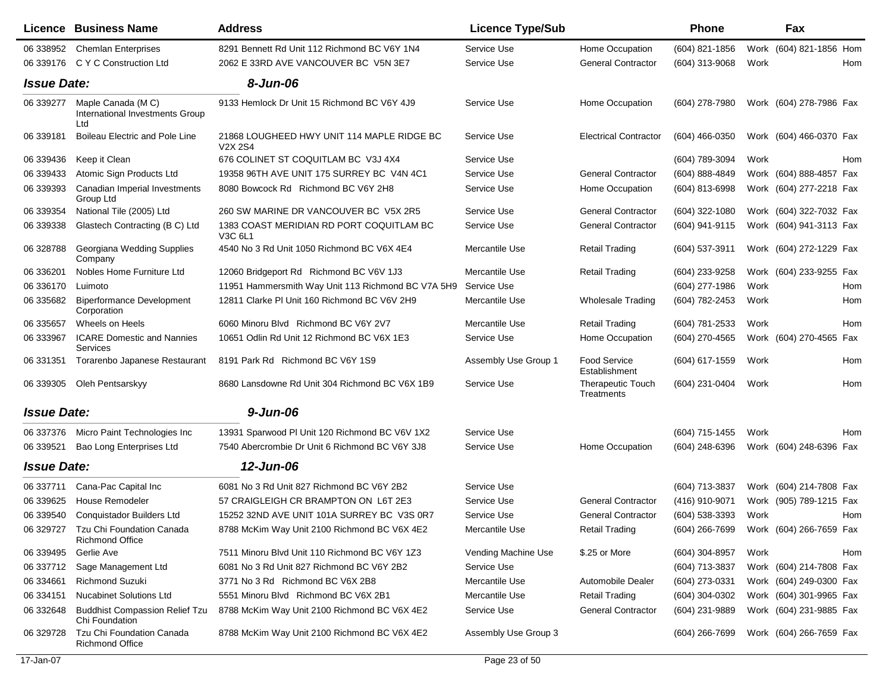| Licence | Business Name | Address | Licence Type/Sub | | Phone | | Fax | |
|---|---|---|---|---|---|---|---|---|
| 06 338952 | Chemlan Enterprises | 8291 Bennett Rd Unit 112 Richmond BC V6Y 1N4 | Service Use | Home Occupation | (604) 821-1856 | Work | (604) 821-1856 | Hom |
| 06 339176 | C Y C Construction Ltd | 2062 E 33RD AVE VANCOUVER BC V5N 3E7 | Service Use | General Contractor | (604) 313-9068 | Work | | Hom |
| ***Issue Date:*** | | ***8-Jun-06*** | | | | | | |
| 06 339277 | Maple Canada (M C) International Investments Group Ltd | 9133 Hemlock Dr Unit 15 Richmond BC V6Y 4J9 | Service Use | Home Occupation | (604) 278-7980 | Work | (604) 278-7986 | Fax |
| 06 339181 | Boileau Electric and Pole Line | 21868 LOUGHEED HWY UNIT 114 MAPLE RIDGE BC V2X 2S4 | Service Use | Electrical Contractor | (604) 466-0350 | Work | (604) 466-0370 | Fax |
| 06 339436 | Keep it Clean | 676 COLINET ST COQUITLAM BC V3J 4X4 | Service Use | | (604) 789-3094 | Work | | Hom |
| 06 339433 | Atomic Sign Products Ltd | 19358 96TH AVE UNIT 175 SURREY BC V4N 4C1 | Service Use | General Contractor | (604) 888-4849 | Work | (604) 888-4857 | Fax |
| 06 339393 | Canadian Imperial Investments Group Ltd | 8080 Bowcock Rd Richmond BC V6Y 2H8 | Service Use | Home Occupation | (604) 813-6998 | Work | (604) 277-2218 | Fax |
| 06 339354 | National Tile (2005) Ltd | 260 SW MARINE DR VANCOUVER BC V5X 2R5 | Service Use | General Contractor | (604) 322-1080 | Work | (604) 322-7032 | Fax |
| 06 339338 | Glastech Contracting (B C) Ltd | 1383 COAST MERIDIAN RD PORT COQUITLAM BC V3C 6L1 | Service Use | General Contractor | (604) 941-9115 | Work | (604) 941-3113 | Fax |
| 06 328788 | Georgiana Wedding Supplies Company | 4540 No 3 Rd Unit 1050 Richmond BC V6X 4E4 | Mercantile Use | Retail Trading | (604) 537-3911 | Work | (604) 272-1229 | Fax |
| 06 336201 | Nobles Home Furniture Ltd | 12060 Bridgeport Rd Richmond BC V6V 1J3 | Mercantile Use | Retail Trading | (604) 233-9258 | Work | (604) 233-9255 | Fax |
| 06 336170 | Luimoto | 11951 Hammersmith Way Unit 113 Richmond BC V7A 5H9 | Service Use | | (604) 277-1986 | Work | | Hom |
| 06 335682 | Biperformance Development Corporation | 12811 Clarke Pl Unit 160 Richmond BC V6V 2H9 | Mercantile Use | Wholesale Trading | (604) 782-2453 | Work | | Hom |
| 06 335657 | Wheels on Heels | 6060 Minoru Blvd Richmond BC V6Y 2V7 | Mercantile Use | Retail Trading | (604) 781-2533 | Work | | Hom |
| 06 333967 | ICARE Domestic and Nannies Services | 10651 Odlin Rd Unit 12 Richmond BC V6X 1E3 | Service Use | Home Occupation | (604) 270-4565 | Work | (604) 270-4565 | Fax |
| 06 331351 | Torarenbo Japanese Restaurant | 8191 Park Rd Richmond BC V6Y 1S9 | Assembly Use Group 1 | Food Service Establishment | (604) 617-1559 | Work | | Hom |
| 06 339305 | Oleh Pentsarskyy | 8680 Lansdowne Rd Unit 304 Richmond BC V6X 1B9 | Service Use | Therapeutic Touch Treatments | (604) 231-0404 | Work | | Hom |
| ***Issue Date:*** | | ***9-Jun-06*** | | | | | | |
| 06 337376 | Micro Paint Technologies Inc | 13931 Sparwood Pl Unit 120 Richmond BC V6V 1X2 | Service Use | | (604) 715-1455 | Work | | Hom |
| 06 339521 | Bao Long Enterprises Ltd | 7540 Abercrombie Dr Unit 6 Richmond BC V6Y 3J8 | Service Use | Home Occupation | (604) 248-6396 | Work | (604) 248-6396 | Fax |
| ***Issue Date:*** | | ***12-Jun-06*** | | | | | | |
| 06 337711 | Cana-Pac Capital Inc | 6081 No 3 Rd Unit 827 Richmond BC V6Y 2B2 | Service Use | | (604) 713-3837 | Work | (604) 214-7808 | Fax |
| 06 339625 | House Remodeler | 57 CRAIGLEIGH CR BRAMPTON ON L6T 2E3 | Service Use | General Contractor | (416) 910-9071 | Work | (905) 789-1215 | Fax |
| 06 339540 | Conquistador Builders Ltd | 15252 32ND AVE UNIT 101A SURREY BC V3S 0R7 | Service Use | General Contractor | (604) 538-3393 | Work | | Hom |
| 06 329727 | Tzu Chi Foundation Canada Richmond Office | 8788 McKim Way Unit 2100 Richmond BC V6X 4E2 | Mercantile Use | Retail Trading | (604) 266-7699 | Work | (604) 266-7659 | Fax |
| 06 339495 | Gerlie Ave | 7511 Minoru Blvd Unit 110 Richmond BC V6Y 1Z3 | Vending Machine Use | $.25 or More | (604) 304-8957 | Work | | Hom |
| 06 337712 | Sage Management Ltd | 6081 No 3 Rd Unit 827 Richmond BC V6Y 2B2 | Service Use | | (604) 713-3837 | Work | (604) 214-7808 | Fax |
| 06 334661 | Richmond Suzuki | 3771 No 3 Rd Richmond BC V6X 2B8 | Mercantile Use | Automobile Dealer | (604) 273-0331 | Work | (604) 249-0300 | Fax |
| 06 334151 | Nucabinet Solutions Ltd | 5551 Minoru Blvd Richmond BC V6X 2B1 | Mercantile Use | Retail Trading | (604) 304-0302 | Work | (604) 301-9965 | Fax |
| 06 332648 | Buddhist Compassion Relief Tzu Chi Foundation | 8788 McKim Way Unit 2100 Richmond BC V6X 4E2 | Service Use | General Contractor | (604) 231-9889 | Work | (604) 231-9885 | Fax |
| 06 329728 | Tzu Chi Foundation Canada Richmond Office | 8788 McKim Way Unit 2100 Richmond BC V6X 4E2 | Assembly Use Group 3 | | (604) 266-7699 | Work | (604) 266-7659 | Fax |

17-Jan-07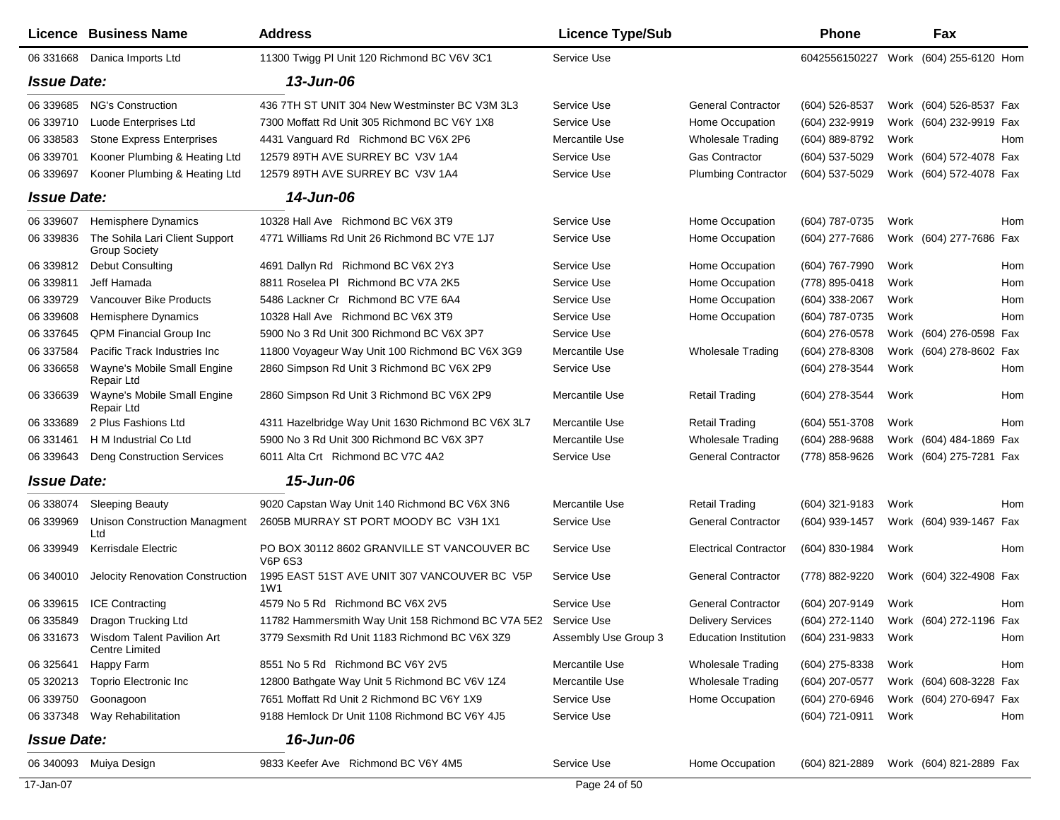| Licence | Business Name | Address | Licence Type/Sub | | Phone | | Fax | |
|---|---|---|---|---|---|---|---|---|
| 06 331668 | Danica Imports Ltd | 11300 Twigg Pl Unit 120 Richmond BC V6V 3C1 | Service Use | | 6042556150227 | Work | (604) 255-6120 | Hom |
| ***Issue Date:*** | | ***13-Jun-06*** | | | | | | |
| 06 339685 | NG's Construction | 436 7TH ST UNIT 304 New Westminster BC V3M 3L3 | Service Use | General Contractor | (604) 526-8537 | Work | (604) 526-8537 | Fax |
| 06 339710 | Luode Enterprises Ltd | 7300 Moffatt Rd Unit 305 Richmond BC V6Y 1X8 | Service Use | Home Occupation | (604) 232-9919 | Work | (604) 232-9919 | Fax |
| 06 338583 | Stone Express Enterprises | 4431 Vanguard Rd Richmond BC V6X 2P6 | Mercantile Use | Wholesale Trading | (604) 889-8792 | Work | | Hom |
| 06 339701 | Kooner Plumbing & Heating Ltd | 12579 89TH AVE SURREY BC V3V 1A4 | Service Use | Gas Contractor | (604) 537-5029 | Work | (604) 572-4078 | Fax |
| 06 339697 | Kooner Plumbing & Heating Ltd | 12579 89TH AVE SURREY BC V3V 1A4 | Service Use | Plumbing Contractor | (604) 537-5029 | Work | (604) 572-4078 | Fax |
| ***Issue Date:*** | | ***14-Jun-06*** | | | | | | |
| 06 339607 | Hemisphere Dynamics | 10328 Hall Ave Richmond BC V6X 3T9 | Service Use | Home Occupation | (604) 787-0735 | Work | | Hom |
| 06 339836 | The Sohila Lari Client Support Group Society | 4771 Williams Rd Unit 26 Richmond BC V7E 1J7 | Service Use | Home Occupation | (604) 277-7686 | Work | (604) 277-7686 | Fax |
| 06 339812 | Debut Consulting | 4691 Dallyn Rd Richmond BC V6X 2Y3 | Service Use | Home Occupation | (604) 767-7990 | Work | | Hom |
| 06 339811 | Jeff Hamada | 8811 Roselea Pl Richmond BC V7A 2K5 | Service Use | Home Occupation | (778) 895-0418 | Work | | Hom |
| 06 339729 | Vancouver Bike Products | 5486 Lackner Cr Richmond BC V7E 6A4 | Service Use | Home Occupation | (604) 338-2067 | Work | | Hom |
| 06 339608 | Hemisphere Dynamics | 10328 Hall Ave Richmond BC V6X 3T9 | Service Use | Home Occupation | (604) 787-0735 | Work | | Hom |
| 06 337645 | QPM Financial Group Inc | 5900 No 3 Rd Unit 300 Richmond BC V6X 3P7 | Service Use | | (604) 276-0578 | Work | (604) 276-0598 | Fax |
| 06 337584 | Pacific Track Industries Inc | 11800 Voyageur Way Unit 100 Richmond BC V6X 3G9 | Mercantile Use | Wholesale Trading | (604) 278-8308 | Work | (604) 278-8602 | Fax |
| 06 336658 | Wayne's Mobile Small Engine Repair Ltd | 2860 Simpson Rd Unit 3 Richmond BC V6X 2P9 | Service Use | | (604) 278-3544 | Work | | Hom |
| 06 336639 | Wayne's Mobile Small Engine Repair Ltd | 2860 Simpson Rd Unit 3 Richmond BC V6X 2P9 | Mercantile Use | Retail Trading | (604) 278-3544 | Work | | Hom |
| 06 333689 | 2 Plus Fashions Ltd | 4311 Hazelbridge Way Unit 1630 Richmond BC V6X 3L7 | Mercantile Use | Retail Trading | (604) 551-3708 | Work | | Hom |
| 06 331461 | H M Industrial Co Ltd | 5900 No 3 Rd Unit 300 Richmond BC V6X 3P7 | Mercantile Use | Wholesale Trading | (604) 288-9688 | Work | (604) 484-1869 | Fax |
| 06 339643 | Deng Construction Services | 6011 Alta Crt Richmond BC V7C 4A2 | Service Use | General Contractor | (778) 858-9626 | Work | (604) 275-7281 | Fax |
| ***Issue Date:*** | | ***15-Jun-06*** | | | | | | |
| 06 338074 | Sleeping Beauty | 9020 Capstan Way Unit 140 Richmond BC V6X 3N6 | Mercantile Use | Retail Trading | (604) 321-9183 | Work | | Hom |
| 06 339969 | Unison Construction Managment Ltd | 2605B MURRAY ST PORT MOODY BC V3H 1X1 | Service Use | General Contractor | (604) 939-1457 | Work | (604) 939-1467 | Fax |
| 06 339949 | Kerrisdale Electric | PO BOX 30112 8602 GRANVILLE ST VANCOUVER BC V6P 6S3 | Service Use | Electrical Contractor | (604) 830-1984 | Work | | Hom |
| 06 340010 | Jelocity Renovation Construction | 1995 EAST 51ST AVE UNIT 307 VANCOUVER BC V5P 1W1 | Service Use | General Contractor | (778) 882-9220 | Work | (604) 322-4908 | Fax |
| 06 339615 | ICE Contracting | 4579 No 5 Rd Richmond BC V6X 2V5 | Service Use | General Contractor | (604) 207-9149 | Work | | Hom |
| 06 335849 | Dragon Trucking Ltd | 11782 Hammersmith Way Unit 158 Richmond BC V7A 5E2 | Service Use | Delivery Services | (604) 272-1140 | Work | (604) 272-1196 | Fax |
| 06 331673 | Wisdom Talent Pavilion Art Centre Limited | 3779 Sexsmith Rd Unit 1183 Richmond BC V6X 3Z9 | Assembly Use Group 3 | Education Institution | (604) 231-9833 | Work | | Hom |
| 06 325641 | Happy Farm | 8551 No 5 Rd Richmond BC V6Y 2V5 | Mercantile Use | Wholesale Trading | (604) 275-8338 | Work | | Hom |
| 05 320213 | Toprio Electronic Inc | 12800 Bathgate Way Unit 5 Richmond BC V6V 1Z4 | Mercantile Use | Wholesale Trading | (604) 207-0577 | Work | (604) 608-3228 | Fax |
| 06 339750 | Goonagoon | 7651 Moffatt Rd Unit 2 Richmond BC V6Y 1X9 | Service Use | Home Occupation | (604) 270-6946 | Work | (604) 270-6947 | Fax |
| 06 337348 | Way Rehabilitation | 9188 Hemlock Dr Unit 1108 Richmond BC V6Y 4J5 | Service Use | | (604) 721-0911 | Work | | Hom |
| ***Issue Date:*** | | ***16-Jun-06*** | | | | | | |
| 06 340093 | Muiya Design | 9833 Keefer Ave Richmond BC V6Y 4M5 | Service Use | Home Occupation | (604) 821-2889 | Work | (604) 821-2889 | Fax |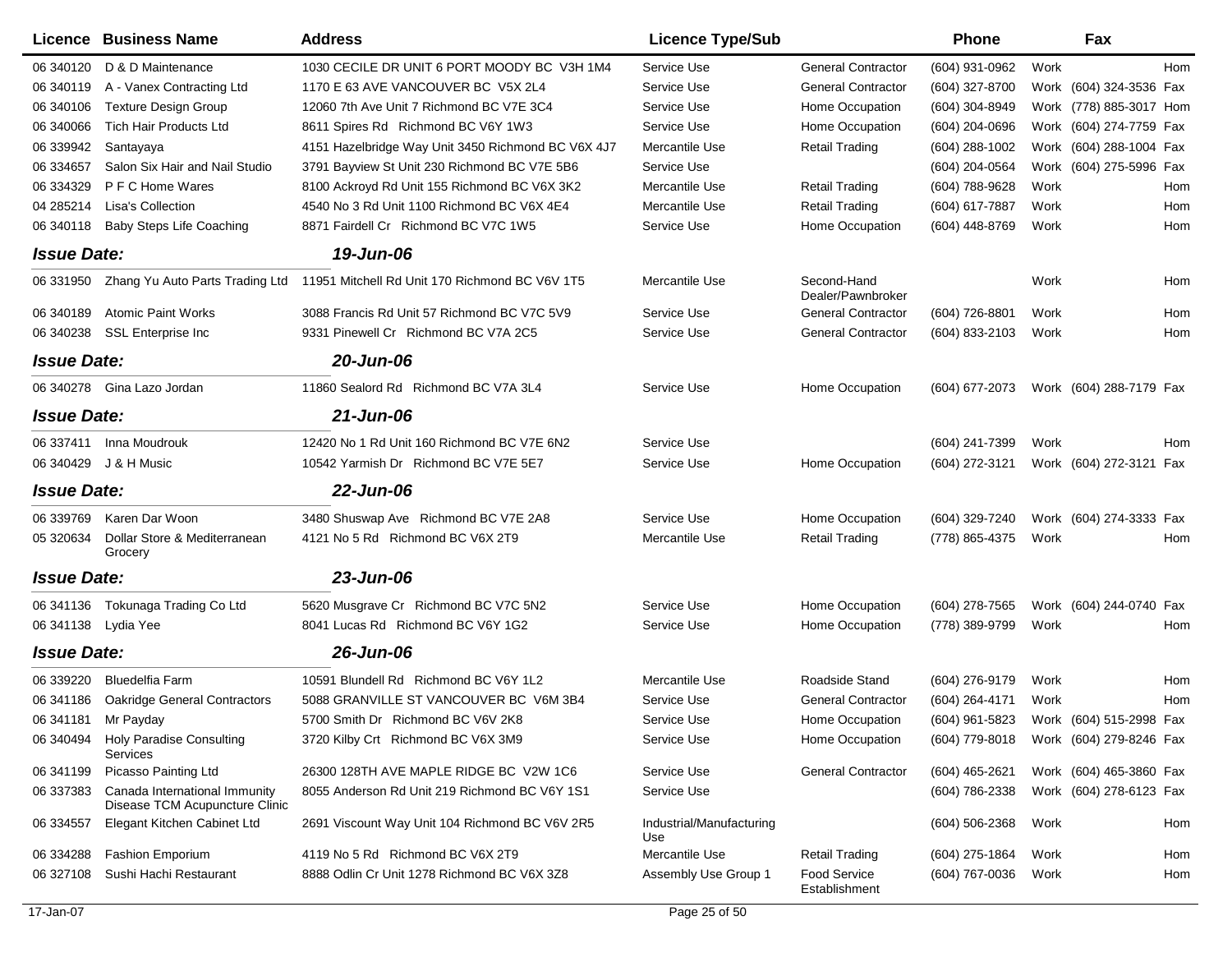| Licence | Business Name | Address | Licence Type/Sub | | Phone | | Fax | |
|---|---|---|---|---|---|---|---|---|
| 06 340120 | D & D Maintenance | 1030 CECILE DR UNIT 6 PORT MOODY BC V3H 1M4 | Service Use | General Contractor | (604) 931-0962 | Work | | Hom |
| 06 340119 | A - Vanex Contracting Ltd | 1170 E 63 AVE VANCOUVER BC V5X 2L4 | Service Use | General Contractor | (604) 327-8700 | Work | (604) 324-3536 | Fax |
| 06 340106 | Texture Design Group | 12060 7th Ave Unit 7 Richmond BC V7E 3C4 | Service Use | Home Occupation | (604) 304-8949 | Work | (778) 885-3017 | Hom |
| 06 340066 | Tich Hair Products Ltd | 8611 Spires Rd Richmond BC V6Y 1W3 | Service Use | Home Occupation | (604) 204-0696 | Work | (604) 274-7759 | Fax |
| 06 339942 | Santayaya | 4151 Hazelbridge Way Unit 3450 Richmond BC V6X 4J7 | Mercantile Use | Retail Trading | (604) 288-1002 | Work | (604) 288-1004 | Fax |
| 06 334657 | Salon Six Hair and Nail Studio | 3791 Bayview St Unit 230 Richmond BC V7E 5B6 | Service Use | | (604) 204-0564 | Work | (604) 275-5996 | Fax |
| 06 334329 | P F C Home Wares | 8100 Ackroyd Rd Unit 155 Richmond BC V6X 3K2 | Mercantile Use | Retail Trading | (604) 788-9628 | Work | | Hom |
| 04 285214 | Lisa's Collection | 4540 No 3 Rd Unit 1100 Richmond BC V6X 4E4 | Mercantile Use | Retail Trading | (604) 617-7887 | Work | | Hom |
| 06 340118 | Baby Steps Life Coaching | 8871 Fairdell Cr Richmond BC V7C 1W5 | Service Use | Home Occupation | (604) 448-8769 | Work | | Hom |
| ***Issue Date:*** | | ***19-Jun-06*** | | | | | | |
| 06 331950 | Zhang Yu Auto Parts Trading Ltd | 11951 Mitchell Rd Unit 170 Richmond BC V6V 1T5 | Mercantile Use | Second-Hand Dealer/Pawnbroker | | Work | | Hom |
| 06 340189 | Atomic Paint Works | 3088 Francis Rd Unit 57 Richmond BC V7C 5V9 | Service Use | General Contractor | (604) 726-8801 | Work | | Hom |
| 06 340238 | SSL Enterprise Inc | 9331 Pinewell Cr Richmond BC V7A 2C5 | Service Use | General Contractor | (604) 833-2103 | Work | | Hom |
| ***Issue Date:*** | | ***20-Jun-06*** | | | | | | |
| 06 340278 | Gina Lazo Jordan | 11860 Sealord Rd Richmond BC V7A 3L4 | Service Use | Home Occupation | (604) 677-2073 | Work | (604) 288-7179 | Fax |
| ***Issue Date:*** | | ***21-Jun-06*** | | | | | | |
| 06 337411 | Inna Moudrouk | 12420 No 1 Rd Unit 160 Richmond BC V7E 6N2 | Service Use | | (604) 241-7399 | Work | | Hom |
| 06 340429 | J & H Music | 10542 Yarmish Dr Richmond BC V7E 5E7 | Service Use | Home Occupation | (604) 272-3121 | Work | (604) 272-3121 | Fax |
| ***Issue Date:*** | | ***22-Jun-06*** | | | | | | |
| 06 339769 | Karen Dar Woon | 3480 Shuswap Ave Richmond BC V7E 2A8 | Service Use | Home Occupation | (604) 329-7240 | Work | (604) 274-3333 | Fax |
| 05 320634 | Dollar Store & Mediterranean Grocery | 4121 No 5 Rd Richmond BC V6X 2T9 | Mercantile Use | Retail Trading | (778) 865-4375 | Work | | Hom |
| ***Issue Date:*** | | ***23-Jun-06*** | | | | | | |
| 06 341136 | Tokunaga Trading Co Ltd | 5620 Musgrave Cr Richmond BC V7C 5N2 | Service Use | Home Occupation | (604) 278-7565 | Work | (604) 244-0740 | Fax |
| 06 341138 | Lydia Yee | 8041 Lucas Rd Richmond BC V6Y 1G2 | Service Use | Home Occupation | (778) 389-9799 | Work | | Hom |
| ***Issue Date:*** | | ***26-Jun-06*** | | | | | | |
| 06 339220 | Bluedelfia Farm | 10591 Blundell Rd Richmond BC V6Y 1L2 | Mercantile Use | Roadside Stand | (604) 276-9179 | Work | | Hom |
| 06 341186 | Oakridge General Contractors | 5088 GRANVILLE ST VANCOUVER BC V6M 3B4 | Service Use | General Contractor | (604) 264-4171 | Work | | Hom |
| 06 341181 | Mr Payday | 5700 Smith Dr Richmond BC V6V 2K8 | Service Use | Home Occupation | (604) 961-5823 | Work | (604) 515-2998 | Fax |
| 06 340494 | Holy Paradise Consulting Services | 3720 Kilby Crt Richmond BC V6X 3M9 | Service Use | Home Occupation | (604) 779-8018 | Work | (604) 279-8246 | Fax |
| 06 341199 | Picasso Painting Ltd | 26300 128TH AVE MAPLE RIDGE BC V2W 1C6 | Service Use | General Contractor | (604) 465-2621 | Work | (604) 465-3860 | Fax |
| 06 337383 | Canada International Immunity Disease TCM Acupuncture Clinic | 8055 Anderson Rd Unit 219 Richmond BC V6Y 1S1 | Service Use | | (604) 786-2338 | Work | (604) 278-6123 | Fax |
| 06 334557 | Elegant Kitchen Cabinet Ltd | 2691 Viscount Way Unit 104 Richmond BC V6V 2R5 | Industrial/Manufacturing Use | | (604) 506-2368 | Work | | Hom |
| 06 334288 | Fashion Emporium | 4119 No 5 Rd Richmond BC V6X 2T9 | Mercantile Use | Retail Trading | (604) 275-1864 | Work | | Hom |
| 06 327108 | Sushi Hachi Restaurant | 8888 Odlin Cr Unit 1278 Richmond BC V6X 3Z8 | Assembly Use Group 1 | Food Service Establishment | (604) 767-0036 | Work | | Hom |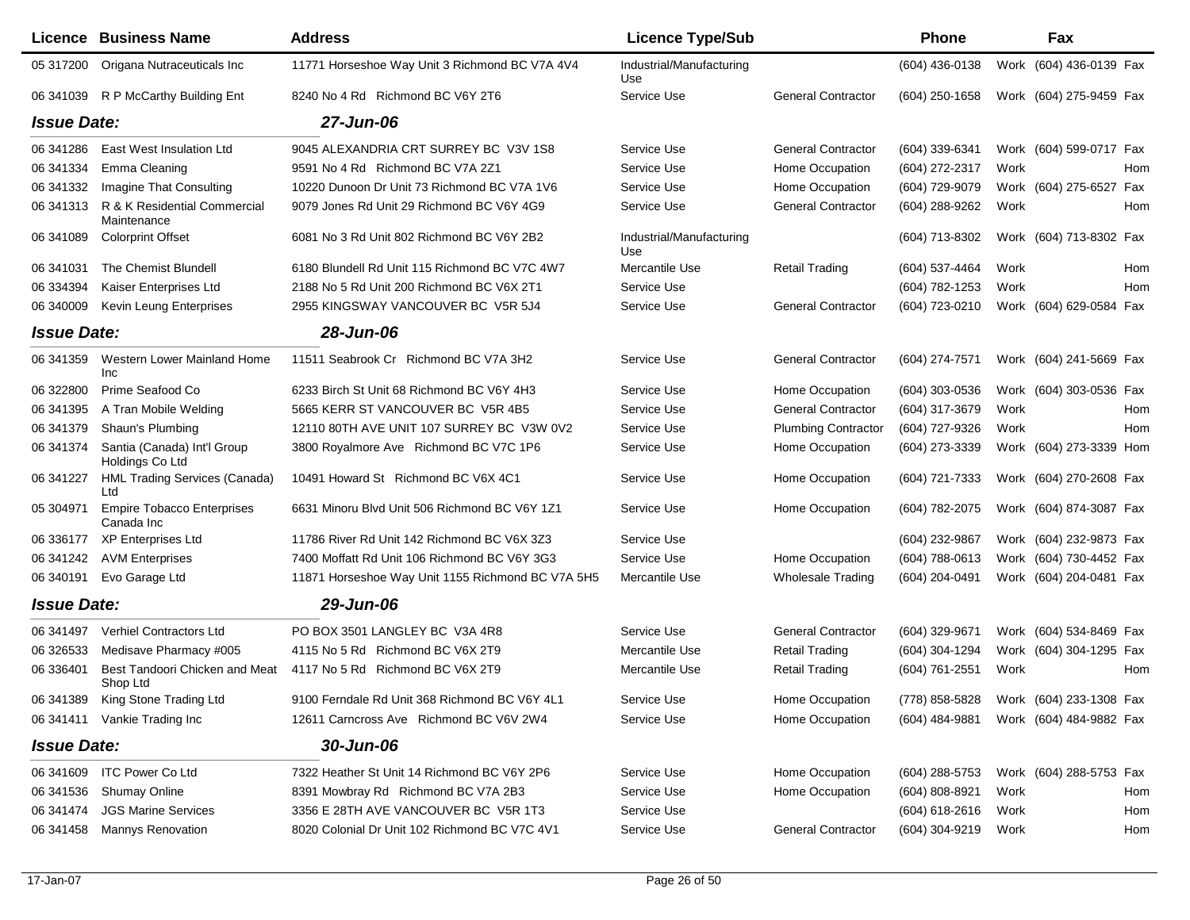| Licence | Business Name | Address | Licence Type/Sub | | Phone | | Fax | |
|---|---|---|---|---|---|---|---|---|
| 05 317200 | Origana Nutraceuticals Inc | 11771 Horseshoe Way Unit 3 Richmond BC V7A 4V4 | Industrial/Manufacturing Use | | (604) 436-0138 | Work | (604) 436-0139 | Fax |
| 06 341039 | R P McCarthy Building Ent | 8240 No 4 Rd Richmond BC V6Y 2T6 | Service Use | General Contractor | (604) 250-1658 | Work | (604) 275-9459 | Fax |
| ***Issue Date:*** | | ***27-Jun-06*** | | | | | | |
| 06 341286 | East West Insulation Ltd | 9045 ALEXANDRIA CRT SURREY BC V3V 1S8 | Service Use | General Contractor | (604) 339-6341 | Work | (604) 599-0717 | Fax |
| 06 341334 | Emma Cleaning | 9591 No 4 Rd Richmond BC V7A 2Z1 | Service Use | Home Occupation | (604) 272-2317 | Work | | Hom |
| 06 341332 | Imagine That Consulting | 10220 Dunoon Dr Unit 73 Richmond BC V7A 1V6 | Service Use | Home Occupation | (604) 729-9079 | Work | (604) 275-6527 | Fax |
| 06 341313 | R & K Residential Commercial Maintenance | 9079 Jones Rd Unit 29 Richmond BC V6Y 4G9 | Service Use | General Contractor | (604) 288-9262 | Work | | Hom |
| 06 341089 | Colorprint Offset | 6081 No 3 Rd Unit 802 Richmond BC V6Y 2B2 | Industrial/Manufacturing Use | | (604) 713-8302 | Work | (604) 713-8302 | Fax |
| 06 341031 | The Chemist Blundell | 6180 Blundell Rd Unit 115 Richmond BC V7C 4W7 | Mercantile Use | Retail Trading | (604) 537-4464 | Work | | Hom |
| 06 334394 | Kaiser Enterprises Ltd | 2188 No 5 Rd Unit 200 Richmond BC V6X 2T1 | Service Use | | (604) 782-1253 | Work | | Hom |
| 06 340009 | Kevin Leung Enterprises | 2955 KINGSWAY VANCOUVER BC V5R 5J4 | Service Use | General Contractor | (604) 723-0210 | Work | (604) 629-0584 | Fax |
| ***Issue Date:*** | | ***28-Jun-06*** | | | | | | |
| 06 341359 | Western Lower Mainland Home Inc | 11511 Seabrook Cr Richmond BC V7A 3H2 | Service Use | General Contractor | (604) 274-7571 | Work | (604) 241-5669 | Fax |
| 06 322800 | Prime Seafood Co | 6233 Birch St Unit 68 Richmond BC V6Y 4H3 | Service Use | Home Occupation | (604) 303-0536 | Work | (604) 303-0536 | Fax |
| 06 341395 | A Tran Mobile Welding | 5665 KERR ST VANCOUVER BC V5R 4B5 | Service Use | General Contractor | (604) 317-3679 | Work | | Hom |
| 06 341379 | Shaun's Plumbing | 12110 80TH AVE UNIT 107 SURREY BC V3W 0V2 | Service Use | Plumbing Contractor | (604) 727-9326 | Work | | Hom |
| 06 341374 | Santia (Canada) Int'l Group Holdings Co Ltd | 3800 Royalmore Ave Richmond BC V7C 1P6 | Service Use | Home Occupation | (604) 273-3339 | Work | (604) 273-3339 | Hom |
| 06 341227 | HML Trading Services (Canada) Ltd | 10491 Howard St Richmond BC V6X 4C1 | Service Use | Home Occupation | (604) 721-7333 | Work | (604) 270-2608 | Fax |
| 05 304971 | Empire Tobacco Enterprises Canada Inc | 6631 Minoru Blvd Unit 506 Richmond BC V6Y 1Z1 | Service Use | Home Occupation | (604) 782-2075 | Work | (604) 874-3087 | Fax |
| 06 336177 | XP Enterprises Ltd | 11786 River Rd Unit 142 Richmond BC V6X 3Z3 | Service Use | | (604) 232-9867 | Work | (604) 232-9873 | Fax |
| 06 341242 | AVM Enterprises | 7400 Moffatt Rd Unit 106 Richmond BC V6Y 3G3 | Service Use | Home Occupation | (604) 788-0613 | Work | (604) 730-4452 | Fax |
| 06 340191 | Evo Garage Ltd | 11871 Horseshoe Way Unit 1155 Richmond BC V7A 5H5 | Mercantile Use | Wholesale Trading | (604) 204-0491 | Work | (604) 204-0481 | Fax |
| ***Issue Date:*** | | ***29-Jun-06*** | | | | | | |
| 06 341497 | Verhiel Contractors Ltd | PO BOX 3501 LANGLEY BC V3A 4R8 | Service Use | General Contractor | (604) 329-9671 | Work | (604) 534-8469 | Fax |
| 06 326533 | Medisave Pharmacy #005 | 4115 No 5 Rd Richmond BC V6X 2T9 | Mercantile Use | Retail Trading | (604) 304-1294 | Work | (604) 304-1295 | Fax |
| 06 336401 | Best Tandoori Chicken and Meat Shop Ltd | 4117 No 5 Rd Richmond BC V6X 2T9 | Mercantile Use | Retail Trading | (604) 761-2551 | Work | | Hom |
| 06 341389 | King Stone Trading Ltd | 9100 Ferndale Rd Unit 368 Richmond BC V6Y 4L1 | Service Use | Home Occupation | (778) 858-5828 | Work | (604) 233-1308 | Fax |
| 06 341411 | Vankie Trading Inc | 12611 Carncross Ave Richmond BC V6V 2W4 | Service Use | Home Occupation | (604) 484-9881 | Work | (604) 484-9882 | Fax |
| ***Issue Date:*** | | ***30-Jun-06*** | | | | | | |
| 06 341609 | ITC Power Co Ltd | 7322 Heather St Unit 14 Richmond BC V6Y 2P6 | Service Use | Home Occupation | (604) 288-5753 | Work | (604) 288-5753 | Fax |
| 06 341536 | Shumay Online | 8391 Mowbray Rd Richmond BC V7A 2B3 | Service Use | Home Occupation | (604) 808-8921 | Work | | Hom |
| 06 341474 | JGS Marine Services | 3356 E 28TH AVE VANCOUVER BC V5R 1T3 | Service Use | | (604) 618-2616 | Work | | Hom |
| 06 341458 | Mannys Renovation | 8020 Colonial Dr Unit 102 Richmond BC V7C 4V1 | Service Use | General Contractor | (604) 304-9219 | Work | | Hom |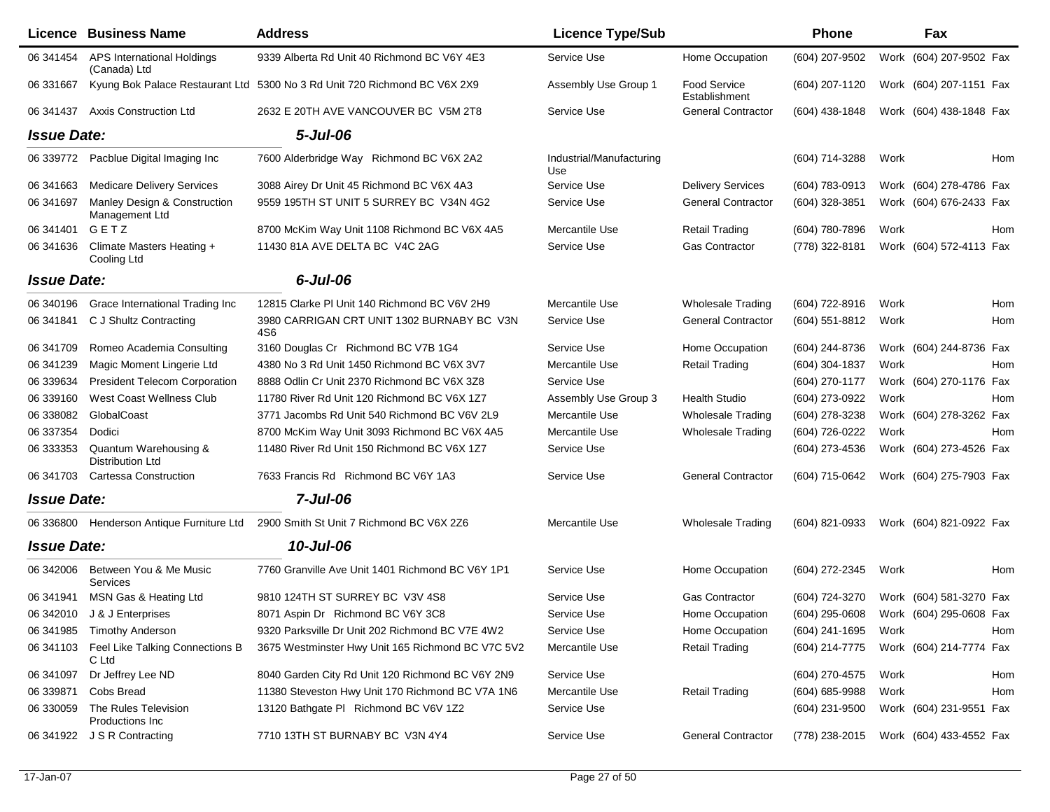| Licence | Business Name | Address | Licence Type/Sub | | Phone | | Fax | |
|---|---|---|---|---|---|---|---|---|
| 06 341454 | APS International Holdings (Canada) Ltd | 9339 Alberta Rd Unit 40 Richmond BC V6Y 4E3 | Service Use | Home Occupation | (604) 207-9502 | Work | (604) 207-9502 | Fax |
| 06 331667 | Kyung Bok Palace Restaurant Ltd | 5300 No 3 Rd Unit 720 Richmond BC V6X 2X9 | Assembly Use Group 1 | Food Service Establishment | (604) 207-1120 | Work | (604) 207-1151 | Fax |
| 06 341437 | Axxis Construction Ltd | 2632 E 20TH AVE VANCOUVER BC V5M 2T8 | Service Use | General Contractor | (604) 438-1848 | Work | (604) 438-1848 | Fax |
| ***Issue Date:*** | | ***5-Jul-06*** | | | | | | |
| 06 339772 | Pacblue Digital Imaging Inc | 7600 Alderbridge Way Richmond BC V6X 2A2 | Industrial/Manufacturing Use | | (604) 714-3288 | Work | | Hom |
| 06 341663 | Medicare Delivery Services | 3088 Airey Dr Unit 45 Richmond BC V6X 4A3 | Service Use | Delivery Services | (604) 783-0913 | Work | (604) 278-4786 | Fax |
| 06 341697 | Manley Design & Construction Management Ltd | 9559 195TH ST UNIT 5 SURREY BC V34N 4G2 | Service Use | General Contractor | (604) 328-3851 | Work | (604) 676-2433 | Fax |
| 06 341401 | G E T Z | 8700 McKim Way Unit 1108 Richmond BC V6X 4A5 | Mercantile Use | Retail Trading | (604) 780-7896 | Work | | Hom |
| 06 341636 | Climate Masters Heating + Cooling Ltd | 11430 81A AVE DELTA BC V4C 2AG | Service Use | Gas Contractor | (778) 322-8181 | Work | (604) 572-4113 | Fax |
| ***Issue Date:*** | | ***6-Jul-06*** | | | | | | |
| 06 340196 | Grace International Trading Inc | 12815 Clarke Pl Unit 140 Richmond BC V6V 2H9 | Mercantile Use | Wholesale Trading | (604) 722-8916 | Work | | Hom |
| 06 341841 | C J Shultz Contracting | 3980 CARRIGAN CRT UNIT 1302 BURNABY BC V3N 4S6 | Service Use | General Contractor | (604) 551-8812 | Work | | Hom |
| 06 341709 | Romeo Academia Consulting | 3160 Douglas Cr Richmond BC V7B 1G4 | Service Use | Home Occupation | (604) 244-8736 | Work | (604) 244-8736 | Fax |
| 06 341239 | Magic Moment Lingerie Ltd | 4380 No 3 Rd Unit 1450 Richmond BC V6X 3V7 | Mercantile Use | Retail Trading | (604) 304-1837 | Work | | Hom |
| 06 339634 | President Telecom Corporation | 8888 Odlin Cr Unit 2370 Richmond BC V6X 3Z8 | Service Use | | (604) 270-1177 | Work | (604) 270-1176 | Fax |
| 06 339160 | West Coast Wellness Club | 11780 River Rd Unit 120 Richmond BC V6X 1Z7 | Assembly Use Group 3 | Health Studio | (604) 273-0922 | Work | | Hom |
| 06 338082 | GlobalCoast | 3771 Jacombs Rd Unit 540 Richmond BC V6V 2L9 | Mercantile Use | Wholesale Trading | (604) 278-3238 | Work | (604) 278-3262 | Fax |
| 06 337354 | Dodici | 8700 McKim Way Unit 3093 Richmond BC V6X 4A5 | Mercantile Use | Wholesale Trading | (604) 726-0222 | Work | | Hom |
| 06 333353 | Quantum Warehousing & Distribution Ltd | 11480 River Rd Unit 150 Richmond BC V6X 1Z7 | Service Use | | (604) 273-4536 | Work | (604) 273-4526 | Fax |
| 06 341703 | Cartessa Construction | 7633 Francis Rd Richmond BC V6Y 1A3 | Service Use | General Contractor | (604) 715-0642 | Work | (604) 275-7903 | Fax |
| ***Issue Date:*** | | ***7-Jul-06*** | | | | | | |
| 06 336800 | Henderson Antique Furniture Ltd | 2900 Smith St Unit 7 Richmond BC V6X 2Z6 | Mercantile Use | Wholesale Trading | (604) 821-0933 | Work | (604) 821-0922 | Fax |
| ***Issue Date:*** | | ***10-Jul-06*** | | | | | | |
| 06 342006 | Between You & Me Music Services | 7760 Granville Ave Unit 1401 Richmond BC V6Y 1P1 | Service Use | Home Occupation | (604) 272-2345 | Work | | Hom |
| 06 341941 | MSN Gas & Heating Ltd | 9810 124TH ST SURREY BC V3V 4S8 | Service Use | Gas Contractor | (604) 724-3270 | Work | (604) 581-3270 | Fax |
| 06 342010 | J & J Enterprises | 8071 Aspin Dr Richmond BC V6Y 3C8 | Service Use | Home Occupation | (604) 295-0608 | Work | (604) 295-0608 | Fax |
| 06 341985 | Timothy Anderson | 9320 Parksville Dr Unit 202 Richmond BC V7E 4W2 | Service Use | Home Occupation | (604) 241-1695 | Work | | Hom |
| 06 341103 | Feel Like Talking Connections B C Ltd | 3675 Westminster Hwy Unit 165 Richmond BC V7C 5V2 | Mercantile Use | Retail Trading | (604) 214-7775 | Work | (604) 214-7774 | Fax |
| 06 341097 | Dr Jeffrey Lee ND | 8040 Garden City Rd Unit 120 Richmond BC V6Y 2N9 | Service Use | | (604) 270-4575 | Work | | Hom |
| 06 339871 | Cobs Bread | 11380 Steveston Hwy Unit 170 Richmond BC V7A 1N6 | Mercantile Use | Retail Trading | (604) 685-9988 | Work | | Hom |
| 06 330059 | The Rules Television Productions Inc | 13120 Bathgate Pl Richmond BC V6V 1Z2 | Service Use | | (604) 231-9500 | Work | (604) 231-9551 | Fax |
| 06 341922 | J S R Contracting | 7710 13TH ST BURNABY BC V3N 4Y4 | Service Use | General Contractor | (778) 238-2015 | Work | (604) 433-4552 | Fax |

17-Jan-07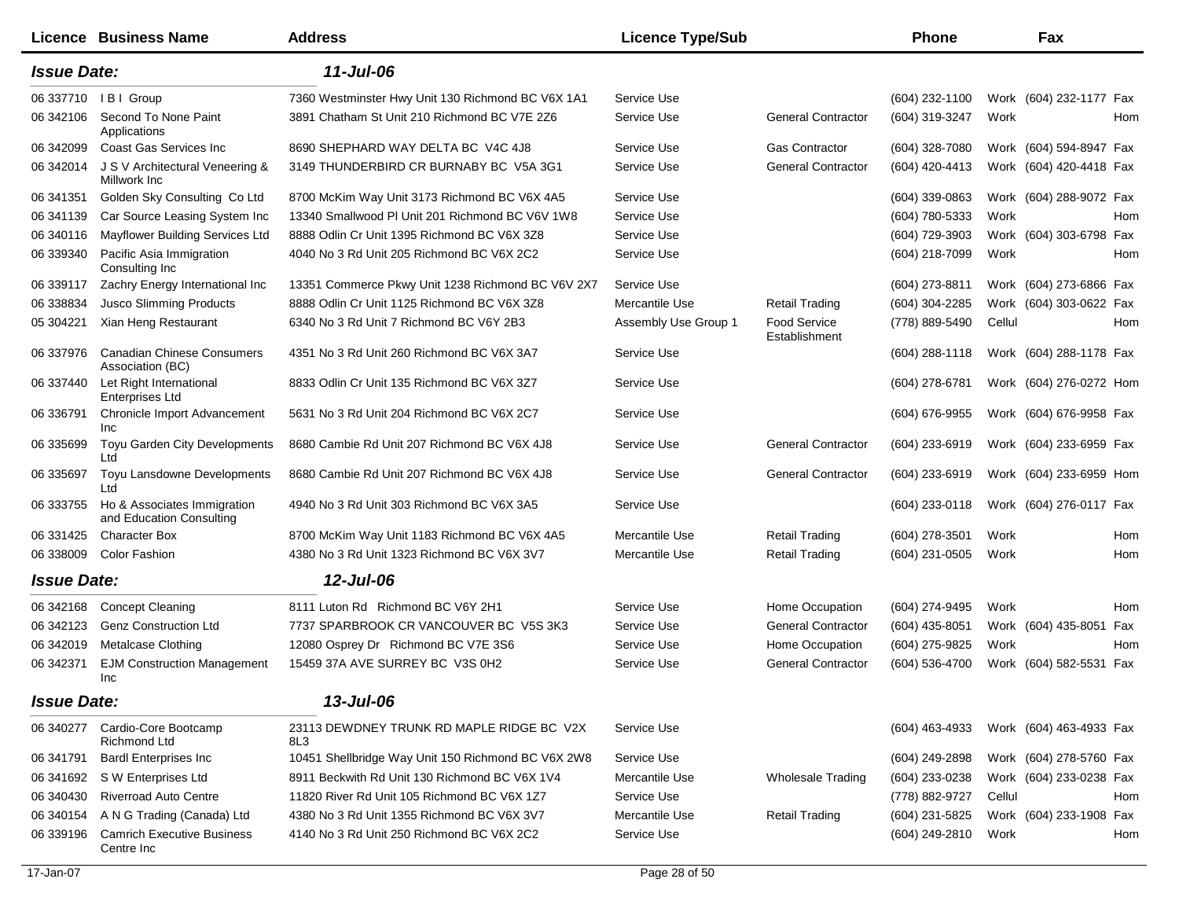| Licence | Business Name | Address | Licence Type/Sub | | Phone | | Fax | |
|---|---|---|---|---|---|---|---|---|
| ***Issue Date:*** | | ***11-Jul-06*** | | | | | | |
| 06 337710 | I B I Group | 7360 Westminster Hwy Unit 130 Richmond BC V6X 1A1 | Service Use | | (604) 232-1100 | Work | (604) 232-1177 | Fax |
| 06 342106 | Second To None Paint Applications | 3891 Chatham St Unit 210 Richmond BC V7E 2Z6 | Service Use | General Contractor | (604) 319-3247 | Work | | Hom |
| 06 342099 | Coast Gas Services Inc | 8690 SHEPHARD WAY DELTA BC V4C 4J8 | Service Use | Gas Contractor | (604) 328-7080 | Work | (604) 594-8947 | Fax |
| 06 342014 | J S V Architectural Veneering & Millwork Inc | 3149 THUNDERBIRD CR BURNABY BC V5A 3G1 | Service Use | General Contractor | (604) 420-4413 | Work | (604) 420-4418 | Fax |
| 06 341351 | Golden Sky Consulting Co Ltd | 8700 McKim Way Unit 3173 Richmond BC V6X 4A5 | Service Use | | (604) 339-0863 | Work | (604) 288-9072 | Fax |
| 06 341139 | Car Source Leasing System Inc | 13340 Smallwood Pl Unit 201 Richmond BC V6V 1W8 | Service Use | | (604) 780-5333 | Work | | Hom |
| 06 340116 | Mayflower Building Services Ltd | 8888 Odlin Cr Unit 1395 Richmond BC V6X 3Z8 | Service Use | | (604) 729-3903 | Work | (604) 303-6798 | Fax |
| 06 339340 | Pacific Asia Immigration Consulting Inc | 4040 No 3 Rd Unit 205 Richmond BC V6X 2C2 | Service Use | | (604) 218-7099 | Work | | Hom |
| 06 339117 | Zachry Energy International Inc | 13351 Commerce Pkwy Unit 1238 Richmond BC V6V 2X7 | Service Use | | (604) 273-8811 | Work | (604) 273-6866 | Fax |
| 06 338834 | Jusco Slimming Products | 8888 Odlin Cr Unit 1125 Richmond BC V6X 3Z8 | Mercantile Use | Retail Trading | (604) 304-2285 | Work | (604) 303-0622 | Fax |
| 05 304221 | Xian Heng Restaurant | 6340 No 3 Rd Unit 7 Richmond BC V6Y 2B3 | Assembly Use Group 1 | Food Service Establishment | (778) 889-5490 | Cellul | | Hom |
| 06 337976 | Canadian Chinese Consumers Association (BC) | 4351 No 3 Rd Unit 260 Richmond BC V6X 3A7 | Service Use | | (604) 288-1118 | Work | (604) 288-1178 | Fax |
| 06 337440 | Let Right International Enterprises Ltd | 8833 Odlin Cr Unit 135 Richmond BC V6X 3Z7 | Service Use | | (604) 278-6781 | Work | (604) 276-0272 | Hom |
| 06 336791 | Chronicle Import Advancement Inc | 5631 No 3 Rd Unit 204 Richmond BC V6X 2C7 | Service Use | | (604) 676-9955 | Work | (604) 676-9958 | Fax |
| 06 335699 | Toyu Garden City Developments Ltd | 8680 Cambie Rd Unit 207 Richmond BC V6X 4J8 | Service Use | General Contractor | (604) 233-6919 | Work | (604) 233-6959 | Fax |
| 06 335697 | Toyu Lansdowne Developments Ltd | 8680 Cambie Rd Unit 207 Richmond BC V6X 4J8 | Service Use | General Contractor | (604) 233-6919 | Work | (604) 233-6959 | Hom |
| 06 333755 | Ho & Associates Immigration and Education Consulting | 4940 No 3 Rd Unit 303 Richmond BC V6X 3A5 | Service Use | | (604) 233-0118 | Work | (604) 276-0117 | Fax |
| 06 331425 | Character Box | 8700 McKim Way Unit 1183 Richmond BC V6X 4A5 | Mercantile Use | Retail Trading | (604) 278-3501 | Work | | Hom |
| 06 338009 | Color Fashion | 4380 No 3 Rd Unit 1323 Richmond BC V6X 3V7 | Mercantile Use | Retail Trading | (604) 231-0505 | Work | | Hom |
| ***Issue Date:*** | | ***12-Jul-06*** | | | | | | |
| 06 342168 | Concept Cleaning | 8111 Luton Rd Richmond BC V6Y 2H1 | Service Use | Home Occupation | (604) 274-9495 | Work | | Hom |
| 06 342123 | Genz Construction Ltd | 7737 SPARBROOK CR VANCOUVER BC V5S 3K3 | Service Use | General Contractor | (604) 435-8051 | Work | (604) 435-8051 | Fax |
| 06 342019 | Metalcase Clothing | 12080 Osprey Dr Richmond BC V7E 3S6 | Service Use | Home Occupation | (604) 275-9825 | Work | | Hom |
| 06 342371 | EJM Construction Management Inc | 15459 37A AVE SURREY BC V3S 0H2 | Service Use | General Contractor | (604) 536-4700 | Work | (604) 582-5531 | Fax |
| ***Issue Date:*** | | ***13-Jul-06*** | | | | | | |
| 06 340277 | Cardio-Core Bootcamp Richmond Ltd | 23113 DEWDNEY TRUNK RD MAPLE RIDGE BC V2X 8L3 | Service Use | | (604) 463-4933 | Work | (604) 463-4933 | Fax |
| 06 341791 | Bardl Enterprises Inc | 10451 Shellbridge Way Unit 150 Richmond BC V6X 2W8 | Service Use | | (604) 249-2898 | Work | (604) 278-5760 | Fax |
| 06 341692 | S W Enterprises Ltd | 8911 Beckwith Rd Unit 130 Richmond BC V6X 1V4 | Mercantile Use | Wholesale Trading | (604) 233-0238 | Work | (604) 233-0238 | Fax |
| 06 340430 | Riverroad Auto Centre | 11820 River Rd Unit 105 Richmond BC V6X 1Z7 | Service Use | | (778) 882-9727 | Cellul | | Hom |
| 06 340154 | A N G Trading (Canada) Ltd | 4380 No 3 Rd Unit 1355 Richmond BC V6X 3V7 | Mercantile Use | Retail Trading | (604) 231-5825 | Work | (604) 233-1908 | Fax |
| 06 339196 | Camrich Executive Business Centre Inc | 4140 No 3 Rd Unit 250 Richmond BC V6X 2C2 | Service Use | | (604) 249-2810 | Work | | Hom |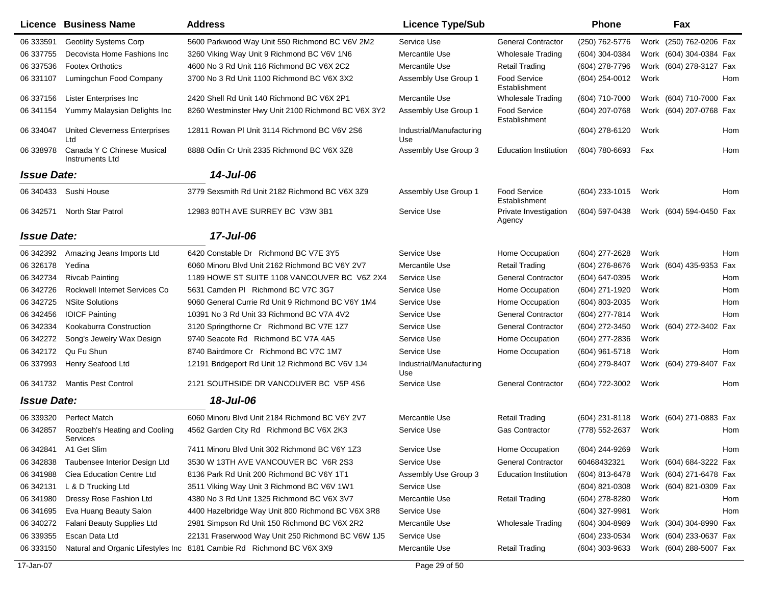| Licence | Business Name | Address | Licence Type/Sub | | Phone | | Fax | |
|---|---|---|---|---|---|---|---|---|
| 06 333591 | Geotility Systems Corp | 5600 Parkwood Way Unit 550 Richmond BC V6V 2M2 | Service Use | General Contractor | (250) 762-5776 | Work | (250) 762-0206 | Fax |
| 06 337755 | Decovista Home Fashions Inc | 3260 Viking Way Unit 9 Richmond BC V6V 1N6 | Mercantile Use | Wholesale Trading | (604) 304-0384 | Work | (604) 304-0384 | Fax |
| 06 337536 | Footex Orthotics | 4600 No 3 Rd Unit 116 Richmond BC V6X 2C2 | Mercantile Use | Retail Trading | (604) 278-7796 | Work | (604) 278-3127 | Fax |
| 06 331107 | Lumingchun Food Company | 3700 No 3 Rd Unit 1100 Richmond BC V6X 3X2 | Assembly Use Group 1 | Food Service Establishment | (604) 254-0012 | Work | | Hom |
| 06 337156 | Lister Enterprises Inc | 2420 Shell Rd Unit 140 Richmond BC V6X 2P1 | Mercantile Use | Wholesale Trading | (604) 710-7000 | Work | (604) 710-7000 | Fax |
| 06 341154 | Yummy Malaysian Delights Inc | 8260 Westminster Hwy Unit 2100 Richmond BC V6X 3Y2 | Assembly Use Group 1 | Food Service Establishment | (604) 207-0768 | Work | (604) 207-0768 | Fax |
| 06 334047 | United Cleverness Enterprises Ltd | 12811 Rowan Pl Unit 3114 Richmond BC V6V 2S6 | Industrial/Manufacturing Use | | (604) 278-6120 | Work | | Hom |
| 06 338978 | Canada Y C Chinese Musical Instruments Ltd | 8888 Odlin Cr Unit 2335 Richmond BC V6X 3Z8 | Assembly Use Group 3 | Education Institution | (604) 780-6693 | Fax | | Hom |
| ***Issue Date:*** | | ***14-Jul-06*** | | | | | | |
| 06 340433 | Sushi House | 3779 Sexsmith Rd Unit 2182 Richmond BC V6X 3Z9 | Assembly Use Group 1 | Food Service Establishment | (604) 233-1015 | Work | | Hom |
| 06 342571 | North Star Patrol | 12983 80TH AVE SURREY BC V3W 3B1 | Service Use | Private Investigation Agency | (604) 597-0438 | Work | (604) 594-0450 | Fax |
| ***Issue Date:*** | | ***17-Jul-06*** | | | | | | |
| 06 342392 | Amazing Jeans Imports Ltd | 6420 Constable Dr Richmond BC V7E 3Y5 | Service Use | Home Occupation | (604) 277-2628 | Work | | Hom |
| 06 326178 | Yedina | 6060 Minoru Blvd Unit 2162 Richmond BC V6Y 2V7 | Mercantile Use | Retail Trading | (604) 276-8676 | Work | (604) 435-9353 | Fax |
| 06 342734 | Rivcab Painting | 1189 HOWE ST SUITE 1108 VANCOUVER BC V6Z 2X4 | Service Use | General Contractor | (604) 647-0395 | Work | | Hom |
| 06 342726 | Rockwell Internet Services Co | 5631 Camden Pl Richmond BC V7C 3G7 | Service Use | Home Occupation | (604) 271-1920 | Work | | Hom |
| 06 342725 | NSite Solutions | 9060 General Currie Rd Unit 9 Richmond BC V6Y 1M4 | Service Use | Home Occupation | (604) 803-2035 | Work | | Hom |
| 06 342456 | IOICF Painting | 10391 No 3 Rd Unit 33 Richmond BC V7A 4V2 | Service Use | General Contractor | (604) 277-7814 | Work | | Hom |
| 06 342334 | Kookaburra Construction | 3120 Springthorne Cr Richmond BC V7E 1Z7 | Service Use | General Contractor | (604) 272-3450 | Work | (604) 272-3402 | Fax |
| 06 342272 | Song's Jewelry Wax Design | 9740 Seacote Rd Richmond BC V7A 4A5 | Service Use | Home Occupation | (604) 277-2836 | Work | | |
| 06 342172 | Qu Fu Shun | 8740 Bairdmore Cr Richmond BC V7C 1M7 | Service Use | Home Occupation | (604) 961-5718 | Work | | Hom |
| 06 337993 | Henry Seafood Ltd | 12191 Bridgeport Rd Unit 12 Richmond BC V6V 1J4 | Industrial/Manufacturing Use | | (604) 279-8407 | Work | (604) 279-8407 | Fax |
| 06 341732 | Mantis Pest Control | 2121 SOUTHSIDE DR VANCOUVER BC V5P 4S6 | Service Use | General Contractor | (604) 722-3002 | Work | | Hom |
| ***Issue Date:*** | | ***18-Jul-06*** | | | | | | |
| 06 339320 | Perfect Match | 6060 Minoru Blvd Unit 2184 Richmond BC V6Y 2V7 | Mercantile Use | Retail Trading | (604) 231-8118 | Work | (604) 271-0883 | Fax |
| 06 342857 | Roozbeh's Heating and Cooling Services | 4562 Garden City Rd Richmond BC V6X 2K3 | Service Use | Gas Contractor | (778) 552-2637 | Work | | Hom |
| 06 342841 | A1 Get Slim | 7411 Minoru Blvd Unit 302 Richmond BC V6Y 1Z3 | Service Use | Home Occupation | (604) 244-9269 | Work | | Hom |
| 06 342838 | Taubensee Interior Design Ltd | 3530 W 13TH AVE VANCOUVER BC V6R 2S3 | Service Use | General Contractor | 60468432321 | Work | (604) 684-3222 | Fax |
| 06 341988 | Ciea Education Centre Ltd | 8136 Park Rd Unit 200 Richmond BC V6Y 1T1 | Assembly Use Group 3 | Education Institution | (604) 813-6478 | Work | (604) 271-6478 | Fax |
| 06 342131 | L & D Trucking Ltd | 3511 Viking Way Unit 3 Richmond BC V6V 1W1 | Service Use | | (604) 821-0308 | Work | (604) 821-0309 | Fax |
| 06 341980 | Dressy Rose Fashion Ltd | 4380 No 3 Rd Unit 1325 Richmond BC V6X 3V7 | Mercantile Use | Retail Trading | (604) 278-8280 | Work | | Hom |
| 06 341695 | Eva Huang Beauty Salon | 4400 Hazelbridge Way Unit 800 Richmond BC V6X 3R8 | Service Use | | (604) 327-9981 | Work | | Hom |
| 06 340272 | Falani Beauty Supplies Ltd | 2981 Simpson Rd Unit 150 Richmond BC V6X 2R2 | Mercantile Use | Wholesale Trading | (604) 304-8989 | Work | (304) 304-8990 | Fax |
| 06 339355 | Escan Data Ltd | 22131 Fraserwood Way Unit 250 Richmond BC V6W 1J5 | Service Use | | (604) 233-0534 | Work | (604) 233-0637 | Fax |
| 06 333150 | Natural and Organic Lifestyles Inc | 8181 Cambie Rd Richmond BC V6X 3X9 | Mercantile Use | Retail Trading | (604) 303-9633 | Work | (604) 288-5007 | Fax |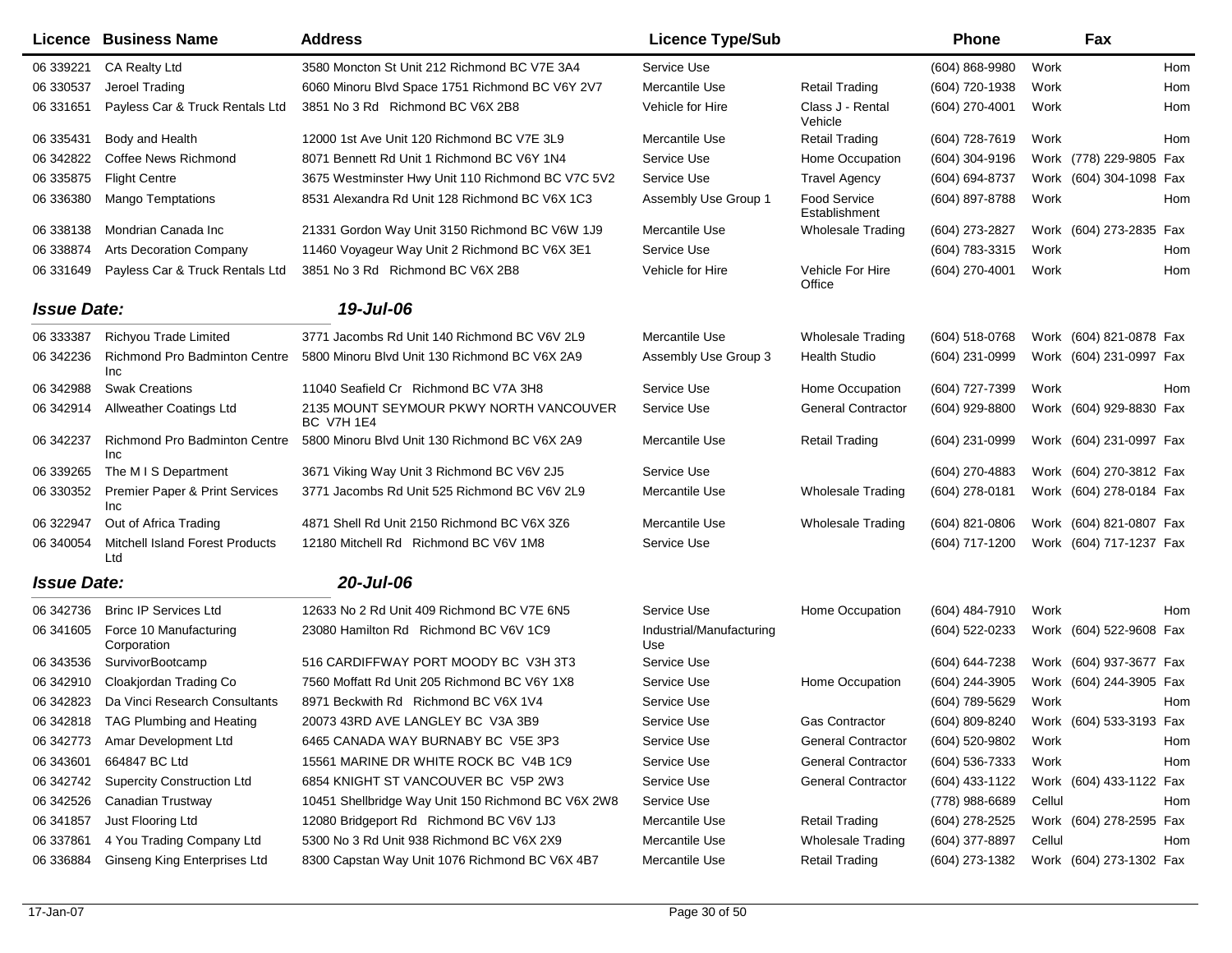| Licence | Business Name | Address | Licence Type/Sub | | Phone | Fax | |
|---|---|---|---|---|---|---|---|
| 06 339221 | CA Realty Ltd | 3580 Moncton St Unit 212 Richmond BC V7E 3A4 | Service Use | | (604) 868-9980 | Work | Hom |
| 06 330537 | Jeroel Trading | 6060 Minoru Blvd Space 1751 Richmond BC V6Y 2V7 | Mercantile Use | Retail Trading | (604) 720-1938 | Work | Hom |
| 06 331651 | Payless Car & Truck Rentals Ltd | 3851 No 3 Rd Richmond BC V6X 2B8 | Vehicle for Hire | Class J - Rental Vehicle | (604) 270-4001 | Work | Hom |
| 06 335431 | Body and Health | 12000 1st Ave Unit 120 Richmond BC V7E 3L9 | Mercantile Use | Retail Trading | (604) 728-7619 | Work | Hom |
| 06 342822 | Coffee News Richmond | 8071 Bennett Rd Unit 1 Richmond BC V6Y 1N4 | Service Use | Home Occupation | (604) 304-9196 | Work (778) 229-9805 | Fax |
| 06 335875 | Flight Centre | 3675 Westminster Hwy Unit 110 Richmond BC V7C 5V2 | Service Use | Travel Agency | (604) 694-8737 | Work (604) 304-1098 | Fax |
| 06 336380 | Mango Temptations | 8531 Alexandra Rd Unit 128 Richmond BC V6X 1C3 | Assembly Use Group 1 | Food Service Establishment | (604) 897-8788 | Work | Hom |
| 06 338138 | Mondrian Canada Inc | 21331 Gordon Way Unit 3150 Richmond BC V6W 1J9 | Mercantile Use | Wholesale Trading | (604) 273-2827 | Work (604) 273-2835 | Fax |
| 06 338874 | Arts Decoration Company | 11460 Voyageur Way Unit 2 Richmond BC V6X 3E1 | Service Use | | (604) 783-3315 | Work | Hom |
| 06 331649 | Payless Car & Truck Rentals Ltd | 3851 No 3 Rd Richmond BC V6X 2B8 | Vehicle for Hire | Vehicle For Hire Office | (604) 270-4001 | Work | Hom |
| ***Issue Date:*** | | ***19-Jul-06*** | | | | | |
| 06 333387 | Richyou Trade Limited | 3771 Jacombs Rd Unit 140 Richmond BC V6V 2L9 | Mercantile Use | Wholesale Trading | (604) 518-0768 | Work (604) 821-0878 | Fax |
| 06 342236 | Richmond Pro Badminton Centre Inc | 5800 Minoru Blvd Unit 130 Richmond BC V6X 2A9 | Assembly Use Group 3 | Health Studio | (604) 231-0999 | Work (604) 231-0997 | Fax |
| 06 342988 | Swak Creations | 11040 Seafield Cr Richmond BC V7A 3H8 | Service Use | Home Occupation | (604) 727-7399 | Work | Hom |
| 06 342914 | Allweather Coatings Ltd | 2135 MOUNT SEYMOUR PKWY NORTH VANCOUVER BC V7H 1E4 | Service Use | General Contractor | (604) 929-8800 | Work (604) 929-8830 | Fax |
| 06 342237 | Richmond Pro Badminton Centre Inc | 5800 Minoru Blvd Unit 130 Richmond BC V6X 2A9 | Mercantile Use | Retail Trading | (604) 231-0999 | Work (604) 231-0997 | Fax |
| 06 339265 | The M I S Department | 3671 Viking Way Unit 3 Richmond BC V6V 2J5 | Service Use | | (604) 270-4883 | Work (604) 270-3812 | Fax |
| 06 330352 | Premier Paper & Print Services Inc | 3771 Jacombs Rd Unit 525 Richmond BC V6V 2L9 | Mercantile Use | Wholesale Trading | (604) 278-0181 | Work (604) 278-0184 | Fax |
| 06 322947 | Out of Africa Trading | 4871 Shell Rd Unit 2150 Richmond BC V6X 3Z6 | Mercantile Use | Wholesale Trading | (604) 821-0806 | Work (604) 821-0807 | Fax |
| 06 340054 | Mitchell Island Forest Products Ltd | 12180 Mitchell Rd Richmond BC V6V 1M8 | Service Use | | (604) 717-1200 | Work (604) 717-1237 | Fax |
| ***Issue Date:*** | | ***20-Jul-06*** | | | | | |
| 06 342736 | Brinc IP Services Ltd | 12633 No 2 Rd Unit 409 Richmond BC V7E 6N5 | Service Use | Home Occupation | (604) 484-7910 | Work | Hom |
| 06 341605 | Force 10 Manufacturing Corporation | 23080 Hamilton Rd Richmond BC V6V 1C9 | Industrial/Manufacturing Use | | (604) 522-0233 | Work (604) 522-9608 | Fax |
| 06 343536 | SurvivorBootcamp | 516 CARDIFFWAY PORT MOODY BC V3H 3T3 | Service Use | | (604) 644-7238 | Work (604) 937-3677 | Fax |
| 06 342910 | Cloakjordan Trading Co | 7560 Moffatt Rd Unit 205 Richmond BC V6Y 1X8 | Service Use | Home Occupation | (604) 244-3905 | Work (604) 244-3905 | Fax |
| 06 342823 | Da Vinci Research Consultants | 8971 Beckwith Rd Richmond BC V6X 1V4 | Service Use | | (604) 789-5629 | Work | Hom |
| 06 342818 | TAG Plumbing and Heating | 20073 43RD AVE LANGLEY BC V3A 3B9 | Service Use | Gas Contractor | (604) 809-8240 | Work (604) 533-3193 | Fax |
| 06 342773 | Amar Development Ltd | 6465 CANADA WAY BURNABY BC V5E 3P3 | Service Use | General Contractor | (604) 520-9802 | Work | Hom |
| 06 343601 | 664847 BC Ltd | 15561 MARINE DR WHITE ROCK BC V4B 1C9 | Service Use | General Contractor | (604) 536-7333 | Work | Hom |
| 06 342742 | Supercity Construction Ltd | 6854 KNIGHT ST VANCOUVER BC V5P 2W3 | Service Use | General Contractor | (604) 433-1122 | Work (604) 433-1122 | Fax |
| 06 342526 | Canadian Trustway | 10451 Shellbridge Way Unit 150 Richmond BC V6X 2W8 | Service Use | | (778) 988-6689 | Cellul | Hom |
| 06 341857 | Just Flooring Ltd | 12080 Bridgeport Rd Richmond BC V6V 1J3 | Mercantile Use | Retail Trading | (604) 278-2525 | Work (604) 278-2595 | Fax |
| 06 337861 | 4 You Trading Company Ltd | 5300 No 3 Rd Unit 938 Richmond BC V6X 2X9 | Mercantile Use | Wholesale Trading | (604) 377-8897 | Cellul | Hom |
| 06 336884 | Ginseng King Enterprises Ltd | 8300 Capstan Way Unit 1076 Richmond BC V6X 4B7 | Mercantile Use | Retail Trading | (604) 273-1382 | Work (604) 273-1302 | Fax |

17-Jan-07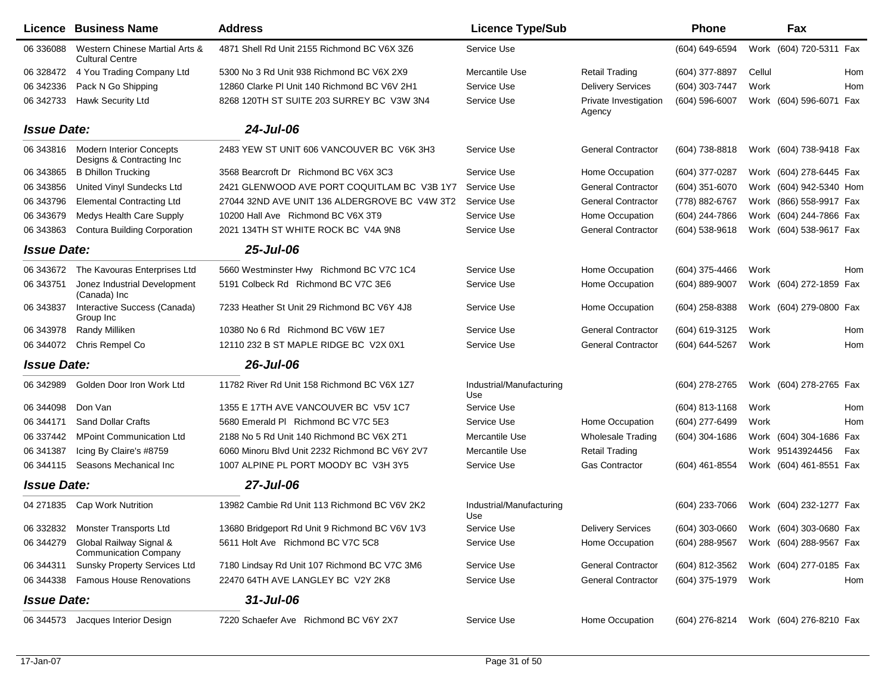| Licence | Business Name | Address | Licence Type/Sub | | Phone | | Fax | |
|---|---|---|---|---|---|---|---|---|
| 06 336088 | Western Chinese Martial Arts & Cultural Centre | 4871 Shell Rd Unit 2155 Richmond BC V6X 3Z6 | Service Use | | (604) 649-6594 | Work | (604) 720-5311 | Fax |
| 06 328472 | 4 You Trading Company Ltd | 5300 No 3 Rd Unit 938 Richmond BC V6X 2X9 | Mercantile Use | Retail Trading | (604) 377-8897 | Cellul | | Hom |
| 06 342336 | Pack N Go Shipping | 12860 Clarke Pl Unit 140 Richmond BC V6V 2H1 | Service Use | Delivery Services | (604) 303-7447 | Work | | Hom |
| 06 342733 | Hawk Security Ltd | 8268 120TH ST SUITE 203 SURREY BC V3W 3N4 | Service Use | Private Investigation Agency | (604) 596-6007 | Work | (604) 596-6071 | Fax |
| ***Issue Date:*** | | ***24-Jul-06*** | | | | | | |
| 06 343816 | Modern Interior Concepts Designs & Contracting Inc | 2483 YEW ST UNIT 606 VANCOUVER BC V6K 3H3 | Service Use | General Contractor | (604) 738-8818 | Work | (604) 738-9418 | Fax |
| 06 343865 | B Dhillon Trucking | 3568 Bearcroft Dr Richmond BC V6X 3C3 | Service Use | Home Occupation | (604) 377-0287 | Work | (604) 278-6445 | Fax |
| 06 343856 | United Vinyl Sundecks Ltd | 2421 GLENWOOD AVE PORT COQUITLAM BC V3B 1Y7 | Service Use | General Contractor | (604) 351-6070 | Work | (604) 942-5340 | Hom |
| 06 343796 | Elemental Contracting Ltd | 27044 32ND AVE UNIT 136 ALDERGROVE BC V4W 3T2 | Service Use | General Contractor | (778) 882-6767 | Work | (866) 558-9917 | Fax |
| 06 343679 | Medys Health Care Supply | 10200 Hall Ave Richmond BC V6X 3T9 | Service Use | Home Occupation | (604) 244-7866 | Work | (604) 244-7866 | Fax |
| 06 343863 | Contura Building Corporation | 2021 134TH ST WHITE ROCK BC V4A 9N8 | Service Use | General Contractor | (604) 538-9618 | Work | (604) 538-9617 | Fax |
| ***Issue Date:*** | | ***25-Jul-06*** | | | | | | |
| 06 343672 | The Kavouras Enterprises Ltd | 5660 Westminster Hwy Richmond BC V7C 1C4 | Service Use | Home Occupation | (604) 375-4466 | Work | | Hom |
| 06 343751 | Jonez Industrial Development (Canada) Inc | 5191 Colbeck Rd Richmond BC V7C 3E6 | Service Use | Home Occupation | (604) 889-9007 | Work | (604) 272-1859 | Fax |
| 06 343837 | Interactive Success (Canada) Group Inc | 7233 Heather St Unit 29 Richmond BC V6Y 4J8 | Service Use | Home Occupation | (604) 258-8388 | Work | (604) 279-0800 | Fax |
| 06 343978 | Randy Milliken | 10380 No 6 Rd Richmond BC V6W 1E7 | Service Use | General Contractor | (604) 619-3125 | Work | | Hom |
| 06 344072 | Chris Rempel Co | 12110 232 B ST MAPLE RIDGE BC V2X 0X1 | Service Use | General Contractor | (604) 644-5267 | Work | | Hom |
| ***Issue Date:*** | | ***26-Jul-06*** | | | | | | |
| 06 342989 | Golden Door Iron Work Ltd | 11782 River Rd Unit 158 Richmond BC V6X 1Z7 | Industrial/Manufacturing Use | | (604) 278-2765 | Work | (604) 278-2765 | Fax |
| 06 344098 | Don Van | 1355 E 17TH AVE VANCOUVER BC V5V 1C7 | Service Use | | (604) 813-1168 | Work | | Hom |
| 06 344171 | Sand Dollar Crafts | 5680 Emerald Pl Richmond BC V7C 5E3 | Service Use | Home Occupation | (604) 277-6499 | Work | | Hom |
| 06 337442 | MPoint Communication Ltd | 2188 No 5 Rd Unit 140 Richmond BC V6X 2T1 | Mercantile Use | Wholesale Trading | (604) 304-1686 | Work | (604) 304-1686 | Fax |
| 06 341387 | Icing By Claire's #8759 | 6060 Minoru Blvd Unit 2232 Richmond BC V6Y 2V7 | Mercantile Use | Retail Trading | | Work | 95143924456 | Fax |
| 06 344115 | Seasons Mechanical Inc | 1007 ALPINE PL PORT MOODY BC V3H 3Y5 | Service Use | Gas Contractor | (604) 461-8554 | Work | (604) 461-8551 | Fax |
| ***Issue Date:*** | | ***27-Jul-06*** | | | | | | |
| 04 271835 | Cap Work Nutrition | 13982 Cambie Rd Unit 113 Richmond BC V6V 2K2 | Industrial/Manufacturing Use | | (604) 233-7066 | Work | (604) 232-1277 | Fax |
| 06 332832 | Monster Transports Ltd | 13680 Bridgeport Rd Unit 9 Richmond BC V6V 1V3 | Service Use | Delivery Services | (604) 303-0660 | Work | (604) 303-0680 | Fax |
| 06 344279 | Global Railway Signal & Communication Company | 5611 Holt Ave Richmond BC V7C 5C8 | Service Use | Home Occupation | (604) 288-9567 | Work | (604) 288-9567 | Fax |
| 06 344311 | Sunsky Property Services Ltd | 7180 Lindsay Rd Unit 107 Richmond BC V7C 3M6 | Service Use | General Contractor | (604) 812-3562 | Work | (604) 277-0185 | Fax |
| 06 344338 | Famous House Renovations | 22470 64TH AVE LANGLEY BC V2Y 2K8 | Service Use | General Contractor | (604) 375-1979 | Work | | Hom |
| ***Issue Date:*** | | ***31-Jul-06*** | | | | | | |
| 06 344573 | Jacques Interior Design | 7220 Schaefer Ave Richmond BC V6Y 2X7 | Service Use | Home Occupation | (604) 276-8214 | Work | (604) 276-8210 | Fax |

17-Jan-07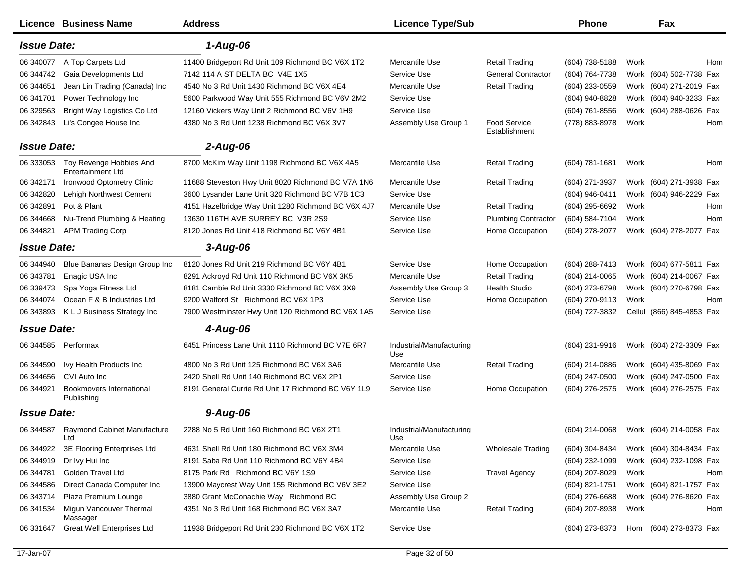| Licence | Business Name | Address | Licence Type/Sub | | Phone | | Fax | |
|---|---|---|---|---|---|---|---|---|
| ***Issue Date:*** | | ***1-Aug-06*** | | | | | | |
| 06 340077 | A Top Carpets Ltd | 11400 Bridgeport Rd Unit 109 Richmond BC V6X 1T2 | Mercantile Use | Retail Trading | (604) 738-5188 | Work | | Hom |
| 06 344742 | Gaia Developments Ltd | 7142 114 A ST DELTA BC V4E 1X5 | Service Use | General Contractor | (604) 764-7738 | Work | (604) 502-7738 | Fax |
| 06 344651 | Jean Lin Trading (Canada) Inc | 4540 No 3 Rd Unit 1430 Richmond BC V6X 4E4 | Mercantile Use | Retail Trading | (604) 233-0559 | Work | (604) 271-2019 | Fax |
| 06 341701 | Power Technology Inc | 5600 Parkwood Way Unit 555 Richmond BC V6V 2M2 | Service Use | | (604) 940-8828 | Work | (604) 940-3233 | Fax |
| 06 329563 | Bright Way Logistics Co Ltd | 12160 Vickers Way Unit 2 Richmond BC V6V 1H9 | Service Use | | (604) 761-8556 | Work | (604) 288-0626 | Fax |
| 06 342843 | Li's Congee House Inc | 4380 No 3 Rd Unit 1238 Richmond BC V6X 3V7 | Assembly Use Group 1 | Food Service Establishment | (778) 883-8978 | Work | | Hom |
| ***Issue Date:*** | | ***2-Aug-06*** | | | | | | |
| 06 333053 | Toy Revenge Hobbies And Entertainment Ltd | 8700 McKim Way Unit 1198 Richmond BC V6X 4A5 | Mercantile Use | Retail Trading | (604) 781-1681 | Work | | Hom |
| 06 342171 | Ironwood Optometry Clinic | 11688 Steveston Hwy Unit 8020 Richmond BC V7A 1N6 | Mercantile Use | Retail Trading | (604) 271-3937 | Work | (604) 271-3938 | Fax |
| 06 342820 | Lehigh Northwest Cement | 3600 Lysander Lane Unit 320 Richmond BC V7B 1C3 | Service Use | | (604) 946-0411 | Work | (604) 946-2229 | Fax |
| 06 342891 | Pot & Plant | 4151 Hazelbridge Way Unit 1280 Richmond BC V6X 4J7 | Mercantile Use | Retail Trading | (604) 295-6692 | Work | | Hom |
| 06 344668 | Nu-Trend Plumbing & Heating | 13630 116TH AVE SURREY BC V3R 2S9 | Service Use | Plumbing Contractor | (604) 584-7104 | Work | | Hom |
| 06 344821 | APM Trading Corp | 8120 Jones Rd Unit 418 Richmond BC V6Y 4B1 | Service Use | Home Occupation | (604) 278-2077 | Work | (604) 278-2077 | Fax |
| ***Issue Date:*** | | ***3-Aug-06*** | | | | | | |
| 06 344940 | Blue Bananas Design Group Inc | 8120 Jones Rd Unit 219 Richmond BC V6Y 4B1 | Service Use | Home Occupation | (604) 288-7413 | Work | (604) 677-5811 | Fax |
| 06 343781 | Enagic USA Inc | 8291 Ackroyd Rd Unit 110 Richmond BC V6X 3K5 | Mercantile Use | Retail Trading | (604) 214-0065 | Work | (604) 214-0067 | Fax |
| 06 339473 | Spa Yoga Fitness Ltd | 8181 Cambie Rd Unit 3330 Richmond BC V6X 3X9 | Assembly Use Group 3 | Health Studio | (604) 273-6798 | Work | (604) 270-6798 | Fax |
| 06 344074 | Ocean F & B Industries Ltd | 9200 Walford St Richmond BC V6X 1P3 | Service Use | Home Occupation | (604) 270-9113 | Work | | Hom |
| 06 343893 | K L J Business Strategy Inc | 7900 Westminster Hwy Unit 120 Richmond BC V6X 1A5 | Service Use | | (604) 727-3832 | Cellul | (866) 845-4853 | Fax |
| ***Issue Date:*** | | ***4-Aug-06*** | | | | | | |
| 06 344585 | Performax | 6451 Princess Lane Unit 1110 Richmond BC V7E 6R7 | Industrial/Manufacturing Use | | (604) 231-9916 | Work | (604) 272-3309 | Fax |
| 06 344590 | Ivy Health Products Inc | 4800 No 3 Rd Unit 125 Richmond BC V6X 3A6 | Mercantile Use | Retail Trading | (604) 214-0886 | Work | (604) 435-8069 | Fax |
| 06 344656 | CVI Auto Inc | 2420 Shell Rd Unit 140 Richmond BC V6X 2P1 | Service Use | | (604) 247-0500 | Work | (604) 247-0500 | Fax |
| 06 344921 | Bookmovers International Publishing | 8191 General Currie Rd Unit 17 Richmond BC V6Y 1L9 | Service Use | Home Occupation | (604) 276-2575 | Work | (604) 276-2575 | Fax |
| ***Issue Date:*** | | ***9-Aug-06*** | | | | | | |
| 06 344587 | Raymond Cabinet Manufacture Ltd | 2288 No 5 Rd Unit 160 Richmond BC V6X 2T1 | Industrial/Manufacturing Use | | (604) 214-0068 | Work | (604) 214-0058 | Fax |
| 06 344922 | 3E Flooring Enterprises Ltd | 4631 Shell Rd Unit 180 Richmond BC V6X 3M4 | Mercantile Use | Wholesale Trading | (604) 304-8434 | Work | (604) 304-8434 | Fax |
| 06 344919 | Dr Ivy Hui Inc | 8191 Saba Rd Unit 110 Richmond BC V6Y 4B4 | Service Use | | (604) 232-1099 | Work | (604) 232-1098 | Fax |
| 06 344781 | Golden Travel Ltd | 8175 Park Rd Richmond BC V6Y 1S9 | Service Use | Travel Agency | (604) 207-8029 | Work | | Hom |
| 06 344586 | Direct Canada Computer Inc | 13900 Maycrest Way Unit 155 Richmond BC V6V 3E2 | Service Use | | (604) 821-1751 | Work | (604) 821-1757 | Fax |
| 06 343714 | Plaza Premium Lounge | 3880 Grant McConachie Way Richmond BC | Assembly Use Group 2 | | (604) 276-6688 | Work | (604) 276-8620 | Fax |
| 06 341534 | Migun Vancouver Thermal Massager | 4351 No 3 Rd Unit 168 Richmond BC V6X 3A7 | Mercantile Use | Retail Trading | (604) 207-8938 | Work | | Hom |
| 06 331647 | Great Well Enterprises Ltd | 11938 Bridgeport Rd Unit 230 Richmond BC V6X 1T2 | Service Use | | (604) 273-8373 | Hom | (604) 273-8373 | Fax |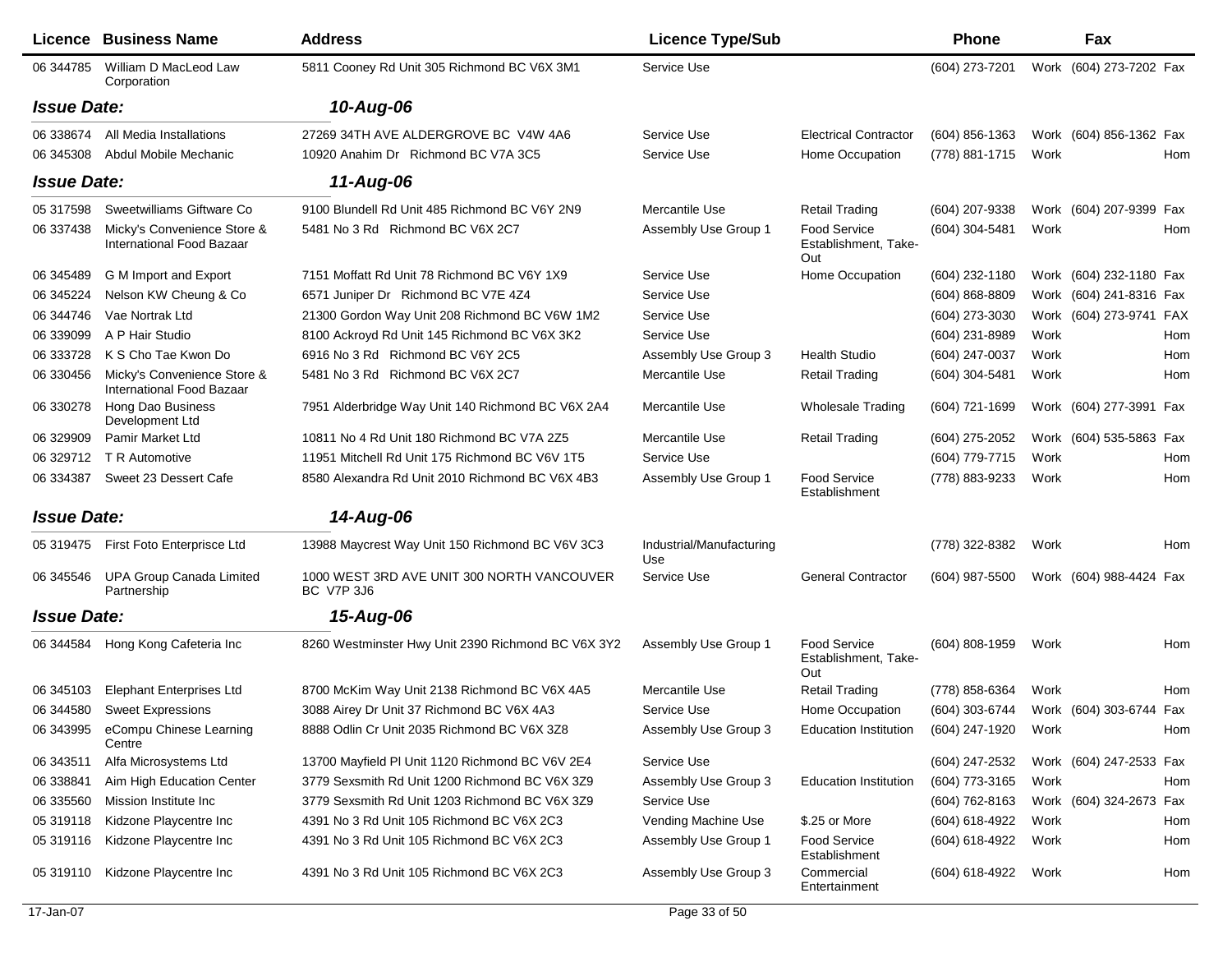| Licence | Business Name | Address | Licence Type/Sub | | Phone | | Fax | |
|---|---|---|---|---|---|---|---|---|
| 06 344785 | William D MacLeod Law Corporation | 5811 Cooney Rd Unit 305 Richmond BC V6X 3M1 | Service Use | | (604) 273-7201 | Work | (604) 273-7202 | Fax |
| ***Issue Date:*** | | ***10-Aug-06*** | | | | | | |
| 06 338674 | All Media Installations | 27269 34TH AVE ALDERGROVE BC V4W 4A6 | Service Use | Electrical Contractor | (604) 856-1363 | Work | (604) 856-1362 | Fax |
| 06 345308 | Abdul Mobile Mechanic | 10920 Anahim Dr Richmond BC V7A 3C5 | Service Use | Home Occupation | (778) 881-1715 | Work | | Hom |
| ***Issue Date:*** | | ***11-Aug-06*** | | | | | | |
| 05 317598 | Sweetwilliams Giftware Co | 9100 Blundell Rd Unit 485 Richmond BC V6Y 2N9 | Mercantile Use | Retail Trading | (604) 207-9338 | Work | (604) 207-9399 | Fax |
| 06 337438 | Micky's Convenience Store & International Food Bazaar | 5481 No 3 Rd Richmond BC V6X 2C7 | Assembly Use Group 1 | Food Service Establishment, Take-Out | (604) 304-5481 | Work | | Hom |
| 06 345489 | G M Import and Export | 7151 Moffatt Rd Unit 78 Richmond BC V6Y 1X9 | Service Use | Home Occupation | (604) 232-1180 | Work | (604) 232-1180 | Fax |
| 06 345224 | Nelson KW Cheung & Co | 6571 Juniper Dr Richmond BC V7E 4Z4 | Service Use | | (604) 868-8809 | Work | (604) 241-8316 | Fax |
| 06 344746 | Vae Nortrak Ltd | 21300 Gordon Way Unit 208 Richmond BC V6W 1M2 | Service Use | | (604) 273-3030 | Work | (604) 273-9741 | FAX |
| 06 339099 | A P Hair Studio | 8100 Ackroyd Rd Unit 145 Richmond BC V6X 3K2 | Service Use | | (604) 231-8989 | Work | | Hom |
| 06 333728 | K S Cho Tae Kwon Do | 6916 No 3 Rd Richmond BC V6Y 2C5 | Assembly Use Group 3 | Health Studio | (604) 247-0037 | Work | | Hom |
| 06 330456 | Micky's Convenience Store & International Food Bazaar | 5481 No 3 Rd Richmond BC V6X 2C7 | Mercantile Use | Retail Trading | (604) 304-5481 | Work | | Hom |
| 06 330278 | Hong Dao Business Development Ltd | 7951 Alderbridge Way Unit 140 Richmond BC V6X 2A4 | Mercantile Use | Wholesale Trading | (604) 721-1699 | Work | (604) 277-3991 | Fax |
| 06 329909 | Pamir Market Ltd | 10811 No 4 Rd Unit 180 Richmond BC V7A 2Z5 | Mercantile Use | Retail Trading | (604) 275-2052 | Work | (604) 535-5863 | Fax |
| 06 329712 | T R Automotive | 11951 Mitchell Rd Unit 175 Richmond BC V6V 1T5 | Service Use | | (604) 779-7715 | Work | | Hom |
| 06 334387 | Sweet 23 Dessert Cafe | 8580 Alexandra Rd Unit 2010 Richmond BC V6X 4B3 | Assembly Use Group 1 | Food Service Establishment | (778) 883-9233 | Work | | Hom |
| ***Issue Date:*** | | ***14-Aug-06*** | | | | | | |
| 05 319475 | First Foto Enterprisce Ltd | 13988 Maycrest Way Unit 150 Richmond BC V6V 3C3 | Industrial/Manufacturing Use | | (778) 322-8382 | Work | | Hom |
| 06 345546 | UPA Group Canada Limited Partnership | 1000 WEST 3RD AVE UNIT 300 NORTH VANCOUVER BC V7P 3J6 | Service Use | General Contractor | (604) 987-5500 | Work | (604) 988-4424 | Fax |
| ***Issue Date:*** | | ***15-Aug-06*** | | | | | | |
| 06 344584 | Hong Kong Cafeteria Inc | 8260 Westminster Hwy Unit 2390 Richmond BC V6X 3Y2 | Assembly Use Group 1 | Food Service Establishment, Take-Out | (604) 808-1959 | Work | | Hom |
| 06 345103 | Elephant Enterprises Ltd | 8700 McKim Way Unit 2138 Richmond BC V6X 4A5 | Mercantile Use | Retail Trading | (778) 858-6364 | Work | | Hom |
| 06 344580 | Sweet Expressions | 3088 Airey Dr Unit 37 Richmond BC V6X 4A3 | Service Use | Home Occupation | (604) 303-6744 | Work | (604) 303-6744 | Fax |
| 06 343995 | eCompu Chinese Learning Centre | 8888 Odlin Cr Unit 2035 Richmond BC V6X 3Z8 | Assembly Use Group 3 | Education Institution | (604) 247-1920 | Work | | Hom |
| 06 343511 | Alfa Microsystems Ltd | 13700 Mayfield Pl Unit 1120 Richmond BC V6V 2E4 | Service Use | | (604) 247-2532 | Work | (604) 247-2533 | Fax |
| 06 338841 | Aim High Education Center | 3779 Sexsmith Rd Unit 1200 Richmond BC V6X 3Z9 | Assembly Use Group 3 | Education Institution | (604) 773-3165 | Work | | Hom |
| 06 335560 | Mission Institute Inc | 3779 Sexsmith Rd Unit 1203 Richmond BC V6X 3Z9 | Service Use | | (604) 762-8163 | Work | (604) 324-2673 | Fax |
| 05 319118 | Kidzone Playcentre Inc | 4391 No 3 Rd Unit 105 Richmond BC V6X 2C3 | Vending Machine Use | $.25 or More | (604) 618-4922 | Work | | Hom |
| 05 319116 | Kidzone Playcentre Inc | 4391 No 3 Rd Unit 105 Richmond BC V6X 2C3 | Assembly Use Group 1 | Food Service Establishment | (604) 618-4922 | Work | | Hom |
| 05 319110 | Kidzone Playcentre Inc | 4391 No 3 Rd Unit 105 Richmond BC V6X 2C3 | Assembly Use Group 3 | Commercial Entertainment | (604) 618-4922 | Work | | Hom |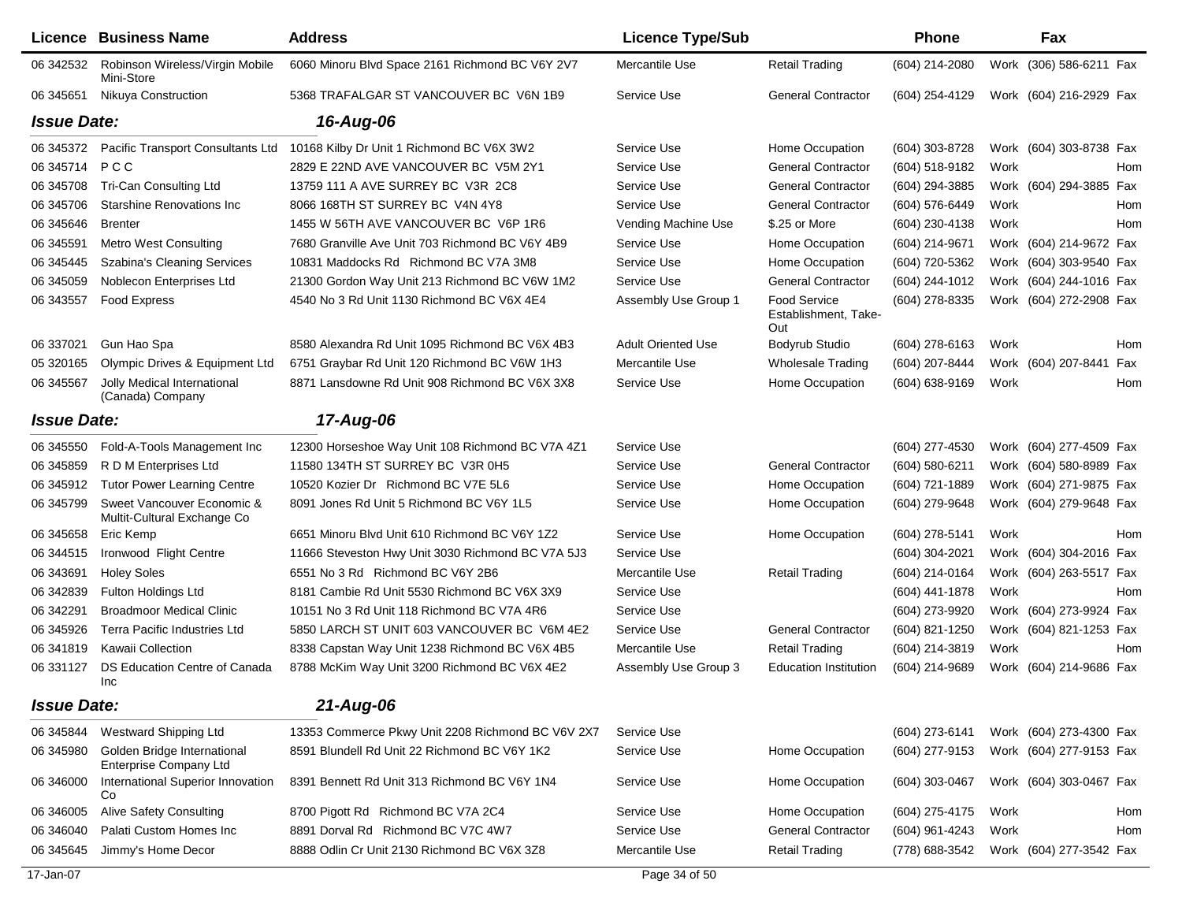| Licence | Business Name | Address | Licence Type/Sub | | Phone | | Fax | |
|---|---|---|---|---|---|---|---|---|
| 06 342532 | Robinson Wireless/Virgin Mobile Mini-Store | 6060 Minoru Blvd Space 2161 Richmond BC V6Y 2V7 | Mercantile Use | Retail Trading | (604) 214-2080 | Work | (306) 586-6211 | Fax |
| 06 345651 | Nikuya Construction | 5368 TRAFALGAR ST VANCOUVER BC V6N 1B9 | Service Use | General Contractor | (604) 254-4129 | Work | (604) 216-2929 | Fax |
| ***Issue Date:*** | | ***16-Aug-06*** | | | | | | |
| 06 345372 | Pacific Transport Consultants Ltd | 10168 Kilby Dr Unit 1 Richmond BC V6X 3W2 | Service Use | Home Occupation | (604) 303-8728 | Work | (604) 303-8738 | Fax |
| 06 345714 | P C C | 2829 E 22ND AVE VANCOUVER BC V5M 2Y1 | Service Use | General Contractor | (604) 518-9182 | Work | | Hom |
| 06 345708 | Tri-Can Consulting Ltd | 13759 111 A AVE SURREY BC V3R 2C8 | Service Use | General Contractor | (604) 294-3885 | Work | (604) 294-3885 | Fax |
| 06 345706 | Starshine Renovations Inc | 8066 168TH ST SURREY BC V4N 4Y8 | Service Use | General Contractor | (604) 576-6449 | Work | | Hom |
| 06 345646 | Brenter | 1455 W 56TH AVE VANCOUVER BC V6P 1R6 | Vending Machine Use | $.25 or More | (604) 230-4138 | Work | | Hom |
| 06 345591 | Metro West Consulting | 7680 Granville Ave Unit 703 Richmond BC V6Y 4B9 | Service Use | Home Occupation | (604) 214-9671 | Work | (604) 214-9672 | Fax |
| 06 345445 | Szabina's Cleaning Services | 10831 Maddocks Rd Richmond BC V7A 3M8 | Service Use | Home Occupation | (604) 720-5362 | Work | (604) 303-9540 | Fax |
| 06 345059 | Noblecon Enterprises Ltd | 21300 Gordon Way Unit 213 Richmond BC V6W 1M2 | Service Use | General Contractor | (604) 244-1012 | Work | (604) 244-1016 | Fax |
| 06 343557 | Food Express | 4540 No 3 Rd Unit 1130 Richmond BC V6X 4E4 | Assembly Use Group 1 | Food Service Establishment, Take-Out | (604) 278-8335 | Work | (604) 272-2908 | Fax |
| 06 337021 | Gun Hao Spa | 8580 Alexandra Rd Unit 1095 Richmond BC V6X 4B3 | Adult Oriented Use | Bodyrub Studio | (604) 278-6163 | Work | | Hom |
| 05 320165 | Olympic Drives & Equipment Ltd | 6751 Graybar Rd Unit 120 Richmond BC V6W 1H3 | Mercantile Use | Wholesale Trading | (604) 207-8444 | Work | (604) 207-8441 | Fax |
| 06 345567 | Jolly Medical International (Canada) Company | 8871 Lansdowne Rd Unit 908 Richmond BC V6X 3X8 | Service Use | Home Occupation | (604) 638-9169 | Work | | Hom |
| ***Issue Date:*** | | ***17-Aug-06*** | | | | | | |
| 06 345550 | Fold-A-Tools Management Inc | 12300 Horseshoe Way Unit 108 Richmond BC V7A 4Z1 | Service Use | | (604) 277-4530 | Work | (604) 277-4509 | Fax |
| 06 345859 | R D M Enterprises Ltd | 11580 134TH ST SURREY BC V3R 0H5 | Service Use | General Contractor | (604) 580-6211 | Work | (604) 580-8989 | Fax |
| 06 345912 | Tutor Power Learning Centre | 10520 Kozier Dr Richmond BC V7E 5L6 | Service Use | Home Occupation | (604) 721-1889 | Work | (604) 271-9875 | Fax |
| 06 345799 | Sweet Vancouver Economic & Multi-Cultural Exchange Co | 8091 Jones Rd Unit 5 Richmond BC V6Y 1L5 | Service Use | Home Occupation | (604) 279-9648 | Work | (604) 279-9648 | Fax |
| 06 345658 | Eric Kemp | 6651 Minoru Blvd Unit 610 Richmond BC V6Y 1Z2 | Service Use | Home Occupation | (604) 278-5141 | Work | | Hom |
| 06 344515 | Ironwood Flight Centre | 11666 Steveston Hwy Unit 3030 Richmond BC V7A 5J3 | Service Use | | (604) 304-2021 | Work | (604) 304-2016 | Fax |
| 06 343691 | Holey Soles | 6551 No 3 Rd Richmond BC V6Y 2B6 | Mercantile Use | Retail Trading | (604) 214-0164 | Work | (604) 263-5517 | Fax |
| 06 342839 | Fulton Holdings Ltd | 8181 Cambie Rd Unit 5530 Richmond BC V6X 3X9 | Service Use | | (604) 441-1878 | Work | | Hom |
| 06 342291 | Broadmoor Medical Clinic | 10151 No 3 Rd Unit 118 Richmond BC V7A 4R6 | Service Use | | (604) 273-9920 | Work | (604) 273-9924 | Fax |
| 06 345926 | Terra Pacific Industries Ltd | 5850 LARCH ST UNIT 603 VANCOUVER BC V6M 4E2 | Service Use | General Contractor | (604) 821-1250 | Work | (604) 821-1253 | Fax |
| 06 341819 | Kawaii Collection | 8338 Capstan Way Unit 1238 Richmond BC V6X 4B5 | Mercantile Use | Retail Trading | (604) 214-3819 | Work | | Hom |
| 06 331127 | DS Education Centre of Canada Inc | 8788 McKim Way Unit 3200 Richmond BC V6X 4E2 | Assembly Use Group 3 | Education Institution | (604) 214-9689 | Work | (604) 214-9686 | Fax |
| ***Issue Date:*** | | ***21-Aug-06*** | | | | | | |
| 06 345844 | Westward Shipping Ltd | 13353 Commerce Pkwy Unit 2208 Richmond BC V6V 2X7 | Service Use | | (604) 273-6141 | Work | (604) 273-4300 | Fax |
| 06 345980 | Golden Bridge International Enterprise Company Ltd | 8591 Blundell Rd Unit 22 Richmond BC V6Y 1K2 | Service Use | Home Occupation | (604) 277-9153 | Work | (604) 277-9153 | Fax |
| 06 346000 | International Superior Innovation Co | 8391 Bennett Rd Unit 313 Richmond BC V6Y 1N4 | Service Use | Home Occupation | (604) 303-0467 | Work | (604) 303-0467 | Fax |
| 06 346005 | Alive Safety Consulting | 8700 Pigott Rd Richmond BC V7A 2C4 | Service Use | Home Occupation | (604) 275-4175 | Work | | Hom |
| 06 346040 | Palati Custom Homes Inc | 8891 Dorval Rd Richmond BC V7C 4W7 | Service Use | General Contractor | (604) 961-4243 | Work | | Hom |
| 06 345645 | Jimmy's Home Decor | 8888 Odlin Cr Unit 2130 Richmond BC V6X 3Z8 | Mercantile Use | Retail Trading | (778) 688-3542 | Work | (604) 277-3542 | Fax |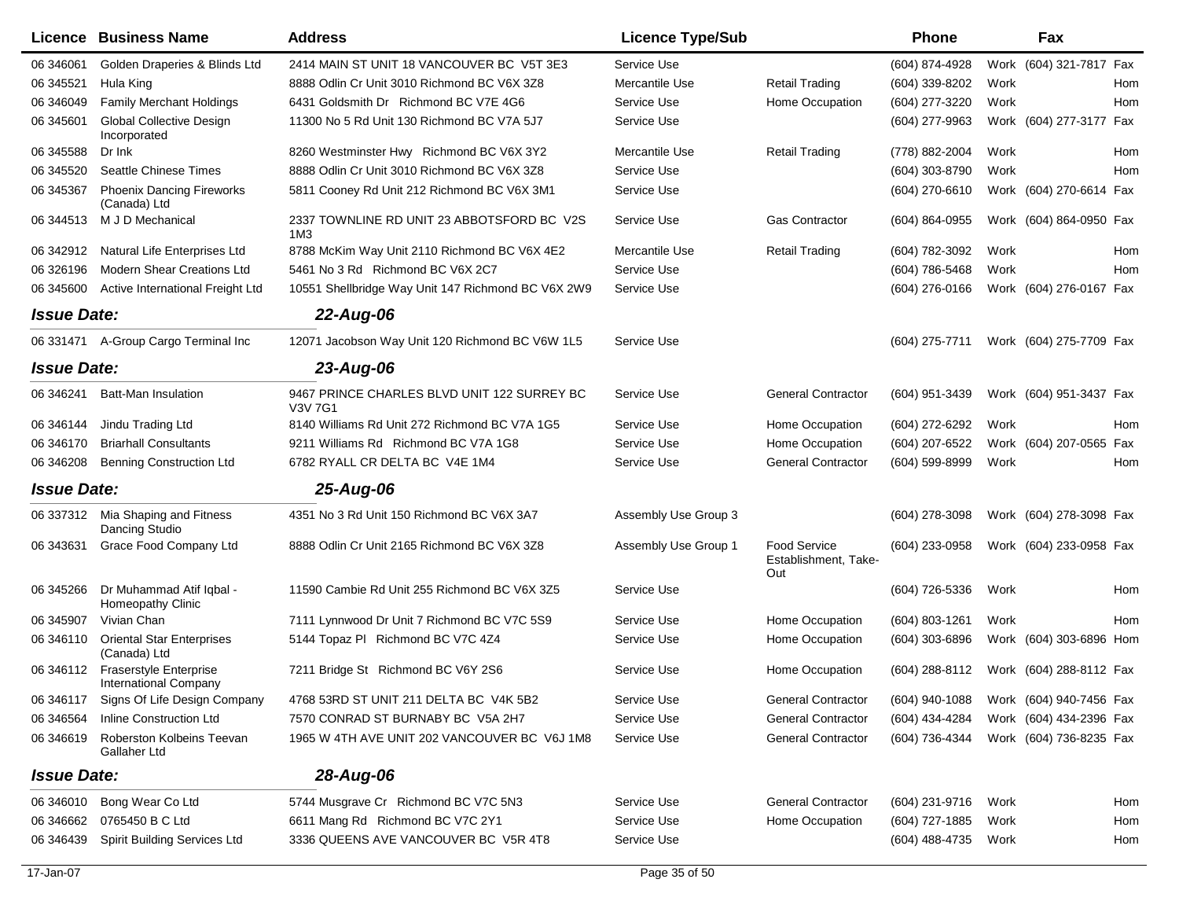| Licence | Business Name | Address | Licence Type/Sub | | Phone | | Fax | |
|---|---|---|---|---|---|---|---|---|
| 06 346061 | Golden Draperies & Blinds Ltd | 2414 MAIN ST UNIT 18 VANCOUVER BC V5T 3E3 | Service Use | | (604) 874-4928 | Work | (604) 321-7817 | Fax |
| 06 345521 | Hula King | 8888 Odlin Cr Unit 3010 Richmond BC V6X 3Z8 | Mercantile Use | Retail Trading | (604) 339-8202 | Work | | Hom |
| 06 346049 | Family Merchant Holdings | 6431 Goldsmith Dr Richmond BC V7E 4G6 | Service Use | Home Occupation | (604) 277-3220 | Work | | Hom |
| 06 345601 | Global Collective Design Incorporated | 11300 No 5 Rd Unit 130 Richmond BC V7A 5J7 | Service Use | | (604) 277-9963 | Work | (604) 277-3177 | Fax |
| 06 345588 | Dr Ink | 8260 Westminster Hwy Richmond BC V6X 3Y2 | Mercantile Use | Retail Trading | (778) 882-2004 | Work | | Hom |
| 06 345520 | Seattle Chinese Times | 8888 Odlin Cr Unit 3010 Richmond BC V6X 3Z8 | Service Use | | (604) 303-8790 | Work | | Hom |
| 06 345367 | Phoenix Dancing Fireworks (Canada) Ltd | 5811 Cooney Rd Unit 212 Richmond BC V6X 3M1 | Service Use | | (604) 270-6610 | Work | (604) 270-6614 | Fax |
| 06 344513 | M J D Mechanical | 2337 TOWNLINE RD UNIT 23 ABBOTSFORD BC V2S 1M3 | Service Use | Gas Contractor | (604) 864-0955 | Work | (604) 864-0950 | Fax |
| 06 342912 | Natural Life Enterprises Ltd | 8788 McKim Way Unit 2110 Richmond BC V6X 4E2 | Mercantile Use | Retail Trading | (604) 782-3092 | Work | | Hom |
| 06 326196 | Modern Shear Creations Ltd | 5461 No 3 Rd Richmond BC V6X 2C7 | Service Use | | (604) 786-5468 | Work | | Hom |
| 06 345600 | Active International Freight Ltd | 10551 Shellbridge Way Unit 147 Richmond BC V6X 2W9 | Service Use | | (604) 276-0166 | Work | (604) 276-0167 | Fax |
| ***Issue Date:*** | | ***22-Aug-06*** | | | | | | |
| 06 331471 | A-Group Cargo Terminal Inc | 12071 Jacobson Way Unit 120 Richmond BC V6W 1L5 | Service Use | | (604) 275-7711 | Work | (604) 275-7709 | Fax |
| ***Issue Date:*** | | ***23-Aug-06*** | | | | | | |
| 06 346241 | Batt-Man Insulation | 9467 PRINCE CHARLES BLVD UNIT 122 SURREY BC V3V 7G1 | Service Use | General Contractor | (604) 951-3439 | Work | (604) 951-3437 | Fax |
| 06 346144 | Jindu Trading Ltd | 8140 Williams Rd Unit 272 Richmond BC V7A 1G5 | Service Use | Home Occupation | (604) 272-6292 | Work | | Hom |
| 06 346170 | Briarhall Consultants | 9211 Williams Rd Richmond BC V7A 1G8 | Service Use | Home Occupation | (604) 207-6522 | Work | (604) 207-0565 | Fax |
| 06 346208 | Benning Construction Ltd | 6782 RYALL CR DELTA BC V4E 1M4 | Service Use | General Contractor | (604) 599-8999 | Work | | Hom |
| ***Issue Date:*** | | ***25-Aug-06*** | | | | | | |
| 06 337312 | Mia Shaping and Fitness Dancing Studio | 4351 No 3 Rd Unit 150 Richmond BC V6X 3A7 | Assembly Use Group 3 | | (604) 278-3098 | Work | (604) 278-3098 | Fax |
| 06 343631 | Grace Food Company Ltd | 8888 Odlin Cr Unit 2165 Richmond BC V6X 3Z8 | Assembly Use Group 1 | Food Service Establishment, Take-Out | (604) 233-0958 | Work | (604) 233-0958 | Fax |
| 06 345266 | Dr Muhammad Atif Iqbal - Homeopathy Clinic | 11590 Cambie Rd Unit 255 Richmond BC V6X 3Z5 | Service Use | | (604) 726-5336 | Work | | Hom |
| 06 345907 | Vivian Chan | 7111 Lynnwood Dr Unit 7 Richmond BC V7C 5S9 | Service Use | Home Occupation | (604) 803-1261 | Work | | Hom |
| 06 346110 | Oriental Star Enterprises (Canada) Ltd | 5144 Topaz Pl Richmond BC V7C 4Z4 | Service Use | Home Occupation | (604) 303-6896 | Work | (604) 303-6896 | Hom |
| 06 346112 | Fraserstyle Enterprise International Company | 7211 Bridge St Richmond BC V6Y 2S6 | Service Use | Home Occupation | (604) 288-8112 | Work | (604) 288-8112 | Fax |
| 06 346117 | Signs Of Life Design Company | 4768 53RD ST UNIT 211 DELTA BC V4K 5B2 | Service Use | General Contractor | (604) 940-1088 | Work | (604) 940-7456 | Fax |
| 06 346564 | Inline Construction Ltd | 7570 CONRAD ST BURNABY BC V5A 2H7 | Service Use | General Contractor | (604) 434-4284 | Work | (604) 434-2396 | Fax |
| 06 346619 | Roberston Kolbeins Teevan Gallaher Ltd | 1965 W 4TH AVE UNIT 202 VANCOUVER BC V6J 1M8 | Service Use | General Contractor | (604) 736-4344 | Work | (604) 736-8235 | Fax |
| ***Issue Date:*** | | ***28-Aug-06*** | | | | | | |
| 06 346010 | Bong Wear Co Ltd | 5744 Musgrave Cr Richmond BC V7C 5N3 | Service Use | General Contractor | (604) 231-9716 | Work | | Hom |
| 06 346662 | 0765450 B C Ltd | 6611 Mang Rd Richmond BC V7C 2Y1 | Service Use | Home Occupation | (604) 727-1885 | Work | | Hom |
| 06 346439 | Spirit Building Services Ltd | 3336 QUEENS AVE VANCOUVER BC V5R 4T8 | Service Use | | (604) 488-4735 | Work | | Hom |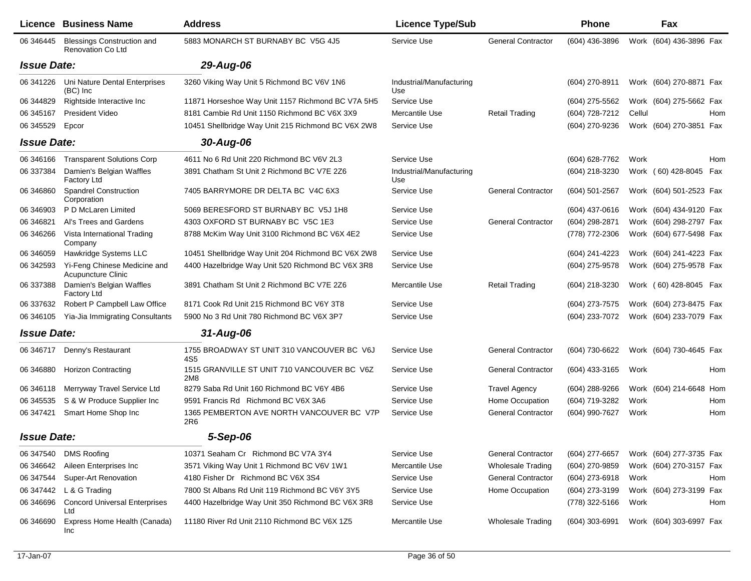| Licence | Business Name | Address | Licence Type/Sub | | Phone | | Fax | |
|---|---|---|---|---|---|---|---|---|
| 06 346445 | Blessings Construction and Renovation Co Ltd | 5883 MONARCH ST BURNABY BC V5G 4J5 | Service Use | General Contractor | (604) 436-3896 | Work | (604) 436-3896 | Fax |
| ***Issue Date:*** | | ***29-Aug-06*** | | | | | | |
| 06 341226 | Uni Nature Dental Enterprises (BC) Inc | 3260 Viking Way Unit 5 Richmond BC V6V 1N6 | Industrial/Manufacturing Use | | (604) 270-8911 | Work | (604) 270-8871 | Fax |
| 06 344829 | Rightside Interactive Inc | 11871 Horseshoe Way Unit 1157 Richmond BC V7A 5H5 | Service Use | | (604) 275-5562 | Work | (604) 275-5662 | Fax |
| 06 345167 | President Video | 8181 Cambie Rd Unit 1150 Richmond BC V6X 3X9 | Mercantile Use | Retail Trading | (604) 728-7212 | Cellul | | Hom |
| 06 345529 | Epcor | 10451 Shellbridge Way Unit 215 Richmond BC V6X 2W8 | Service Use | | (604) 270-9236 | Work | (604) 270-3851 | Fax |
| ***Issue Date:*** | | ***30-Aug-06*** | | | | | | |
| 06 346166 | Transparent Solutions Corp | 4611 No 6 Rd Unit 220 Richmond BC V6V 2L3 | Service Use | | (604) 628-7762 | Work | | Hom |
| 06 337384 | Damien's Belgian Waffles Factory Ltd | 3891 Chatham St Unit 2 Richmond BC V7E 2Z6 | Industrial/Manufacturing Use | | (604) 218-3230 | Work | ( 60) 428-8045 | Fax |
| 06 346860 | Spandrel Construction Corporation | 7405 BARRYMORE DR DELTA BC V4C 6X3 | Service Use | General Contractor | (604) 501-2567 | Work | (604) 501-2523 | Fax |
| 06 346903 | P D McLaren Limited | 5069 BERESFORD ST BURNABY BC V5J 1H8 | Service Use | | (604) 437-0616 | Work | (604) 434-9120 | Fax |
| 06 346821 | Al's Trees and Gardens | 4303 OXFORD ST BURNABY BC V5C 1E3 | Service Use | General Contractor | (604) 298-2871 | Work | (604) 298-2797 | Fax |
| 06 346266 | Vista International Trading Company | 8788 McKim Way Unit 3100 Richmond BC V6X 4E2 | Service Use | | (778) 772-2306 | Work | (604) 677-5498 | Fax |
| 06 346059 | Hawkridge Systems LLC | 10451 Shellbridge Way Unit 204 Richmond BC V6X 2W8 | Service Use | | (604) 241-4223 | Work | (604) 241-4223 | Fax |
| 06 342593 | Yi-Feng Chinese Medicine and Acupuncture Clinic | 4400 Hazelbridge Way Unit 520 Richmond BC V6X 3R8 | Service Use | | (604) 275-9578 | Work | (604) 275-9578 | Fax |
| 06 337388 | Damien's Belgian Waffles Factory Ltd | 3891 Chatham St Unit 2 Richmond BC V7E 2Z6 | Mercantile Use | Retail Trading | (604) 218-3230 | Work | ( 60) 428-8045 | Fax |
| 06 337632 | Robert P Campbell Law Office | 8171 Cook Rd Unit 215 Richmond BC V6Y 3T8 | Service Use | | (604) 273-7575 | Work | (604) 273-8475 | Fax |
| 06 346105 | Yia-Jia Immigrating Consultants | 5900 No 3 Rd Unit 780 Richmond BC V6X 3P7 | Service Use | | (604) 233-7072 | Work | (604) 233-7079 | Fax |
| ***Issue Date:*** | | ***31-Aug-06*** | | | | | | |
| 06 346717 | Denny's Restaurant | 1755 BROADWAY ST UNIT 310 VANCOUVER BC V6J 4S5 | Service Use | General Contractor | (604) 730-6622 | Work | (604) 730-4645 | Fax |
| 06 346880 | Horizon Contracting | 1515 GRANVILLE ST UNIT 710 VANCOUVER BC V6Z 2M8 | Service Use | General Contractor | (604) 433-3165 | Work | | Hom |
| 06 346118 | Merryway Travel Service Ltd | 8279 Saba Rd Unit 160 Richmond BC V6Y 4B6 | Service Use | Travel Agency | (604) 288-9266 | Work | (604) 214-6648 | Hom |
| 06 345535 | S & W Produce Supplier Inc | 9591 Francis Rd Richmond BC V6X 3A6 | Service Use | Home Occupation | (604) 719-3282 | Work | | Hom |
| 06 347421 | Smart Home Shop Inc | 1365 PEMBERTON AVE NORTH VANCOUVER BC V7P 2R6 | Service Use | General Contractor | (604) 990-7627 | Work | | Hom |
| ***Issue Date:*** | | ***5-Sep-06*** | | | | | | |
| 06 347540 | DMS Roofing | 10371 Seaham Cr Richmond BC V7A 3Y4 | Service Use | General Contractor | (604) 277-6657 | Work | (604) 277-3735 | Fax |
| 06 346642 | Aileen Enterprises Inc | 3571 Viking Way Unit 1 Richmond BC V6V 1W1 | Mercantile Use | Wholesale Trading | (604) 270-9859 | Work | (604) 270-3157 | Fax |
| 06 347544 | Super-Art Renovation | 4180 Fisher Dr Richmond BC V6X 3S4 | Service Use | General Contractor | (604) 273-6918 | Work | | Hom |
| 06 347442 | L & G Trading | 7800 St Albans Rd Unit 119 Richmond BC V6Y 3Y5 | Service Use | Home Occupation | (604) 273-3199 | Work | (604) 273-3199 | Fax |
| 06 346696 | Concord Universal Enterprises Ltd | 4400 Hazelbridge Way Unit 350 Richmond BC V6X 3R8 | Service Use | | (778) 322-5166 | Work | | Hom |
| 06 346690 | Express Home Health (Canada) Inc | 11180 River Rd Unit 2110 Richmond BC V6X 1Z5 | Mercantile Use | Wholesale Trading | (604) 303-6991 | Work | (604) 303-6997 | Fax |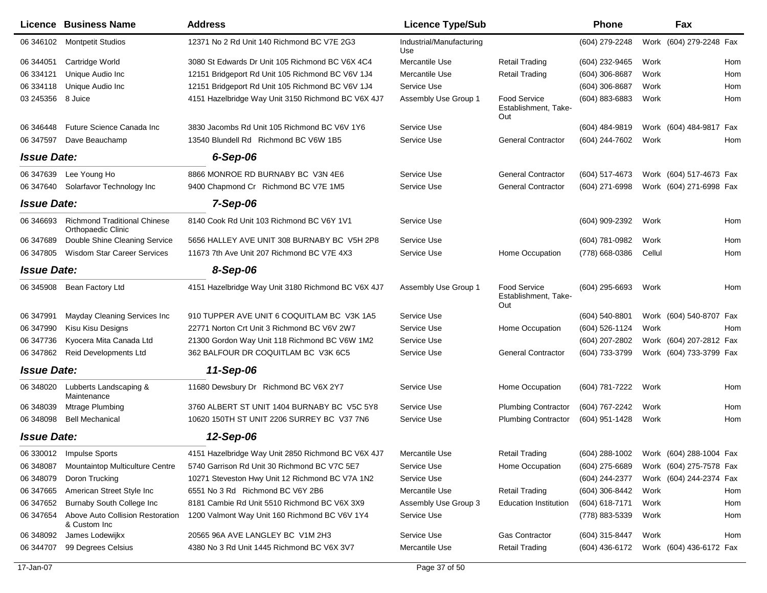| Licence | Business Name | Address | Licence Type/Sub | | Phone | | Fax | |
|---|---|---|---|---|---|---|---|---|
| 06 346102 | Montpetit Studios | 12371 No 2 Rd Unit 140 Richmond BC V7E 2G3 | Industrial/Manufacturing Use | | (604) 279-2248 | Work | (604) 279-2248 | Fax |
| 06 344051 | Cartridge World | 3080 St Edwards Dr Unit 105 Richmond BC V6X 4C4 | Mercantile Use | Retail Trading | (604) 232-9465 | Work | | Hom |
| 06 334121 | Unique Audio Inc | 12151 Bridgeport Rd Unit 105 Richmond BC V6V 1J4 | Mercantile Use | Retail Trading | (604) 306-8687 | Work | | Hom |
| 06 334118 | Unique Audio Inc | 12151 Bridgeport Rd Unit 105 Richmond BC V6V 1J4 | Service Use | | (604) 306-8687 | Work | | Hom |
| 03 245356 | 8 Juice | 4151 Hazelbridge Way Unit 3150 Richmond BC V6X 4J7 | Assembly Use Group 1 | Food Service Establishment, Take-Out | (604) 883-6883 | Work | | Hom |
| 06 346448 | Future Science Canada Inc | 3830 Jacombs Rd Unit 105 Richmond BC V6V 1Y6 | Service Use | | (604) 484-9819 | Work | (604) 484-9817 | Fax |
| 06 347597 | Dave Beauchamp | 13540 Blundell Rd Richmond BC V6W 1B5 | Service Use | General Contractor | (604) 244-7602 | Work | | Hom |
| ***Issue Date:*** | | ***6-Sep-06*** | | | | | | |
| 06 347639 | Lee Young Ho | 8866 MONROE RD BURNABY BC V3N 4E6 | Service Use | General Contractor | (604) 517-4673 | Work | (604) 517-4673 | Fax |
| 06 347640 | Solarfavor Technology Inc | 9400 Chapmond Cr Richmond BC V7E 1M5 | Service Use | General Contractor | (604) 271-6998 | Work | (604) 271-6998 | Fax |
| ***Issue Date:*** | | ***7-Sep-06*** | | | | | | |
| 06 346693 | Richmond Traditional Chinese Orthopaedic Clinic | 8140 Cook Rd Unit 103 Richmond BC V6Y 1V1 | Service Use | | (604) 909-2392 | Work | | Hom |
| 06 347689 | Double Shine Cleaning Service | 5656 HALLEY AVE UNIT 308 BURNABY BC V5H 2P8 | Service Use | | (604) 781-0982 | Work | | Hom |
| 06 347805 | Wisdom Star Career Services | 11673 7th Ave Unit 207 Richmond BC V7E 4X3 | Service Use | Home Occupation | (778) 668-0386 | Cellul | | Hom |
| ***Issue Date:*** | | ***8-Sep-06*** | | | | | | |
| 06 345908 | Bean Factory Ltd | 4151 Hazelbridge Way Unit 3180 Richmond BC V6X 4J7 | Assembly Use Group 1 | Food Service Establishment, Take-Out | (604) 295-6693 | Work | | Hom |
| 06 347991 | Mayday Cleaning Services Inc | 910 TUPPER AVE UNIT 6 COQUITLAM BC V3K 1A5 | Service Use | | (604) 540-8801 | Work | (604) 540-8707 | Fax |
| 06 347990 | Kisu Kisu Designs | 22771 Norton Crt Unit 3 Richmond BC V6V 2W7 | Service Use | Home Occupation | (604) 526-1124 | Work | | Hom |
| 06 347736 | Kyocera Mita Canada Ltd | 21300 Gordon Way Unit 118 Richmond BC V6W 1M2 | Service Use | | (604) 207-2802 | Work | (604) 207-2812 | Fax |
| 06 347862 | Reid Developments Ltd | 362 BALFOUR DR COQUITLAM BC V3K 6C5 | Service Use | General Contractor | (604) 733-3799 | Work | (604) 733-3799 | Fax |
| ***Issue Date:*** | | ***11-Sep-06*** | | | | | | |
| 06 348020 | Lubberts Landscaping & Maintenance | 11680 Dewsbury Dr Richmond BC V6X 2Y7 | Service Use | Home Occupation | (604) 781-7222 | Work | | Hom |
| 06 348039 | Mtrage Plumbing | 3760 ALBERT ST UNIT 1404 BURNABY BC V5C 5Y8 | Service Use | Plumbing Contractor | (604) 767-2242 | Work | | Hom |
| 06 348098 | Bell Mechanical | 10620 150TH ST UNIT 2206 SURREY BC V37 7N6 | Service Use | Plumbing Contractor | (604) 951-1428 | Work | | Hom |
| ***Issue Date:*** | | ***12-Sep-06*** | | | | | | |
| 06 330012 | Impulse Sports | 4151 Hazelbridge Way Unit 2850 Richmond BC V6X 4J7 | Mercantile Use | Retail Trading | (604) 288-1002 | Work | (604) 288-1004 | Fax |
| 06 348087 | Mountaintop Multiculture Centre | 5740 Garrison Rd Unit 30 Richmond BC V7C 5E7 | Service Use | Home Occupation | (604) 275-6689 | Work | (604) 275-7578 | Fax |
| 06 348079 | Doron Trucking | 10271 Steveston Hwy Unit 12 Richmond BC V7A 1N2 | Service Use | | (604) 244-2377 | Work | (604) 244-2374 | Fax |
| 06 347665 | American Street Style Inc | 6551 No 3 Rd Richmond BC V6Y 2B6 | Mercantile Use | Retail Trading | (604) 306-8442 | Work | | Hom |
| 06 347652 | Burnaby South College Inc | 8181 Cambie Rd Unit 5510 Richmond BC V6X 3X9 | Assembly Use Group 3 | Education Institution | (604) 618-7171 | Work | | Hom |
| 06 347654 | Above Auto Collision Restoration & Custom Inc | 1200 Valmont Way Unit 160 Richmond BC V6V 1Y4 | Service Use | | (778) 883-5339 | Work | | Hom |
| 06 348092 | James Lodewijkx | 20565 96A AVE LANGLEY BC V1M 2H3 | Service Use | Gas Contractor | (604) 315-8447 | Work | | Hom |
| 06 344707 | 99 Degrees Celsius | 4380 No 3 Rd Unit 1445 Richmond BC V6X 3V7 | Mercantile Use | Retail Trading | (604) 436-6172 | Work | (604) 436-6172 | Fax |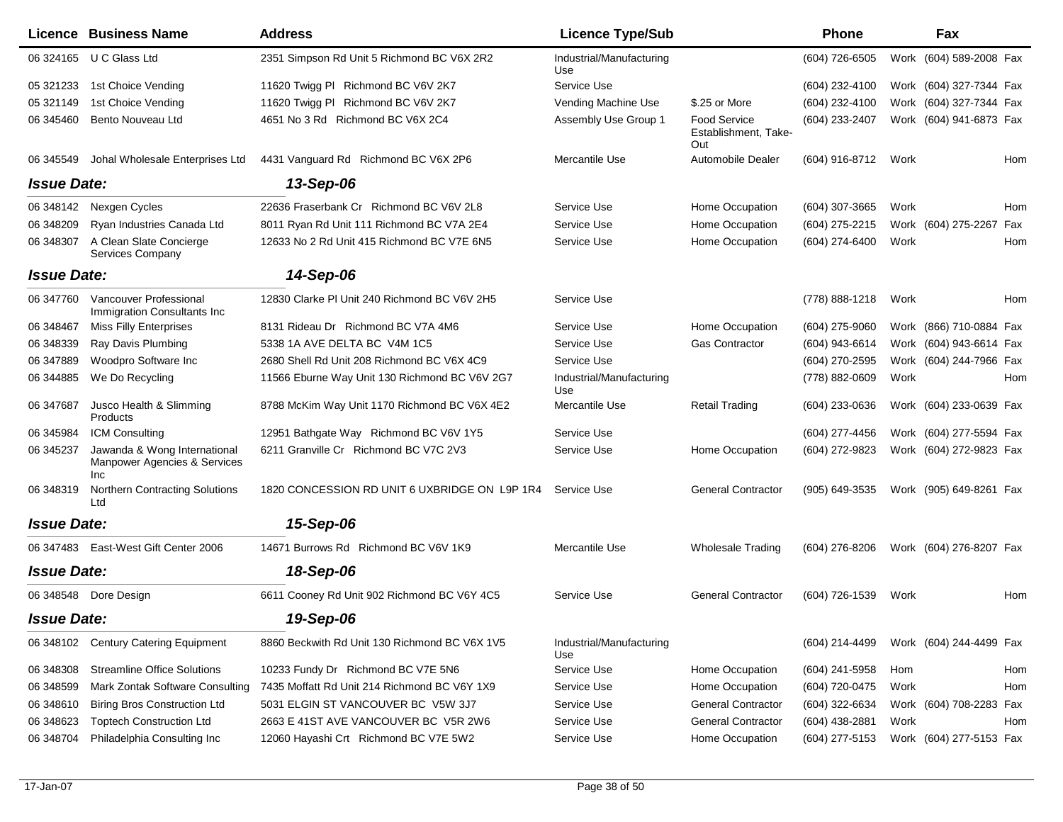| Licence | Business Name | Address | Licence Type/Sub | | Phone | | Fax | |
|---|---|---|---|---|---|---|---|---|
| 06 324165 | U C Glass Ltd | 2351 Simpson Rd Unit 5 Richmond BC V6X 2R2 | Industrial/Manufacturing Use | | (604) 726-6505 | Work | (604) 589-2008 | Fax |
| 05 321233 | 1st Choice Vending | 11620 Twigg Pl Richmond BC V6V 2K7 | Service Use | | (604) 232-4100 | Work | (604) 327-7344 | Fax |
| 05 321149 | 1st Choice Vending | 11620 Twigg Pl Richmond BC V6V 2K7 | Vending Machine Use | $.25 or More | (604) 232-4100 | Work | (604) 327-7344 | Fax |
| 06 345460 | Bento Nouveau Ltd | 4651 No 3 Rd Richmond BC V6X 2C4 | Assembly Use Group 1 | Food Service Establishment, Take-Out | (604) 233-2407 | Work | (604) 941-6873 | Fax |
| 06 345549 | Johal Wholesale Enterprises Ltd | 4431 Vanguard Rd Richmond BC V6X 2P6 | Mercantile Use | Automobile Dealer | (604) 916-8712 | Work | | Hom |
| ***Issue Date:*** | | ***13-Sep-06*** | | | | | | |
| 06 348142 | Nexgen Cycles | 22636 Fraserbank Cr Richmond BC V6V 2L8 | Service Use | Home Occupation | (604) 307-3665 | Work | | Hom |
| 06 348209 | Ryan Industries Canada Ltd | 8011 Ryan Rd Unit 111 Richmond BC V7A 2E4 | Service Use | Home Occupation | (604) 275-2215 | Work | (604) 275-2267 | Fax |
| 06 348307 | A Clean Slate Concierge Services Company | 12633 No 2 Rd Unit 415 Richmond BC V7E 6N5 | Service Use | Home Occupation | (604) 274-6400 | Work | | Hom |
| ***Issue Date:*** | | ***14-Sep-06*** | | | | | | |
| 06 347760 | Vancouver Professional Immigration Consultants Inc | 12830 Clarke Pl Unit 240 Richmond BC V6V 2H5 | Service Use | | (778) 888-1218 | Work | | Hom |
| 06 348467 | Miss Filly Enterprises | 8131 Rideau Dr Richmond BC V7A 4M6 | Service Use | Home Occupation | (604) 275-9060 | Work | (866) 710-0884 | Fax |
| 06 348339 | Ray Davis Plumbing | 5338 1A AVE DELTA BC V4M 1C5 | Service Use | Gas Contractor | (604) 943-6614 | Work | (604) 943-6614 | Fax |
| 06 347889 | Woodpro Software Inc | 2680 Shell Rd Unit 208 Richmond BC V6X 4C9 | Service Use | | (604) 270-2595 | Work | (604) 244-7966 | Fax |
| 06 344885 | We Do Recycling | 11566 Eburne Way Unit 130 Richmond BC V6V 2G7 | Industrial/Manufacturing Use | | (778) 882-0609 | Work | | Hom |
| 06 347687 | Jusco Health & Slimming Products | 8788 McKim Way Unit 1170 Richmond BC V6X 4E2 | Mercantile Use | Retail Trading | (604) 233-0636 | Work | (604) 233-0639 | Fax |
| 06 345984 | ICM Consulting | 12951 Bathgate Way Richmond BC V6V 1Y5 | Service Use | | (604) 277-4456 | Work | (604) 277-5594 | Fax |
| 06 345237 | Jawanda & Wong International Manpower Agencies & Services Inc | 6211 Granville Cr Richmond BC V7C 2V3 | Service Use | Home Occupation | (604) 272-9823 | Work | (604) 272-9823 | Fax |
| 06 348319 | Northern Contracting Solutions Ltd | 1820 CONCESSION RD UNIT 6 UXBRIDGE ON L9P 1R4 | Service Use | General Contractor | (905) 649-3535 | Work | (905) 649-8261 | Fax |
| ***Issue Date:*** | | ***15-Sep-06*** | | | | | | |
| 06 347483 | East-West Gift Center 2006 | 14671 Burrows Rd Richmond BC V6V 1K9 | Mercantile Use | Wholesale Trading | (604) 276-8206 | Work | (604) 276-8207 | Fax |
| ***Issue Date:*** | | ***18-Sep-06*** | | | | | | |
| 06 348548 | Dore Design | 6611 Cooney Rd Unit 902 Richmond BC V6Y 4C5 | Service Use | General Contractor | (604) 726-1539 | Work | | Hom |
| ***Issue Date:*** | | ***19-Sep-06*** | | | | | | |
| 06 348102 | Century Catering Equipment | 8860 Beckwith Rd Unit 130 Richmond BC V6X 1V5 | Industrial/Manufacturing Use | | (604) 214-4499 | Work | (604) 244-4499 | Fax |
| 06 348308 | Streamline Office Solutions | 10233 Fundy Dr Richmond BC V7E 5N6 | Service Use | Home Occupation | (604) 241-5958 | Hom | | Hom |
| 06 348599 | Mark Zontak Software Consulting | 7435 Moffatt Rd Unit 214 Richmond BC V6Y 1X9 | Service Use | Home Occupation | (604) 720-0475 | Work | | Hom |
| 06 348610 | Biring Bros Construction Ltd | 5031 ELGIN ST VANCOUVER BC V5W 3J7 | Service Use | General Contractor | (604) 322-6634 | Work | (604) 708-2283 | Fax |
| 06 348623 | Toptech Construction Ltd | 2663 E 41ST AVE VANCOUVER BC V5R 2W6 | Service Use | General Contractor | (604) 438-2881 | Work | | Hom |
| 06 348704 | Philadelphia Consulting Inc | 12060 Hayashi Crt Richmond BC V7E 5W2 | Service Use | Home Occupation | (604) 277-5153 | Work | (604) 277-5153 | Fax |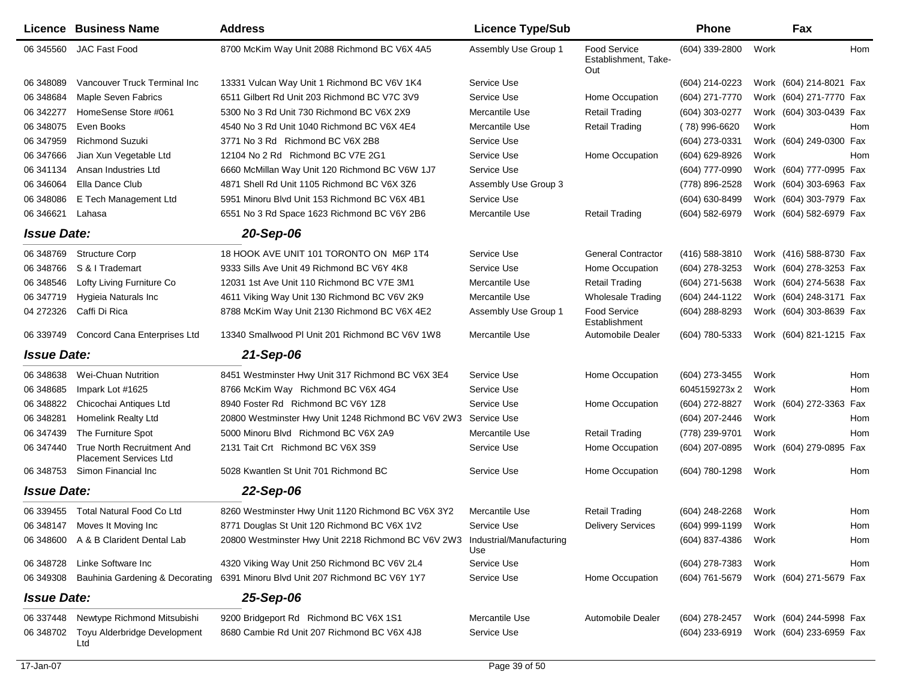| Licence | Business Name | Address | Licence Type/Sub | | Phone | | Fax | |
|---|---|---|---|---|---|---|---|---|
| 06 345560 | JAC Fast Food | 8700 McKim Way Unit 2088 Richmond BC V6X 4A5 | Assembly Use Group 1 | Food Service Establishment, Take-Out | (604) 339-2800 | Work | | Hom |
| 06 348089 | Vancouver Truck Terminal Inc | 13331 Vulcan Way Unit 1 Richmond BC V6V 1K4 | Service Use | | (604) 214-0223 | Work | (604) 214-8021 | Fax |
| 06 348684 | Maple Seven Fabrics | 6511 Gilbert Rd Unit 203 Richmond BC V7C 3V9 | Service Use | Home Occupation | (604) 271-7770 | Work | (604) 271-7770 | Fax |
| 06 342277 | HomeSense Store #061 | 5300 No 3 Rd Unit 730 Richmond BC V6X 2X9 | Mercantile Use | Retail Trading | (604) 303-0277 | Work | (604) 303-0439 | Fax |
| 06 348075 | Even Books | 4540 No 3 Rd Unit 1040 Richmond BC V6X 4E4 | Mercantile Use | Retail Trading | ( 78) 996-6620 | Work | | Hom |
| 06 347959 | Richmond Suzuki | 3771 No 3 Rd Richmond BC V6X 2B8 | Service Use | | (604) 273-0331 | Work | (604) 249-0300 | Fax |
| 06 347666 | Jian Xun Vegetable Ltd | 12104 No 2 Rd Richmond BC V7E 2G1 | Service Use | Home Occupation | (604) 629-8926 | Work | | Hom |
| 06 341134 | Ansan Industries Ltd | 6660 McMillan Way Unit 120 Richmond BC V6W 1J7 | Service Use | | (604) 777-0990 | Work | (604) 777-0995 | Fax |
| 06 346064 | Ella Dance Club | 4871 Shell Rd Unit 1105 Richmond BC V6X 3Z6 | Assembly Use Group 3 | | (778) 896-2528 | Work | (604) 303-6963 | Fax |
| 06 348086 | E Tech Management Ltd | 5951 Minoru Blvd Unit 153 Richmond BC V6X 4B1 | Service Use | | (604) 630-8499 | Work | (604) 303-7979 | Fax |
| 06 346621 | Lahasa | 6551 No 3 Rd Space 1623 Richmond BC V6Y 2B6 | Mercantile Use | Retail Trading | (604) 582-6979 | Work | (604) 582-6979 | Fax |
| ***Issue Date:*** | | ***20-Sep-06*** | | | | | | |
| 06 348769 | Structure Corp | 18 HOOK AVE UNIT 101 TORONTO ON M6P 1T4 | Service Use | General Contractor | (416) 588-3810 | Work | (416) 588-8730 | Fax |
| 06 348766 | S & I Trademart | 9333 Sills Ave Unit 49 Richmond BC V6Y 4K8 | Service Use | Home Occupation | (604) 278-3253 | Work | (604) 278-3253 | Fax |
| 06 348546 | Lofty Living Furniture Co | 12031 1st Ave Unit 110 Richmond BC V7E 3M1 | Mercantile Use | Retail Trading | (604) 271-5638 | Work | (604) 274-5638 | Fax |
| 06 347719 | Hygieia Naturals Inc | 4611 Viking Way Unit 130 Richmond BC V6V 2K9 | Mercantile Use | Wholesale Trading | (604) 244-1122 | Work | (604) 248-3171 | Fax |
| 04 272326 | Caffi Di Rica | 8788 McKim Way Unit 2130 Richmond BC V6X 4E2 | Assembly Use Group 1 | Food Service Establishment | (604) 288-8293 | Work | (604) 303-8639 | Fax |
| 06 339749 | Concord Cana Enterprises Ltd | 13340 Smallwood Pl Unit 201 Richmond BC V6V 1W8 | Mercantile Use | Automobile Dealer | (604) 780-5333 | Work | (604) 821-1215 | Fax |
| ***Issue Date:*** | | ***21-Sep-06*** | | | | | | |
| 06 348638 | Wei-Chuan Nutrition | 8451 Westminster Hwy Unit 317 Richmond BC V6X 3E4 | Service Use | Home Occupation | (604) 273-3455 | Work | | Hom |
| 06 348685 | Impark Lot #1625 | 8766 McKim Way Richmond BC V6X 4G4 | Service Use | | 6045159273x 2 | Work | | Hom |
| 06 348822 | Chicochai Antiques Ltd | 8940 Foster Rd Richmond BC V6Y 1Z8 | Service Use | Home Occupation | (604) 272-8827 | Work | (604) 272-3363 | Fax |
| 06 348281 | Homelink Realty Ltd | 20800 Westminster Hwy Unit 1248 Richmond BC V6V 2W3 | Service Use | | (604) 207-2446 | Work | | Hom |
| 06 347439 | The Furniture Spot | 5000 Minoru Blvd Richmond BC V6X 2A9 | Mercantile Use | Retail Trading | (778) 239-9701 | Work | | Hom |
| 06 347440 | True North Recruitment And Placement Services Ltd | 2131 Tait Crt Richmond BC V6X 3S9 | Service Use | Home Occupation | (604) 207-0895 | Work | (604) 279-0895 | Fax |
| 06 348753 | Simon Financial Inc | 5028 Kwantlen St Unit 701 Richmond BC | Service Use | Home Occupation | (604) 780-1298 | Work | | Hom |
| ***Issue Date:*** | | ***22-Sep-06*** | | | | | | |
| 06 339455 | Total Natural Food Co Ltd | 8260 Westminster Hwy Unit 1120 Richmond BC V6X 3Y2 | Mercantile Use | Retail Trading | (604) 248-2268 | Work | | Hom |
| 06 348147 | Moves It Moving Inc | 8771 Douglas St Unit 120 Richmond BC V6X 1V2 | Service Use | Delivery Services | (604) 999-1199 | Work | | Hom |
| 06 348600 | A & B Clarident Dental Lab | 20800 Westminster Hwy Unit 2218 Richmond BC V6V 2W3 | Industrial/Manufacturing Use | | (604) 837-4386 | Work | | Hom |
| 06 348728 | Linke Software Inc | 4320 Viking Way Unit 250 Richmond BC V6V 2L4 | Service Use | | (604) 278-7383 | Work | | Hom |
| 06 349308 | Bauhinia Gardening & Decorating | 6391 Minoru Blvd Unit 207 Richmond BC V6Y 1Y7 | Service Use | Home Occupation | (604) 761-5679 | Work | (604) 271-5679 | Fax |
| ***Issue Date:*** | | ***25-Sep-06*** | | | | | | |
| 06 337448 | Newtype Richmond Mitsubishi | 9200 Bridgeport Rd Richmond BC V6X 1S1 | Mercantile Use | Automobile Dealer | (604) 278-2457 | Work | (604) 244-5998 | Fax |
| 06 348702 | Toyu Alderbridge Development Ltd | 8680 Cambie Rd Unit 207 Richmond BC V6X 4J8 | Service Use | | (604) 233-6919 | Work | (604) 233-6959 | Fax |

17-Jan-07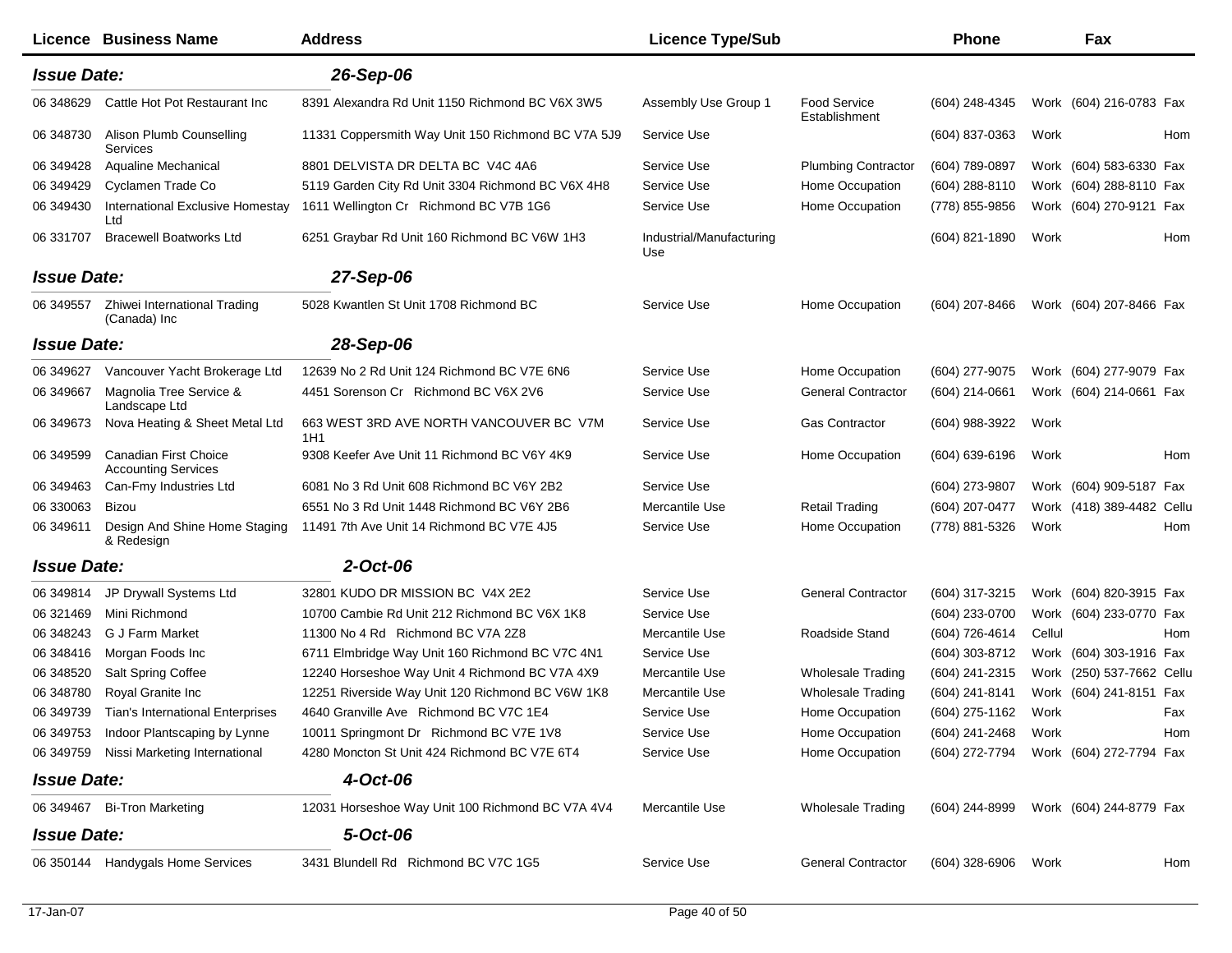| Licence | Business Name | Address | Licence Type/Sub | | Phone | | Fax | |
|---|---|---|---|---|---|---|---|---|
| ***Issue Date:*** | | ***26-Sep-06*** | | | | | | |
| 06 348629 | Cattle Hot Pot Restaurant Inc | 8391 Alexandra Rd Unit 1150 Richmond BC V6X 3W5 | Assembly Use Group 1 | Food Service Establishment | (604) 248-4345 | Work | (604) 216-0783 | Fax |
| 06 348730 | Alison Plumb Counselling Services | 11331 Coppersmith Way Unit 150 Richmond BC V7A 5J9 | Service Use | | (604) 837-0363 | Work | | Hom |
| 06 349428 | Aqualine Mechanical | 8801 DELVISTA DR DELTA BC V4C 4A6 | Service Use | Plumbing Contractor | (604) 789-0897 | Work | (604) 583-6330 | Fax |
| 06 349429 | Cyclamen Trade Co | 5119 Garden City Rd Unit 3304 Richmond BC V6X 4H8 | Service Use | Home Occupation | (604) 288-8110 | Work | (604) 288-8110 | Fax |
| 06 349430 | International Exclusive Homestay Ltd | 1611 Wellington Cr Richmond BC V7B 1G6 | Service Use | Home Occupation | (778) 855-9856 | Work | (604) 270-9121 | Fax |
| 06 331707 | Bracewell Boatworks Ltd | 6251 Graybar Rd Unit 160 Richmond BC V6W 1H3 | Industrial/Manufacturing Use | | (604) 821-1890 | Work | | Hom |
| ***Issue Date:*** | | ***27-Sep-06*** | | | | | | |
| 06 349557 | Zhiwei International Trading (Canada) Inc | 5028 Kwantlen St Unit 1708 Richmond BC | Service Use | Home Occupation | (604) 207-8466 | Work | (604) 207-8466 | Fax |
| ***Issue Date:*** | | ***28-Sep-06*** | | | | | | |
| 06 349627 | Vancouver Yacht Brokerage Ltd | 12639 No 2 Rd Unit 124 Richmond BC V7E 6N6 | Service Use | Home Occupation | (604) 277-9075 | Work | (604) 277-9079 | Fax |
| 06 349667 | Magnolia Tree Service & Landscape Ltd | 4451 Sorenson Cr Richmond BC V6X 2V6 | Service Use | General Contractor | (604) 214-0661 | Work | (604) 214-0661 | Fax |
| 06 349673 | Nova Heating & Sheet Metal Ltd | 663 WEST 3RD AVE NORTH VANCOUVER BC V7M 1H1 | Service Use | Gas Contractor | (604) 988-3922 | Work | | |
| 06 349599 | Canadian First Choice Accounting Services | 9308 Keefer Ave Unit 11 Richmond BC V6Y 4K9 | Service Use | Home Occupation | (604) 639-6196 | Work | | Hom |
| 06 349463 | Can-Fmy Industries Ltd | 6081 No 3 Rd Unit 608 Richmond BC V6Y 2B2 | Service Use | | (604) 273-9807 | Work | (604) 909-5187 | Fax |
| 06 330063 | Bizou | 6551 No 3 Rd Unit 1448 Richmond BC V6Y 2B6 | Mercantile Use | Retail Trading | (604) 207-0477 | Work | (418) 389-4482 | Cellu |
| 06 349611 | Design And Shine Home Staging & Redesign | 11491 7th Ave Unit 14 Richmond BC V7E 4J5 | Service Use | Home Occupation | (778) 881-5326 | Work | | Hom |
| ***Issue Date:*** | | ***2-Oct-06*** | | | | | | |
| 06 349814 | JP Drywall Systems Ltd | 32801 KUDO DR MISSION BC V4X 2E2 | Service Use | General Contractor | (604) 317-3215 | Work | (604) 820-3915 | Fax |
| 06 321469 | Mini Richmond | 10700 Cambie Rd Unit 212 Richmond BC V6X 1K8 | Service Use | | (604) 233-0700 | Work | (604) 233-0770 | Fax |
| 06 348243 | G J Farm Market | 11300 No 4 Rd Richmond BC V7A 2Z8 | Mercantile Use | Roadside Stand | (604) 726-4614 | Cellul | | Hom |
| 06 348416 | Morgan Foods Inc | 6711 Elmbridge Way Unit 160 Richmond BC V7C 4N1 | Service Use | | (604) 303-8712 | Work | (604) 303-1916 | Fax |
| 06 348520 | Salt Spring Coffee | 12240 Horseshoe Way Unit 4 Richmond BC V7A 4X9 | Mercantile Use | Wholesale Trading | (604) 241-2315 | Work | (250) 537-7662 | Cellu |
| 06 348780 | Royal Granite Inc | 12251 Riverside Way Unit 120 Richmond BC V6W 1K8 | Mercantile Use | Wholesale Trading | (604) 241-8141 | Work | (604) 241-8151 | Fax |
| 06 349739 | Tian's International Enterprises | 4640 Granville Ave Richmond BC V7C 1E4 | Service Use | Home Occupation | (604) 275-1162 | Work | | Fax |
| 06 349753 | Indoor Plantscaping by Lynne | 10011 Springmont Dr Richmond BC V7E 1V8 | Service Use | Home Occupation | (604) 241-2468 | Work | | Hom |
| 06 349759 | Nissi Marketing International | 4280 Moncton St Unit 424 Richmond BC V7E 6T4 | Service Use | Home Occupation | (604) 272-7794 | Work | (604) 272-7794 | Fax |
| ***Issue Date:*** | | ***4-Oct-06*** | | | | | | |
| 06 349467 | Bi-Tron Marketing | 12031 Horseshoe Way Unit 100 Richmond BC V7A 4V4 | Mercantile Use | Wholesale Trading | (604) 244-8999 | Work | (604) 244-8779 | Fax |
| ***Issue Date:*** | | ***5-Oct-06*** | | | | | | |
| 06 350144 | Handygals Home Services | 3431 Blundell Rd Richmond BC V7C 1G5 | Service Use | General Contractor | (604) 328-6906 | Work | | Hom |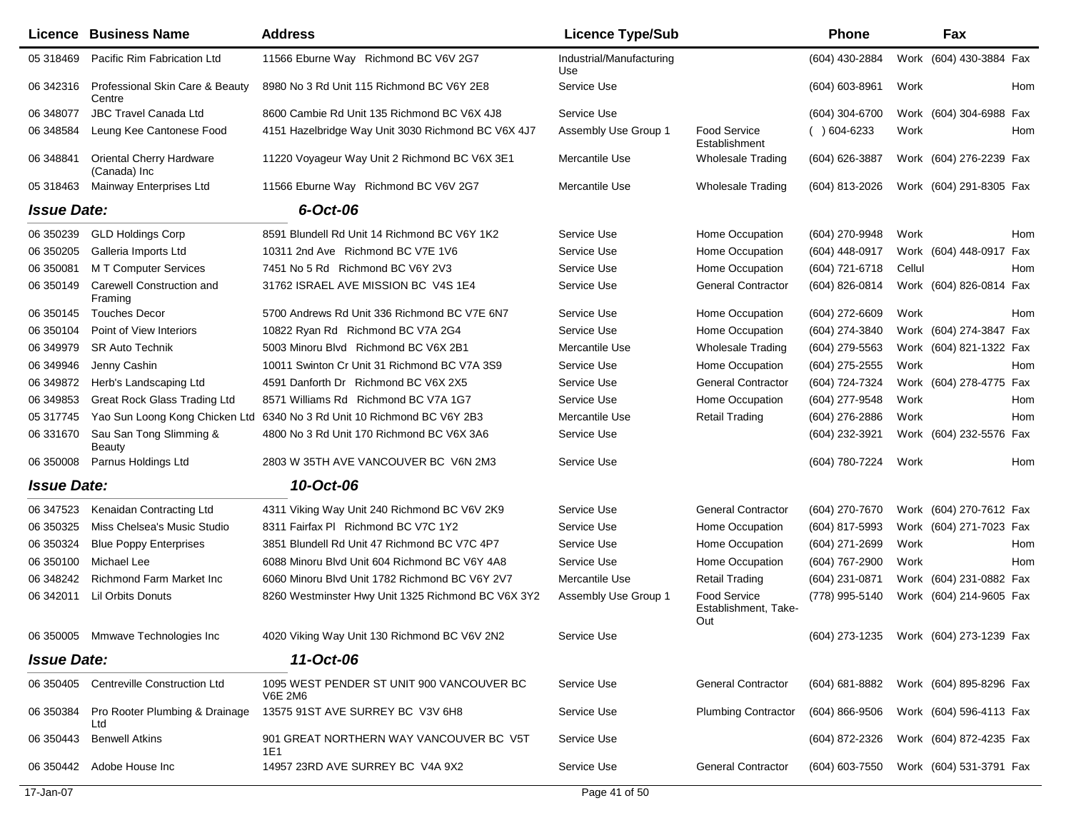| Licence | Business Name | Address | Licence Type/Sub | | Phone | | Fax | |
|---|---|---|---|---|---|---|---|---|
| 05 318469 | Pacific Rim Fabrication Ltd | 11566 Eburne Way Richmond BC V6V 2G7 | Industrial/Manufacturing Use | | (604) 430-2884 | Work | (604) 430-3884 | Fax |
| 06 342316 | Professional Skin Care & Beauty Centre | 8980 No 3 Rd Unit 115 Richmond BC V6Y 2E8 | Service Use | | (604) 603-8961 | Work | | Hom |
| 06 348077 | JBC Travel Canada Ltd | 8600 Cambie Rd Unit 135 Richmond BC V6X 4J8 | Service Use | | (604) 304-6700 | Work | (604) 304-6988 | Fax |
| 06 348584 | Leung Kee Cantonese Food | 4151 Hazelbridge Way Unit 3030 Richmond BC V6X 4J7 | Assembly Use Group 1 | Food Service Establishment | ( ) 604-6233 | Work | | Hom |
| 06 348841 | Oriental Cherry Hardware (Canada) Inc | 11220 Voyageur Way Unit 2 Richmond BC V6X 3E1 | Mercantile Use | Wholesale Trading | (604) 626-3887 | Work | (604) 276-2239 | Fax |
| 05 318463 | Mainway Enterprises Ltd | 11566 Eburne Way Richmond BC V6V 2G7 | Mercantile Use | Wholesale Trading | (604) 813-2026 | Work | (604) 291-8305 | Fax |
| ***Issue Date:*** | | ***6-Oct-06*** | | | | | | |
| 06 350239 | GLD Holdings Corp | 8591 Blundell Rd Unit 14 Richmond BC V6Y 1K2 | Service Use | Home Occupation | (604) 270-9948 | Work | | Hom |
| 06 350205 | Galleria Imports Ltd | 10311 2nd Ave Richmond BC V7E 1V6 | Service Use | Home Occupation | (604) 448-0917 | Work | (604) 448-0917 | Fax |
| 06 350081 | M T Computer Services | 7451 No 5 Rd Richmond BC V6Y 2V3 | Service Use | Home Occupation | (604) 721-6718 | Cellul | | Hom |
| 06 350149 | Carewell Construction and Framing | 31762 ISRAEL AVE MISSION BC V4S 1E4 | Service Use | General Contractor | (604) 826-0814 | Work | (604) 826-0814 | Fax |
| 06 350145 | Touches Decor | 5700 Andrews Rd Unit 336 Richmond BC V7E 6N7 | Service Use | Home Occupation | (604) 272-6609 | Work | | Hom |
| 06 350104 | Point of View Interiors | 10822 Ryan Rd Richmond BC V7A 2G4 | Service Use | Home Occupation | (604) 274-3840 | Work | (604) 274-3847 | Fax |
| 06 349979 | SR Auto Technik | 5003 Minoru Blvd Richmond BC V6X 2B1 | Mercantile Use | Wholesale Trading | (604) 279-5563 | Work | (604) 821-1322 | Fax |
| 06 349946 | Jenny Cashin | 10011 Swinton Cr Unit 31 Richmond BC V7A 3S9 | Service Use | Home Occupation | (604) 275-2555 | Work | | Hom |
| 06 349872 | Herb's Landscaping Ltd | 4591 Danforth Dr Richmond BC V6X 2X5 | Service Use | General Contractor | (604) 724-7324 | Work | (604) 278-4775 | Fax |
| 06 349853 | Great Rock Glass Trading Ltd | 8571 Williams Rd Richmond BC V7A 1G7 | Service Use | Home Occupation | (604) 277-9548 | Work | | Hom |
| 05 317745 | Yao Sun Loong Kong Chicken Ltd | 6340 No 3 Rd Unit 10 Richmond BC V6Y 2B3 | Mercantile Use | Retail Trading | (604) 276-2886 | Work | | Hom |
| 06 331670 | Sau San Tong Slimming & Beauty | 4800 No 3 Rd Unit 170 Richmond BC V6X 3A6 | Service Use | | (604) 232-3921 | Work | (604) 232-5576 | Fax |
| 06 350008 | Parnus Holdings Ltd | 2803 W 35TH AVE VANCOUVER BC V6N 2M3 | Service Use | | (604) 780-7224 | Work | | Hom |
| ***Issue Date:*** | | ***10-Oct-06*** | | | | | | |
| 06 347523 | Kenaidan Contracting Ltd | 4311 Viking Way Unit 240 Richmond BC V6V 2K9 | Service Use | General Contractor | (604) 270-7670 | Work | (604) 270-7612 | Fax |
| 06 350325 | Miss Chelsea's Music Studio | 8311 Fairfax Pl Richmond BC V7C 1Y2 | Service Use | Home Occupation | (604) 817-5993 | Work | (604) 271-7023 | Fax |
| 06 350324 | Blue Poppy Enterprises | 3851 Blundell Rd Unit 47 Richmond BC V7C 4P7 | Service Use | Home Occupation | (604) 271-2699 | Work | | Hom |
| 06 350100 | Michael Lee | 6088 Minoru Blvd Unit 604 Richmond BC V6Y 4A8 | Service Use | Home Occupation | (604) 767-2900 | Work | | Hom |
| 06 348242 | Richmond Farm Market Inc | 6060 Minoru Blvd Unit 1782 Richmond BC V6Y 2V7 | Mercantile Use | Retail Trading | (604) 231-0871 | Work | (604) 231-0882 | Fax |
| 06 342011 | Lil Orbits Donuts | 8260 Westminster Hwy Unit 1325 Richmond BC V6X 3Y2 | Assembly Use Group 1 | Food Service Establishment, Take-Out | (778) 995-5140 | Work | (604) 214-9605 | Fax |
| 06 350005 | Mmwave Technologies Inc | 4020 Viking Way Unit 130 Richmond BC V6V 2N2 | Service Use | | (604) 273-1235 | Work | (604) 273-1239 | Fax |
| ***Issue Date:*** | | ***11-Oct-06*** | | | | | | |
| 06 350405 | Centreville Construction Ltd | 1095 WEST PENDER ST UNIT 900 VANCOUVER BC V6E 2M6 | Service Use | General Contractor | (604) 681-8882 | Work | (604) 895-8296 | Fax |
| 06 350384 | Pro Rooter Plumbing & Drainage Ltd | 13575 91ST AVE SURREY BC V3V 6H8 | Service Use | Plumbing Contractor | (604) 866-9506 | Work | (604) 596-4113 | Fax |
| 06 350443 | Benwell Atkins | 901 GREAT NORTHERN WAY VANCOUVER BC V5T 1E1 | Service Use | | (604) 872-2326 | Work | (604) 872-4235 | Fax |
| 06 350442 | Adobe House Inc | 14957 23RD AVE SURREY BC V4A 9X2 | Service Use | General Contractor | (604) 603-7550 | Work | (604) 531-3791 | Fax |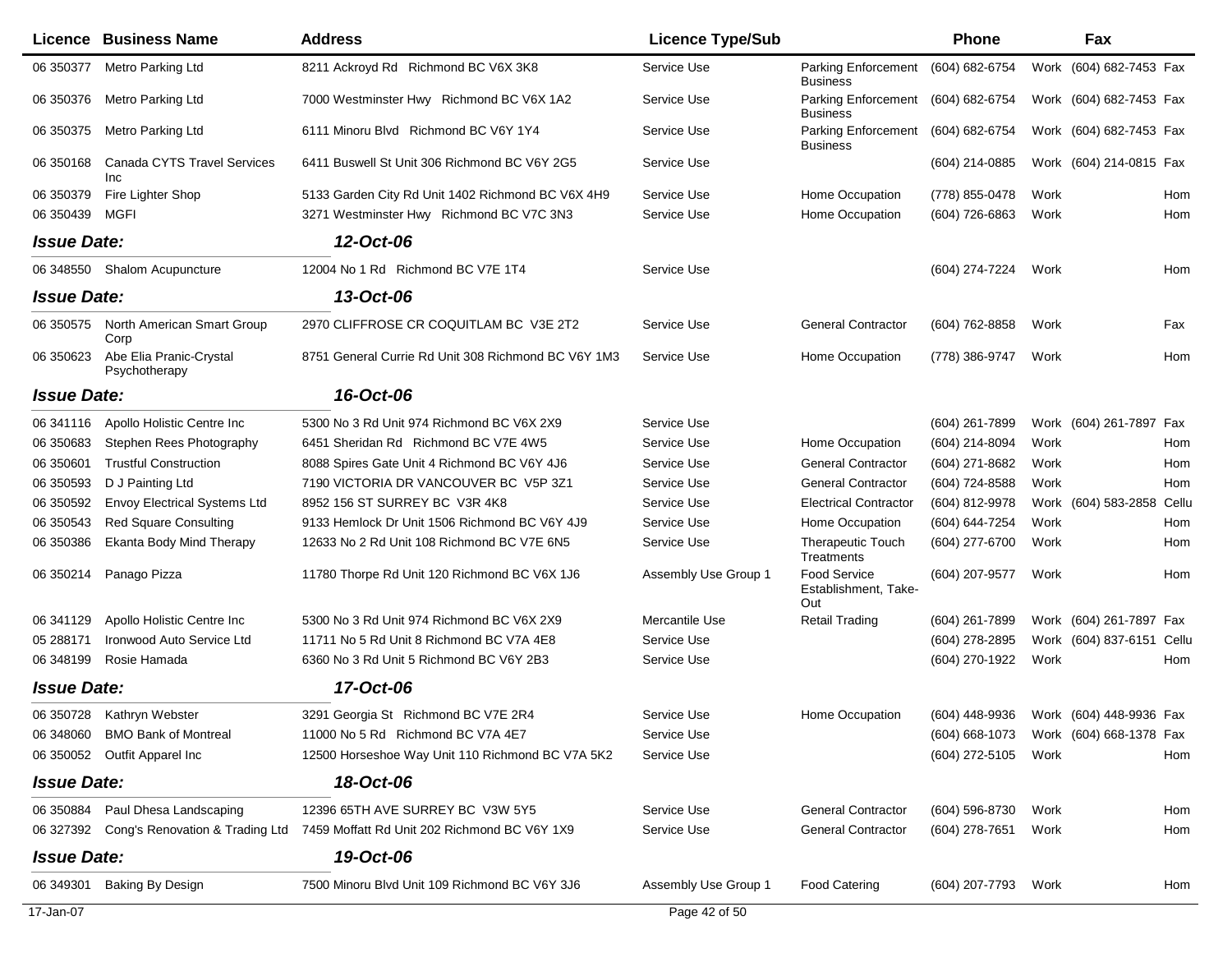| Licence | Business Name | Address | Licence Type/Sub | | Phone | | Fax | |
|---|---|---|---|---|---|---|---|---|
| 06 350377 | Metro Parking Ltd | 8211 Ackroyd Rd Richmond BC V6X 3K8 | Service Use | Parking Enforcement Business | (604) 682-6754 | Work | (604) 682-7453 | Fax |
| 06 350376 | Metro Parking Ltd | 7000 Westminster Hwy Richmond BC V6X 1A2 | Service Use | Parking Enforcement Business | (604) 682-6754 | Work | (604) 682-7453 | Fax |
| 06 350375 | Metro Parking Ltd | 6111 Minoru Blvd Richmond BC V6Y 1Y4 | Service Use | Parking Enforcement Business | (604) 682-6754 | Work | (604) 682-7453 | Fax |
| 06 350168 | Canada CYTS Travel Services Inc | 6411 Buswell St Unit 306 Richmond BC V6Y 2G5 | Service Use | | (604) 214-0885 | Work | (604) 214-0815 | Fax |
| 06 350379 | Fire Lighter Shop | 5133 Garden City Rd Unit 1402 Richmond BC V6X 4H9 | Service Use | Home Occupation | (778) 855-0478 | Work | | Hom |
| 06 350439 | MGFI | 3271 Westminster Hwy Richmond BC V7C 3N3 | Service Use | Home Occupation | (604) 726-6863 | Work | | Hom |
| ***Issue Date:*** | | ***12-Oct-06*** | | | | | | |
| 06 348550 | Shalom Acupuncture | 12004 No 1 Rd Richmond BC V7E 1T4 | Service Use | | (604) 274-7224 | Work | | Hom |
| ***Issue Date:*** | | ***13-Oct-06*** | | | | | | |
| 06 350575 | North American Smart Group Corp | 2970 CLIFFROSE CR COQUITLAM BC V3E 2T2 | Service Use | General Contractor | (604) 762-8858 | Work | | Fax |
| 06 350623 | Abe Elia Pranic-Crystal Psychotherapy | 8751 General Currie Rd Unit 308 Richmond BC V6Y 1M3 | Service Use | Home Occupation | (778) 386-9747 | Work | | Hom |
| ***Issue Date:*** | | ***16-Oct-06*** | | | | | | |
| 06 341116 | Apollo Holistic Centre Inc | 5300 No 3 Rd Unit 974 Richmond BC V6X 2X9 | Service Use | | (604) 261-7899 | Work | (604) 261-7897 | Fax |
| 06 350683 | Stephen Rees Photography | 6451 Sheridan Rd Richmond BC V7E 4W5 | Service Use | Home Occupation | (604) 214-8094 | Work | | Hom |
| 06 350601 | Trustful Construction | 8088 Spires Gate Unit 4 Richmond BC V6Y 4J6 | Service Use | General Contractor | (604) 271-8682 | Work | | Hom |
| 06 350593 | D J Painting Ltd | 7190 VICTORIA DR VANCOUVER BC V5P 3Z1 | Service Use | General Contractor | (604) 724-8588 | Work | | Hom |
| 06 350592 | Envoy Electrical Systems Ltd | 8952 156 ST SURREY BC V3R 4K8 | Service Use | Electrical Contractor | (604) 812-9978 | Work | (604) 583-2858 | Cellu |
| 06 350543 | Red Square Consulting | 9133 Hemlock Dr Unit 1506 Richmond BC V6Y 4J9 | Service Use | Home Occupation | (604) 644-7254 | Work | | Hom |
| 06 350386 | Ekanta Body Mind Therapy | 12633 No 2 Rd Unit 108 Richmond BC V7E 6N5 | Service Use | Therapeutic Touch Treatments | (604) 277-6700 | Work | | Hom |
| 06 350214 | Panago Pizza | 11780 Thorpe Rd Unit 120 Richmond BC V6X 1J6 | Assembly Use Group 1 | Food Service Establishment, Take-Out | (604) 207-9577 | Work | | Hom |
| 06 341129 | Apollo Holistic Centre Inc | 5300 No 3 Rd Unit 974 Richmond BC V6X 2X9 | Mercantile Use | Retail Trading | (604) 261-7899 | Work | (604) 261-7897 | Fax |
| 05 288171 | Ironwood Auto Service Ltd | 11711 No 5 Rd Unit 8 Richmond BC V7A 4E8 | Service Use | | (604) 278-2895 | Work | (604) 837-6151 | Cellu |
| 06 348199 | Rosie Hamada | 6360 No 3 Rd Unit 5 Richmond BC V6Y 2B3 | Service Use | | (604) 270-1922 | Work | | Hom |
| ***Issue Date:*** | | ***17-Oct-06*** | | | | | | |
| 06 350728 | Kathryn Webster | 3291 Georgia St Richmond BC V7E 2R4 | Service Use | Home Occupation | (604) 448-9936 | Work | (604) 448-9936 | Fax |
| 06 348060 | BMO Bank of Montreal | 11000 No 5 Rd Richmond BC V7A 4E7 | Service Use | | (604) 668-1073 | Work | (604) 668-1378 | Fax |
| 06 350052 | Outfit Apparel Inc | 12500 Horseshoe Way Unit 110 Richmond BC V7A 5K2 | Service Use | | (604) 272-5105 | Work | | Hom |
| ***Issue Date:*** | | ***18-Oct-06*** | | | | | | |
| 06 350884 | Paul Dhesa Landscaping | 12396 65TH AVE SURREY BC V3W 5Y5 | Service Use | General Contractor | (604) 596-8730 | Work | | Hom |
| 06 327392 | Cong's Renovation & Trading Ltd | 7459 Moffatt Rd Unit 202 Richmond BC V6Y 1X9 | Service Use | General Contractor | (604) 278-7651 | Work | | Hom |
| ***Issue Date:*** | | ***19-Oct-06*** | | | | | | |
| 06 349301 | Baking By Design | 7500 Minoru Blvd Unit 109 Richmond BC V6Y 3J6 | Assembly Use Group 1 | Food Catering | (604) 207-7793 | Work | | Hom |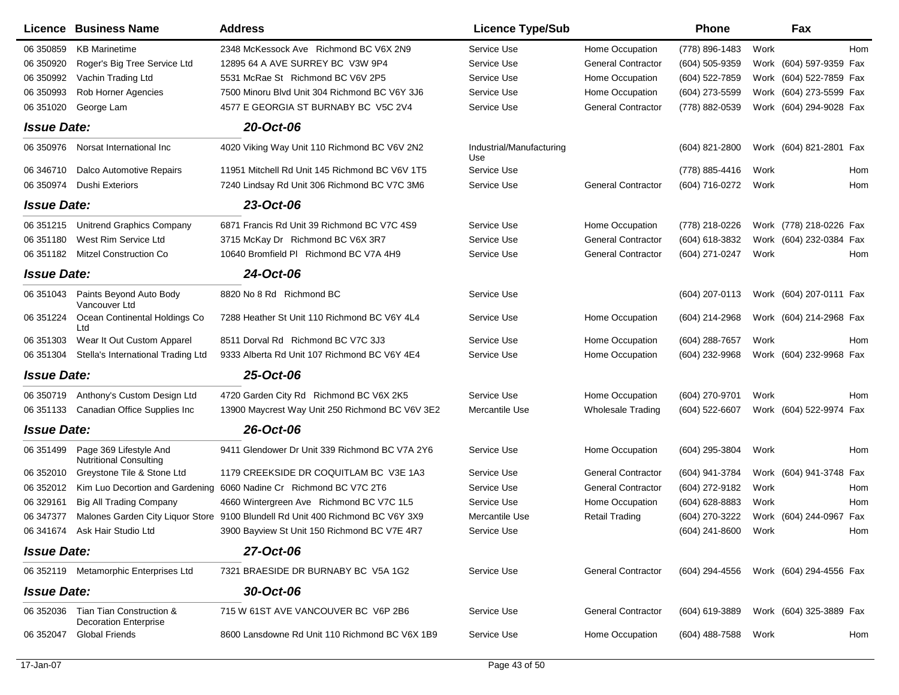| Licence | Business Name | Address | Licence Type/Sub | | Phone | | Fax | |
|---|---|---|---|---|---|---|---|---|
| 06 350859 | KB Marinetime | 2348 McKessock Ave Richmond BC V6X 2N9 | Service Use | Home Occupation | (778) 896-1483 | Work | | Hom |
| 06 350920 | Roger's Big Tree Service Ltd | 12895 64 A AVE SURREY BC V3W 9P4 | Service Use | General Contractor | (604) 505-9359 | Work | (604) 597-9359 | Fax |
| 06 350992 | Vachin Trading Ltd | 5531 McRae St Richmond BC V6V 2P5 | Service Use | Home Occupation | (604) 522-7859 | Work | (604) 522-7859 | Fax |
| 06 350993 | Rob Horner Agencies | 7500 Minoru Blvd Unit 304 Richmond BC V6Y 3J6 | Service Use | Home Occupation | (604) 273-5599 | Work | (604) 273-5599 | Fax |
| 06 351020 | George Lam | 4577 E GEORGIA ST BURNABY BC V5C 2V4 | Service Use | General Contractor | (778) 882-0539 | Work | (604) 294-9028 | Fax |
| ***Issue Date:*** | | ***20-Oct-06*** | | | | | | |
| 06 350976 | Norsat International Inc | 4020 Viking Way Unit 110 Richmond BC V6V 2N2 | Industrial/Manufacturing Use | | (604) 821-2800 | Work | (604) 821-2801 | Fax |
| 06 346710 | Dalco Automotive Repairs | 11951 Mitchell Rd Unit 145 Richmond BC V6V 1T5 | Service Use | | (778) 885-4416 | Work | | Hom |
| 06 350974 | Dushi Exteriors | 7240 Lindsay Rd Unit 306 Richmond BC V7C 3M6 | Service Use | General Contractor | (604) 716-0272 | Work | | Hom |
| ***Issue Date:*** | | ***23-Oct-06*** | | | | | | |
| 06 351215 | Unitrend Graphics Company | 6871 Francis Rd Unit 39 Richmond BC V7C 4S9 | Service Use | Home Occupation | (778) 218-0226 | Work | (778) 218-0226 | Fax |
| 06 351180 | West Rim Service Ltd | 3715 McKay Dr Richmond BC V6X 3R7 | Service Use | General Contractor | (604) 618-3832 | Work | (604) 232-0384 | Fax |
| 06 351182 | Mitzel Construction Co | 10640 Bromfield Pl Richmond BC V7A 4H9 | Service Use | General Contractor | (604) 271-0247 | Work | | Hom |
| ***Issue Date:*** | | ***24-Oct-06*** | | | | | | |
| 06 351043 | Paints Beyond Auto Body Vancouver Ltd | 8820 No 8 Rd Richmond BC | Service Use | | (604) 207-0113 | Work | (604) 207-0111 | Fax |
| 06 351224 | Ocean Continental Holdings Co Ltd | 7288 Heather St Unit 110 Richmond BC V6Y 4L4 | Service Use | Home Occupation | (604) 214-2968 | Work | (604) 214-2968 | Fax |
| 06 351303 | Wear It Out Custom Apparel | 8511 Dorval Rd Richmond BC V7C 3J3 | Service Use | Home Occupation | (604) 288-7657 | Work | | Hom |
| 06 351304 | Stella's International Trading Ltd | 9333 Alberta Rd Unit 107 Richmond BC V6Y 4E4 | Service Use | Home Occupation | (604) 232-9968 | Work | (604) 232-9968 | Fax |
| ***Issue Date:*** | | ***25-Oct-06*** | | | | | | |
| 06 350719 | Anthony's Custom Design Ltd | 4720 Garden City Rd Richmond BC V6X 2K5 | Service Use | Home Occupation | (604) 270-9701 | Work | | Hom |
| 06 351133 | Canadian Office Supplies Inc | 13900 Maycrest Way Unit 250 Richmond BC V6V 3E2 | Mercantile Use | Wholesale Trading | (604) 522-6607 | Work | (604) 522-9974 | Fax |
| ***Issue Date:*** | | ***26-Oct-06*** | | | | | | |
| 06 351499 | Page 369 Lifestyle And Nutritional Consulting | 9411 Glendower Dr Unit 339 Richmond BC V7A 2Y6 | Service Use | Home Occupation | (604) 295-3804 | Work | | Hom |
| 06 352010 | Greystone Tile & Stone Ltd | 1179 CREEKSIDE DR COQUITLAM BC V3E 1A3 | Service Use | General Contractor | (604) 941-3784 | Work | (604) 941-3748 | Fax |
| 06 352012 | Kim Luo Decortion and Gardening | 6060 Nadine Cr Richmond BC V7C 2T6 | Service Use | General Contractor | (604) 272-9182 | Work | | Hom |
| 06 329161 | Big All Trading Company | 4660 Wintergreen Ave Richmond BC V7C 1L5 | Service Use | Home Occupation | (604) 628-8883 | Work | | Hom |
| 06 347377 | Malones Garden City Liquor Store | 9100 Blundell Rd Unit 400 Richmond BC V6Y 3X9 | Mercantile Use | Retail Trading | (604) 270-3222 | Work | (604) 244-0967 | Fax |
| 06 341674 | Ask Hair Studio Ltd | 3900 Bayview St Unit 150 Richmond BC V7E 4R7 | Service Use | | (604) 241-8600 | Work | | Hom |
| ***Issue Date:*** | | ***27-Oct-06*** | | | | | | |
| 06 352119 | Metamorphic Enterprises Ltd | 7321 BRAESIDE DR BURNABY BC V5A 1G2 | Service Use | General Contractor | (604) 294-4556 | Work | (604) 294-4556 | Fax |
| ***Issue Date:*** | | ***30-Oct-06*** | | | | | | |
| 06 352036 | Tian Tian Construction & Decoration Enterprise | 715 W 61ST AVE VANCOUVER BC V6P 2B6 | Service Use | General Contractor | (604) 619-3889 | Work | (604) 325-3889 | Fax |
| 06 352047 | Global Friends | 8600 Lansdowne Rd Unit 110 Richmond BC V6X 1B9 | Service Use | Home Occupation | (604) 488-7588 | Work | | Hom |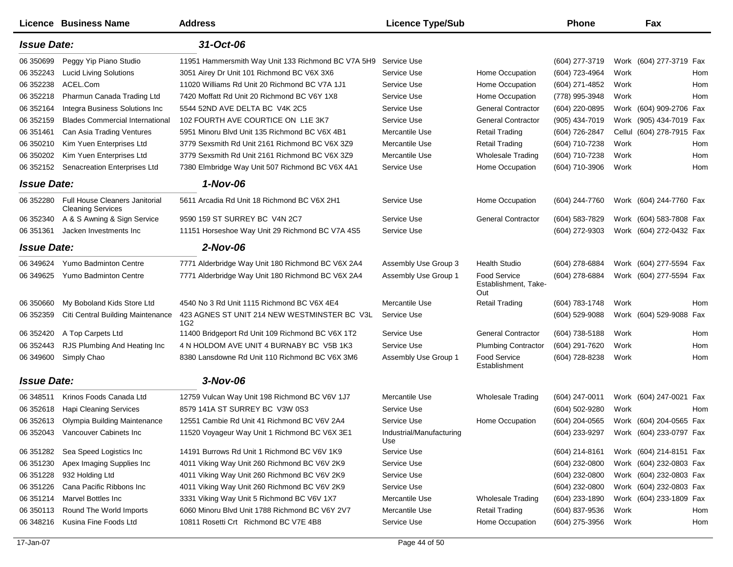| Licence | Business Name | Address | Licence Type/Sub | | Phone | | Fax | |
|---|---|---|---|---|---|---|---|---|
| ***Issue Date:*** | | ***31-Oct-06*** | | | | | | |
| 06 350699 | Peggy Yip Piano Studio | 11951 Hammersmith Way Unit 133 Richmond BC V7A 5H9 | Service Use | | (604) 277-3719 | Work | (604) 277-3719 | Fax |
| 06 352243 | Lucid Living Solutions | 3051 Airey Dr Unit 101 Richmond BC V6X 3X6 | Service Use | Home Occupation | (604) 723-4964 | Work | | Hom |
| 06 352238 | ACEL.Com | 11020 Williams Rd Unit 20 Richmond BC V7A 1J1 | Service Use | Home Occupation | (604) 271-4852 | Work | | Hom |
| 06 352218 | Pharmun Canada Trading Ltd | 7420 Moffatt Rd Unit 20 Richmond BC V6Y 1X8 | Service Use | Home Occupation | (778) 995-3948 | Work | | Hom |
| 06 352164 | Integra Business Solutions Inc | 5544 52ND AVE DELTA BC V4K 2C5 | Service Use | General Contractor | (604) 220-0895 | Work | (604) 909-2706 | Fax |
| 06 352159 | Blades Commercial International | 102 FOURTH AVE COURTICE ON L1E 3K7 | Service Use | General Contractor | (905) 434-7019 | Work | (905) 434-7019 | Fax |
| 06 351461 | Can Asia Trading Ventures | 5951 Minoru Blvd Unit 135 Richmond BC V6X 4B1 | Mercantile Use | Retail Trading | (604) 726-2847 | Cellul | (604) 278-7915 | Fax |
| 06 350210 | Kim Yuen Enterprises Ltd | 3779 Sexsmith Rd Unit 2161 Richmond BC V6X 3Z9 | Mercantile Use | Retail Trading | (604) 710-7238 | Work | | Hom |
| 06 350202 | Kim Yuen Enterprises Ltd | 3779 Sexsmith Rd Unit 2161 Richmond BC V6X 3Z9 | Mercantile Use | Wholesale Trading | (604) 710-7238 | Work | | Hom |
| 06 352152 | Senacreation Enterprises Ltd | 7380 Elmbridge Way Unit 507 Richmond BC V6X 4A1 | Service Use | Home Occupation | (604) 710-3906 | Work | | Hom |
| ***Issue Date:*** | | ***1-Nov-06*** | | | | | | |
| 06 352280 | Full House Cleaners Janitorial Cleaning Services | 5611 Arcadia Rd Unit 18 Richmond BC V6X 2H1 | Service Use | Home Occupation | (604) 244-7760 | Work | (604) 244-7760 | Fax |
| 06 352340 | A & S Awning & Sign Service | 9590 159 ST SURREY BC V4N 2C7 | Service Use | General Contractor | (604) 583-7829 | Work | (604) 583-7808 | Fax |
| 06 351361 | Jacken Investments Inc | 11151 Horseshoe Way Unit 29 Richmond BC V7A 4S5 | Service Use | | (604) 272-9303 | Work | (604) 272-0432 | Fax |
| ***Issue Date:*** | | ***2-Nov-06*** | | | | | | |
| 06 349624 | Yumo Badminton Centre | 7771 Alderbridge Way Unit 180 Richmond BC V6X 2A4 | Assembly Use Group 3 | Health Studio | (604) 278-6884 | Work | (604) 277-5594 | Fax |
| 06 349625 | Yumo Badminton Centre | 7771 Alderbridge Way Unit 180 Richmond BC V6X 2A4 | Assembly Use Group 1 | Food Service Establishment, Take-Out | (604) 278-6884 | Work | (604) 277-5594 | Fax |
| 06 350660 | My Boboland Kids Store Ltd | 4540 No 3 Rd Unit 1115 Richmond BC V6X 4E4 | Mercantile Use | Retail Trading | (604) 783-1748 | Work | | Hom |
| 06 352359 | Citi Central Building Maintenance | 423 AGNES ST UNIT 214 NEW WESTMINSTER BC V3L 1G2 | Service Use | | (604) 529-9088 | Work | (604) 529-9088 | Fax |
| 06 352420 | A Top Carpets Ltd | 11400 Bridgeport Rd Unit 109 Richmond BC V6X 1T2 | Service Use | General Contractor | (604) 738-5188 | Work | | Hom |
| 06 352443 | RJS Plumbing And Heating Inc | 4 N HOLDOM AVE UNIT 4 BURNABY BC V5B 1K3 | Service Use | Plumbing Contractor | (604) 291-7620 | Work | | Hom |
| 06 349600 | Simply Chao | 8380 Lansdowne Rd Unit 110 Richmond BC V6X 3M6 | Assembly Use Group 1 | Food Service Establishment | (604) 728-8238 | Work | | Hom |
| ***Issue Date:*** | | ***3-Nov-06*** | | | | | | |
| 06 348511 | Krinos Foods Canada Ltd | 12759 Vulcan Way Unit 198 Richmond BC V6V 1J7 | Mercantile Use | Wholesale Trading | (604) 247-0011 | Work | (604) 247-0021 | Fax |
| 06 352618 | Hapi Cleaning Services | 8579 141A ST SURREY BC V3W 0S3 | Service Use | | (604) 502-9280 | Work | | Hom |
| 06 352613 | Olympia Building Maintenance | 12551 Cambie Rd Unit 41 Richmond BC V6V 2A4 | Service Use | Home Occupation | (604) 204-0565 | Work | (604) 204-0565 | Fax |
| 06 352043 | Vancouver Cabinets Inc | 11520 Voyageur Way Unit 1 Richmond BC V6X 3E1 | Industrial/Manufacturing Use | | (604) 233-9297 | Work | (604) 233-0797 | Fax |
| 06 351282 | Sea Speed Logistics Inc | 14191 Burrows Rd Unit 1 Richmond BC V6V 1K9 | Service Use | | (604) 214-8161 | Work | (604) 214-8151 | Fax |
| 06 351230 | Apex Imaging Supplies Inc | 4011 Viking Way Unit 260 Richmond BC V6V 2K9 | Service Use | | (604) 232-0800 | Work | (604) 232-0803 | Fax |
| 06 351228 | 932 Holding Ltd | 4011 Viking Way Unit 260 Richmond BC V6V 2K9 | Service Use | | (604) 232-0800 | Work | (604) 232-0803 | Fax |
| 06 351226 | Cana Pacific Ribbons Inc | 4011 Viking Way Unit 260 Richmond BC V6V 2K9 | Service Use | | (604) 232-0800 | Work | (604) 232-0803 | Fax |
| 06 351214 | Marvel Bottles Inc | 3331 Viking Way Unit 5 Richmond BC V6V 1X7 | Mercantile Use | Wholesale Trading | (604) 233-1890 | Work | (604) 233-1809 | Fax |
| 06 350113 | Round The World Imports | 6060 Minoru Blvd Unit 1788 Richmond BC V6Y 2V7 | Mercantile Use | Retail Trading | (604) 837-9536 | Work | | Hom |
| 06 348216 | Kusina Fine Foods Ltd | 10811 Rosetti Crt Richmond BC V7E 4B8 | Service Use | Home Occupation | (604) 275-3956 | Work | | Hom |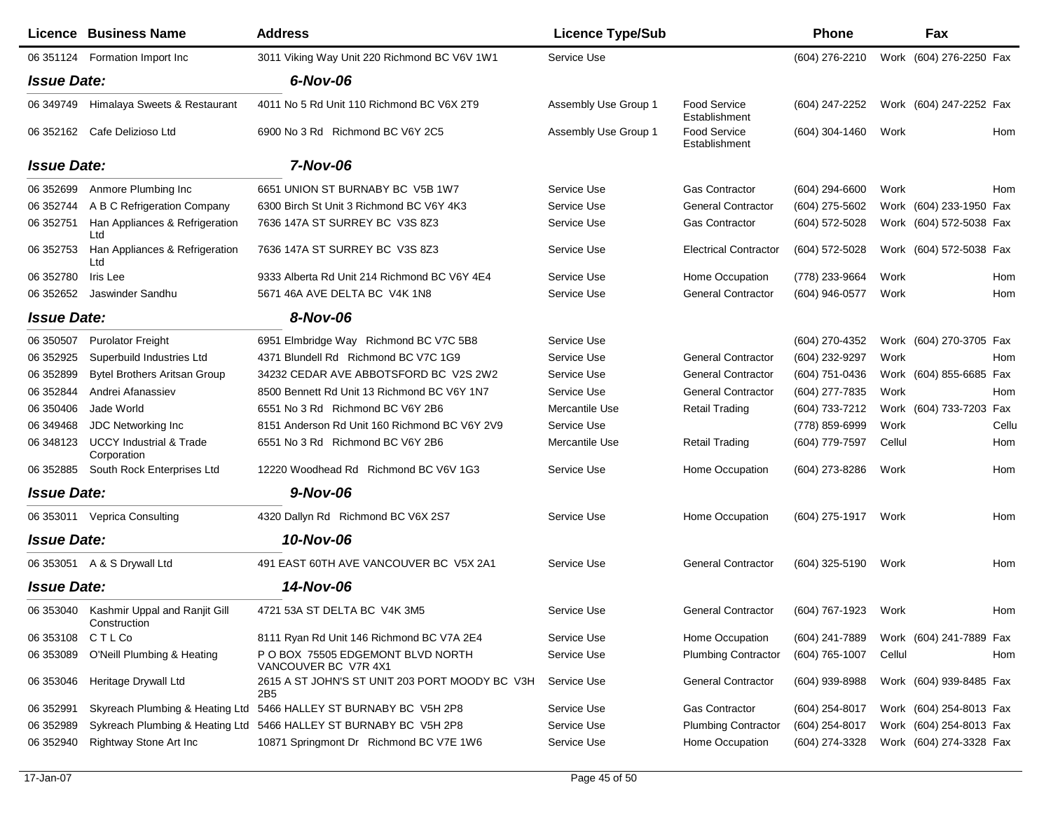| Licence | Business Name | Address | Licence Type/Sub | | Phone | | Fax | |
|---|---|---|---|---|---|---|---|---|
| 06 351124 | Formation Import Inc | 3011 Viking Way Unit 220 Richmond BC V6V 1W1 | Service Use | | (604) 276-2210 | Work | (604) 276-2250 | Fax |
| ***Issue Date:*** | | ***6-Nov-06*** | | | | | | |
| 06 349749 | Himalaya Sweets & Restaurant | 4011 No 5 Rd Unit 110 Richmond BC V6X 2T9 | Assembly Use Group 1 | Food Service Establishment | (604) 247-2252 | Work | (604) 247-2252 | Fax |
| 06 352162 | Cafe Delizioso Ltd | 6900 No 3 Rd Richmond BC V6Y 2C5 | Assembly Use Group 1 | Food Service Establishment | (604) 304-1460 | Work | | Hom |
| ***Issue Date:*** | | ***7-Nov-06*** | | | | | | |
| 06 352699 | Anmore Plumbing Inc | 6651 UNION ST BURNABY BC V5B 1W7 | Service Use | Gas Contractor | (604) 294-6600 | Work | | Hom |
| 06 352744 | A B C Refrigeration Company | 6300 Birch St Unit 3 Richmond BC V6Y 4K3 | Service Use | General Contractor | (604) 275-5602 | Work | (604) 233-1950 | Fax |
| 06 352751 | Han Appliances & Refrigeration Ltd | 7636 147A ST SURREY BC V3S 8Z3 | Service Use | Gas Contractor | (604) 572-5028 | Work | (604) 572-5038 | Fax |
| 06 352753 | Han Appliances & Refrigeration Ltd | 7636 147A ST SURREY BC V3S 8Z3 | Service Use | Electrical Contractor | (604) 572-5028 | Work | (604) 572-5038 | Fax |
| 06 352780 | Iris Lee | 9333 Alberta Rd Unit 214 Richmond BC V6Y 4E4 | Service Use | Home Occupation | (778) 233-9664 | Work | | Hom |
| 06 352652 | Jaswinder Sandhu | 5671 46A AVE DELTA BC V4K 1N8 | Service Use | General Contractor | (604) 946-0577 | Work | | Hom |
| ***Issue Date:*** | | ***8-Nov-06*** | | | | | | |
| 06 350507 | Purolator Freight | 6951 Elmbridge Way Richmond BC V7C 5B8 | Service Use | | (604) 270-4352 | Work | (604) 270-3705 | Fax |
| 06 352925 | Superbuild Industries Ltd | 4371 Blundell Rd Richmond BC V7C 1G9 | Service Use | General Contractor | (604) 232-9297 | Work | | Hom |
| 06 352899 | Bytel Brothers Aritsan Group | 34232 CEDAR AVE ABBOTSFORD BC V2S 2W2 | Service Use | General Contractor | (604) 751-0436 | Work | (604) 855-6685 | Fax |
| 06 352844 | Andrei Afanassiev | 8500 Bennett Rd Unit 13 Richmond BC V6Y 1N7 | Service Use | General Contractor | (604) 277-7835 | Work | | Hom |
| 06 350406 | Jade World | 6551 No 3 Rd Richmond BC V6Y 2B6 | Mercantile Use | Retail Trading | (604) 733-7212 | Work | (604) 733-7203 | Fax |
| 06 349468 | JDC Networking Inc | 8151 Anderson Rd Unit 160 Richmond BC V6Y 2V9 | Service Use | | (778) 859-6999 | Work | | Cellu |
| 06 348123 | UCCY Industrial & Trade Corporation | 6551 No 3 Rd Richmond BC V6Y 2B6 | Mercantile Use | Retail Trading | (604) 779-7597 | Cellul | | Hom |
| 06 352885 | South Rock Enterprises Ltd | 12220 Woodhead Rd Richmond BC V6V 1G3 | Service Use | Home Occupation | (604) 273-8286 | Work | | Hom |
| ***Issue Date:*** | | ***9-Nov-06*** | | | | | | |
| 06 353011 | Veprica Consulting | 4320 Dallyn Rd Richmond BC V6X 2S7 | Service Use | Home Occupation | (604) 275-1917 | Work | | Hom |
| ***Issue Date:*** | | ***10-Nov-06*** | | | | | | |
| 06 353051 | A & S Drywall Ltd | 491 EAST 60TH AVE VANCOUVER BC V5X 2A1 | Service Use | General Contractor | (604) 325-5190 | Work | | Hom |
| ***Issue Date:*** | | ***14-Nov-06*** | | | | | | |
| 06 353040 | Kashmir Uppal and Ranjit Gill Construction | 4721 53A ST DELTA BC V4K 3M5 | Service Use | General Contractor | (604) 767-1923 | Work | | Hom |
| 06 353108 | C T L Co | 8111 Ryan Rd Unit 146 Richmond BC V7A 2E4 | Service Use | Home Occupation | (604) 241-7889 | Work | (604) 241-7889 | Fax |
| 06 353089 | O'Neill Plumbing & Heating | P O BOX 75505 EDGEMONT BLVD NORTH VANCOUVER BC V7R 4X1 | Service Use | Plumbing Contractor | (604) 765-1007 | Cellul | | Hom |
| 06 353046 | Heritage Drywall Ltd | 2615 A ST JOHN'S ST UNIT 203 PORT MOODY BC V3H 2B5 | Service Use | General Contractor | (604) 939-8988 | Work | (604) 939-8485 | Fax |
| 06 352991 | Skyreach Plumbing & Heating Ltd | 5466 HALLEY ST BURNABY BC V5H 2P8 | Service Use | Gas Contractor | (604) 254-8017 | Work | (604) 254-8013 | Fax |
| 06 352989 | Sykreach Plumbing & Heating Ltd | 5466 HALLEY ST BURNABY BC V5H 2P8 | Service Use | Plumbing Contractor | (604) 254-8017 | Work | (604) 254-8013 | Fax |
| 06 352940 | Rightway Stone Art Inc | 10871 Springmont Dr Richmond BC V7E 1W6 | Service Use | Home Occupation | (604) 274-3328 | Work | (604) 274-3328 | Fax |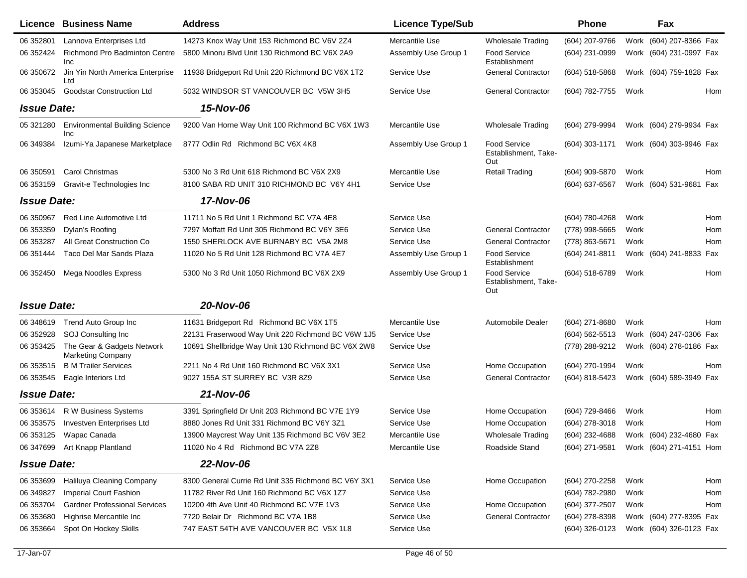| Licence | Business Name | Address | Licence Type/Sub | | Phone | | Fax | |
|---|---|---|---|---|---|---|---|---|
| 06 352801 | Lannova Enterprises Ltd | 14273 Knox Way Unit 153 Richmond BC V6V 2Z4 | Mercantile Use | Wholesale Trading | (604) 207-9766 | Work | (604) 207-8366 | Fax |
| 06 352424 | Richmond Pro Badminton Centre Inc | 5800 Minoru Blvd Unit 130 Richmond BC V6X 2A9 | Assembly Use Group 1 | Food Service Establishment | (604) 231-0999 | Work | (604) 231-0997 | Fax |
| 06 350672 | Jin Yin North America Enterprise Ltd | 11938 Bridgeport Rd Unit 220 Richmond BC V6X 1T2 | Service Use | General Contractor | (604) 518-5868 | Work | (604) 759-1828 | Fax |
| 06 353045 | Goodstar Construction Ltd | 5032 WINDSOR ST VANCOUVER BC V5W 3H5 | Service Use | General Contractor | (604) 782-7755 | Work | | Hom |
| ***Issue Date:*** | | ***15-Nov-06*** | | | | | | |
| 05 321280 | Environmental Building Science Inc | 9200 Van Horne Way Unit 100 Richmond BC V6X 1W3 | Mercantile Use | Wholesale Trading | (604) 279-9994 | Work | (604) 279-9934 | Fax |
| 06 349384 | Izumi-Ya Japanese Marketplace | 8777 Odlin Rd Richmond BC V6X 4K8 | Assembly Use Group 1 | Food Service Establishment, Take-Out | (604) 303-1171 | Work | (604) 303-9946 | Fax |
| 06 350591 | Carol Christmas | 5300 No 3 Rd Unit 618 Richmond BC V6X 2X9 | Mercantile Use | Retail Trading | (604) 909-5870 | Work | | Hom |
| 06 353159 | Gravit-e Technologies Inc | 8100 SABA RD UNIT 310 RICHMOND BC V6Y 4H1 | Service Use | | (604) 637-6567 | Work | (604) 531-9681 | Fax |
| ***Issue Date:*** | | ***17-Nov-06*** | | | | | | |
| 06 350967 | Red Line Automotive Ltd | 11711 No 5 Rd Unit 1 Richmond BC V7A 4E8 | Service Use | | (604) 780-4268 | Work | | Hom |
| 06 353359 | Dylan's Roofing | 7297 Moffatt Rd Unit 305 Richmond BC V6Y 3E6 | Service Use | General Contractor | (778) 998-5665 | Work | | Hom |
| 06 353287 | All Great Construction Co | 1550 SHERLOCK AVE BURNABY BC V5A 2M8 | Service Use | General Contractor | (778) 863-5671 | Work | | Hom |
| 06 351444 | Taco Del Mar Sands Plaza | 11020 No 5 Rd Unit 128 Richmond BC V7A 4E7 | Assembly Use Group 1 | Food Service Establishment | (604) 241-8811 | Work | (604) 241-8833 | Fax |
| 06 352450 | Mega Noodles Express | 5300 No 3 Rd Unit 1050 Richmond BC V6X 2X9 | Assembly Use Group 1 | Food Service Establishment, Take-Out | (604) 518-6789 | Work | | Hom |
| ***Issue Date:*** | | ***20-Nov-06*** | | | | | | |
| 06 348619 | Trend Auto Group Inc | 11631 Bridgeport Rd Richmond BC V6X 1T5 | Mercantile Use | Automobile Dealer | (604) 271-8680 | Work | | Hom |
| 06 352928 | SOJ Consulting Inc | 22131 Fraserwood Way Unit 220 Richmond BC V6W 1J5 | Service Use | | (604) 562-5513 | Work | (604) 247-0306 | Fax |
| 06 353425 | The Gear & Gadgets Network Marketing Company | 10691 Shellbridge Way Unit 130 Richmond BC V6X 2W8 | Service Use | | (778) 288-9212 | Work | (604) 278-0186 | Fax |
| 06 353515 | B M Trailer Services | 2211 No 4 Rd Unit 160 Richmond BC V6X 3X1 | Service Use | Home Occupation | (604) 270-1994 | Work | | Hom |
| 06 353545 | Eagle Interiors Ltd | 9027 155A ST SURREY BC V3R 8Z9 | Service Use | General Contractor | (604) 818-5423 | Work | (604) 589-3949 | Fax |
| ***Issue Date:*** | | ***21-Nov-06*** | | | | | | |
| 06 353614 | R W Business Systems | 3391 Springfield Dr Unit 203 Richmond BC V7E 1Y9 | Service Use | Home Occupation | (604) 729-8466 | Work | | Hom |
| 06 353575 | Investven Enterprises Ltd | 8880 Jones Rd Unit 331 Richmond BC V6Y 3Z1 | Service Use | Home Occupation | (604) 278-3018 | Work | | Hom |
| 06 353125 | Wapac Canada | 13900 Maycrest Way Unit 135 Richmond BC V6V 3E2 | Mercantile Use | Wholesale Trading | (604) 232-4688 | Work | (604) 232-4680 | Fax |
| 06 347699 | Art Knapp Plantland | 11020 No 4 Rd Richmond BC V7A 2Z8 | Mercantile Use | Roadside Stand | (604) 271-9581 | Work | (604) 271-4151 | Hom |
| ***Issue Date:*** | | ***22-Nov-06*** | | | | | | |
| 06 353699 | Haliluya Cleaning Company | 8300 General Currie Rd Unit 335 Richmond BC V6Y 3X1 | Service Use | Home Occupation | (604) 270-2258 | Work | | Hom |
| 06 349827 | Imperial Court Fashion | 11782 River Rd Unit 160 Richmond BC V6X 1Z7 | Service Use | | (604) 782-2980 | Work | | Hom |
| 06 353704 | Gardner Professional Services | 10200 4th Ave Unit 40 Richmond BC V7E 1V3 | Service Use | Home Occupation | (604) 377-2507 | Work | | Hom |
| 06 353680 | Highrise Mercantile Inc | 7720 Belair Dr Richmond BC V7A 1B8 | Service Use | General Contractor | (604) 278-8398 | Work | (604) 277-8395 | Fax |
| 06 353664 | Spot On Hockey Skills | 747 EAST 54TH AVE VANCOUVER BC V5X 1L8 | Service Use | | (604) 326-0123 | Work | (604) 326-0123 | Fax |

17-Jan-07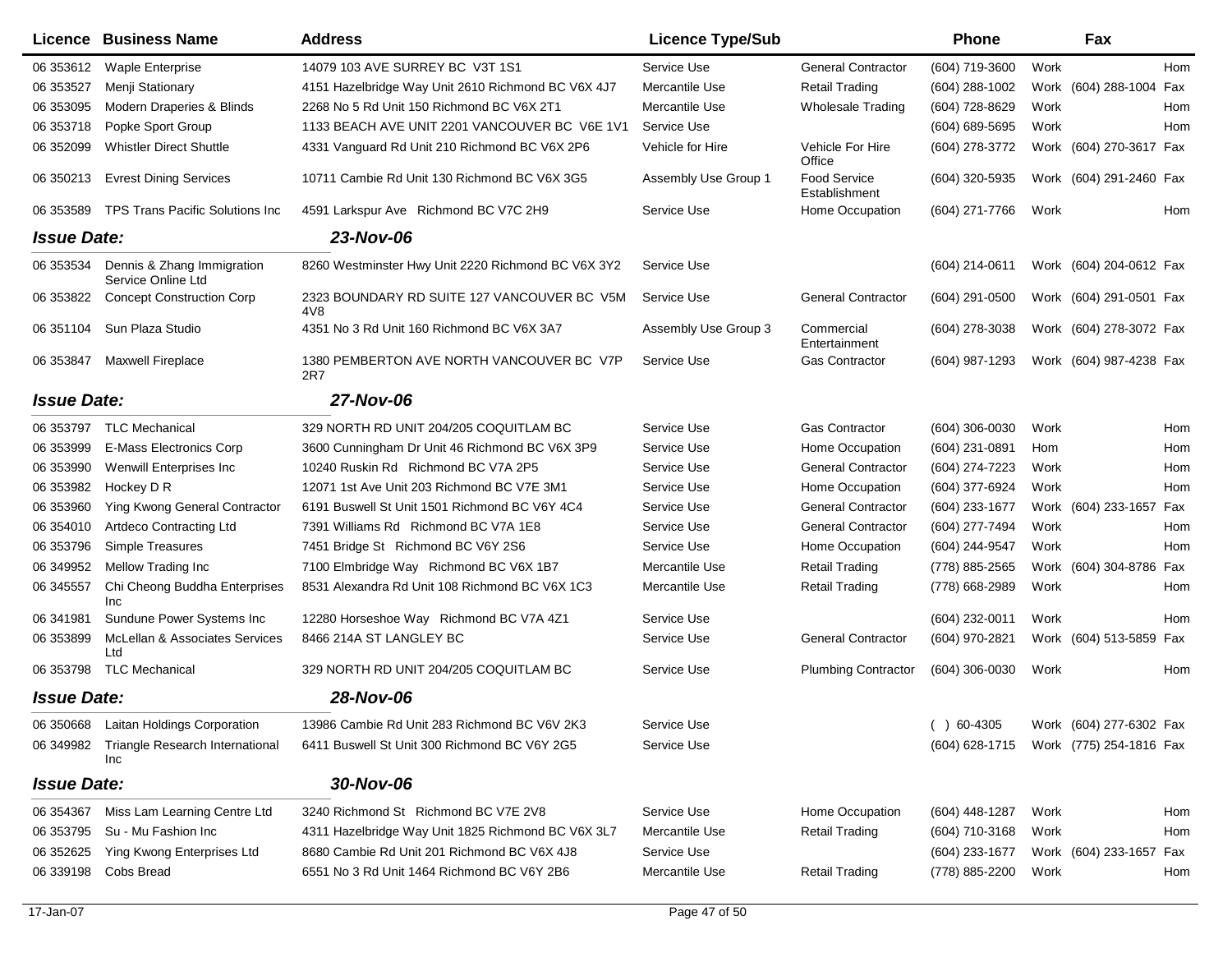| Licence | Business Name | Address | Licence Type/Sub | | Phone | | Fax | |
|---|---|---|---|---|---|---|---|---|
| 06 353612 | Waple Enterprise | 14079 103 AVE SURREY BC V3T 1S1 | Service Use | General Contractor | (604) 719-3600 | Work | | Hom |
| 06 353527 | Menji Stationary | 4151 Hazelbridge Way Unit 2610 Richmond BC V6X 4J7 | Mercantile Use | Retail Trading | (604) 288-1002 | Work | (604) 288-1004 | Fax |
| 06 353095 | Modern Draperies & Blinds | 2268 No 5 Rd Unit 150 Richmond BC V6X 2T1 | Mercantile Use | Wholesale Trading | (604) 728-8629 | Work | | Hom |
| 06 353718 | Popke Sport Group | 1133 BEACH AVE UNIT 2201 VANCOUVER BC V6E 1V1 | Service Use | | (604) 689-5695 | Work | | Hom |
| 06 352099 | Whistler Direct Shuttle | 4331 Vanguard Rd Unit 210 Richmond BC V6X 2P6 | Vehicle for Hire | Vehicle For Hire Office | (604) 278-3772 | Work | (604) 270-3617 | Fax |
| 06 350213 | Evrest Dining Services | 10711 Cambie Rd Unit 130 Richmond BC V6X 3G5 | Assembly Use Group 1 | Food Service Establishment | (604) 320-5935 | Work | (604) 291-2460 | Fax |
| 06 353589 | TPS Trans Pacific Solutions Inc | 4591 Larkspur Ave Richmond BC V7C 2H9 | Service Use | Home Occupation | (604) 271-7766 | Work | | Hom |
| ***Issue Date:*** | | ***23-Nov-06*** | | | | | | |
| 06 353534 | Dennis & Zhang Immigration Service Online Ltd | 8260 Westminster Hwy Unit 2220 Richmond BC V6X 3Y2 | Service Use | | (604) 214-0611 | Work | (604) 204-0612 | Fax |
| 06 353822 | Concept Construction Corp | 2323 BOUNDARY RD SUITE 127 VANCOUVER BC V5M 4V8 | Service Use | General Contractor | (604) 291-0500 | Work | (604) 291-0501 | Fax |
| 06 351104 | Sun Plaza Studio | 4351 No 3 Rd Unit 160 Richmond BC V6X 3A7 | Assembly Use Group 3 | Commercial Entertainment | (604) 278-3038 | Work | (604) 278-3072 | Fax |
| 06 353847 | Maxwell Fireplace | 1380 PEMBERTON AVE NORTH VANCOUVER BC V7P 2R7 | Service Use | Gas Contractor | (604) 987-1293 | Work | (604) 987-4238 | Fax |
| ***Issue Date:*** | | ***27-Nov-06*** | | | | | | |
| 06 353797 | TLC Mechanical | 329 NORTH RD UNIT 204/205 COQUITLAM BC | Service Use | Gas Contractor | (604) 306-0030 | Work | | Hom |
| 06 353999 | E-Mass Electronics Corp | 3600 Cunningham Dr Unit 46 Richmond BC V6X 3P9 | Service Use | Home Occupation | (604) 231-0891 | Hom | | Hom |
| 06 353990 | Wenwill Enterprises Inc | 10240 Ruskin Rd Richmond BC V7A 2P5 | Service Use | General Contractor | (604) 274-7223 | Work | | Hom |
| 06 353982 | Hockey D R | 12071 1st Ave Unit 203 Richmond BC V7E 3M1 | Service Use | Home Occupation | (604) 377-6924 | Work | | Hom |
| 06 353960 | Ying Kwong General Contractor | 6191 Buswell St Unit 1501 Richmond BC V6Y 4C4 | Service Use | General Contractor | (604) 233-1677 | Work | (604) 233-1657 | Fax |
| 06 354010 | Artdeco Contracting Ltd | 7391 Williams Rd Richmond BC V7A 1E8 | Service Use | General Contractor | (604) 277-7494 | Work | | Hom |
| 06 353796 | Simple Treasures | 7451 Bridge St Richmond BC V6Y 2S6 | Service Use | Home Occupation | (604) 244-9547 | Work | | Hom |
| 06 349952 | Mellow Trading Inc | 7100 Elmbridge Way Richmond BC V6X 1B7 | Mercantile Use | Retail Trading | (778) 885-2565 | Work | (604) 304-8786 | Fax |
| 06 345557 | Chi Cheong Buddha Enterprises Inc | 8531 Alexandra Rd Unit 108 Richmond BC V6X 1C3 | Mercantile Use | Retail Trading | (778) 668-2989 | Work | | Hom |
| 06 341981 | Sundune Power Systems Inc | 12280 Horseshoe Way Richmond BC V7A 4Z1 | Service Use | | (604) 232-0011 | Work | | Hom |
| 06 353899 | McLellan & Associates Services Ltd | 8466 214A ST LANGLEY BC | Service Use | General Contractor | (604) 970-2821 | Work | (604) 513-5859 | Fax |
| 06 353798 | TLC Mechanical | 329 NORTH RD UNIT 204/205 COQUITLAM BC | Service Use | Plumbing Contractor | (604) 306-0030 | Work | | Hom |
| ***Issue Date:*** | | ***28-Nov-06*** | | | | | | |
| 06 350668 | Laitan Holdings Corporation | 13986 Cambie Rd Unit 283 Richmond BC V6V 2K3 | Service Use | | ( ) 60-4305 | Work | (604) 277-6302 | Fax |
| 06 349982 | Triangle Research International Inc | 6411 Buswell St Unit 300 Richmond BC V6Y 2G5 | Service Use | | (604) 628-1715 | Work | (775) 254-1816 | Fax |
| ***Issue Date:*** | | ***30-Nov-06*** | | | | | | |
| 06 354367 | Miss Lam Learning Centre Ltd | 3240 Richmond St Richmond BC V7E 2V8 | Service Use | Home Occupation | (604) 448-1287 | Work | | Hom |
| 06 353795 | Su - Mu Fashion Inc | 4311 Hazelbridge Way Unit 1825 Richmond BC V6X 3L7 | Mercantile Use | Retail Trading | (604) 710-3168 | Work | | Hom |
| 06 352625 | Ying Kwong Enterprises Ltd | 8680 Cambie Rd Unit 201 Richmond BC V6X 4J8 | Service Use | | (604) 233-1677 | Work | (604) 233-1657 | Fax |
| 06 339198 | Cobs Bread | 6551 No 3 Rd Unit 1464 Richmond BC V6Y 2B6 | Mercantile Use | Retail Trading | (778) 885-2200 | Work | | Hom |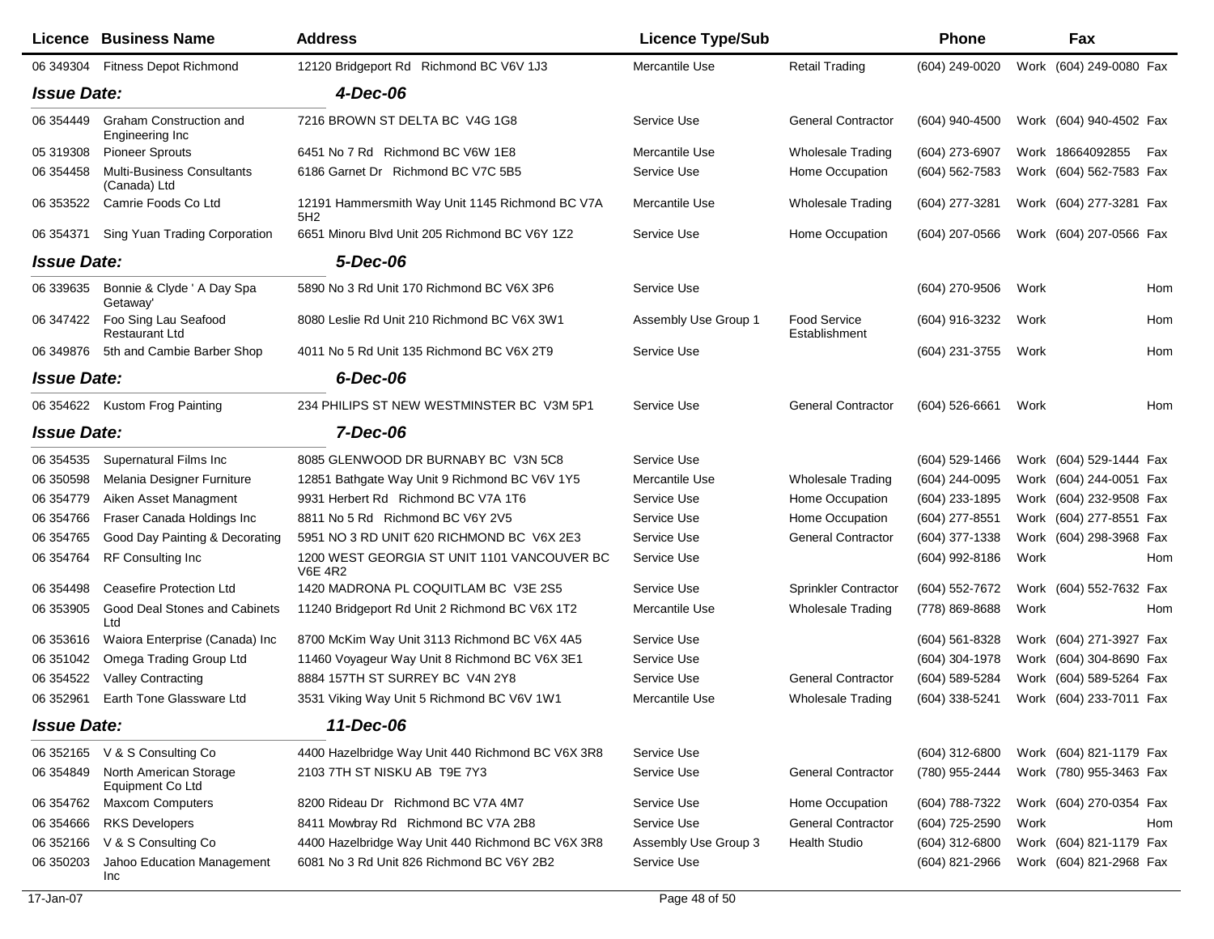| Licence | Business Name | Address | Licence Type/Sub | | Phone | | Fax | |
|---|---|---|---|---|---|---|---|---|
| 06 349304 | Fitness Depot Richmond | 12120 Bridgeport Rd Richmond BC V6V 1J3 | Mercantile Use | Retail Trading | (604) 249-0020 | Work | (604) 249-0080 | Fax |
| ***Issue Date:*** | | ***4-Dec-06*** | | | | | | |
| 06 354449 | Graham Construction and Engineering Inc | 7216 BROWN ST DELTA BC V4G 1G8 | Service Use | General Contractor | (604) 940-4500 | Work | (604) 940-4502 | Fax |
| 05 319308 | Pioneer Sprouts | 6451 No 7 Rd Richmond BC V6W 1E8 | Mercantile Use | Wholesale Trading | (604) 273-6907 | Work | 18664092855 | Fax |
| 06 354458 | Multi-Business Consultants (Canada) Ltd | 6186 Garnet Dr Richmond BC V7C 5B5 | Service Use | Home Occupation | (604) 562-7583 | Work | (604) 562-7583 | Fax |
| 06 353522 | Camrie Foods Co Ltd | 12191 Hammersmith Way Unit 1145 Richmond BC V7A 5H2 | Mercantile Use | Wholesale Trading | (604) 277-3281 | Work | (604) 277-3281 | Fax |
| 06 354371 | Sing Yuan Trading Corporation | 6651 Minoru Blvd Unit 205 Richmond BC V6Y 1Z2 | Service Use | Home Occupation | (604) 207-0566 | Work | (604) 207-0566 | Fax |
| ***Issue Date:*** | | ***5-Dec-06*** | | | | | | |
| 06 339635 | Bonnie & Clyde ' A Day Spa Getaway' | 5890 No 3 Rd Unit 170 Richmond BC V6X 3P6 | Service Use | | (604) 270-9506 | Work | | Hom |
| 06 347422 | Foo Sing Lau Seafood Restaurant Ltd | 8080 Leslie Rd Unit 210 Richmond BC V6X 3W1 | Assembly Use Group 1 | Food Service Establishment | (604) 916-3232 | Work | | Hom |
| 06 349876 | 5th and Cambie Barber Shop | 4011 No 5 Rd Unit 135 Richmond BC V6X 2T9 | Service Use | | (604) 231-3755 | Work | | Hom |
| ***Issue Date:*** | | ***6-Dec-06*** | | | | | | |
| 06 354622 | Kustom Frog Painting | 234 PHILIPS ST NEW WESTMINSTER BC V3M 5P1 | Service Use | General Contractor | (604) 526-6661 | Work | | Hom |
| ***Issue Date:*** | | ***7-Dec-06*** | | | | | | |
| 06 354535 | Supernatural Films Inc | 8085 GLENWOOD DR BURNABY BC V3N 5C8 | Service Use | | (604) 529-1466 | Work | (604) 529-1444 | Fax |
| 06 350598 | Melania Designer Furniture | 12851 Bathgate Way Unit 9 Richmond BC V6V 1Y5 | Mercantile Use | Wholesale Trading | (604) 244-0095 | Work | (604) 244-0051 | Fax |
| 06 354779 | Aiken Asset Managment | 9931 Herbert Rd Richmond BC V7A 1T6 | Service Use | Home Occupation | (604) 233-1895 | Work | (604) 232-9508 | Fax |
| 06 354766 | Fraser Canada Holdings Inc | 8811 No 5 Rd Richmond BC V6Y 2V5 | Service Use | Home Occupation | (604) 277-8551 | Work | (604) 277-8551 | Fax |
| 06 354765 | Good Day Painting & Decorating | 5951 NO 3 RD UNIT 620 RICHMOND BC V6X 2E3 | Service Use | General Contractor | (604) 377-1338 | Work | (604) 298-3968 | Fax |
| 06 354764 | RF Consulting Inc | 1200 WEST GEORGIA ST UNIT 1101 VANCOUVER BC V6E 4R2 | Service Use | | (604) 992-8186 | Work | | Hom |
| 06 354498 | Ceasefire Protection Ltd | 1420 MADRONA PL COQUITLAM BC V3E 2S5 | Service Use | Sprinkler Contractor | (604) 552-7672 | Work | (604) 552-7632 | Fax |
| 06 353905 | Good Deal Stones and Cabinets Ltd | 11240 Bridgeport Rd Unit 2 Richmond BC V6X 1T2 | Mercantile Use | Wholesale Trading | (778) 869-8688 | Work | | Hom |
| 06 353616 | Waiora Enterprise (Canada) Inc | 8700 McKim Way Unit 3113 Richmond BC V6X 4A5 | Service Use | | (604) 561-8328 | Work | (604) 271-3927 | Fax |
| 06 351042 | Omega Trading Group Ltd | 11460 Voyageur Way Unit 8 Richmond BC V6X 3E1 | Service Use | | (604) 304-1978 | Work | (604) 304-8690 | Fax |
| 06 354522 | Valley Contracting | 8884 157TH ST SURREY BC V4N 2Y8 | Service Use | General Contractor | (604) 589-5284 | Work | (604) 589-5264 | Fax |
| 06 352961 | Earth Tone Glassware Ltd | 3531 Viking Way Unit 5 Richmond BC V6V 1W1 | Mercantile Use | Wholesale Trading | (604) 338-5241 | Work | (604) 233-7011 | Fax |
| ***Issue Date:*** | | ***11-Dec-06*** | | | | | | |
| 06 352165 | V & S Consulting Co | 4400 Hazelbridge Way Unit 440 Richmond BC V6X 3R8 | Service Use | | (604) 312-6800 | Work | (604) 821-1179 | Fax |
| 06 354849 | North American Storage Equipment Co Ltd | 2103 7TH ST NISKU AB T9E 7Y3 | Service Use | General Contractor | (780) 955-2444 | Work | (780) 955-3463 | Fax |
| 06 354762 | Maxcom Computers | 8200 Rideau Dr Richmond BC V7A 4M7 | Service Use | Home Occupation | (604) 788-7322 | Work | (604) 270-0354 | Fax |
| 06 354666 | RKS Developers | 8411 Mowbray Rd Richmond BC V7A 2B8 | Service Use | General Contractor | (604) 725-2590 | Work | | Hom |
| 06 352166 | V & S Consulting Co | 4400 Hazelbridge Way Unit 440 Richmond BC V6X 3R8 | Assembly Use Group 3 | Health Studio | (604) 312-6800 | Work | (604) 821-1179 | Fax |
| 06 350203 | Jahoo Education Management Inc | 6081 No 3 Rd Unit 826 Richmond BC V6Y 2B2 | Service Use | | (604) 821-2966 | Work | (604) 821-2968 | Fax |

17-Jan-07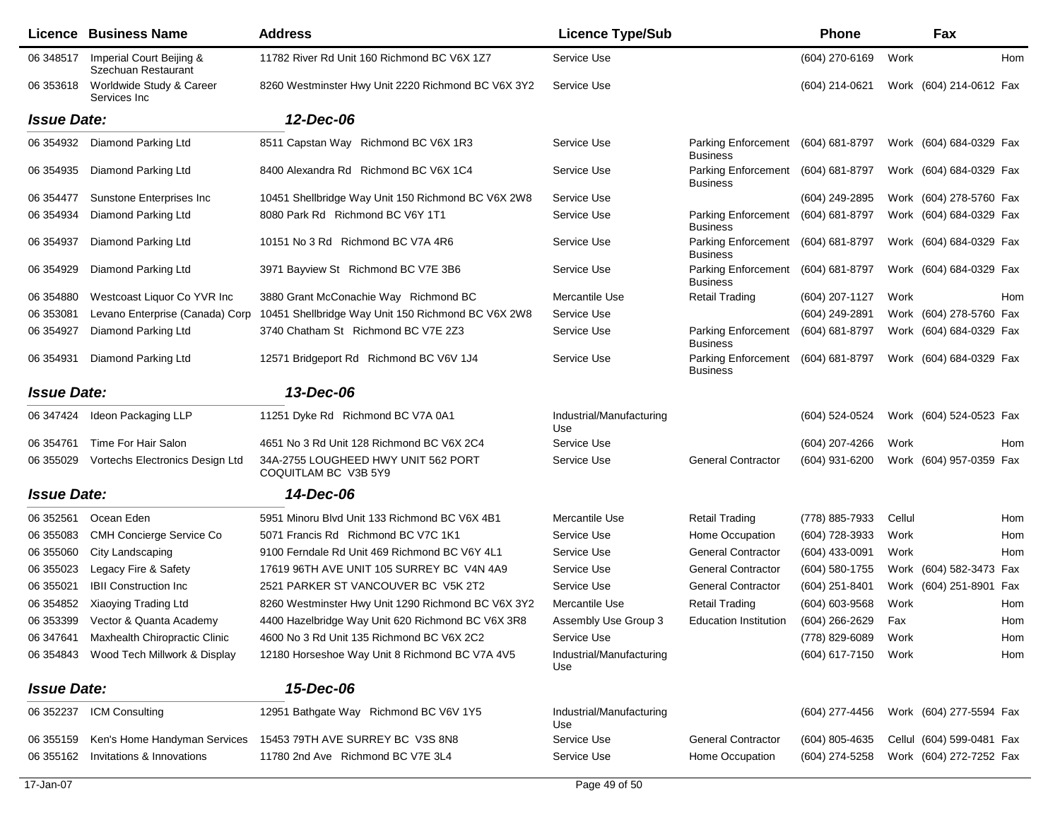| Licence | Business Name | Address | Licence Type/Sub | | Phone | Fax | |
|---|---|---|---|---|---|---|---|
| 06 348517 | Imperial Court Beijing & Szechuan Restaurant | 11782 River Rd Unit 160 Richmond BC V6X 1Z7 | Service Use | | (604) 270-6169 | Work | Hom |
| 06 353618 | Worldwide Study & Career Services Inc | 8260 Westminster Hwy Unit 2220 Richmond BC V6X 3Y2 | Service Use | | (604) 214-0621 | Work (604) 214-0612 | Fax |
| ***Issue Date:*** | | ***12-Dec-06*** | | | | | |
| 06 354932 | Diamond Parking Ltd | 8511 Capstan Way Richmond BC V6X 1R3 | Service Use | Parking Enforcement Business | (604) 681-8797 | Work (604) 684-0329 | Fax |
| 06 354935 | Diamond Parking Ltd | 8400 Alexandra Rd Richmond BC V6X 1C4 | Service Use | Parking Enforcement Business | (604) 681-8797 | Work (604) 684-0329 | Fax |
| 06 354477 | Sunstone Enterprises Inc | 10451 Shellbridge Way Unit 150 Richmond BC V6X 2W8 | Service Use | | (604) 249-2895 | Work (604) 278-5760 | Fax |
| 06 354934 | Diamond Parking Ltd | 8080 Park Rd Richmond BC V6Y 1T1 | Service Use | Parking Enforcement Business | (604) 681-8797 | Work (604) 684-0329 | Fax |
| 06 354937 | Diamond Parking Ltd | 10151 No 3 Rd Richmond BC V7A 4R6 | Service Use | Parking Enforcement Business | (604) 681-8797 | Work (604) 684-0329 | Fax |
| 06 354929 | Diamond Parking Ltd | 3971 Bayview St Richmond BC V7E 3B6 | Service Use | Parking Enforcement Business | (604) 681-8797 | Work (604) 684-0329 | Fax |
| 06 354880 | Westcoast Liquor Co YVR Inc | 3880 Grant McConachie Way Richmond BC | Mercantile Use | Retail Trading | (604) 207-1127 | Work | Hom |
| 06 353081 | Levano Enterprise (Canada) Corp | 10451 Shellbridge Way Unit 150 Richmond BC V6X 2W8 | Service Use | | (604) 249-2891 | Work (604) 278-5760 | Fax |
| 06 354927 | Diamond Parking Ltd | 3740 Chatham St Richmond BC V7E 2Z3 | Service Use | Parking Enforcement Business | (604) 681-8797 | Work (604) 684-0329 | Fax |
| 06 354931 | Diamond Parking Ltd | 12571 Bridgeport Rd Richmond BC V6V 1J4 | Service Use | Parking Enforcement Business | (604) 681-8797 | Work (604) 684-0329 | Fax |
| ***Issue Date:*** | | ***13-Dec-06*** | | | | | |
| 06 347424 | Ideon Packaging LLP | 11251 Dyke Rd Richmond BC V7A 0A1 | Industrial/Manufacturing Use | | (604) 524-0524 | Work (604) 524-0523 | Fax |
| 06 354761 | Time For Hair Salon | 4651 No 3 Rd Unit 128 Richmond BC V6X 2C4 | Service Use | | (604) 207-4266 | Work | Hom |
| 06 355029 | Vortechs Electronics Design Ltd | 34A-2755 LOUGHEED HWY UNIT 562 PORT COQUITLAM BC V3B 5Y9 | Service Use | General Contractor | (604) 931-6200 | Work (604) 957-0359 | Fax |
| ***Issue Date:*** | | ***14-Dec-06*** | | | | | |
| 06 352561 | Ocean Eden | 5951 Minoru Blvd Unit 133 Richmond BC V6X 4B1 | Mercantile Use | Retail Trading | (778) 885-7933 | Cellul | Hom |
| 06 355083 | CMH Concierge Service Co | 5071 Francis Rd Richmond BC V7C 1K1 | Service Use | Home Occupation | (604) 728-3933 | Work | Hom |
| 06 355060 | City Landscaping | 9100 Ferndale Rd Unit 469 Richmond BC V6Y 4L1 | Service Use | General Contractor | (604) 433-0091 | Work | Hom |
| 06 355023 | Legacy Fire & Safety | 17619 96TH AVE UNIT 105 SURREY BC V4N 4A9 | Service Use | General Contractor | (604) 580-1755 | Work (604) 582-3473 | Fax |
| 06 355021 | IBII Construction Inc | 2521 PARKER ST VANCOUVER BC V5K 2T2 | Service Use | General Contractor | (604) 251-8401 | Work (604) 251-8901 | Fax |
| 06 354852 | Xiaoying Trading Ltd | 8260 Westminster Hwy Unit 1290 Richmond BC V6X 3Y2 | Mercantile Use | Retail Trading | (604) 603-9568 | Work | Hom |
| 06 353399 | Vector & Quanta Academy | 4400 Hazelbridge Way Unit 620 Richmond BC V6X 3R8 | Assembly Use Group 3 | Education Institution | (604) 266-2629 | Fax | Hom |
| 06 347641 | Maxhealth Chiropractic Clinic | 4600 No 3 Rd Unit 135 Richmond BC V6X 2C2 | Service Use | | (778) 829-6089 | Work | Hom |
| 06 354843 | Wood Tech Millwork & Display | 12180 Horseshoe Way Unit 8 Richmond BC V7A 4V5 | Industrial/Manufacturing Use | | (604) 617-7150 | Work | Hom |
| ***Issue Date:*** | | ***15-Dec-06*** | | | | | |
| 06 352237 | ICM Consulting | 12951 Bathgate Way Richmond BC V6V 1Y5 | Industrial/Manufacturing Use | | (604) 277-4456 | Work (604) 277-5594 | Fax |
| 06 355159 | Ken's Home Handyman Services | 15453 79TH AVE SURREY BC V3S 8N8 | Service Use | General Contractor | (604) 805-4635 | Cellul (604) 599-0481 | Fax |
| 06 355162 | Invitations & Innovations | 11780 2nd Ave Richmond BC V7E 3L4 | Service Use | Home Occupation | (604) 274-5258 | Work (604) 272-7252 | Fax |

17-Jan-07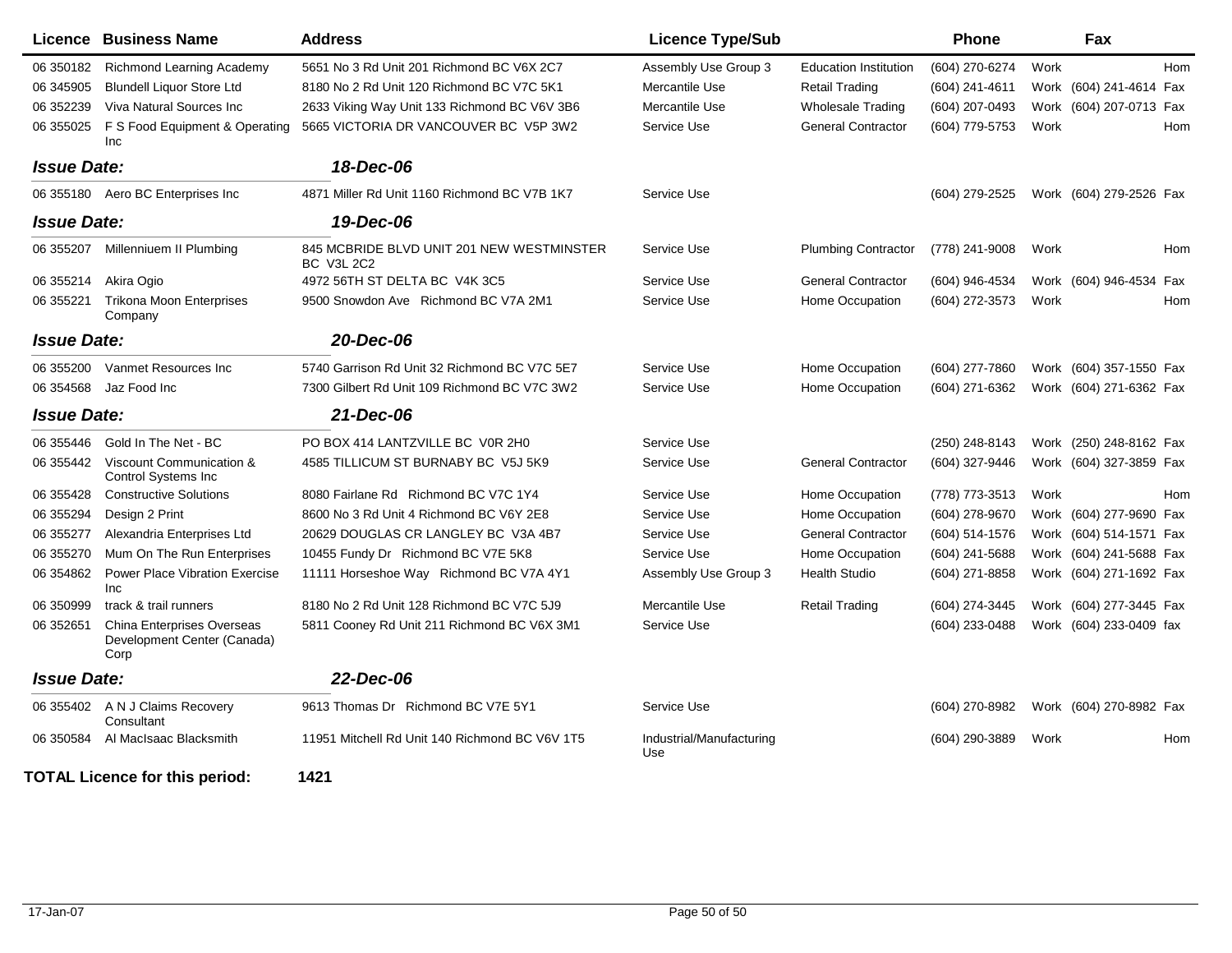| Licence | Business Name | Address | Licence Type/Sub | | Phone | | Fax | |
|---|---|---|---|---|---|---|---|---|
| 06 350182 | Richmond Learning Academy | 5651 No 3 Rd Unit 201 Richmond BC V6X 2C7 | Assembly Use Group 3 | Education Institution | (604) 270-6274 | Work | | Hom |
| 06 345905 | Blundell Liquor Store Ltd | 8180 No 2 Rd Unit 120 Richmond BC V7C 5K1 | Mercantile Use | Retail Trading | (604) 241-4611 | Work | (604) 241-4614 | Fax |
| 06 352239 | Viva Natural Sources Inc | 2633 Viking Way Unit 133 Richmond BC V6V 3B6 | Mercantile Use | Wholesale Trading | (604) 207-0493 | Work | (604) 207-0713 | Fax |
| 06 355025 | F S Food Equipment & Operating Inc | 5665 VICTORIA DR VANCOUVER BC V5P 3W2 | Service Use | General Contractor | (604) 779-5753 | Work | | Hom |
| ***Issue Date:*** | | ***18-Dec-06*** | | | | | | |
| 06 355180 | Aero BC Enterprises Inc | 4871 Miller Rd Unit 1160 Richmond BC V7B 1K7 | Service Use | | (604) 279-2525 | Work | (604) 279-2526 | Fax |
| ***Issue Date:*** | | ***19-Dec-06*** | | | | | | |
| 06 355207 | Millenniuem II Plumbing | 845 MCBRIDE BLVD UNIT 201 NEW WESTMINSTER BC V3L 2C2 | Service Use | Plumbing Contractor | (778) 241-9008 | Work | | Hom |
| 06 355214 | Akira Ogio | 4972 56TH ST DELTA BC V4K 3C5 | Service Use | General Contractor | (604) 946-4534 | Work | (604) 946-4534 | Fax |
| 06 355221 | Trikona Moon Enterprises Company | 9500 Snowdon Ave Richmond BC V7A 2M1 | Service Use | Home Occupation | (604) 272-3573 | Work | | Hom |
| ***Issue Date:*** | | ***20-Dec-06*** | | | | | | |
| 06 355200 | Vanmet Resources Inc | 5740 Garrison Rd Unit 32 Richmond BC V7C 5E7 | Service Use | Home Occupation | (604) 277-7860 | Work | (604) 357-1550 | Fax |
| 06 354568 | Jaz Food Inc | 7300 Gilbert Rd Unit 109 Richmond BC V7C 3W2 | Service Use | Home Occupation | (604) 271-6362 | Work | (604) 271-6362 | Fax |
| ***Issue Date:*** | | ***21-Dec-06*** | | | | | | |
| 06 355446 | Gold In The Net - BC | PO BOX 414 LANTZVILLE BC V0R 2H0 | Service Use | | (250) 248-8143 | Work | (250) 248-8162 | Fax |
| 06 355442 | Viscount Communication & Control Systems Inc | 4585 TILLICUM ST BURNABY BC V5J 5K9 | Service Use | General Contractor | (604) 327-9446 | Work | (604) 327-3859 | Fax |
| 06 355428 | Constructive Solutions | 8080 Fairlane Rd Richmond BC V7C 1Y4 | Service Use | Home Occupation | (778) 773-3513 | Work | | Hom |
| 06 355294 | Design 2 Print | 8600 No 3 Rd Unit 4 Richmond BC V6Y 2E8 | Service Use | Home Occupation | (604) 278-9670 | Work | (604) 277-9690 | Fax |
| 06 355277 | Alexandria Enterprises Ltd | 20629 DOUGLAS CR LANGLEY BC V3A 4B7 | Service Use | General Contractor | (604) 514-1576 | Work | (604) 514-1571 | Fax |
| 06 355270 | Mum On The Run Enterprises | 10455 Fundy Dr Richmond BC V7E 5K8 | Service Use | Home Occupation | (604) 241-5688 | Work | (604) 241-5688 | Fax |
| 06 354862 | Power Place Vibration Exercise Inc | 11111 Horseshoe Way Richmond BC V7A 4Y1 | Assembly Use Group 3 | Health Studio | (604) 271-8858 | Work | (604) 271-1692 | Fax |
| 06 350999 | track & trail runners | 8180 No 2 Rd Unit 128 Richmond BC V7C 5J9 | Mercantile Use | Retail Trading | (604) 274-3445 | Work | (604) 277-3445 | Fax |
| 06 352651 | China Enterprises Overseas Development Center (Canada) Corp | 5811 Cooney Rd Unit 211 Richmond BC V6X 3M1 | Service Use | | (604) 233-0488 | Work | (604) 233-0409 | fax |
| ***Issue Date:*** | | ***22-Dec-06*** | | | | | | |
| 06 355402 | A N J Claims Recovery Consultant | 9613 Thomas Dr Richmond BC V7E 5Y1 | Service Use | | (604) 270-8982 | Work | (604) 270-8982 | Fax |
| 06 350584 | Al MacIsaac Blacksmith | 11951 Mitchell Rd Unit 140 Richmond BC V6V 1T5 | Industrial/Manufacturing Use | | (604) 290-3889 | Work | | Hom |

**TOTAL Licence for this period: 1421**